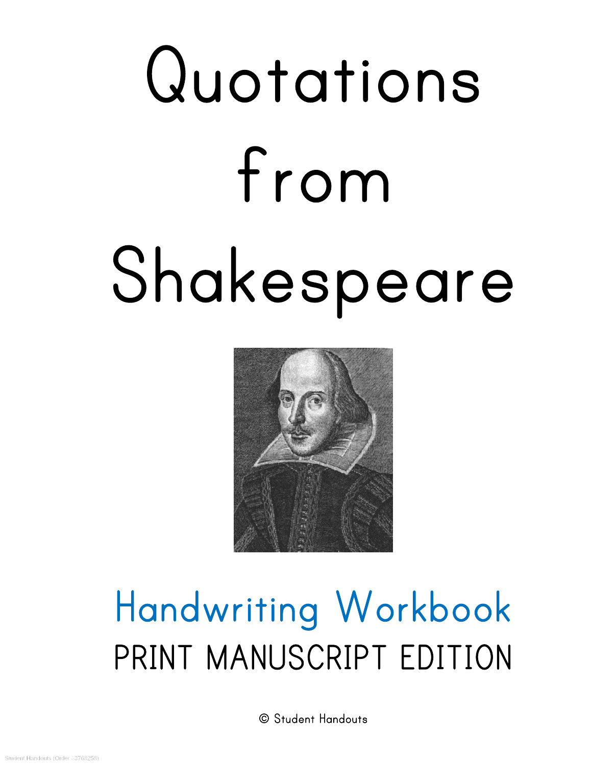# Quotations from Shakespeare

## Handwriting Workbook

PRINT MANUSCRIPT EDITION

© Student Handouts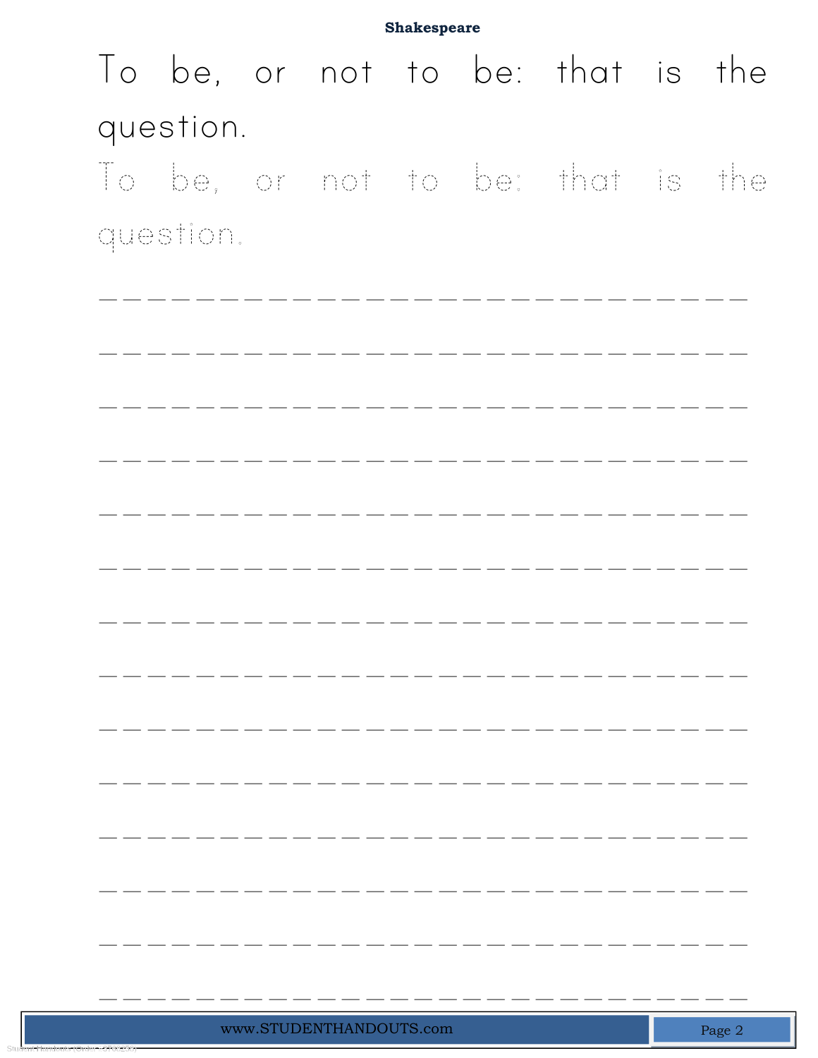To be, or not to be: that is the question.

To be, or not to be: that is the question.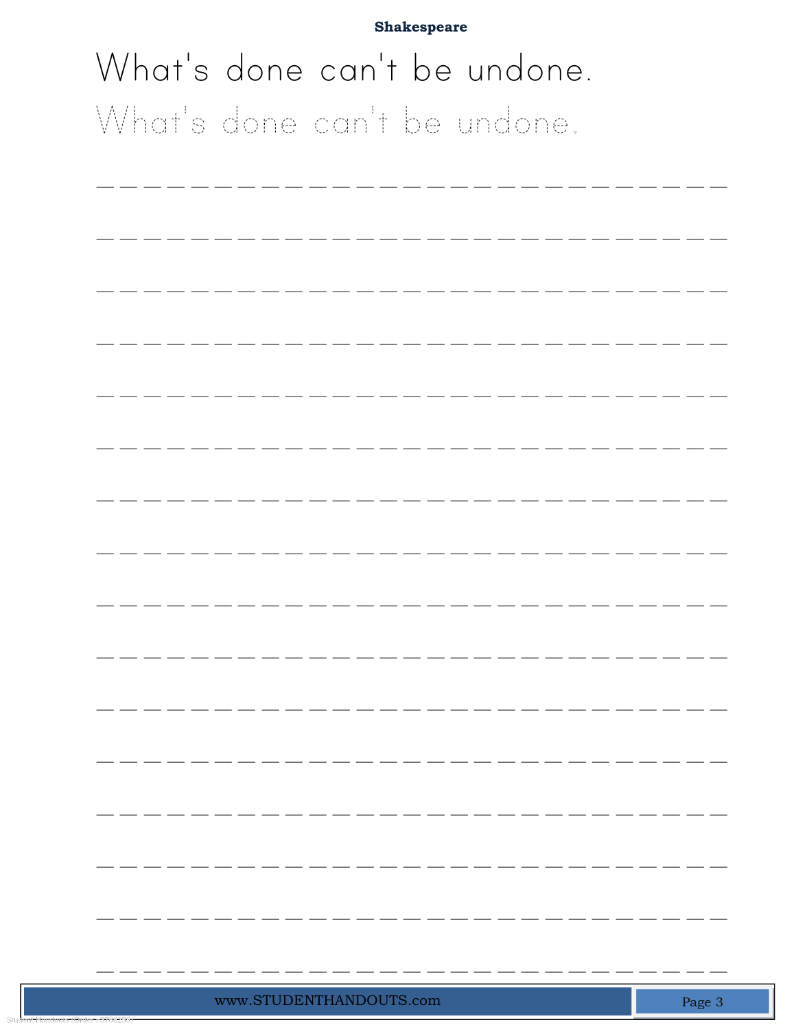**Shakespeare**

What's done can't be undone.

What's done can't be undone.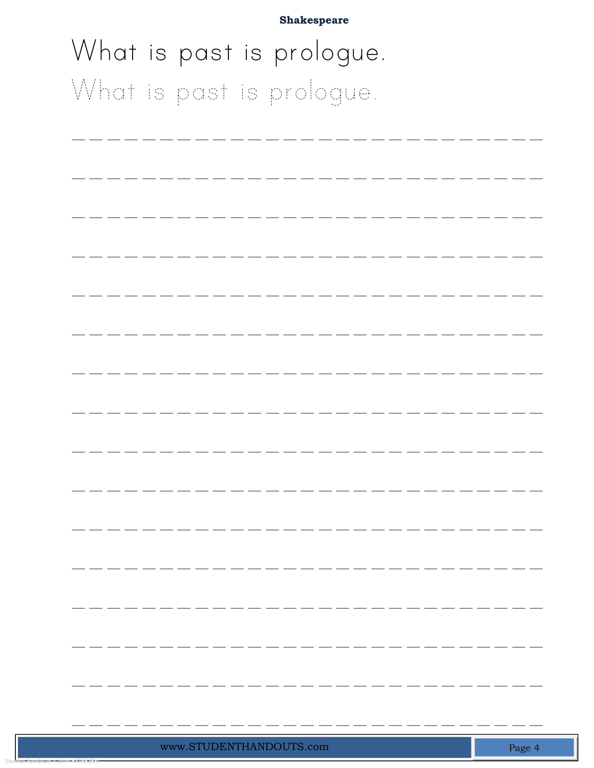**Shakespeare**

What is past is prologue.

What is past is prologue.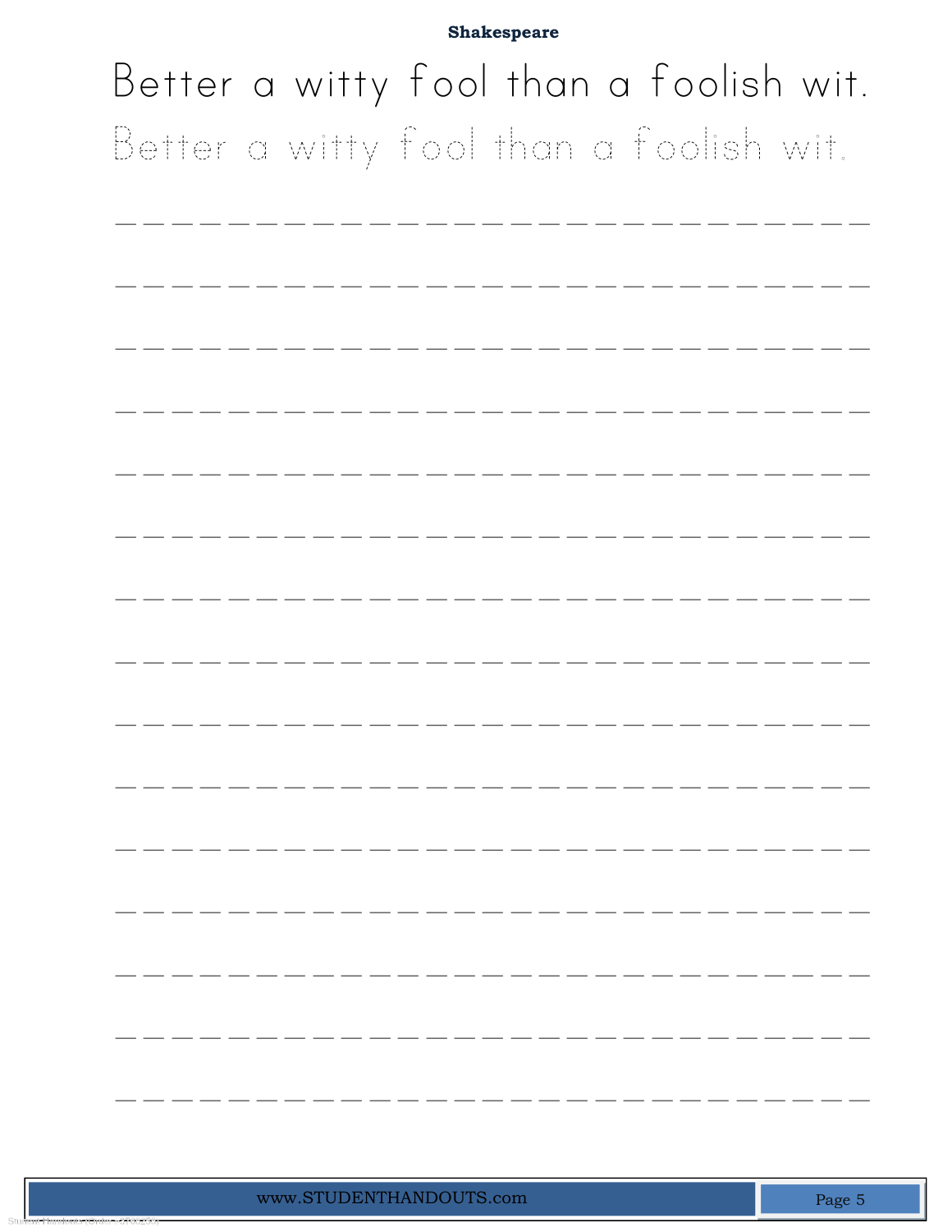**Shakespeare**

Better a witty fool than a foolish wit.

Better a witty fool than a foolish wit.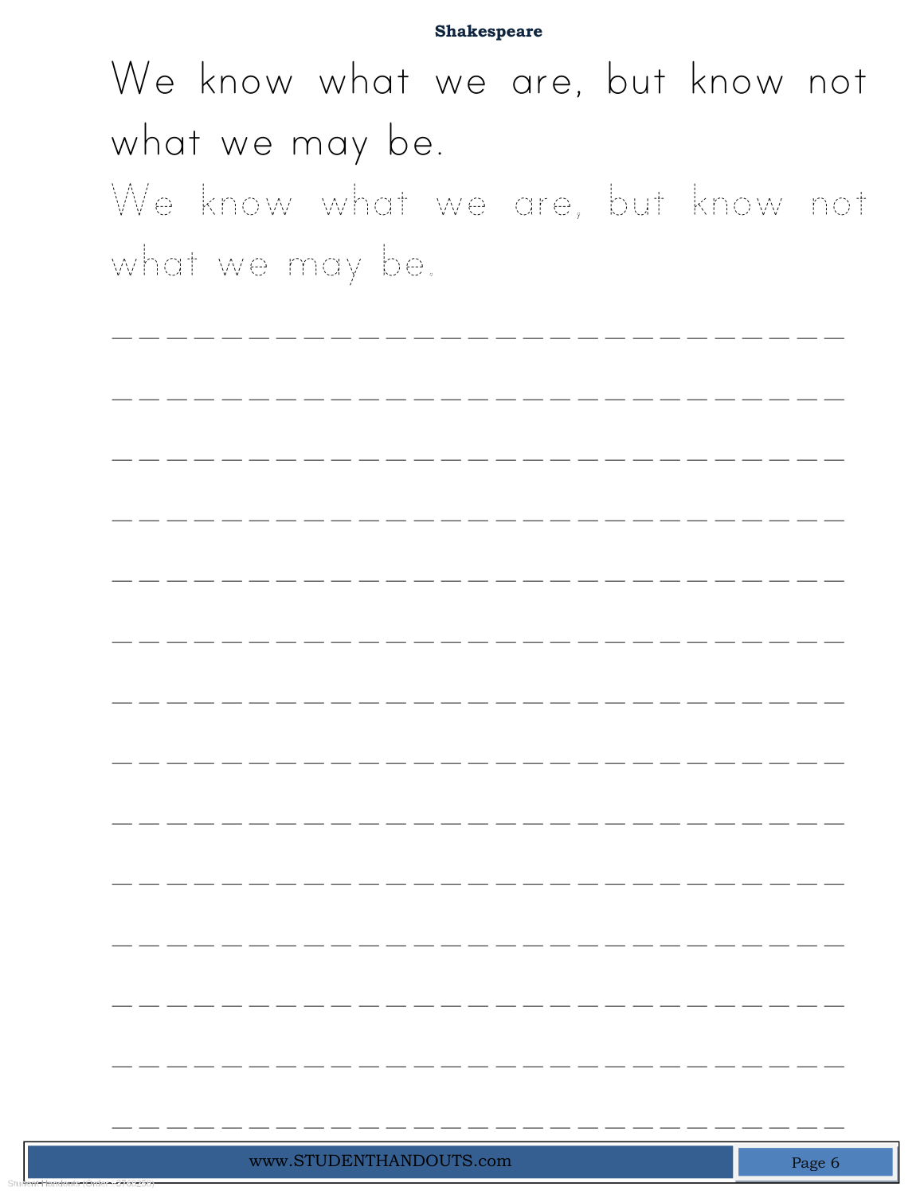**Shakespeare**

We know what we are, but know not what we may be.

We know what we are, but know not what we may be.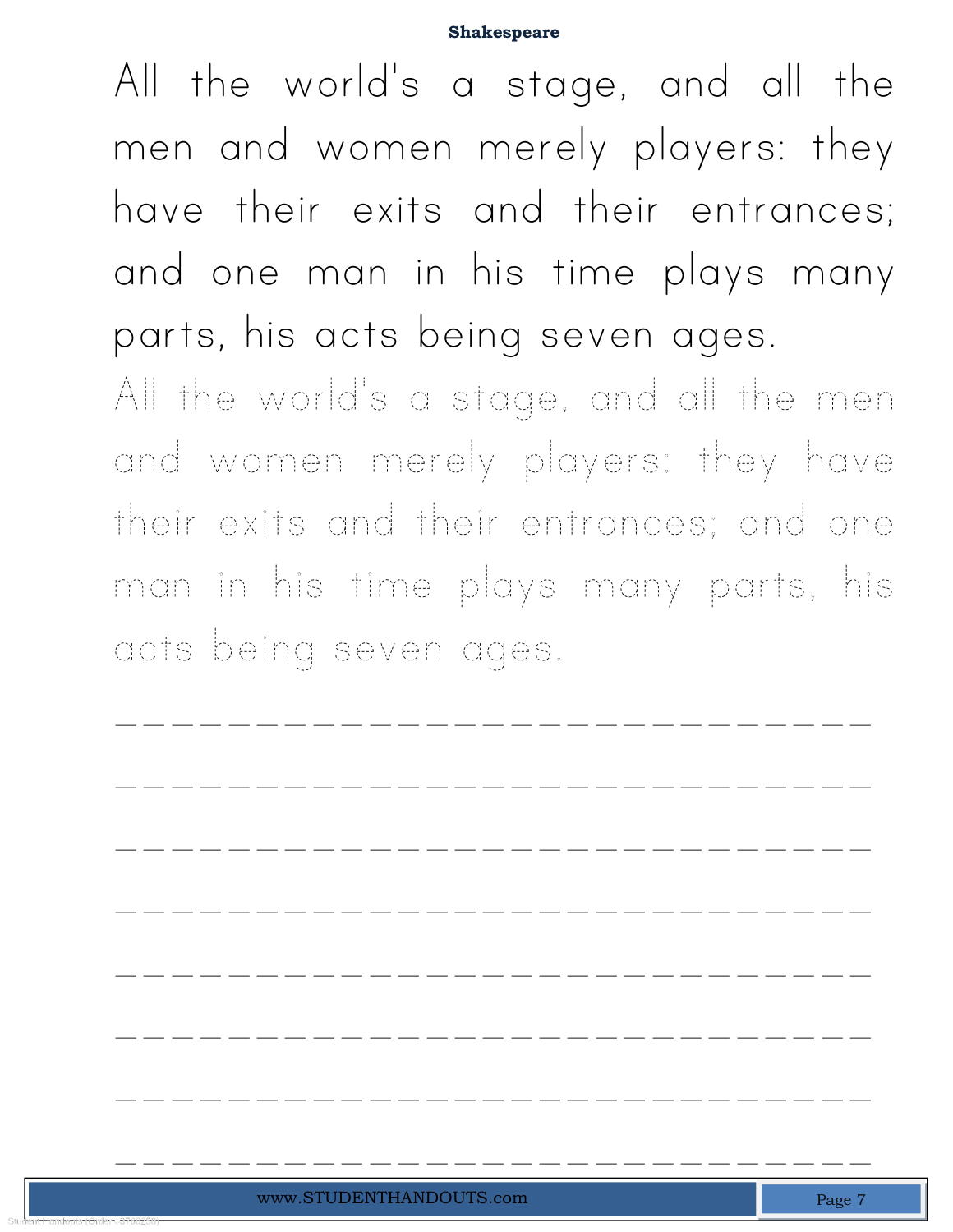All the world's a stage, and all the men and women merely players: they have their exits and their entrances; and one man in his time plays many parts, his acts being seven ages.

All the world's a stage, and all the men and women merely players: they have their exits and their entrances; and one man in his time plays many parts, his acts being seven ages.

\_\_\_\_\_\_\_\_\_\_\_\_\_\_\_\_\_\_\_\_\_\_\_\_\_\_\_\_\_\_

\_\_\_\_\_\_\_\_\_\_\_\_\_\_\_\_\_\_\_\_\_\_\_\_\_\_\_\_\_\_

\_\_\_\_\_\_\_\_\_\_\_\_\_\_\_\_\_\_\_\_\_\_\_\_\_\_\_\_\_\_

\_\_\_\_\_\_\_\_\_\_\_\_\_\_\_\_\_\_\_\_\_\_\_\_\_\_\_\_\_\_

\_\_\_\_\_\_\_\_\_\_\_\_\_\_\_\_\_\_\_\_\_\_\_\_\_\_\_\_\_\_

\_\_\_\_\_\_\_\_\_\_\_\_\_\_\_\_\_\_\_\_\_\_\_\_\_\_\_\_\_\_

\_\_\_\_\_\_\_\_\_\_\_\_\_\_\_\_\_\_\_\_\_\_\_\_\_\_\_\_\_\_

\_\_\_\_\_\_\_\_\_\_\_\_\_\_\_\_\_\_\_\_\_\_\_\_\_\_\_\_\_\_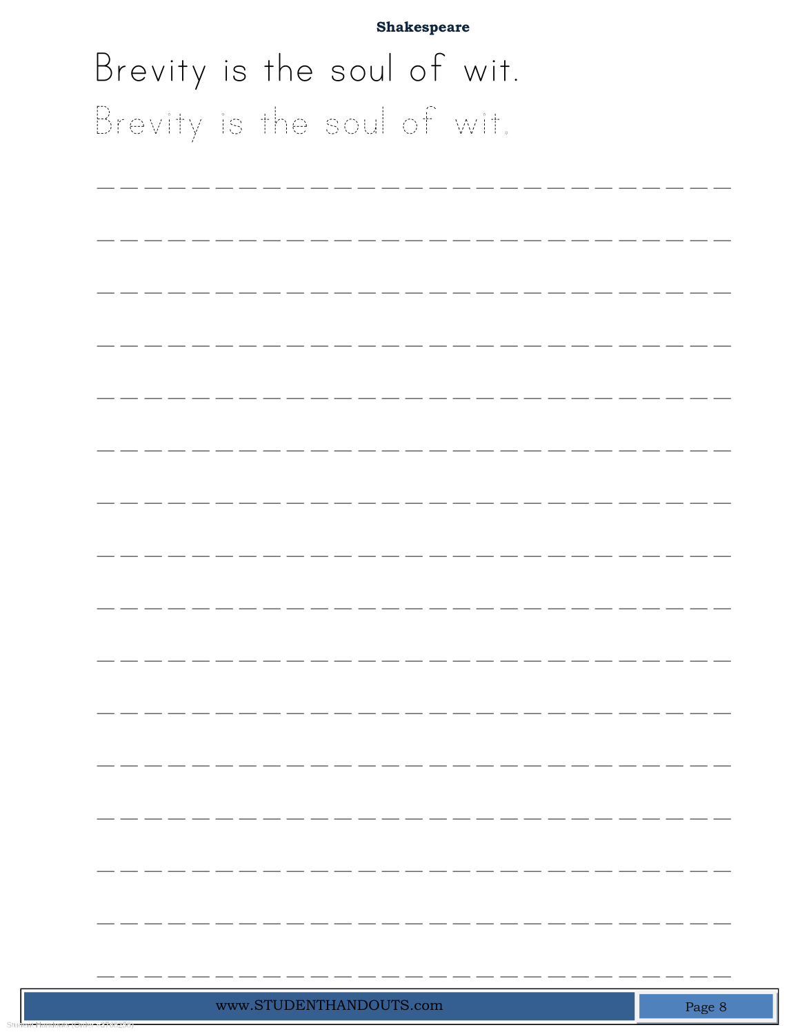**Shakespeare**

Brevity is the soul of wit.

Brevity is the soul of wit.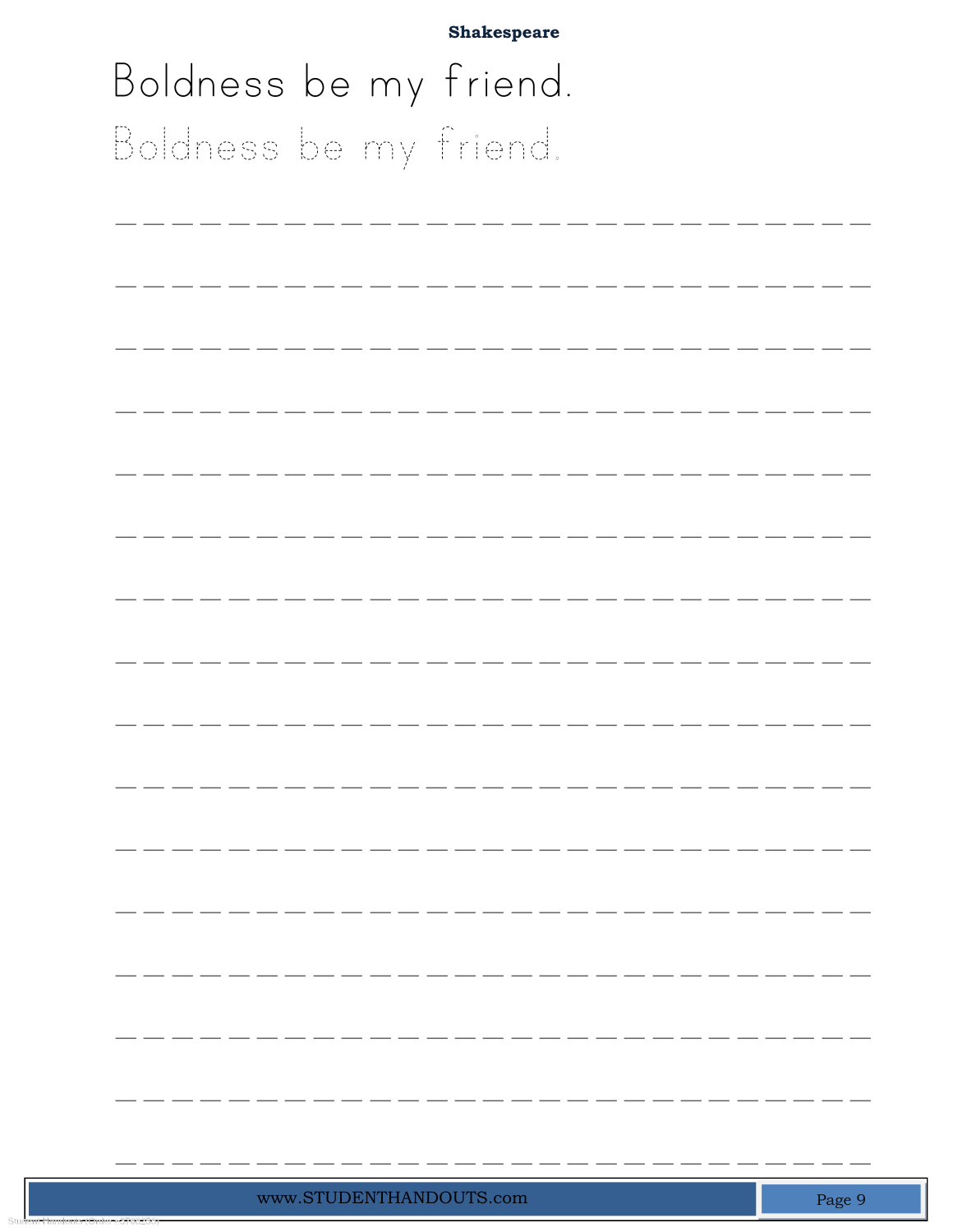**Shakespeare**

Boldness be my friend.

Boldness be my friend.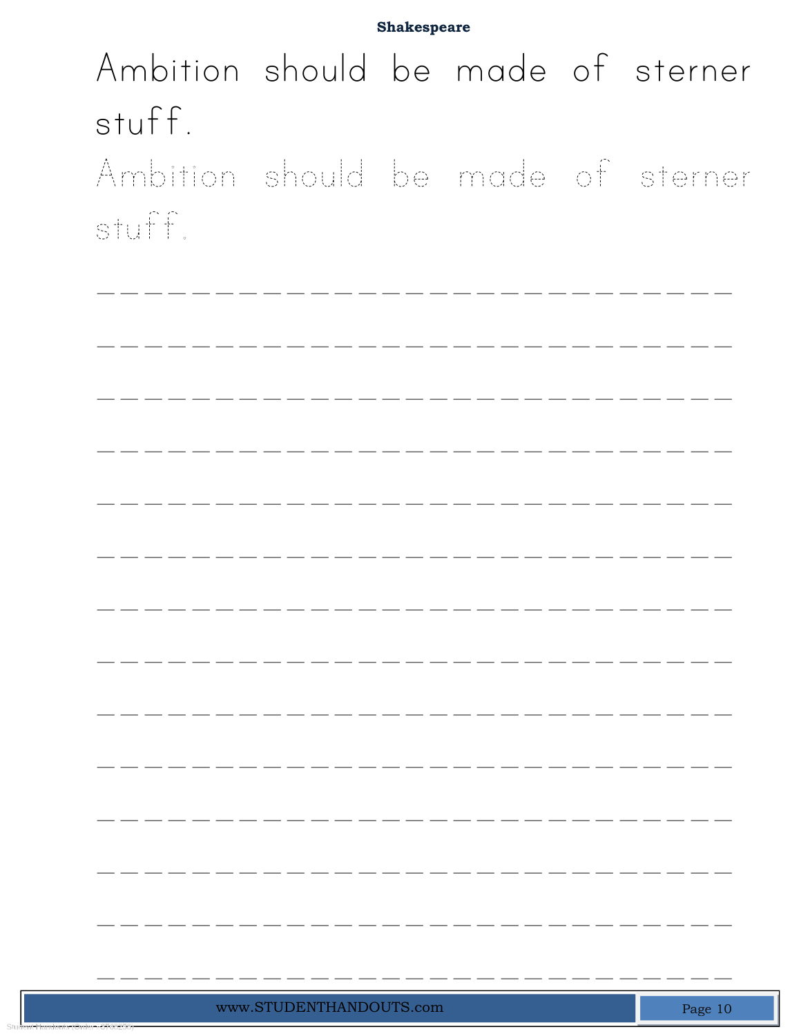Shakespeare

Ambition should be made of sterner stuff.

Ambition should be made of sterner stuff.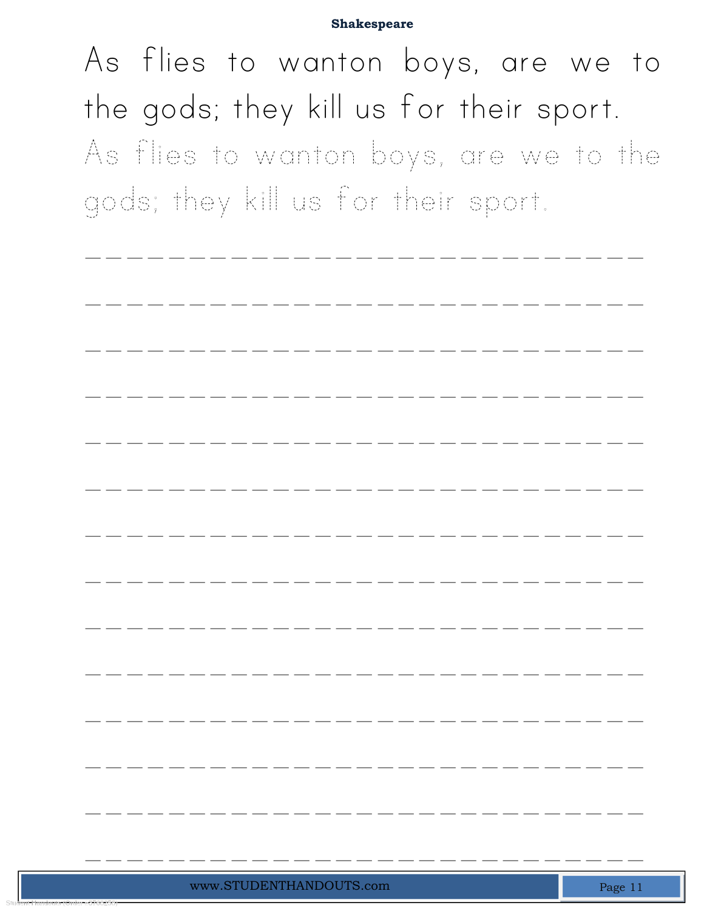**Shakespeare**

As flies to wanton boys, are we to the gods; they kill us for their sport.

As flies to wanton boys, are we to the gods; they kill us for their sport.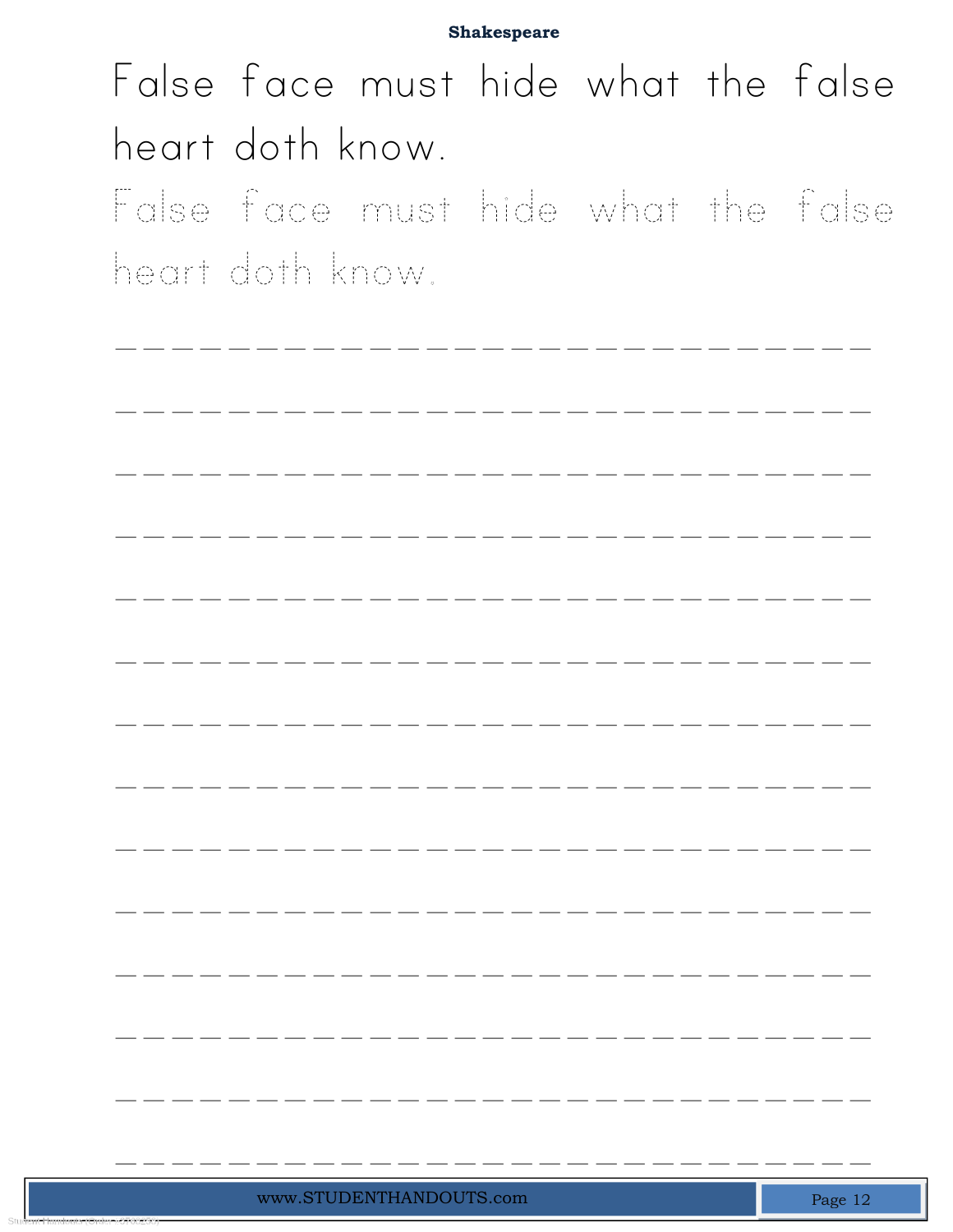# Shakespeare

False face must hide what the false heart doth know.

False face must hide what the false heart doth know.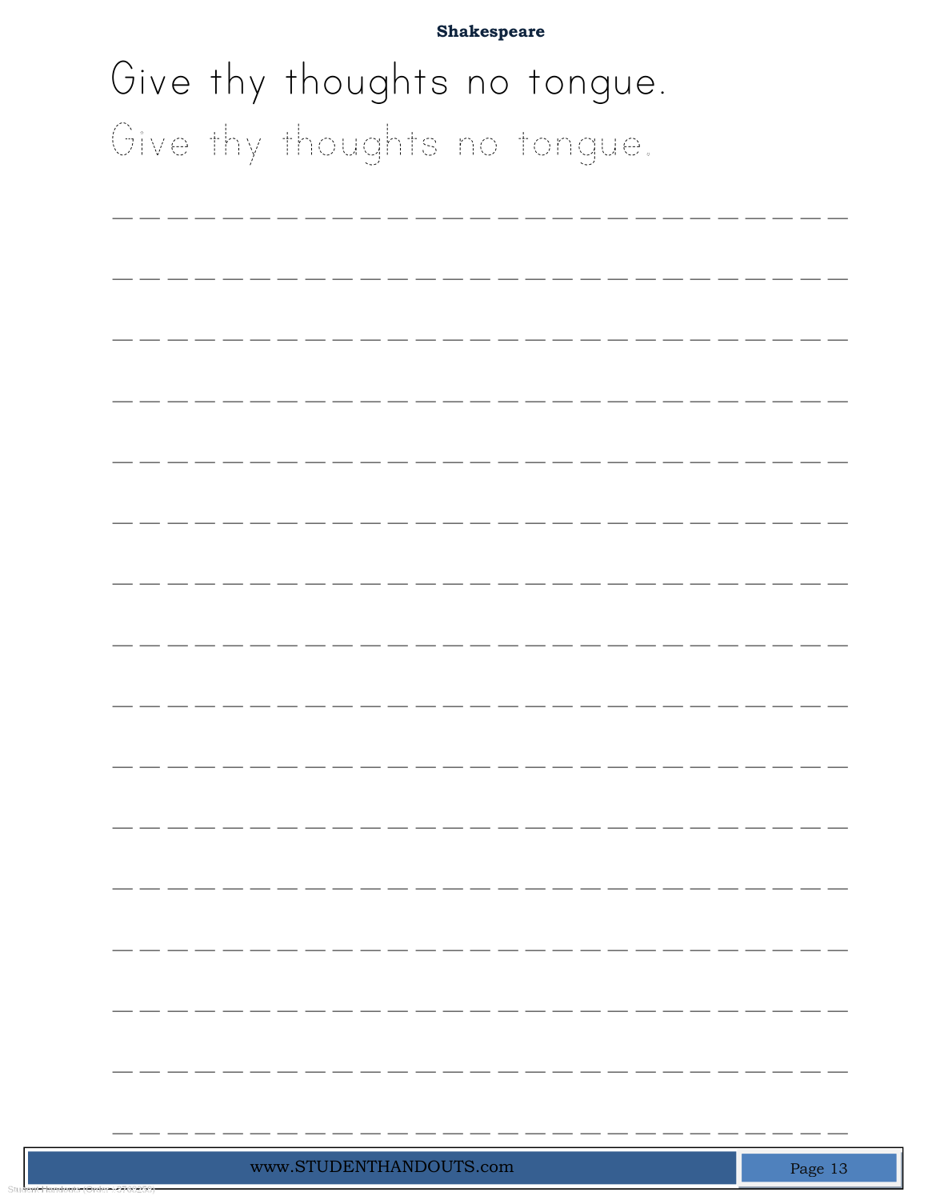**Shakespeare**

Give thy thoughts no tongue.

Give thy thoughts no tongue.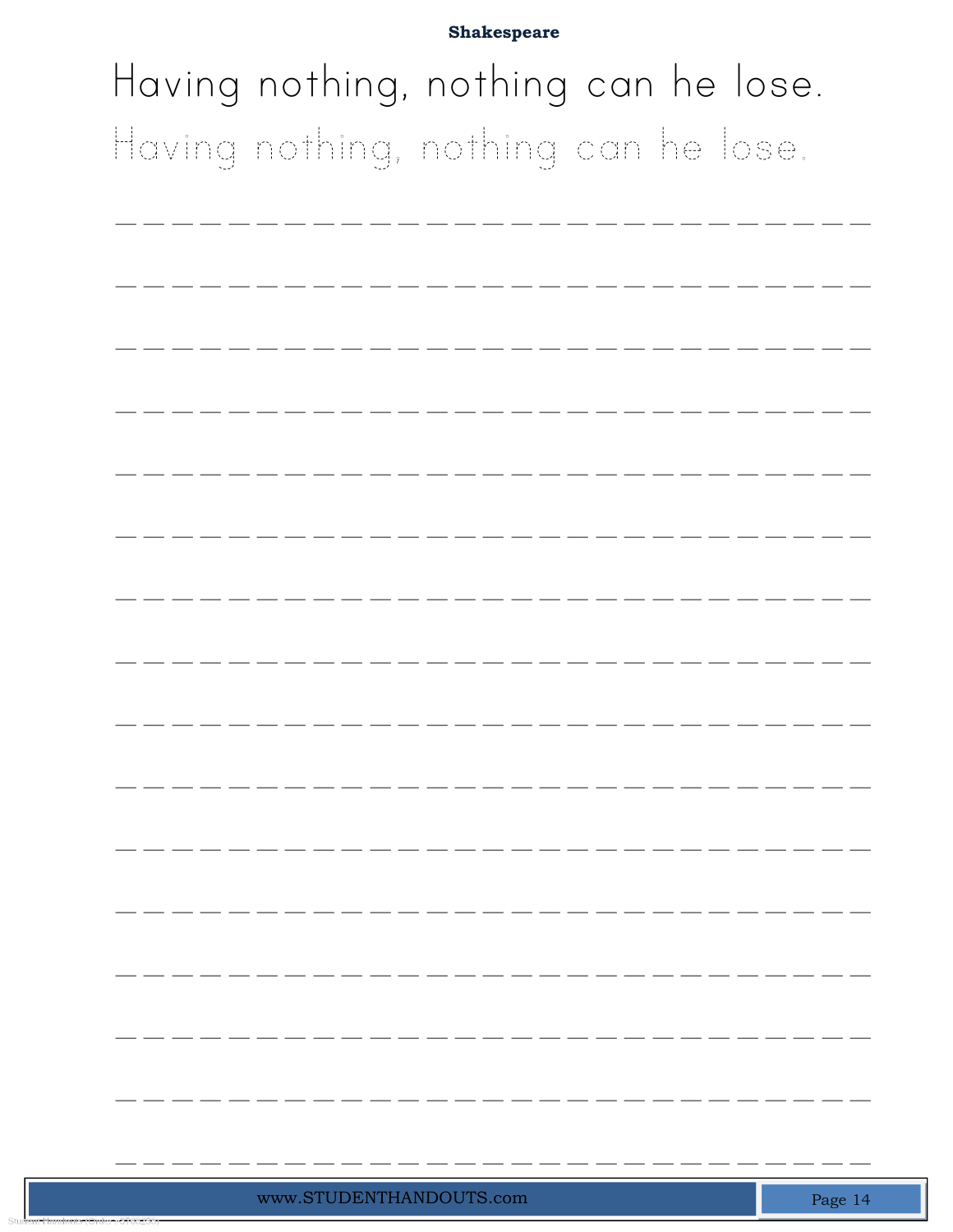**Shakespeare**

Having nothing, nothing can he lose.

Having nothing, nothing can he lose.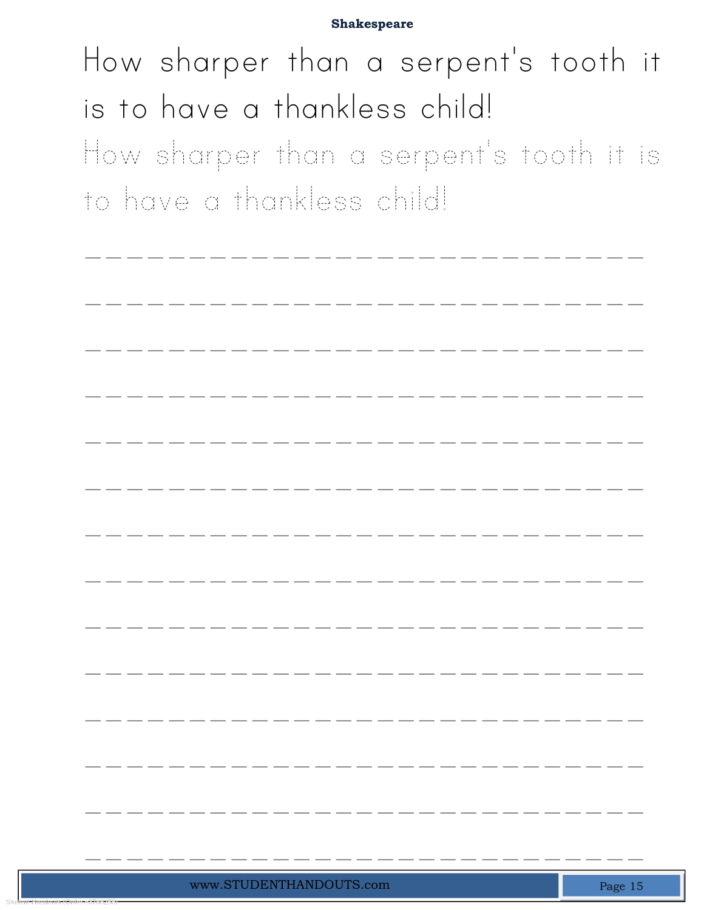**Shakespeare**

How sharper than a serpent's tooth it is to have a thankless child!

How sharper than a serpent's tooth it is to have a thankless child!

\_\_\_\_\_\_\_\_\_\_\_\_\_\_\_\_\_\_\_\_\_\_\_\_\_\_\_\_\_\_\_\_\_\_\_\_\_\_\_\_

\_\_\_\_\_\_\_\_\_\_\_\_\_\_\_\_\_\_\_\_\_\_\_\_\_\_\_\_\_\_\_\_\_\_\_\_\_\_\_\_

\_\_\_\_\_\_\_\_\_\_\_\_\_\_\_\_\_\_\_\_\_\_\_\_\_\_\_\_\_\_\_\_\_\_\_\_\_\_\_\_

\_\_\_\_\_\_\_\_\_\_\_\_\_\_\_\_\_\_\_\_\_\_\_\_\_\_\_\_\_\_\_\_\_\_\_\_\_\_\_\_

\_\_\_\_\_\_\_\_\_\_\_\_\_\_\_\_\_\_\_\_\_\_\_\_\_\_\_\_\_\_\_\_\_\_\_\_\_\_\_\_

\_\_\_\_\_\_\_\_\_\_\_\_\_\_\_\_\_\_\_\_\_\_\_\_\_\_\_\_\_\_\_\_\_\_\_\_\_\_\_\_

\_\_\_\_\_\_\_\_\_\_\_\_\_\_\_\_\_\_\_\_\_\_\_\_\_\_\_\_\_\_\_\_\_\_\_\_\_\_\_\_

\_\_\_\_\_\_\_\_\_\_\_\_\_\_\_\_\_\_\_\_\_\_\_\_\_\_\_\_\_\_\_\_\_\_\_\_\_\_\_\_

\_\_\_\_\_\_\_\_\_\_\_\_\_\_\_\_\_\_\_\_\_\_\_\_\_\_\_\_\_\_\_\_\_\_\_\_\_\_\_\_

\_\_\_\_\_\_\_\_\_\_\_\_\_\_\_\_\_\_\_\_\_\_\_\_\_\_\_\_\_\_\_\_\_\_\_\_\_\_\_\_

\_\_\_\_\_\_\_\_\_\_\_\_\_\_\_\_\_\_\_\_\_\_\_\_\_\_\_\_\_\_\_\_\_\_\_\_\_\_\_\_

\_\_\_\_\_\_\_\_\_\_\_\_\_\_\_\_\_\_\_\_\_\_\_\_\_\_\_\_\_\_\_\_\_\_\_\_\_\_\_\_

\_\_\_\_\_\_\_\_\_\_\_\_\_\_\_\_\_\_\_\_\_\_\_\_\_\_\_\_\_\_\_\_\_\_\_\_\_\_\_\_

\_\_\_\_\_\_\_\_\_\_\_\_\_\_\_\_\_\_\_\_\_\_\_\_\_\_\_\_\_\_\_\_\_\_\_\_\_\_\_\_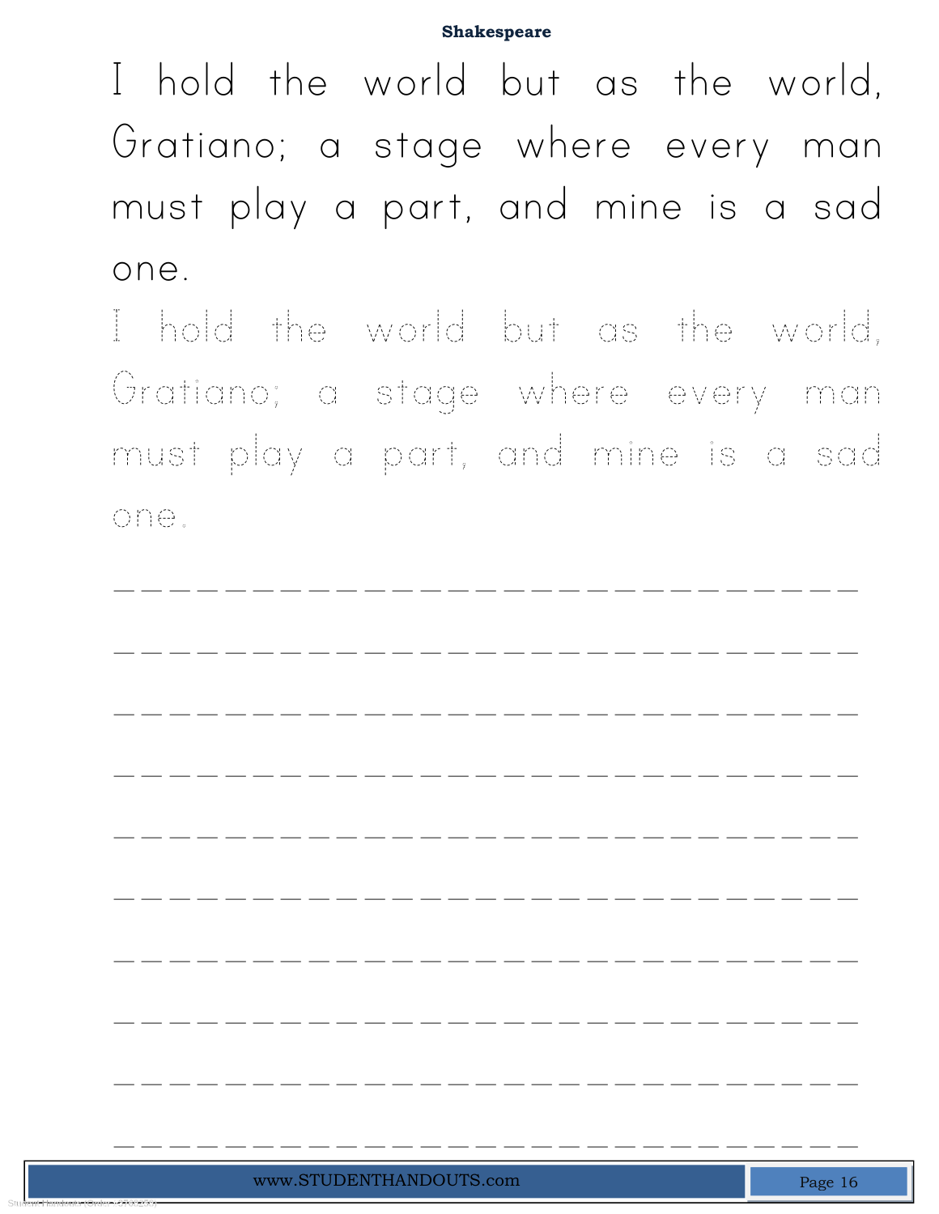I hold the world but as the world, Gratiano; a stage where every man must play a part, and mine is a sad one.

I hold the world but as the world, Gratiano; a stage where every man must play a part, and mine is a sad one.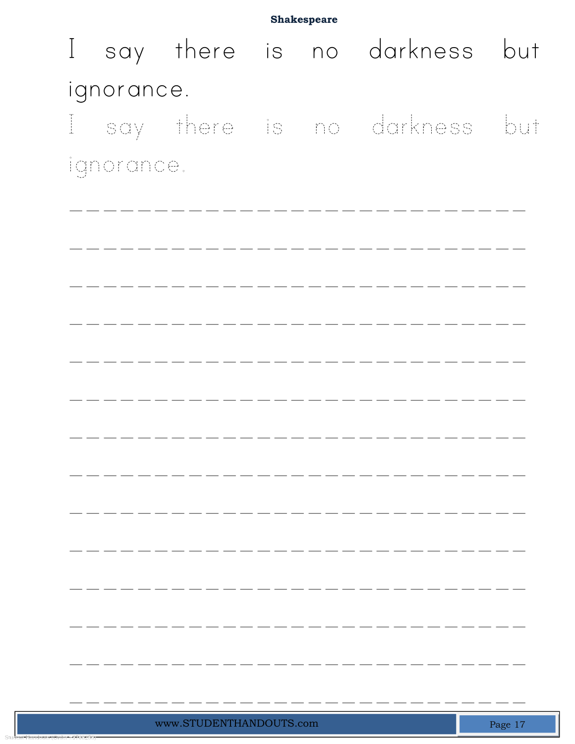**Shakespeare**

I say there is no darkness but ignorance.

I say there is no darkness but ignorance.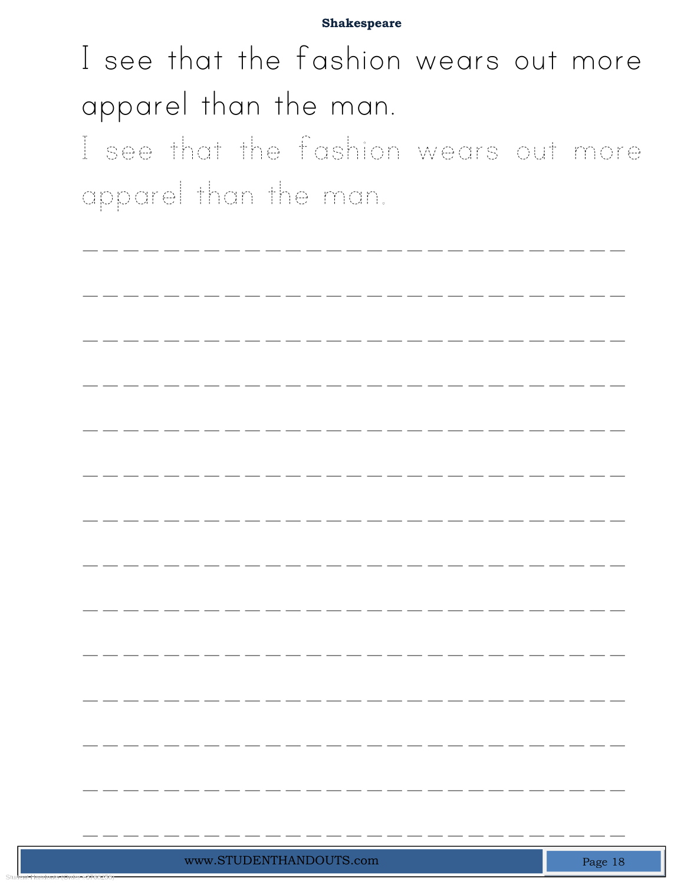Shakespeare

I see that the fashion wears out more apparel than the man.

I see that the fashion wears out more apparel than the man.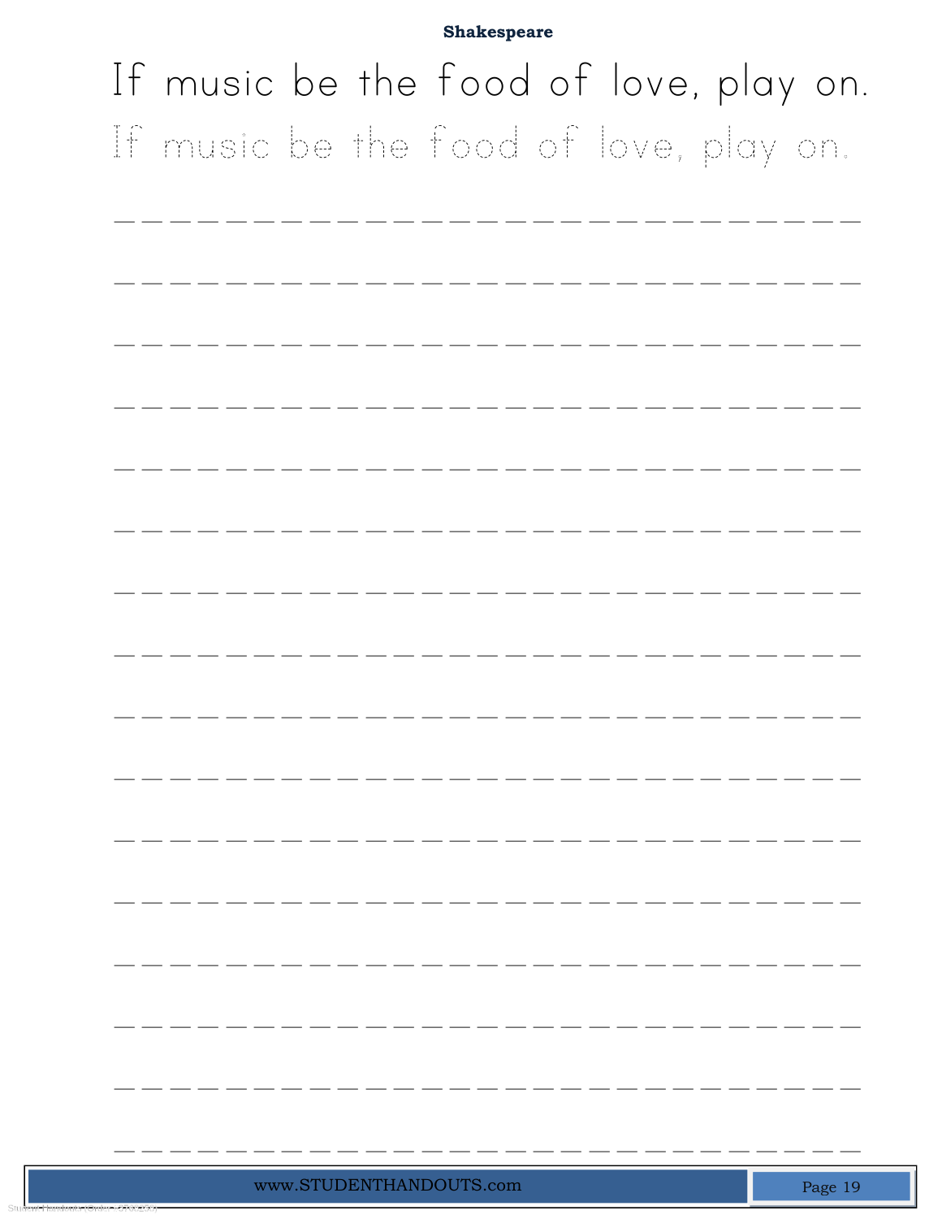**Shakespeare**

If music be the food of love, play on.

If music be the food of love, play on.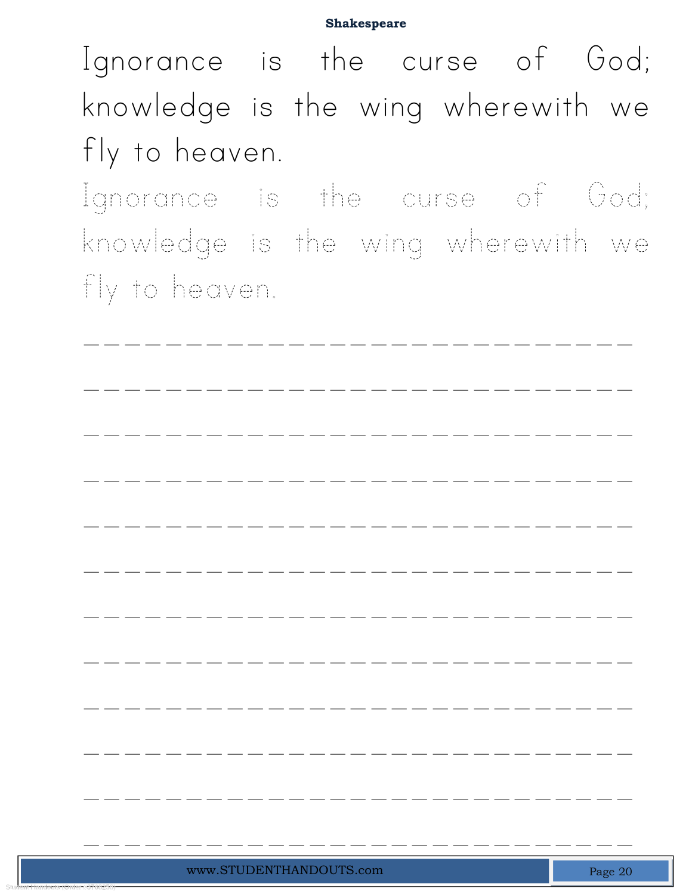**Shakespeare**

Ignorance is the curse of God; knowledge is the wing wherewith we fly to heaven.

Ignorance is the curse of God; knowledge is the wing wherewith we fly to heaven.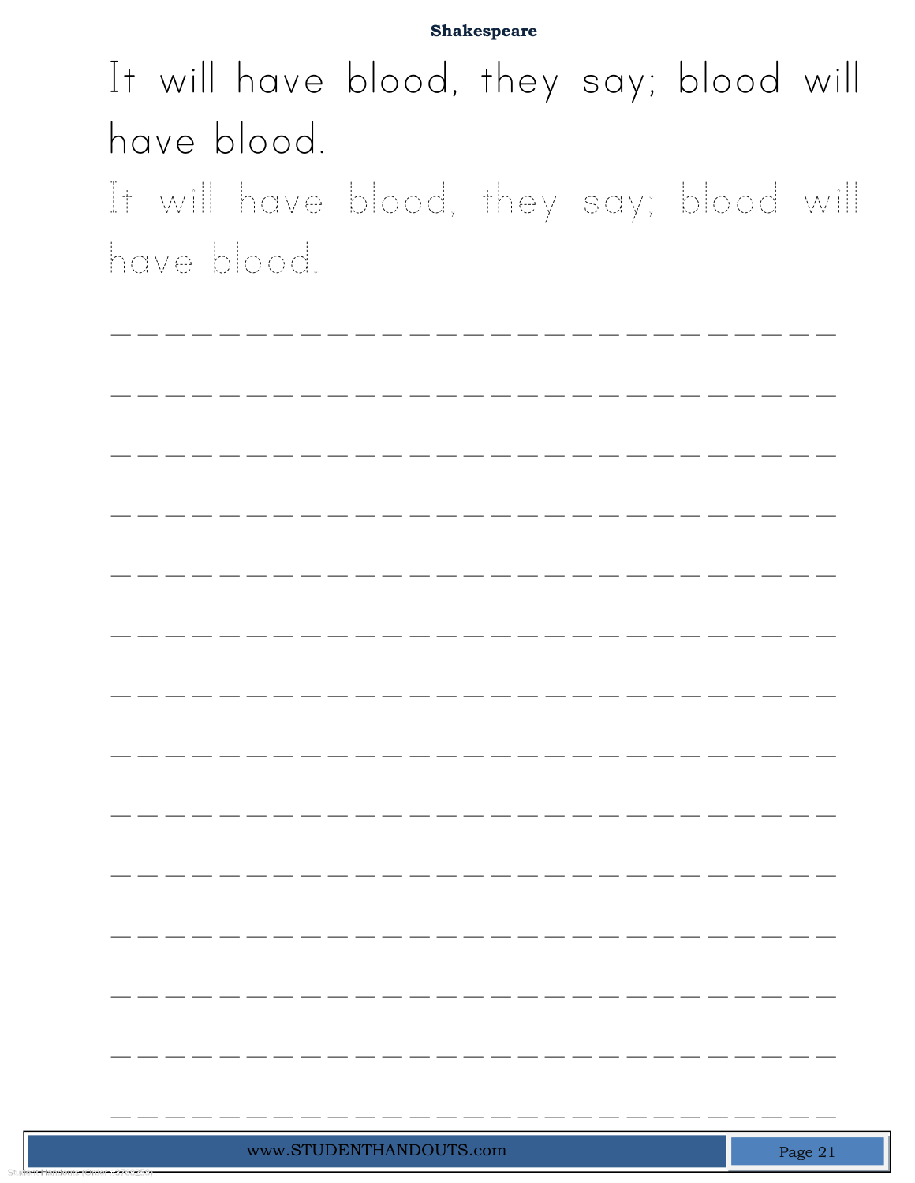Shakespeare

It will have blood, they say; blood will have blood.

It will have blood, they say; blood will have blood.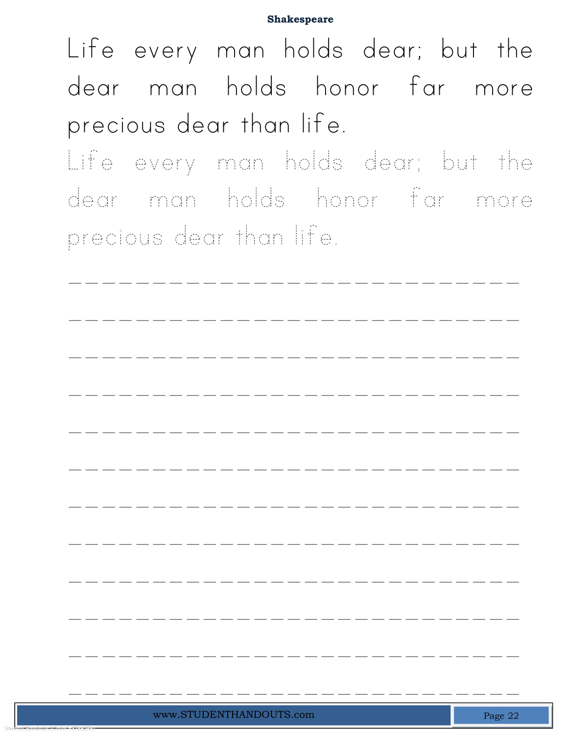## Shakespeare

Life every man holds dear; but the dear man holds honor far more precious dear than life.

Life every man holds dear; but the dear man holds honor far more precious dear than life.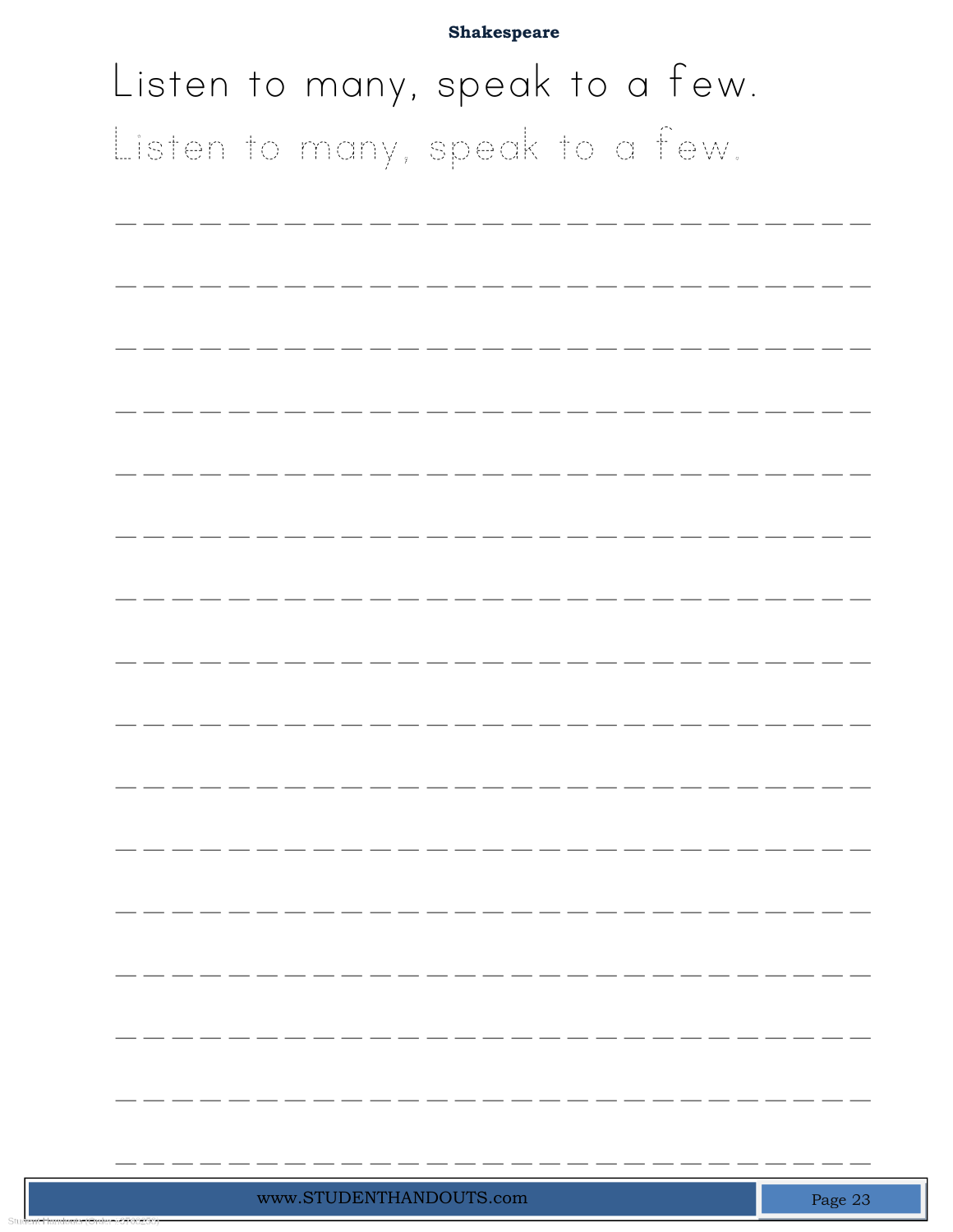**Shakespeare**

Listen to many, speak to a few.

Listen to many, speak to a few.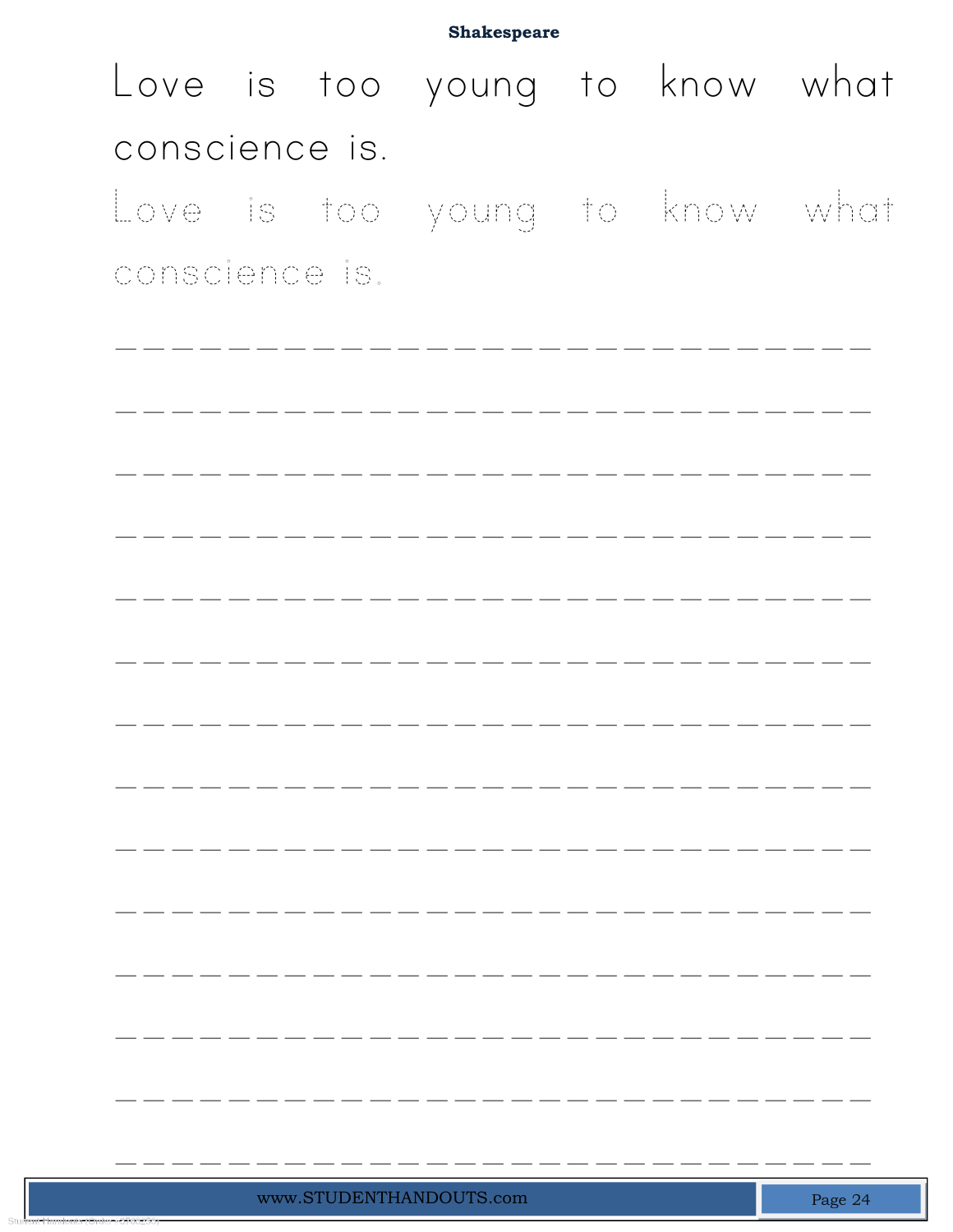Love is too young to know what conscience is.

Love is too young to know what conscience is.

______________________________

______________________________

______________________________

______________________________

______________________________

______________________________

______________________________

______________________________

______________________________

______________________________

______________________________

______________________________

______________________________

______________________________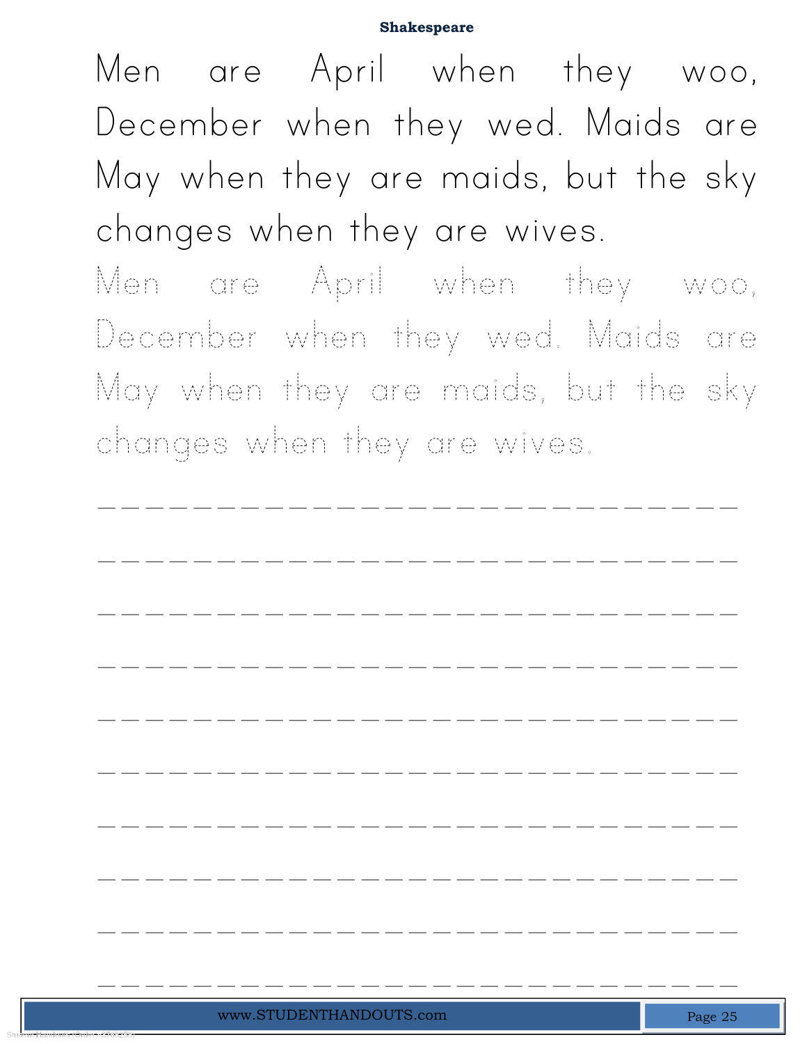Men are April when they woo, December when they wed. Maids are May when they are maids, but the sky changes when they are wives.

Men are April when they woo, December when they wed. Maids are May when they are maids, but the sky changes when they are wives.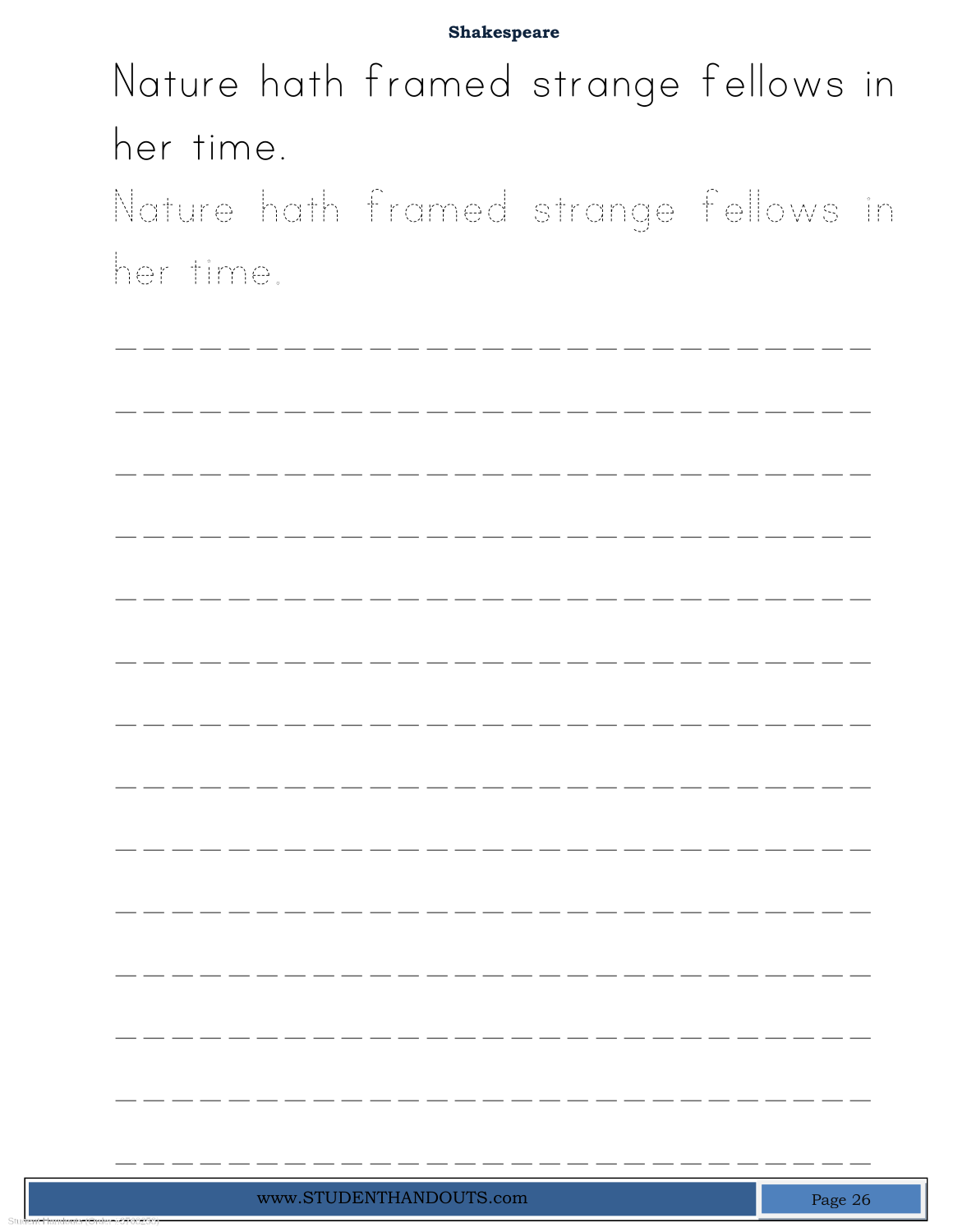Shakespeare

Nature hath framed strange fellows in her time.

Nature hath framed strange fellows in her time.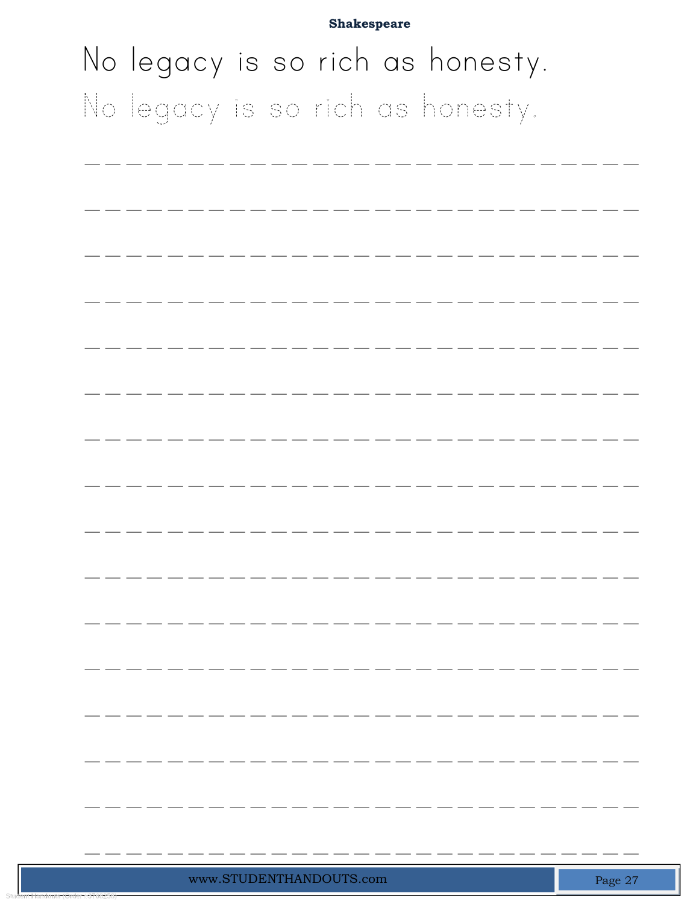**Shakespeare**

No legacy is so rich as honesty.

No legacy is so rich as honesty.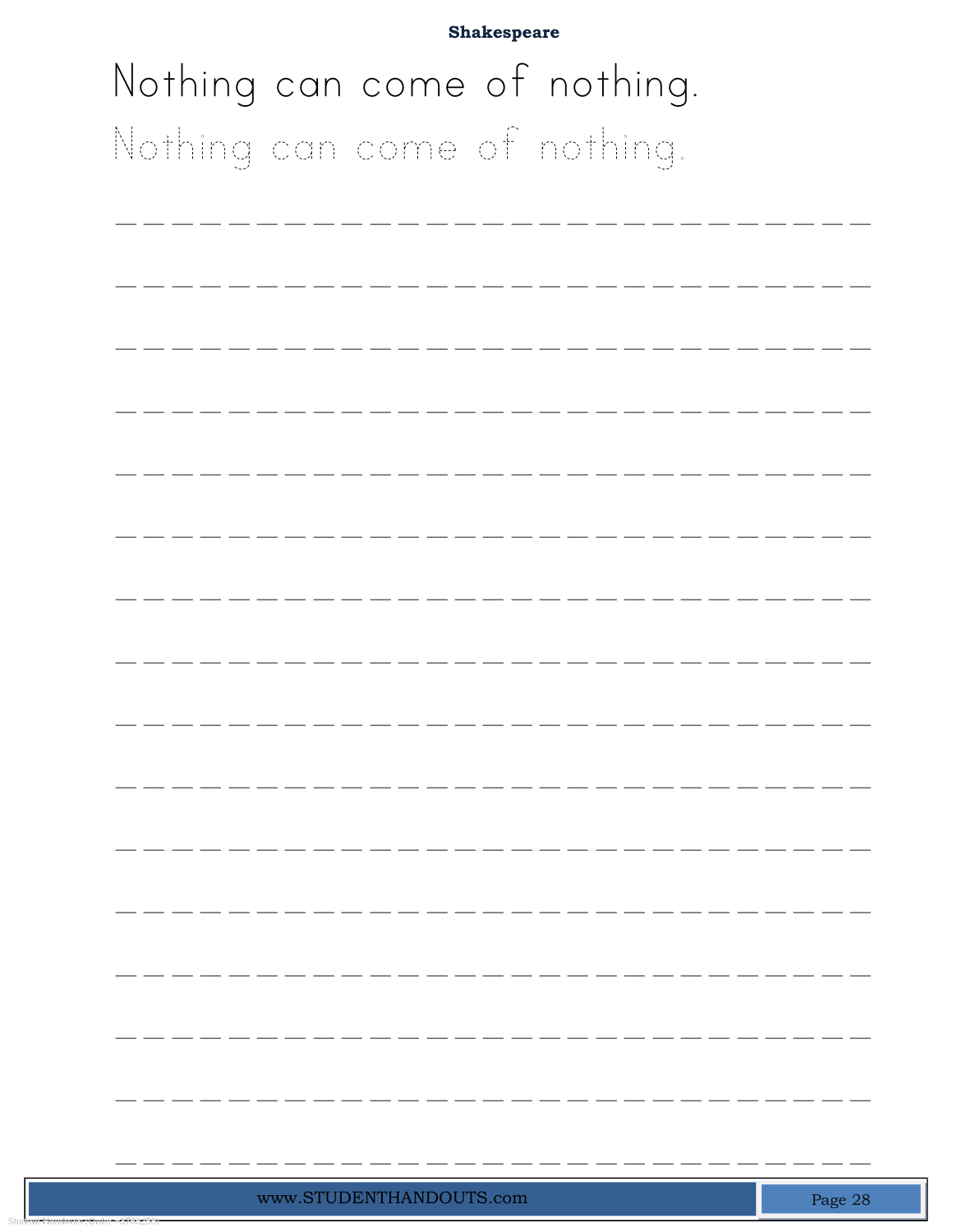**Shakespeare**

Nothing can come of nothing.

Nothing can come of nothing.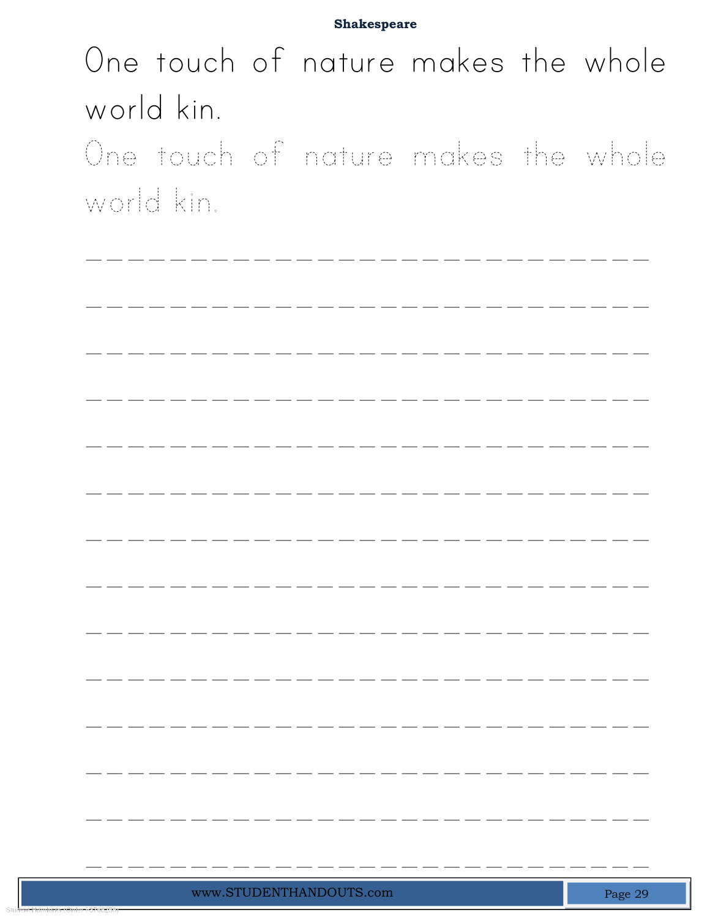**Shakespeare**

One touch of nature makes the whole world kin.

One touch of nature makes the whole world kin.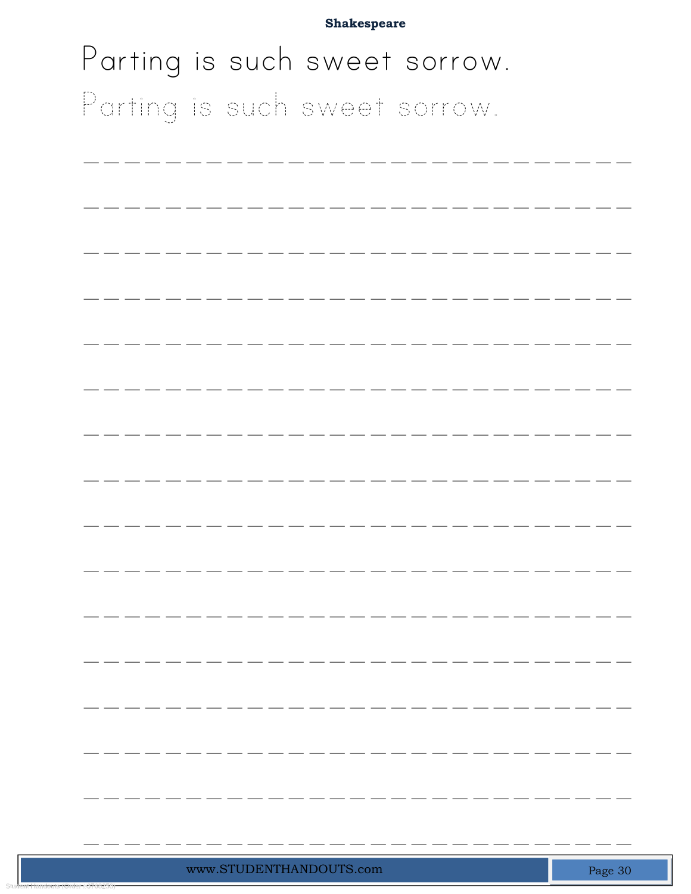**Shakespeare**

Parting is such sweet sorrow.

Parting is such sweet sorrow.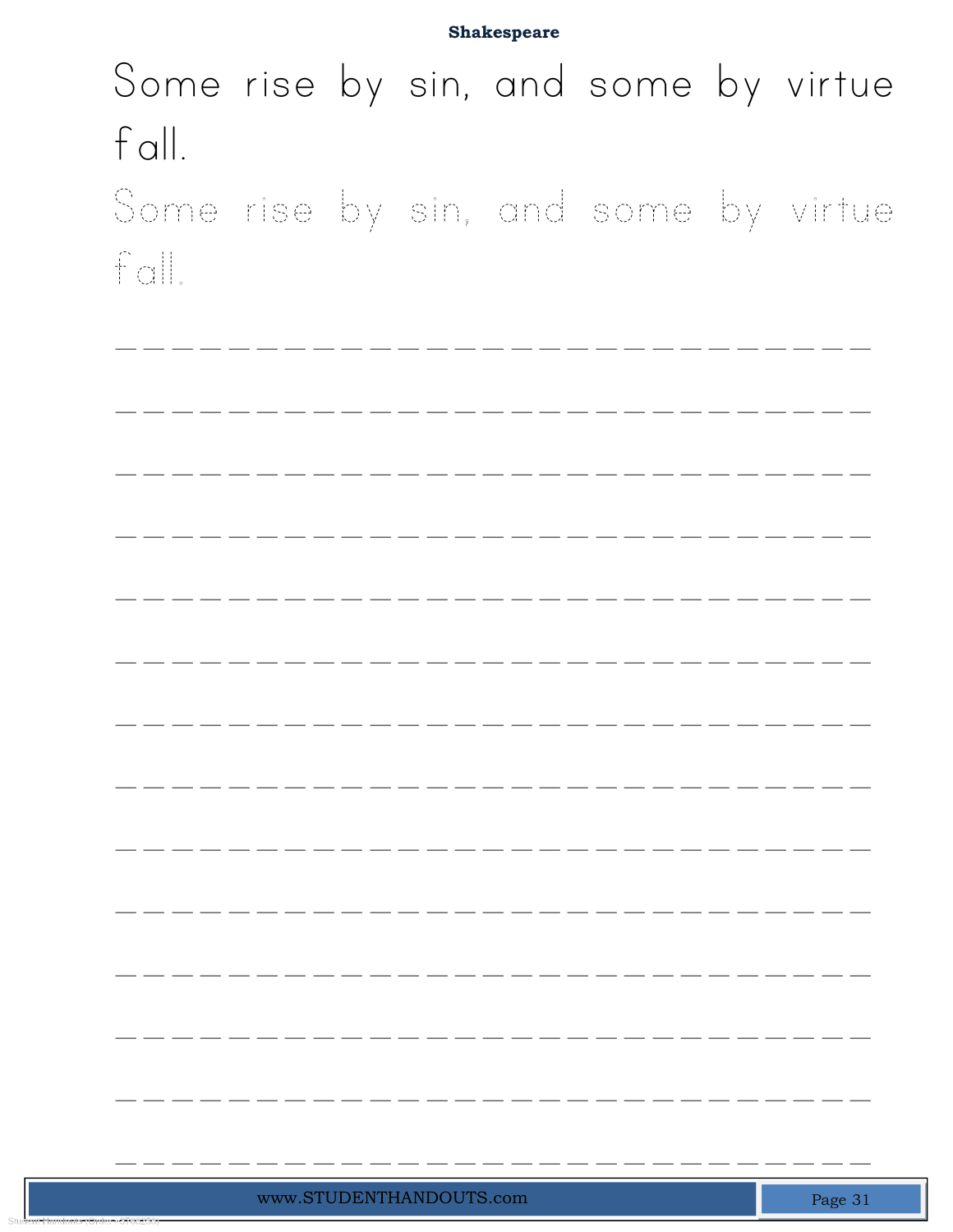**Shakespeare**

Some rise by sin, and some by virtue fall.

Some rise by sin, and some by virtue fall.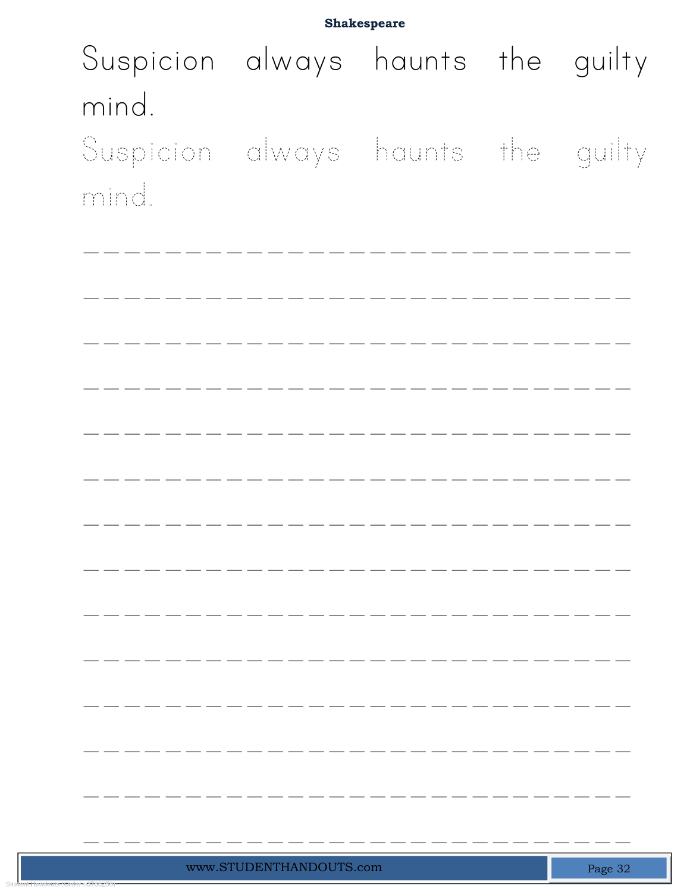**Shakespeare**

Suspicion always haunts the guilty mind.

Suspicion always haunts the guilty mind.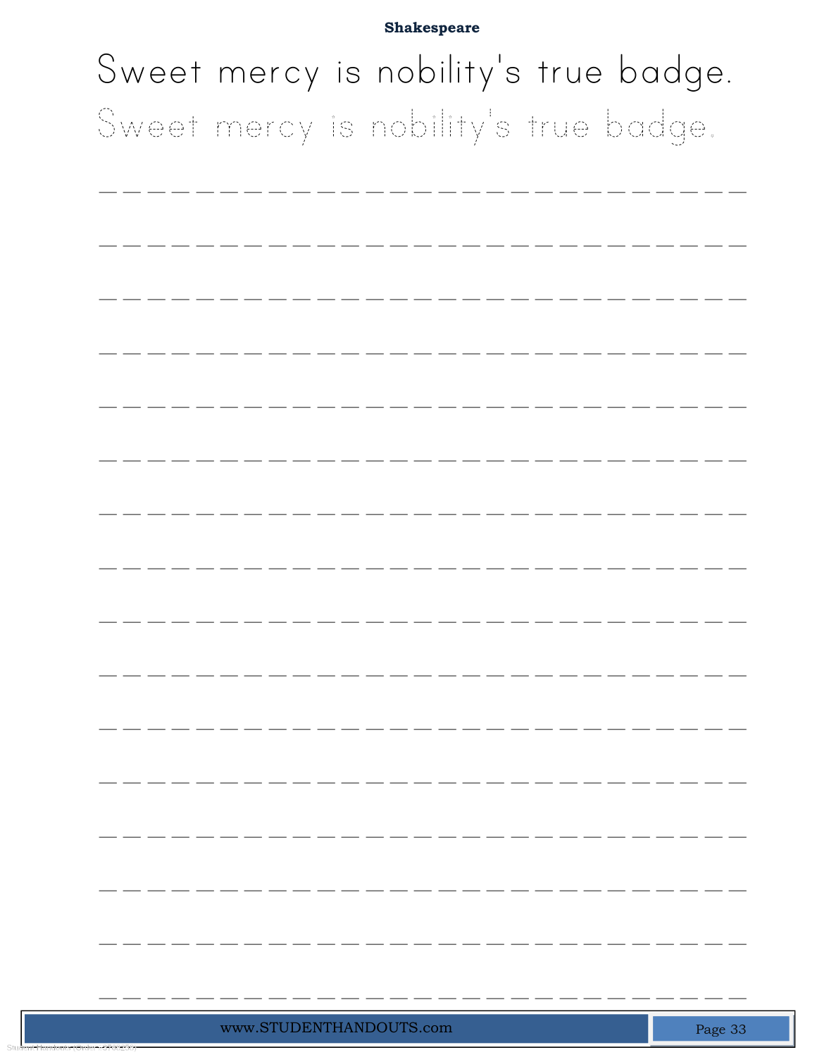**Shakespeare**

Sweet mercy is nobility's true badge.

Sweet mercy is nobility's true badge.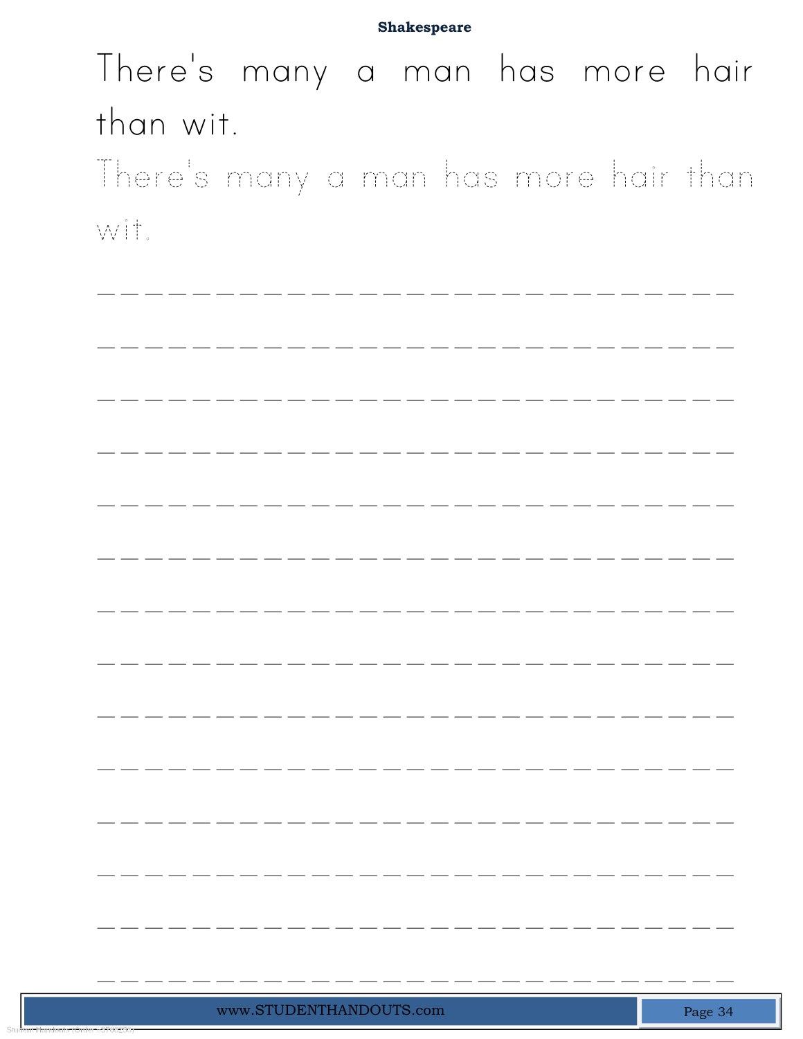There's many a man has more hair than wit.

There's many a man has more hair than wit.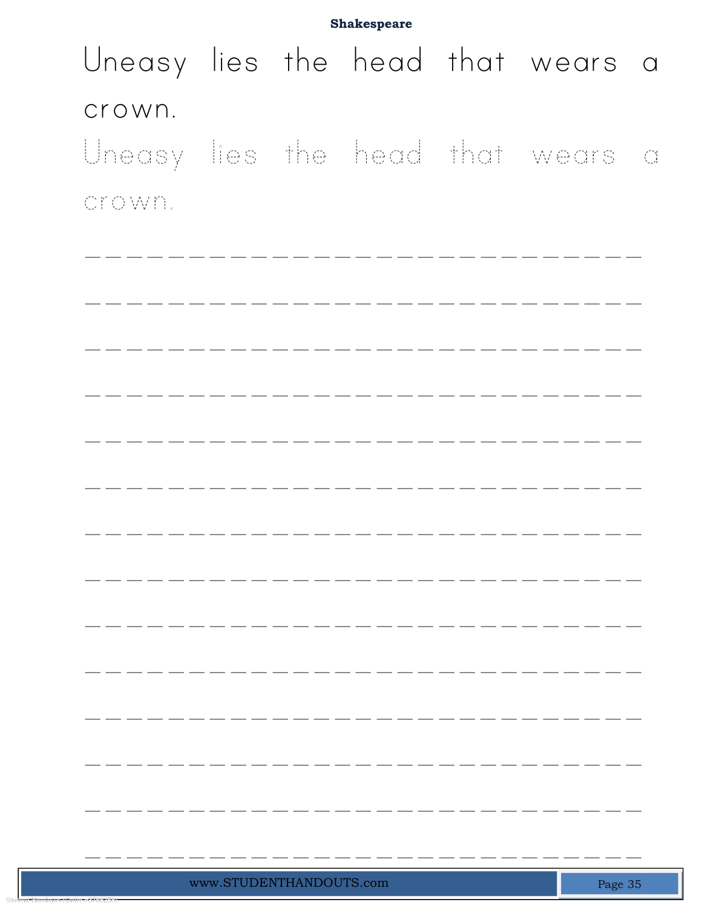**Shakespeare**

Uneasy lies the head that wears a crown.

Uneasy lies the head that wears a crown.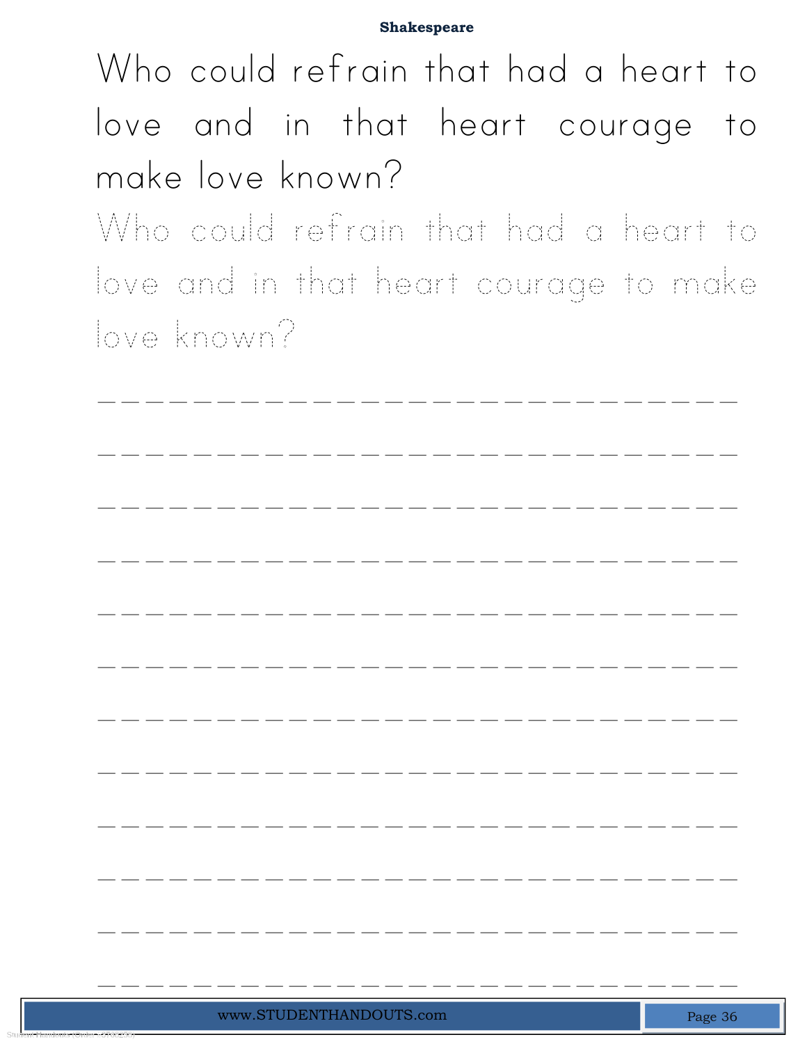Who could refrain that had a heart to love and in that heart courage to make love known?

Who could refrain that had a heart to love and in that heart courage to make love known?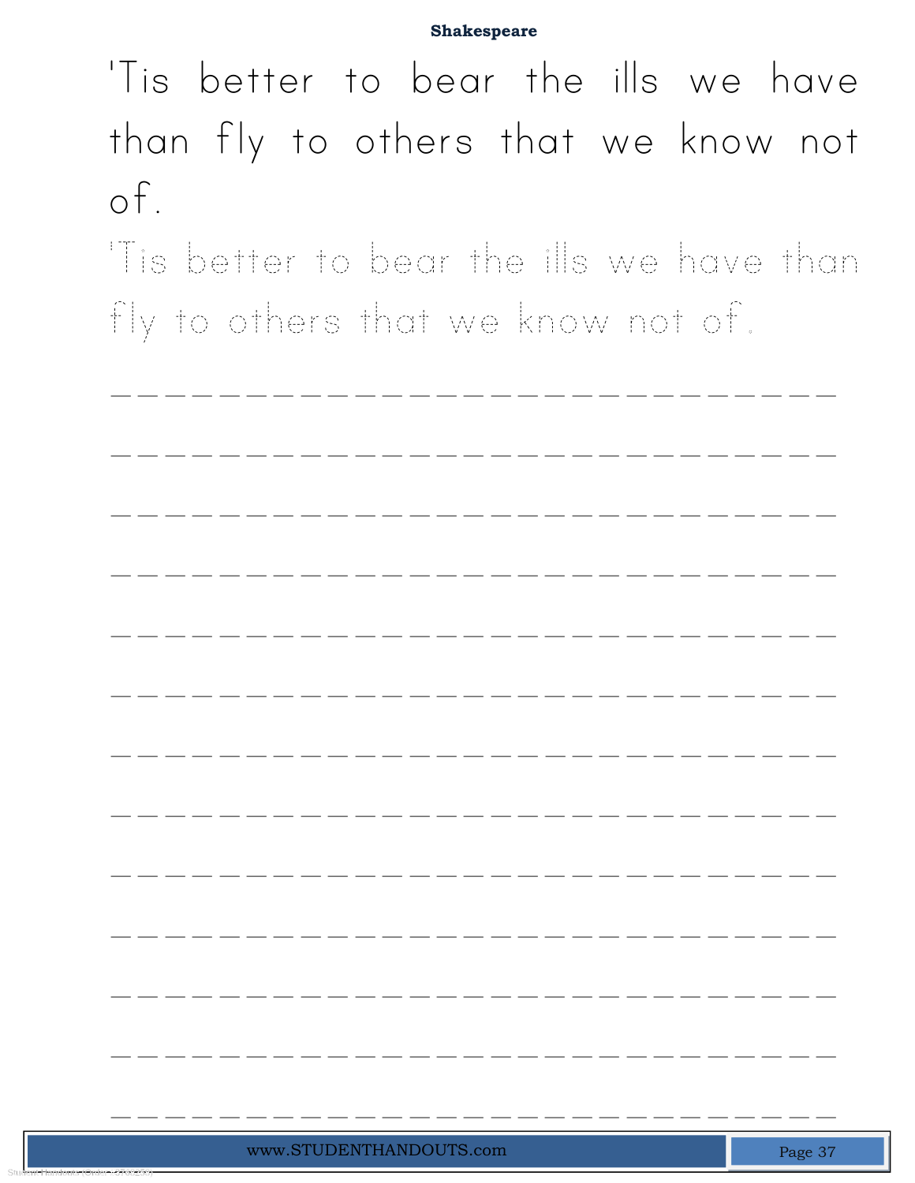'Tis better to bear the ills we have than fly to others that we know not of.

'Tis better to bear the ills we have than fly to others that we know not of.

___________________________

___________________________

___________________________

___________________________

___________________________

___________________________

___________________________

___________________________

___________________________

___________________________

___________________________

___________________________

___________________________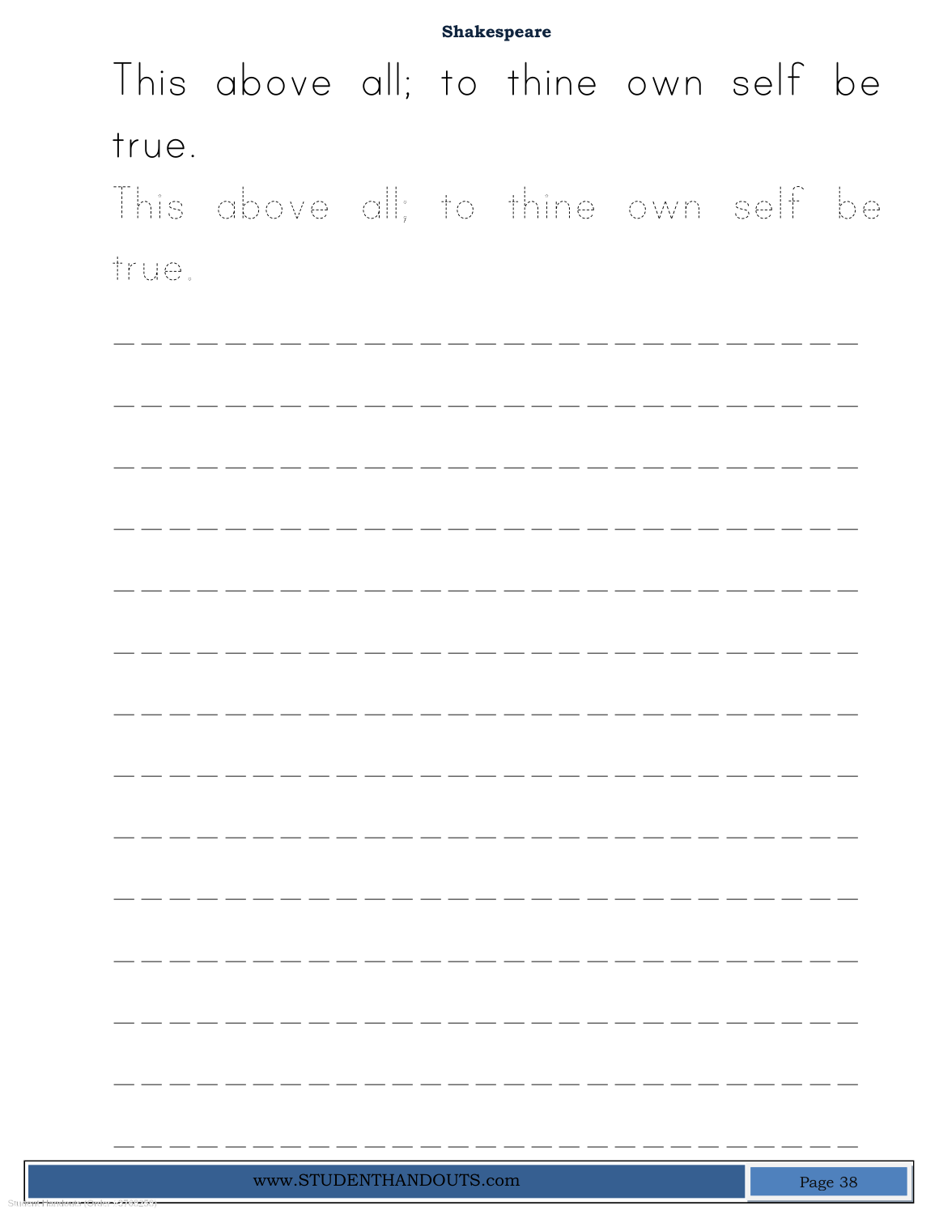**Shakespeare**

This above all; to thine own self be true.

This above all; to thine own self be true.

\_\_\_\_\_\_\_\_\_\_\_\_\_\_\_\_\_\_\_\_\_\_\_\_\_\_\_\_\_\_\_\_\_\_\_\_\_\_\_\_

\_\_\_\_\_\_\_\_\_\_\_\_\_\_\_\_\_\_\_\_\_\_\_\_\_\_\_\_\_\_\_\_\_\_\_\_\_\_\_\_

\_\_\_\_\_\_\_\_\_\_\_\_\_\_\_\_\_\_\_\_\_\_\_\_\_\_\_\_\_\_\_\_\_\_\_\_\_\_\_\_

\_\_\_\_\_\_\_\_\_\_\_\_\_\_\_\_\_\_\_\_\_\_\_\_\_\_\_\_\_\_\_\_\_\_\_\_\_\_\_\_

\_\_\_\_\_\_\_\_\_\_\_\_\_\_\_\_\_\_\_\_\_\_\_\_\_\_\_\_\_\_\_\_\_\_\_\_\_\_\_\_

\_\_\_\_\_\_\_\_\_\_\_\_\_\_\_\_\_\_\_\_\_\_\_\_\_\_\_\_\_\_\_\_\_\_\_\_\_\_\_\_

\_\_\_\_\_\_\_\_\_\_\_\_\_\_\_\_\_\_\_\_\_\_\_\_\_\_\_\_\_\_\_\_\_\_\_\_\_\_\_\_

\_\_\_\_\_\_\_\_\_\_\_\_\_\_\_\_\_\_\_\_\_\_\_\_\_\_\_\_\_\_\_\_\_\_\_\_\_\_\_\_

\_\_\_\_\_\_\_\_\_\_\_\_\_\_\_\_\_\_\_\_\_\_\_\_\_\_\_\_\_\_\_\_\_\_\_\_\_\_\_\_

\_\_\_\_\_\_\_\_\_\_\_\_\_\_\_\_\_\_\_\_\_\_\_\_\_\_\_\_\_\_\_\_\_\_\_\_\_\_\_\_

\_\_\_\_\_\_\_\_\_\_\_\_\_\_\_\_\_\_\_\_\_\_\_\_\_\_\_\_\_\_\_\_\_\_\_\_\_\_\_\_

\_\_\_\_\_\_\_\_\_\_\_\_\_\_\_\_\_\_\_\_\_\_\_\_\_\_\_\_\_\_\_\_\_\_\_\_\_\_\_\_

\_\_\_\_\_\_\_\_\_\_\_\_\_\_\_\_\_\_\_\_\_\_\_\_\_\_\_\_\_\_\_\_\_\_\_\_\_\_\_\_

\_\_\_\_\_\_\_\_\_\_\_\_\_\_\_\_\_\_\_\_\_\_\_\_\_\_\_\_\_\_\_\_\_\_\_\_\_\_\_\_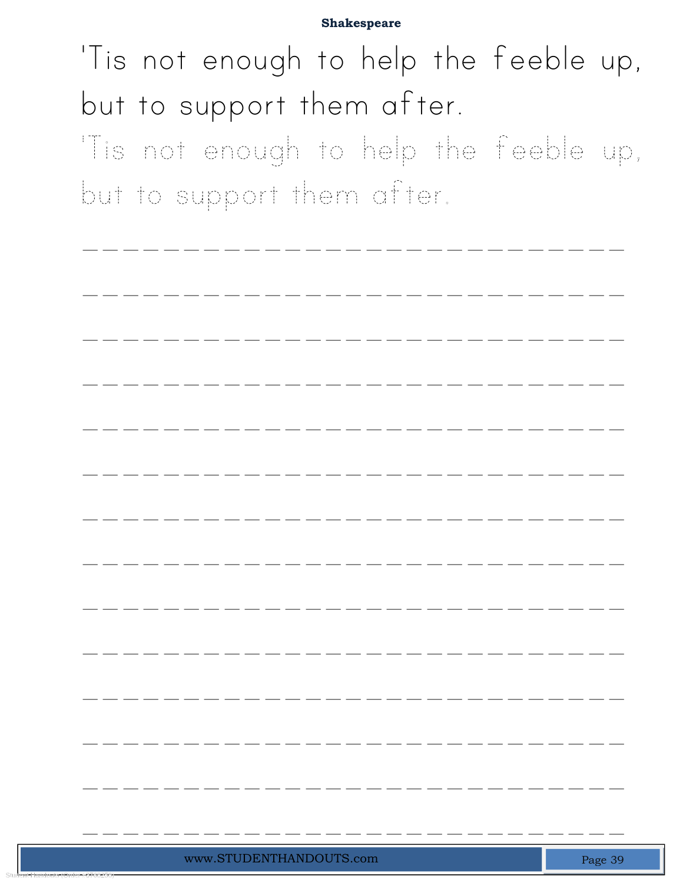**Shakespeare**

'Tis not enough to help the feeble up,
but to support them after.

'Tis not enough to help the feeble up,
but to support them after.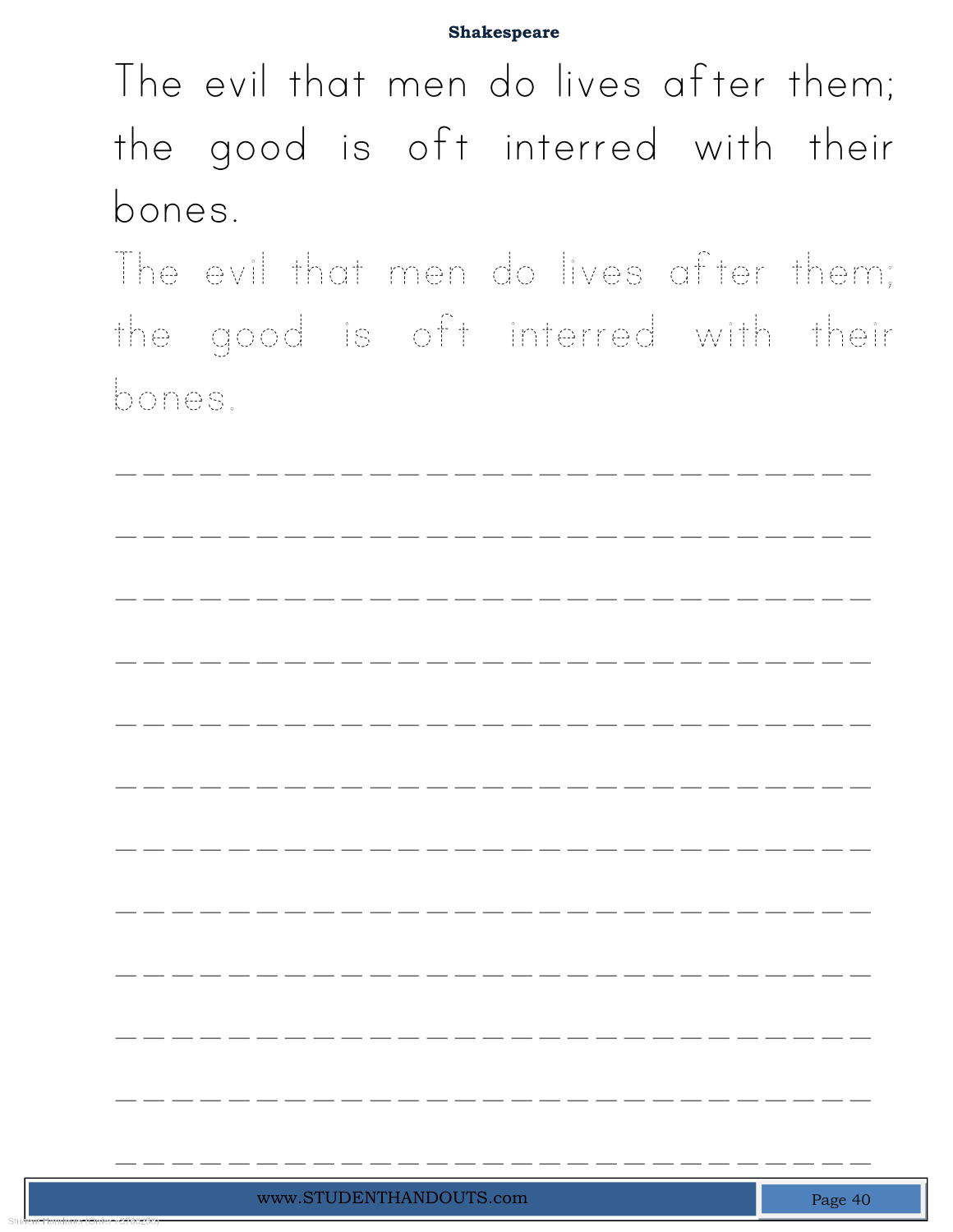**Shakespeare**

The evil that men do lives after them; the good is oft interred with their bones.

The evil that men do lives after them; the good is oft interred with their bones.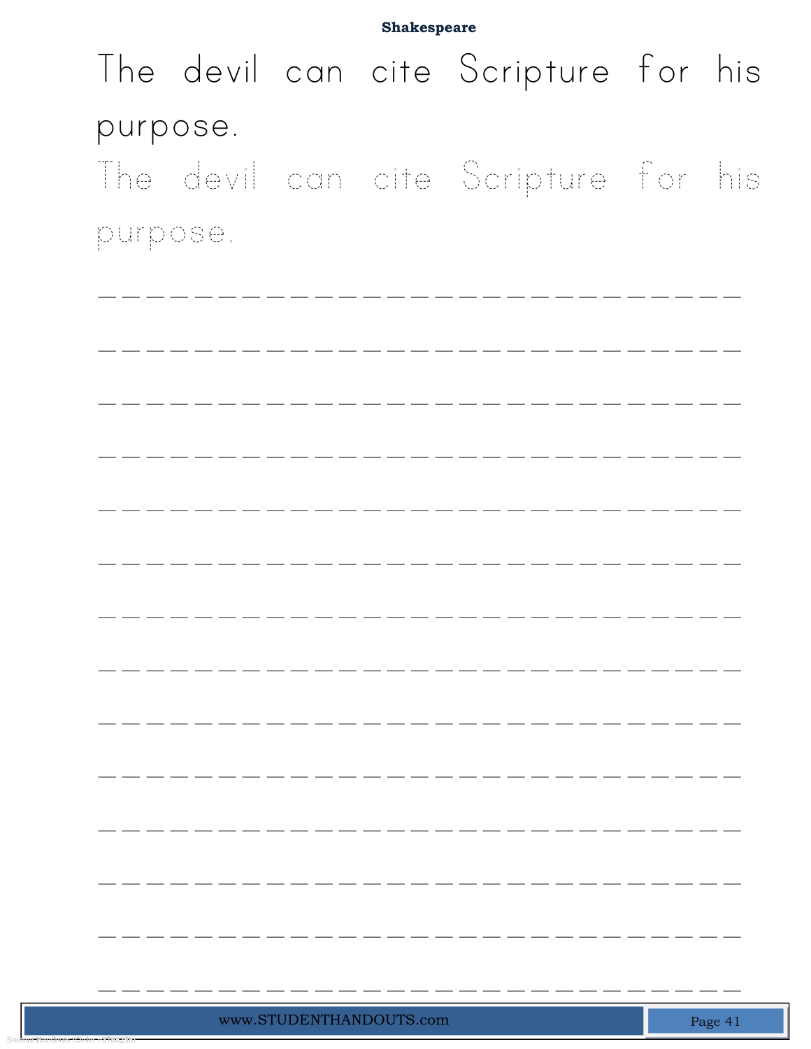**Shakespeare**

The devil can cite Scripture for his purpose.

The devil can cite Scripture for his purpose.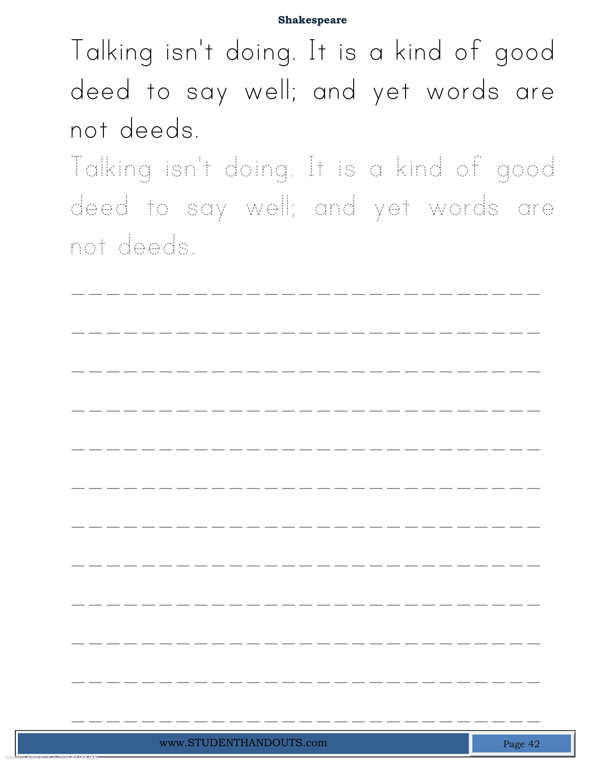**Shakespeare**

Talking isn't doing. It is a kind of good deed to say well; and yet words are not deeds.

Talking isn't doing. It is a kind of good deed to say well; and yet words are not deeds.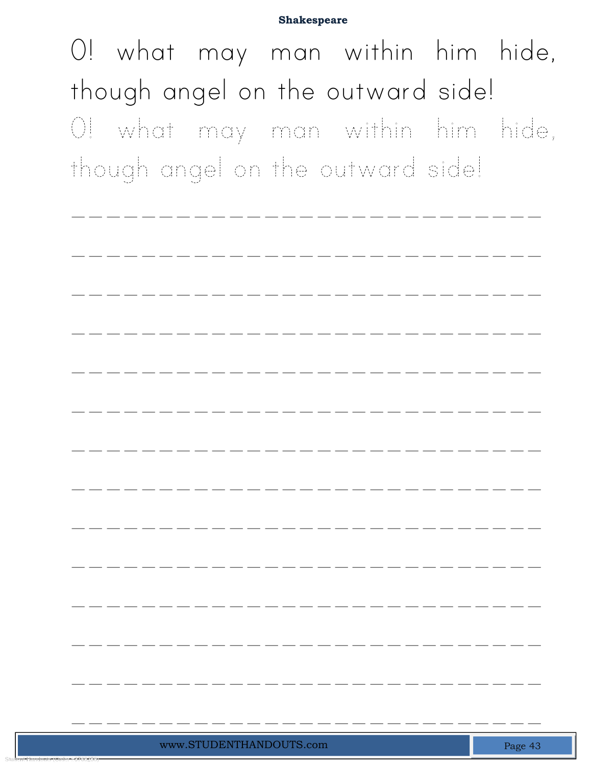**Shakespeare**

O! what may man within him hide,
though angel on the outward side!

O! what may man within him hide,
though angel on the outward side!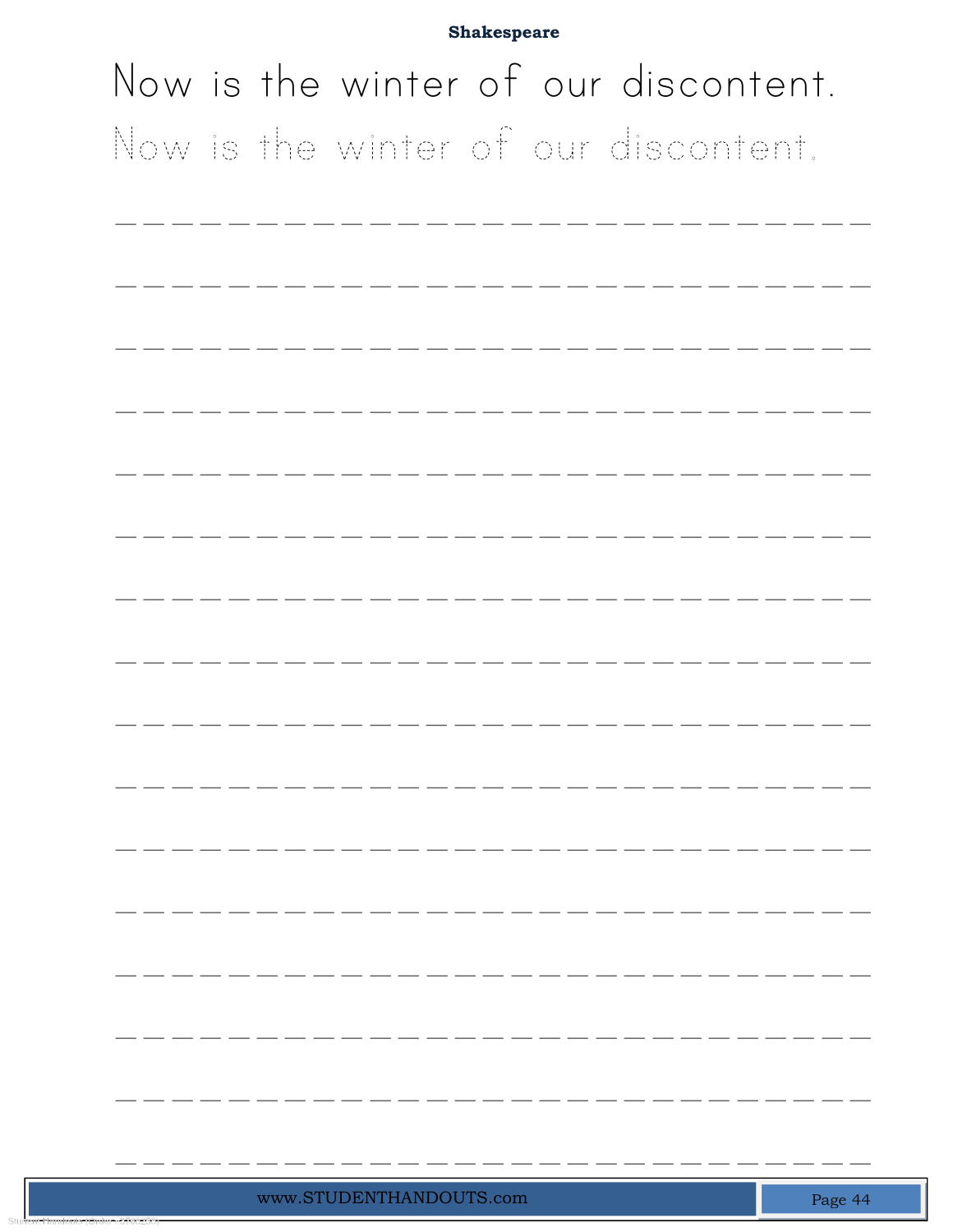**Shakespeare**

Now is the winter of our discontent.

Now is the winter of our discontent.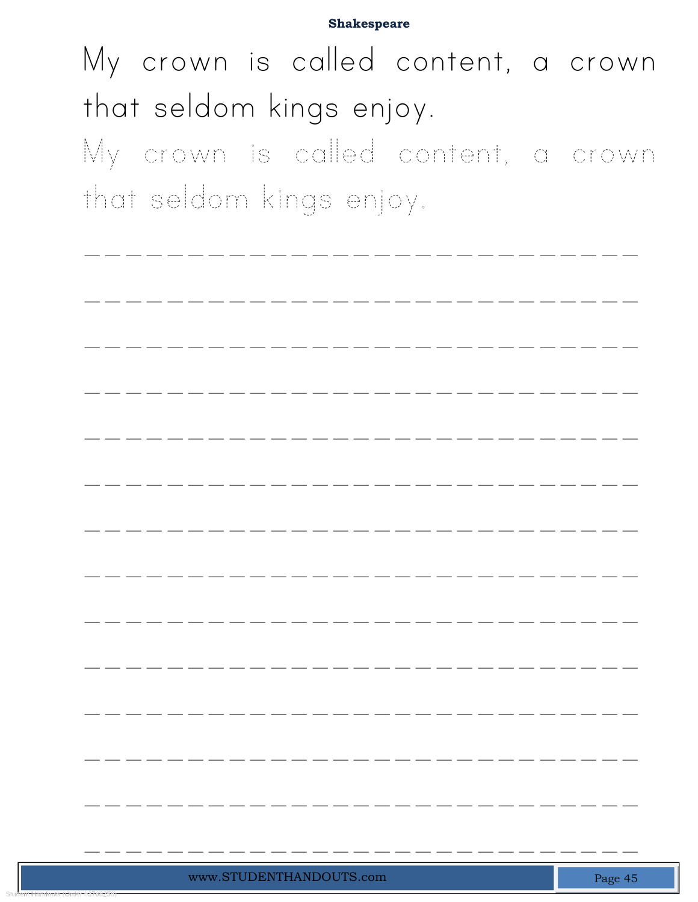## Shakespeare

My crown is called content, a crown that seldom kings enjoy.

My crown is called content, a crown that seldom kings enjoy.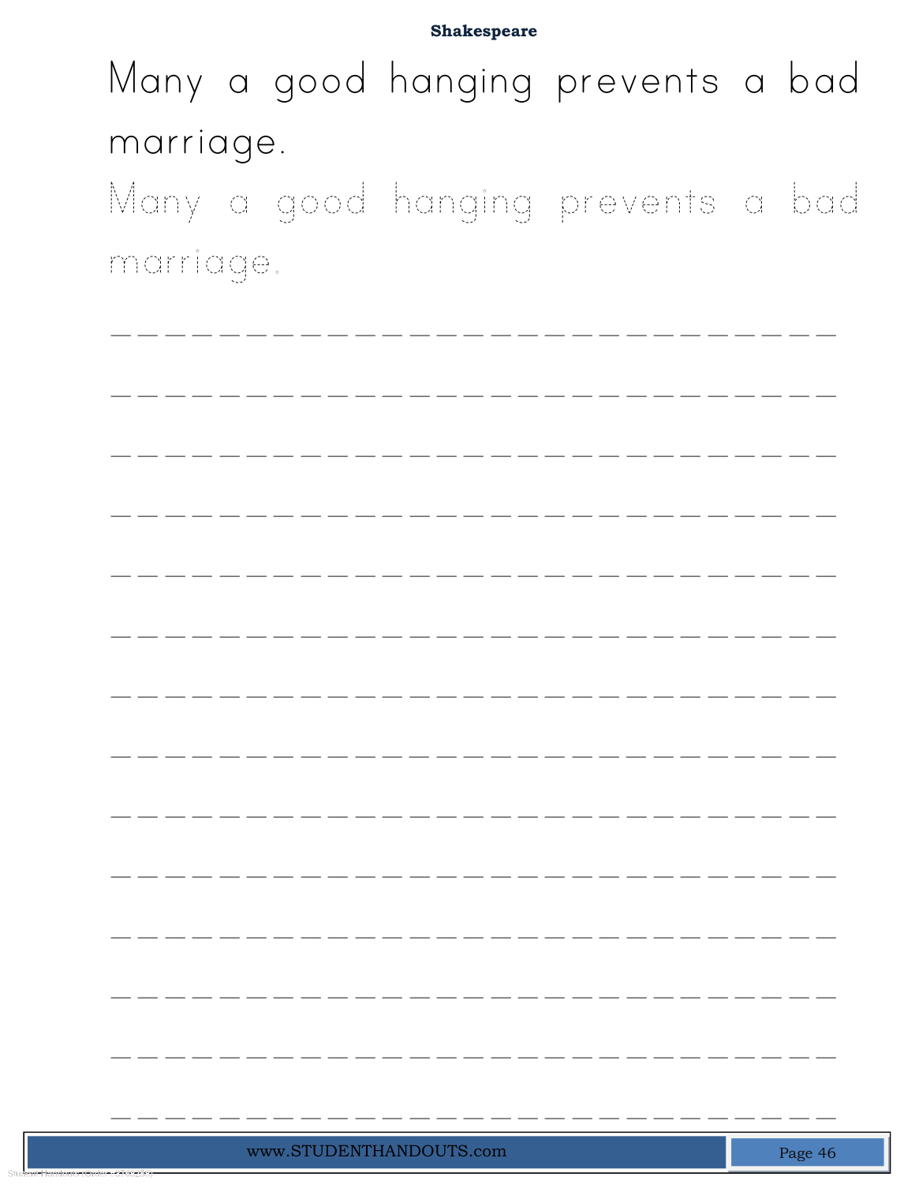**Shakespeare**

Many a good hanging prevents a bad marriage.

Many a good hanging prevents a bad marriage.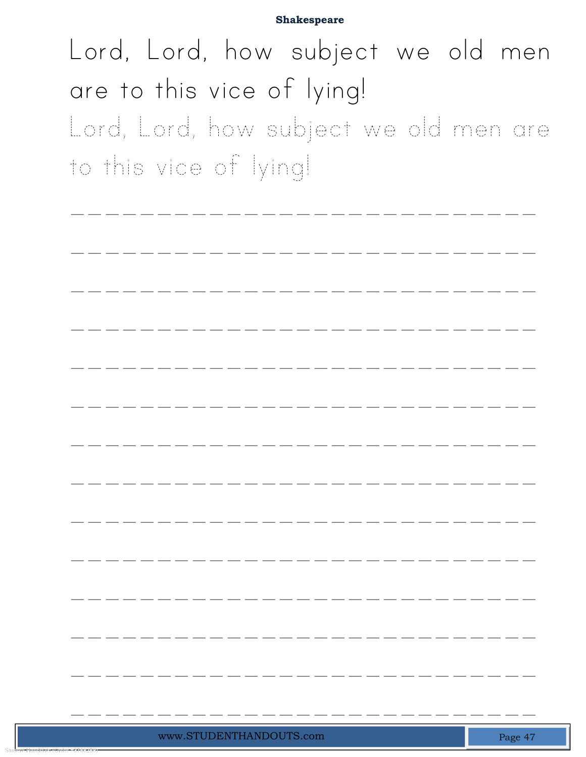**Shakespeare**

Lord, Lord, how subject we old men are to this vice of lying!

Lord, Lord, how subject we old men are to this vice of lying!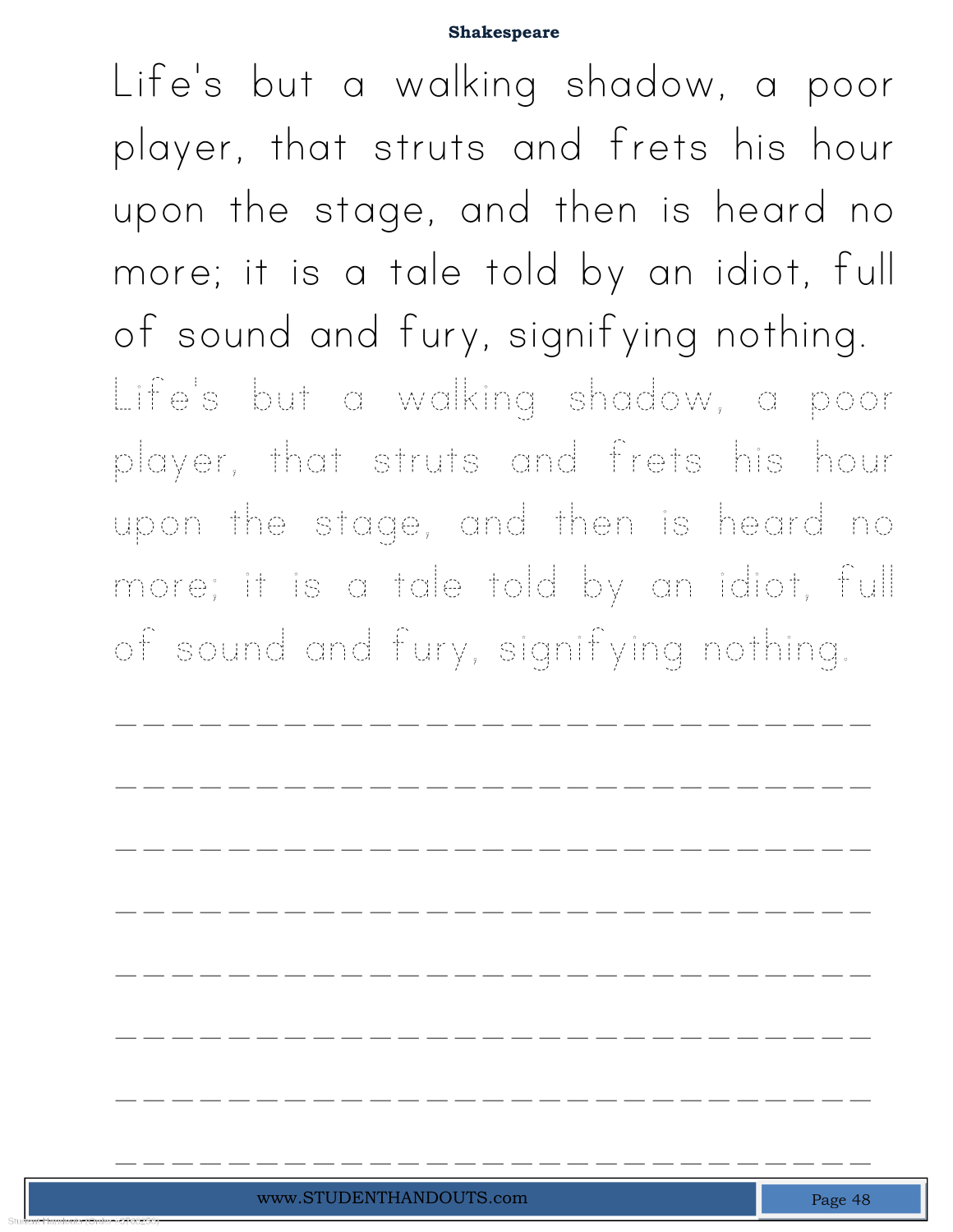Life's but a walking shadow, a poor player, that struts and frets his hour upon the stage, and then is heard no more; it is a tale told by an idiot, full of sound and fury, signifying nothing.

Life's but a walking shadow, a poor player, that struts and frets his hour upon the stage, and then is heard no more; it is a tale told by an idiot, full of sound and fury, signifying nothing.

_____________________________

_____________________________

_____________________________

_____________________________

_____________________________

_____________________________

_____________________________

_____________________________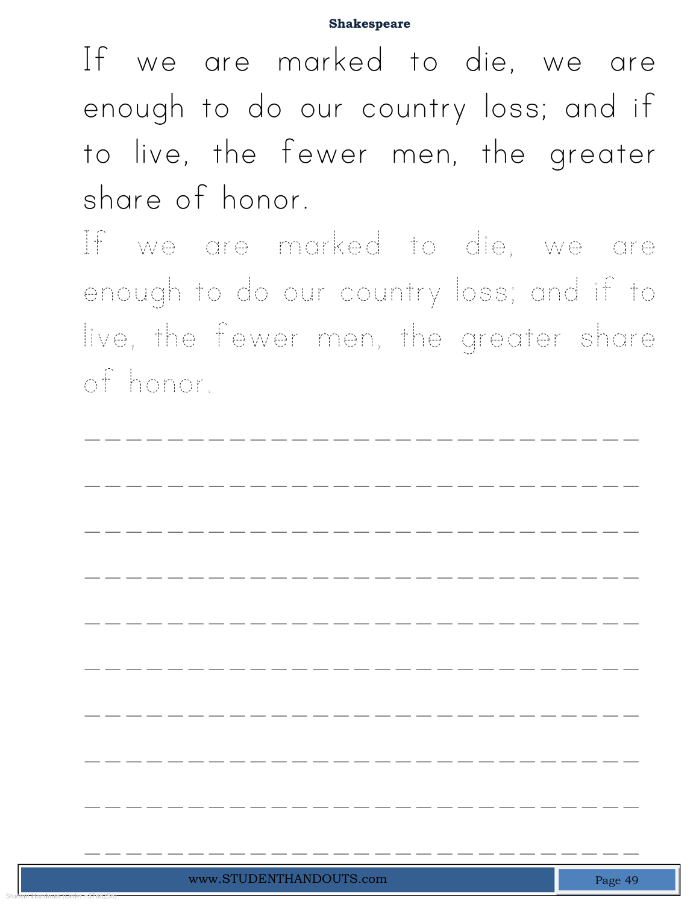If we are marked to die, we are enough to do our country loss; and if to live, the fewer men, the greater share of honor.

If we are marked to die, we are enough to do our country loss; and if to live, the fewer men, the greater share of honor.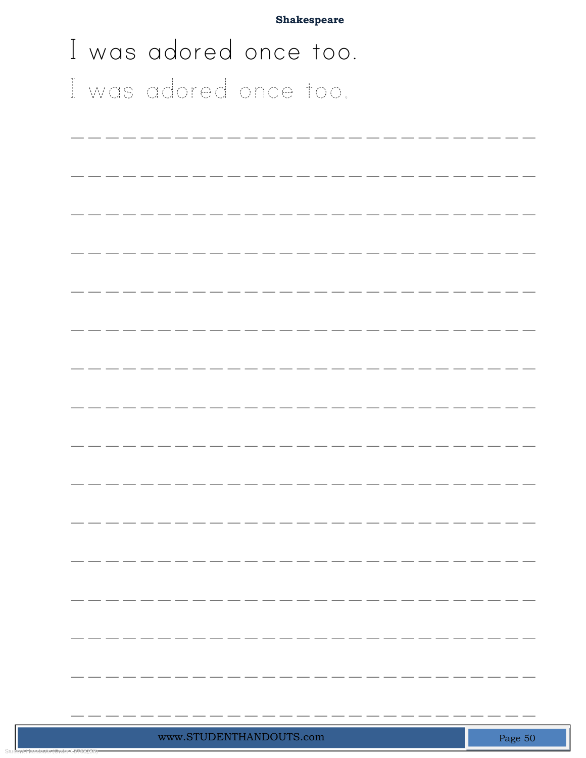I was adored once too.

I was adored once too.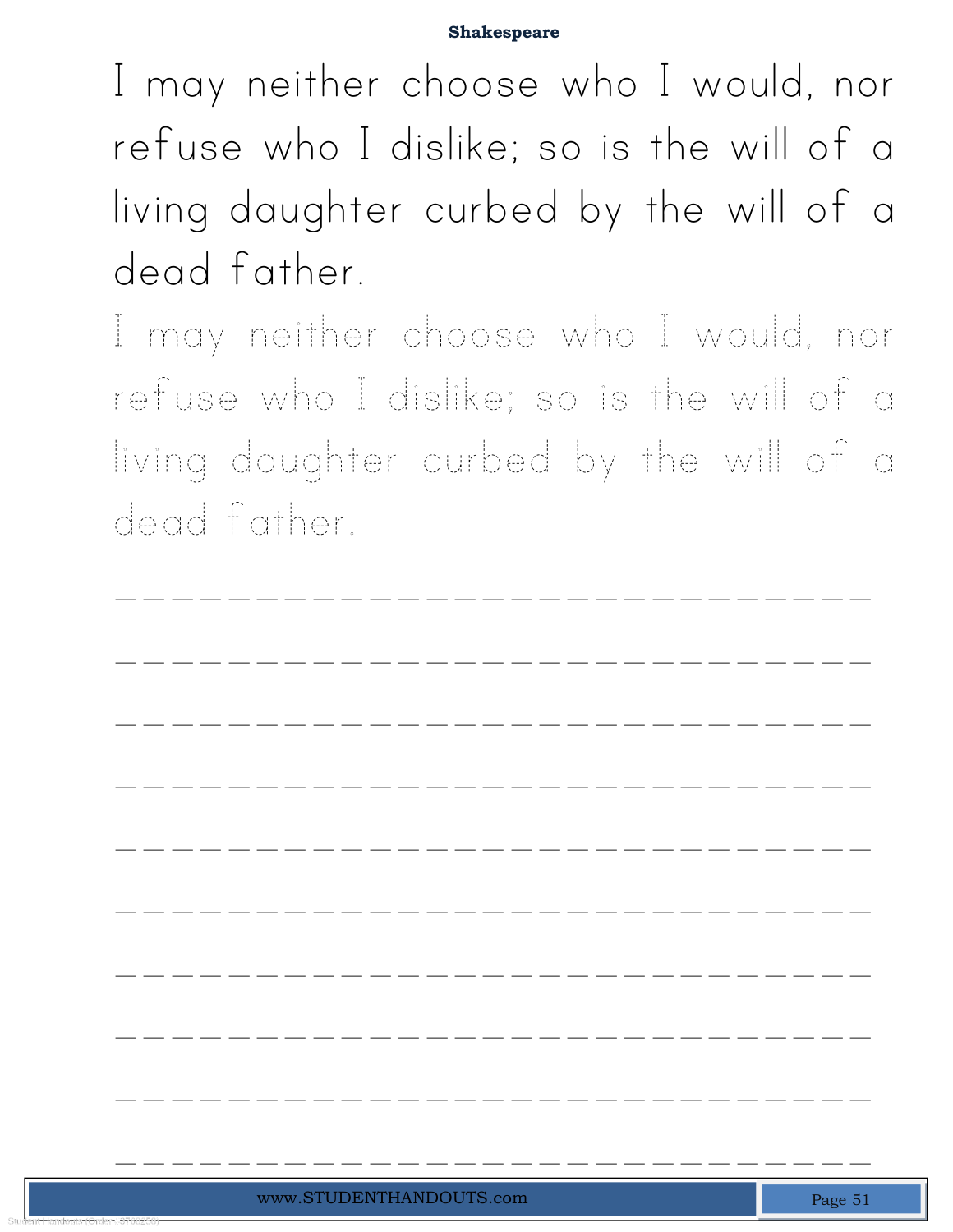I may neither choose who I would, nor refuse who I dislike; so is the will of a living daughter curbed by the will of a dead father.

I may neither choose who I would, nor refuse who I dislike; so is the will of a living daughter curbed by the will of a dead father.

___________________________

___________________________

___________________________

___________________________

___________________________

___________________________

___________________________

___________________________

___________________________

___________________________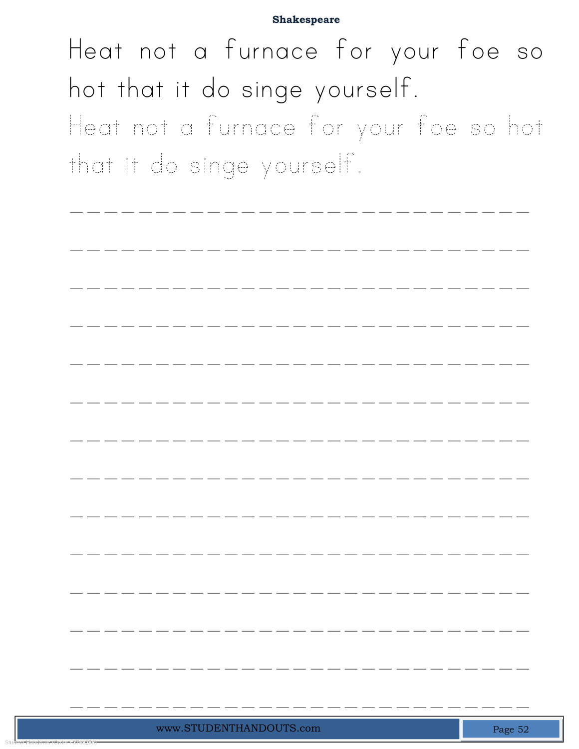**Shakespeare**

Heat not a furnace for your foe so hot that it do singe yourself.

Heat not a furnace for your foe so hot that it do singe yourself.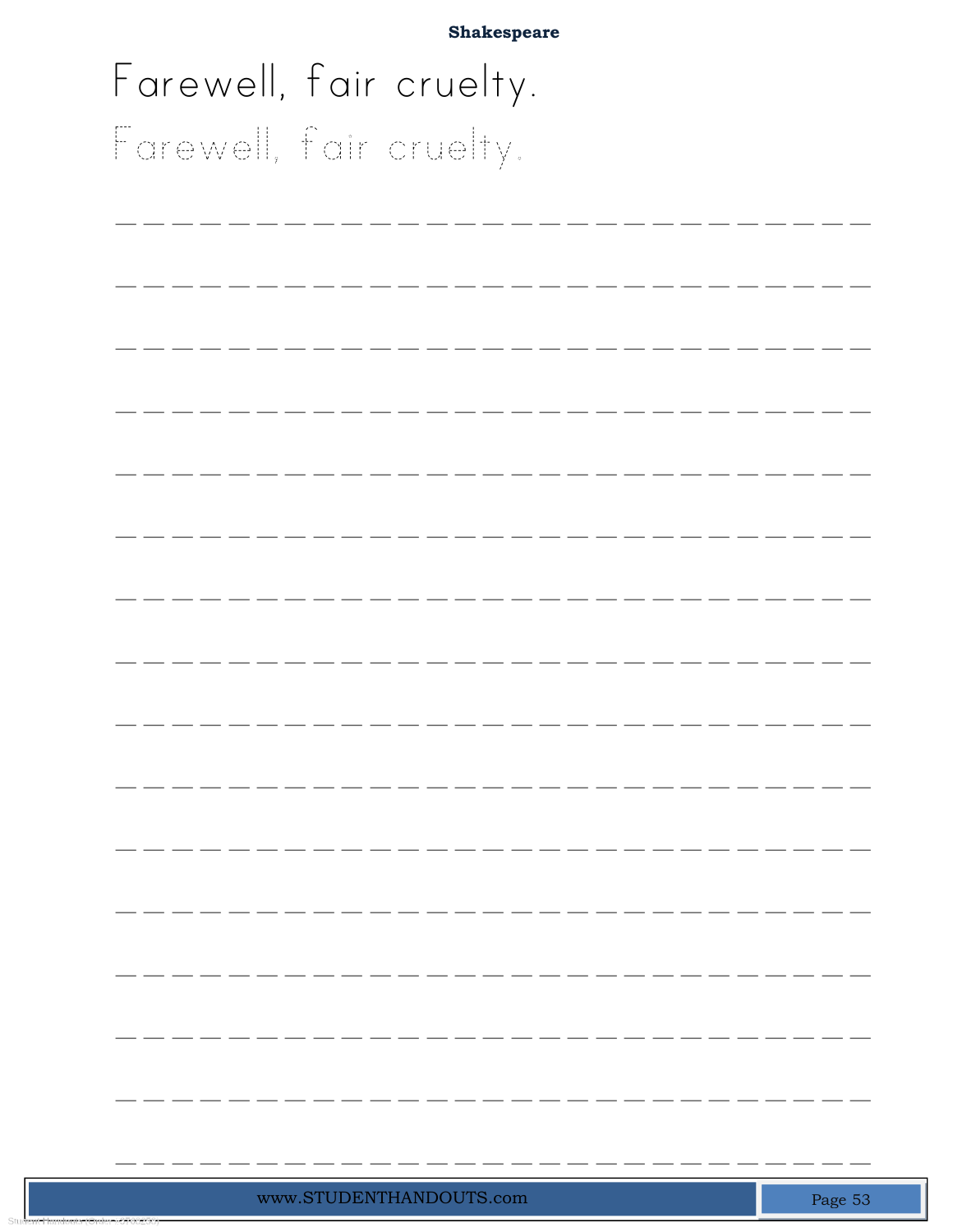**Shakespeare**

Farewell, fair cruelty.

Farewell, fair cruelty.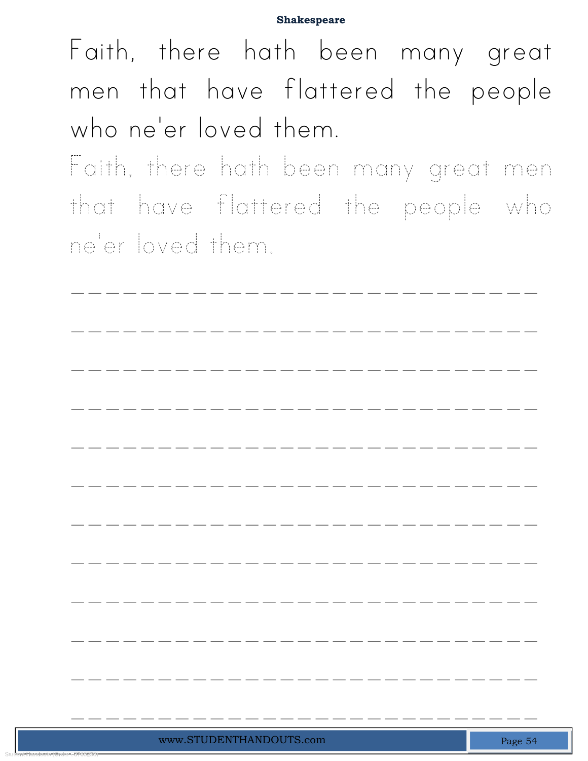Faith, there hath been many great men that have flattered the people who ne'er loved them.

Faith, there hath been many great men that have flattered the people who ne'er loved them.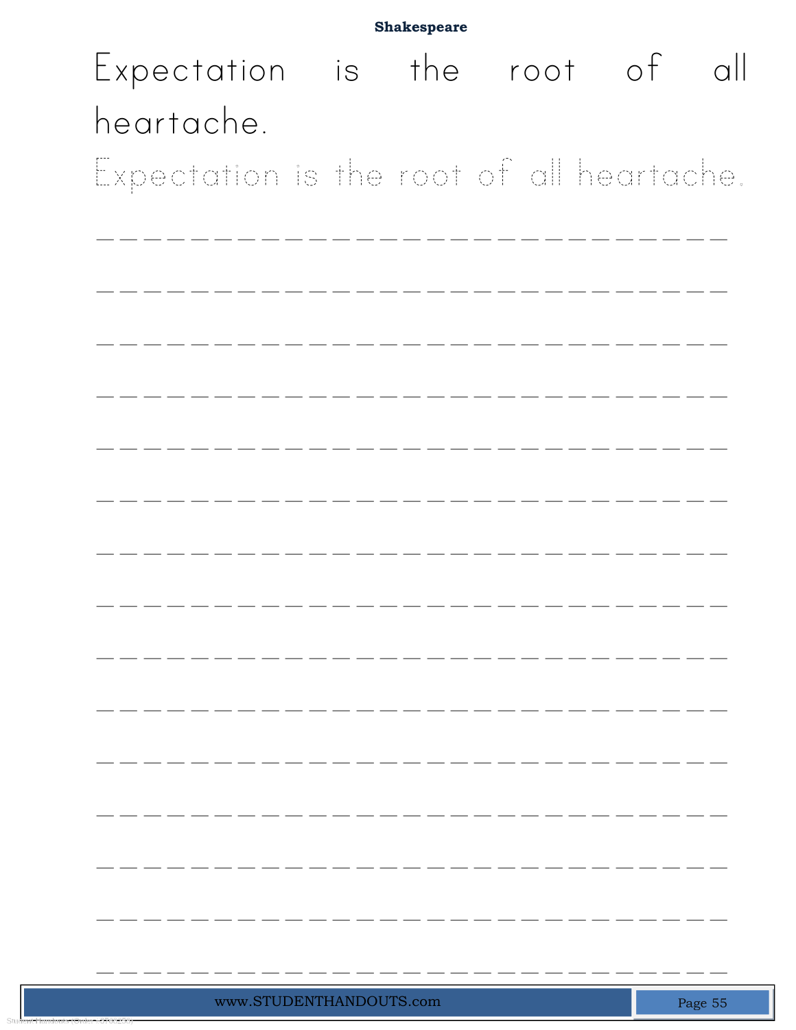**Shakespeare**

Expectation is the root of all heartache.

Expectation is the root of all heartache.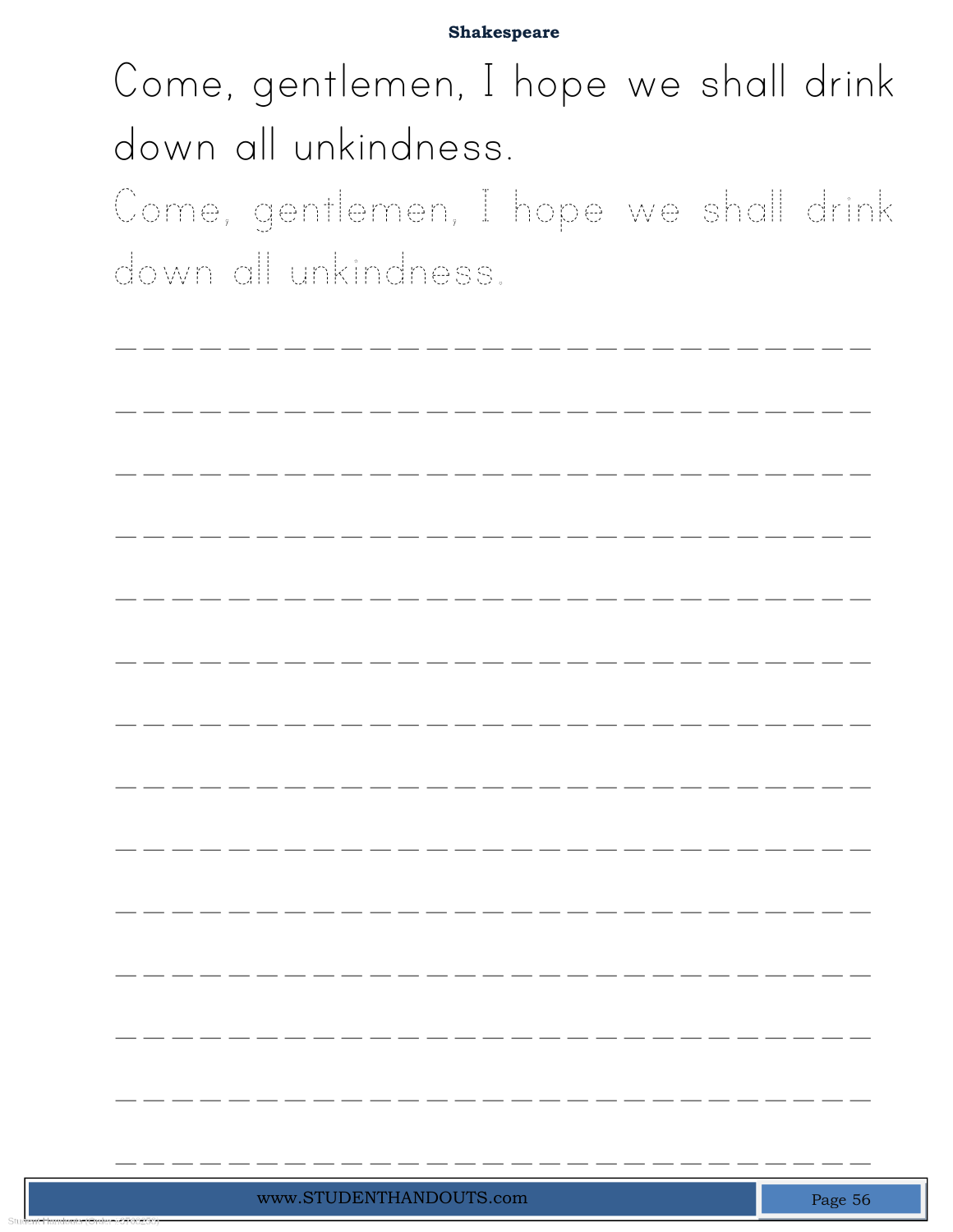Come, gentlemen, I hope we shall drink down all unkindness.

Come, gentlemen, I hope we shall drink down all unkindness.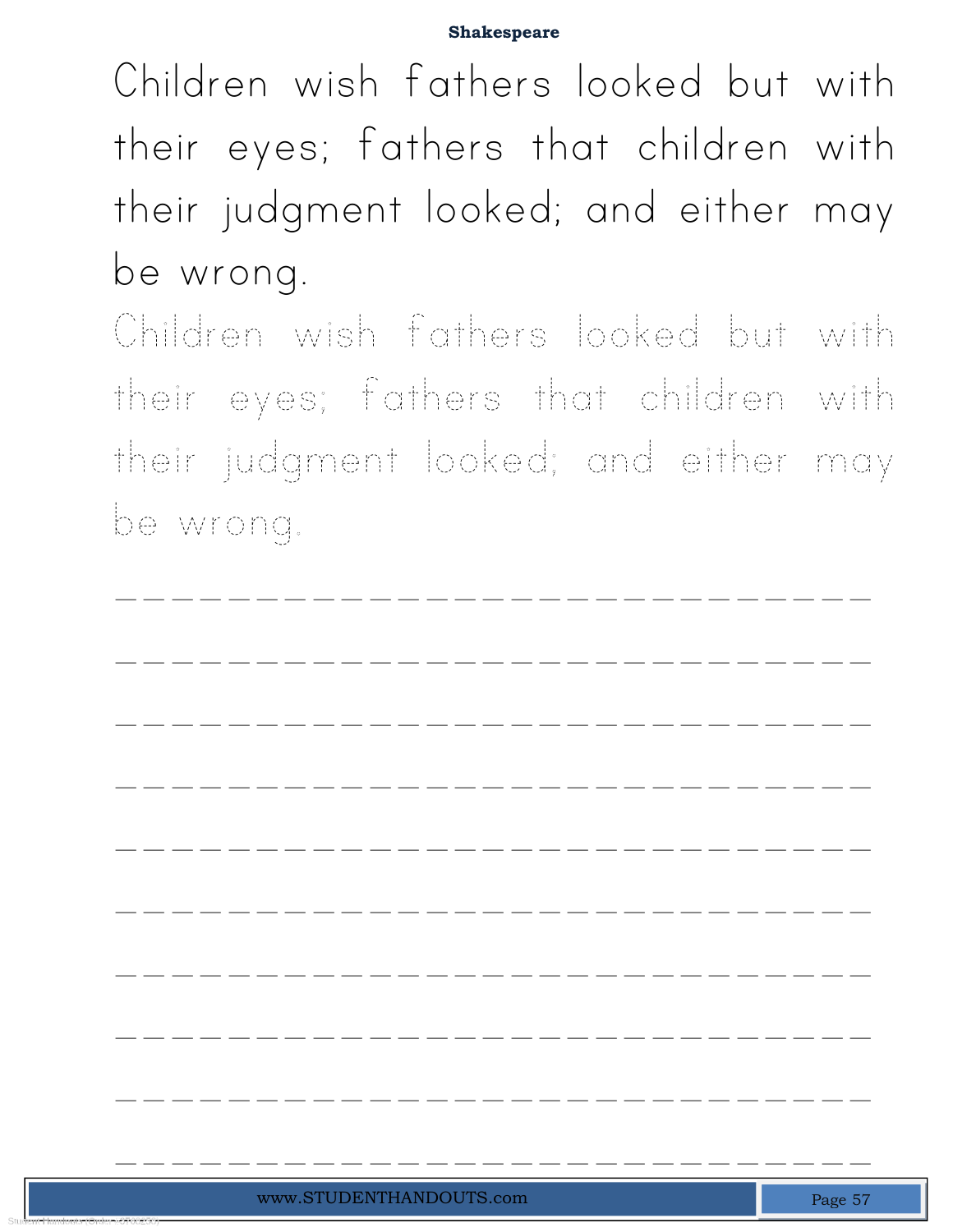Children wish fathers looked but with their eyes; fathers that children with their judgment looked; and either may be wrong.

Children wish fathers looked but with their eyes; fathers that children with their judgment looked; and either may be wrong.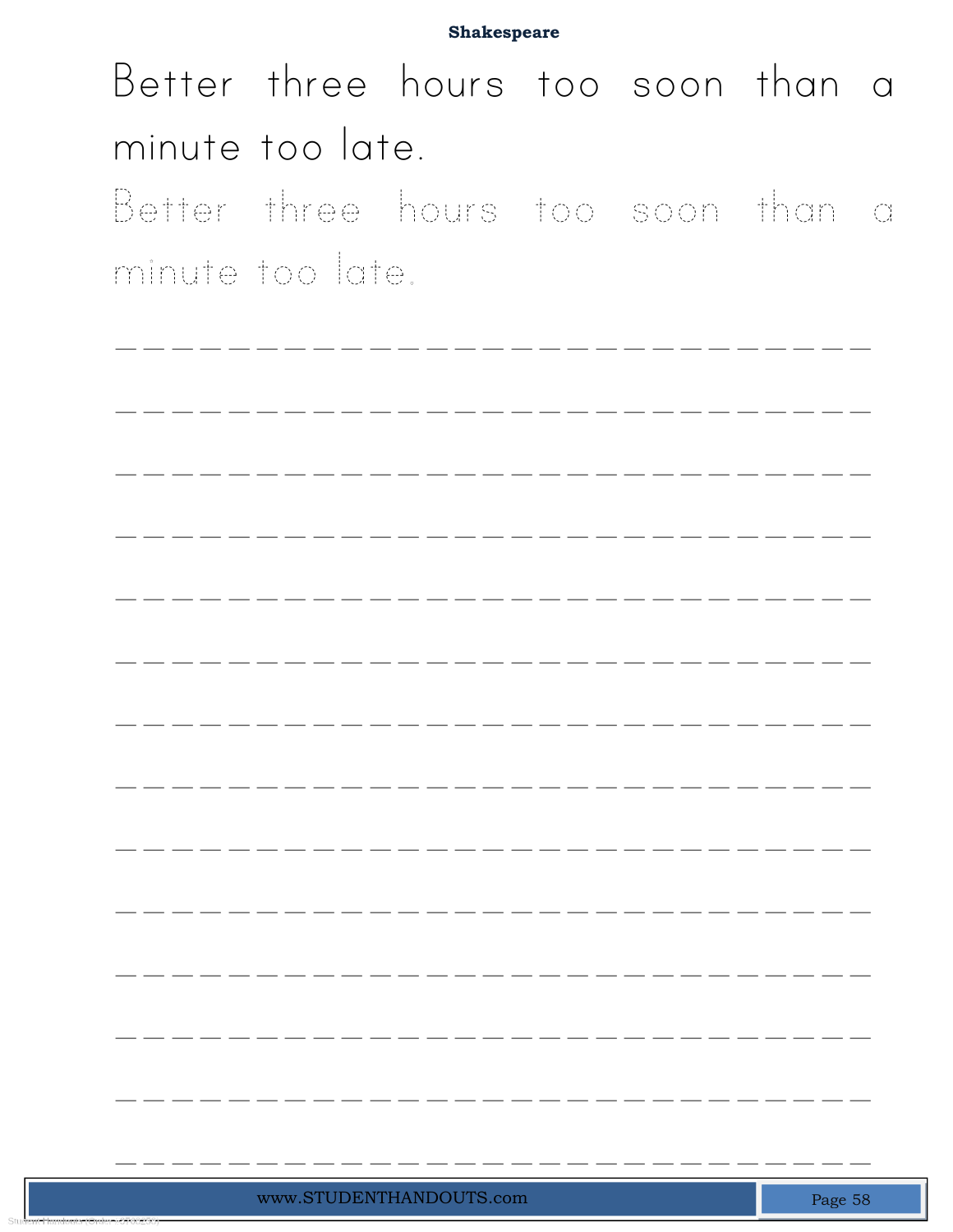**Shakespeare**

Better three hours too soon than a minute too late.

Better three hours too soon than a minute too late.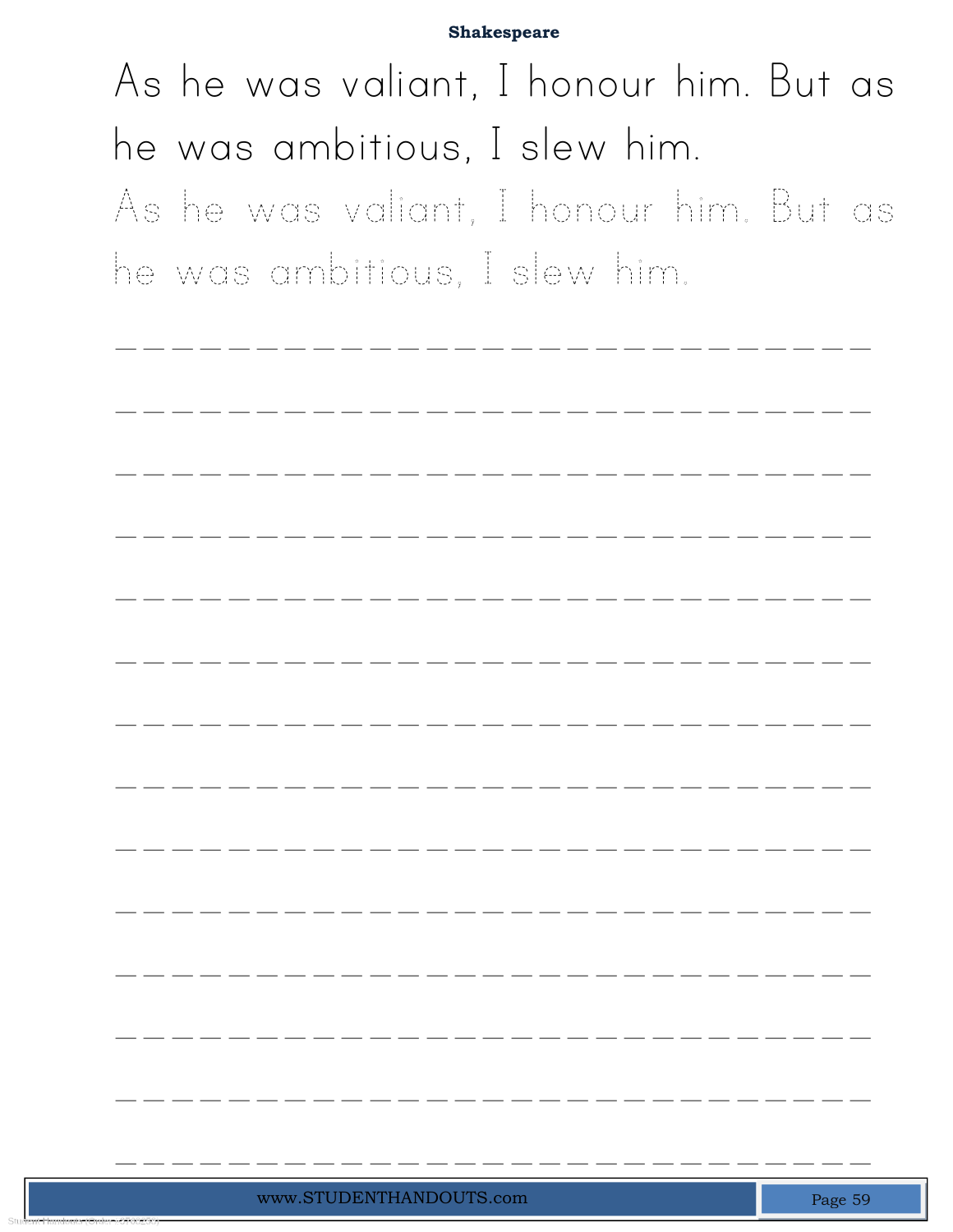As he was valiant, I honour him. But as he was ambitious, I slew him.

As he was valiant, I honour him. But as he was ambitious, I slew him.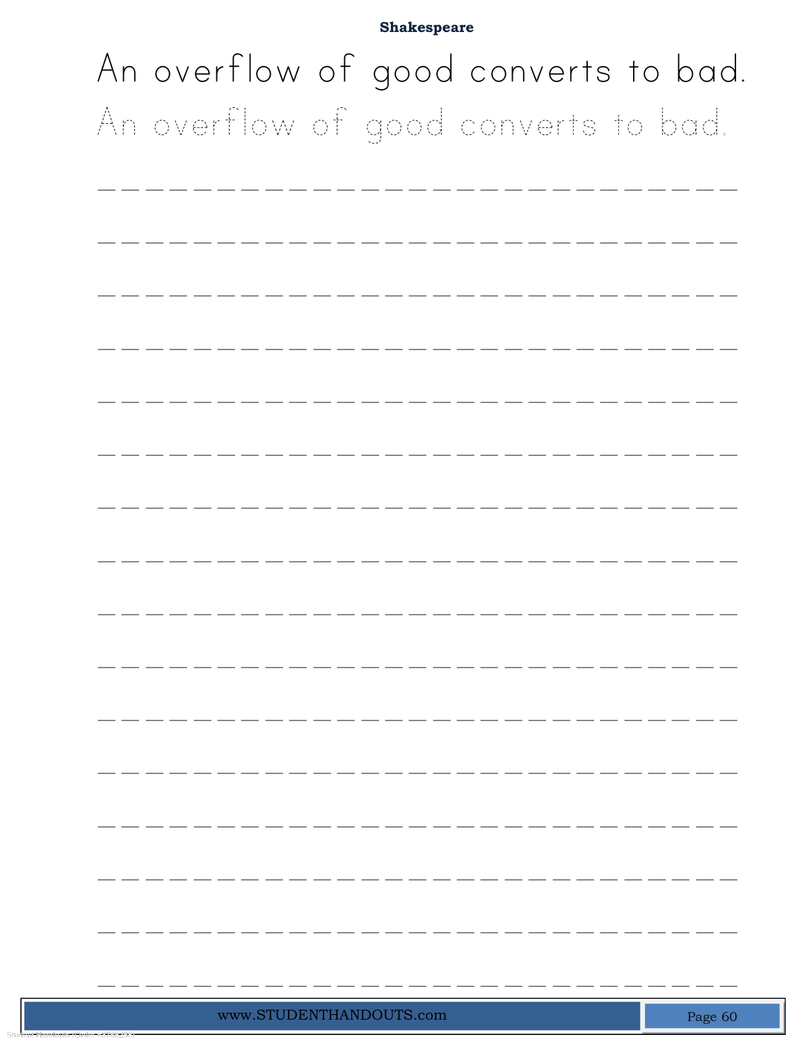**Shakespeare**

An overflow of good converts to bad.

An overflow of good converts to bad.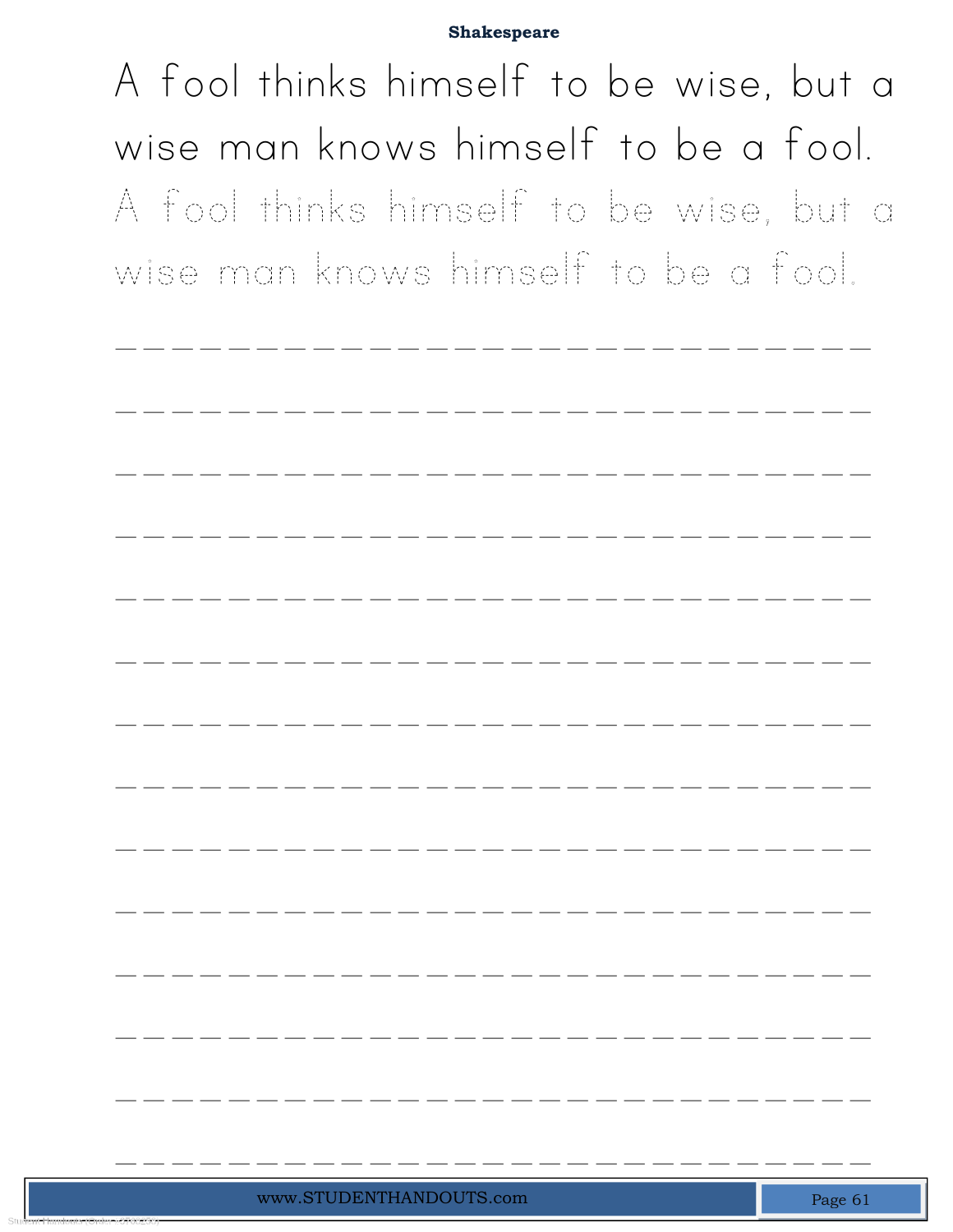# Shakespeare

A fool thinks himself to be wise, but a wise man knows himself to be a fool.

A fool thinks himself to be wise, but a wise man knows himself to be a fool.

_______________________________________________

_______________________________________________

_______________________________________________

_______________________________________________

_______________________________________________

_______________________________________________

_______________________________________________

_______________________________________________

_______________________________________________

_______________________________________________

_______________________________________________

_______________________________________________

_______________________________________________

_______________________________________________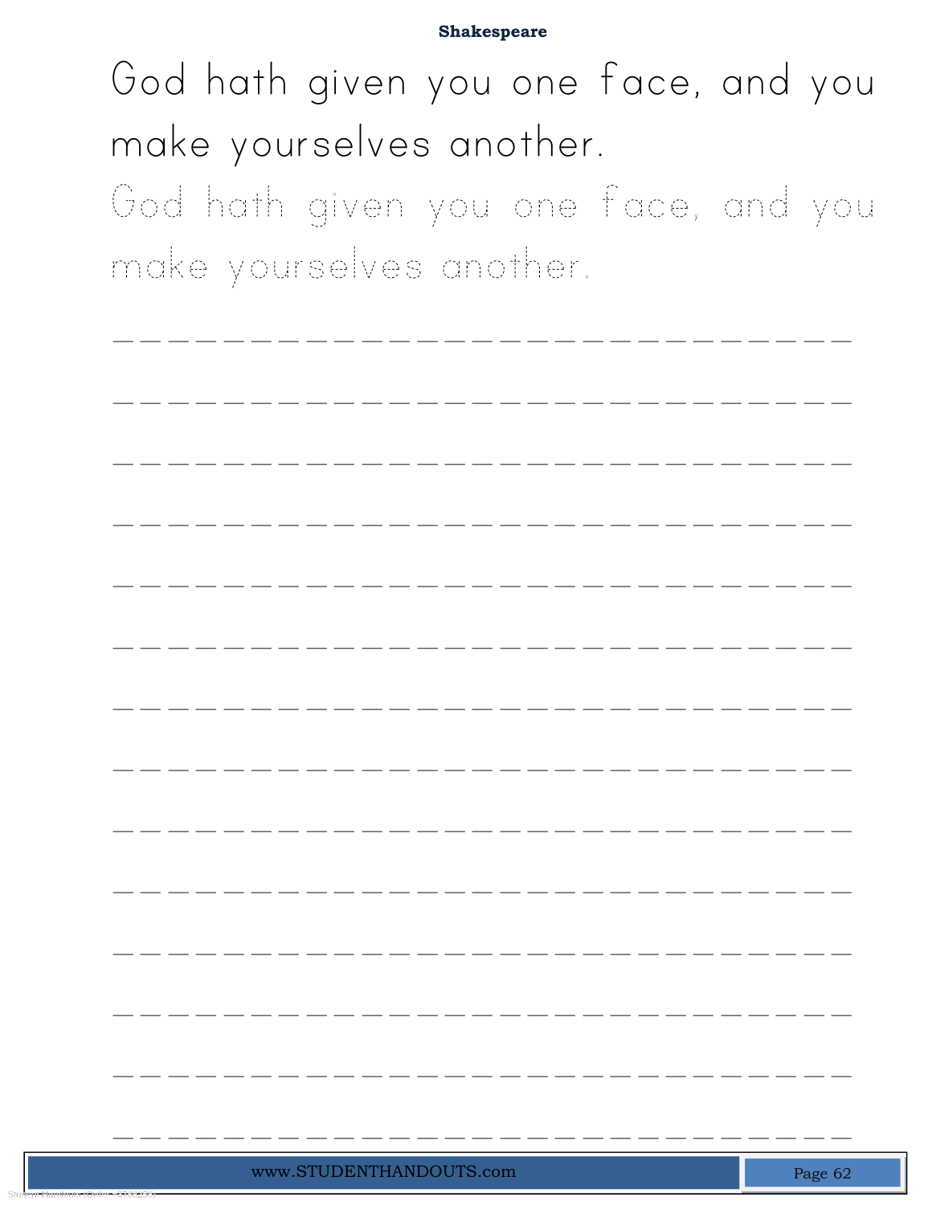Shakespeare

God hath given you one face, and you make yourselves another.

God hath given you one face, and you make yourselves another.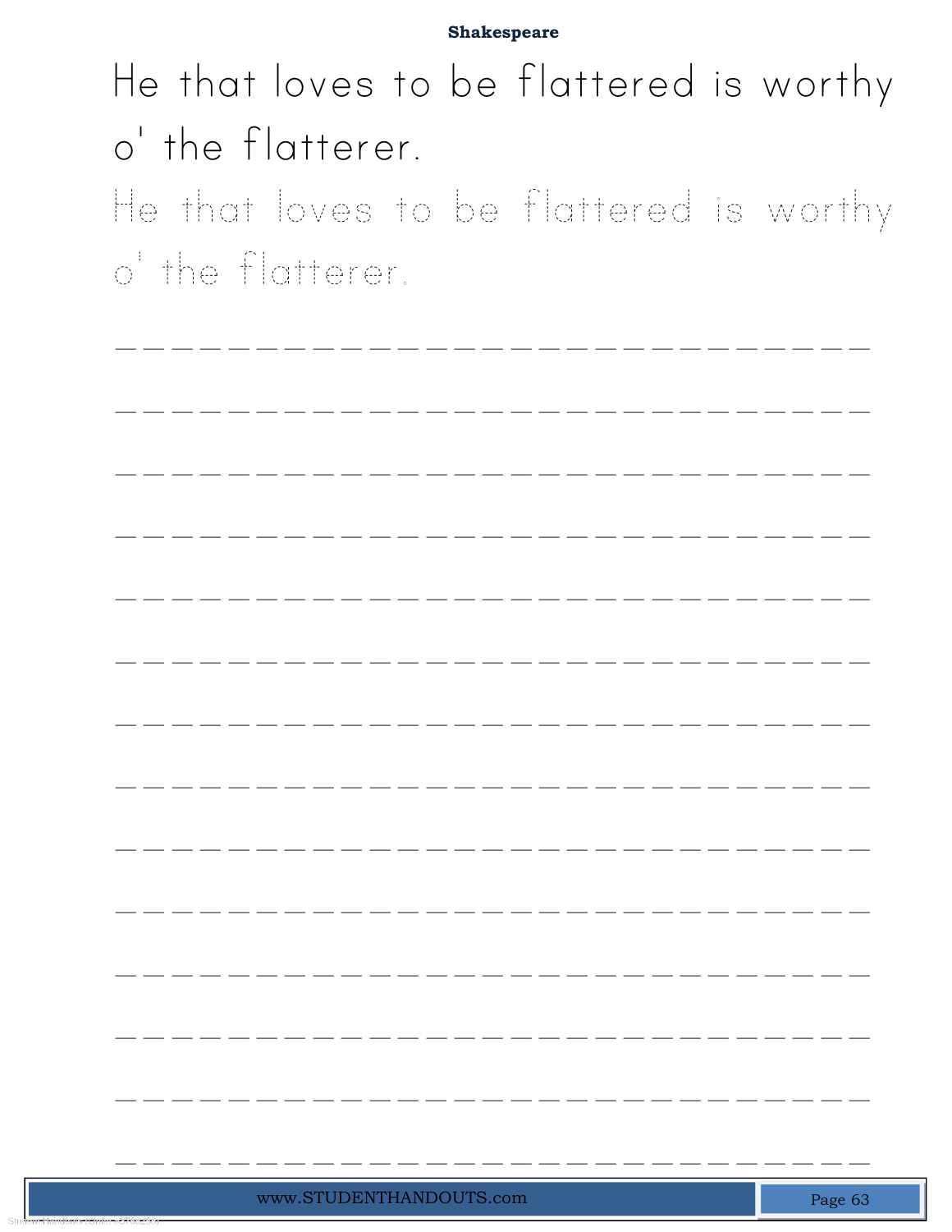**Shakespeare**

He that loves to be flattered is worthy o' the flatterer.

He that loves to be flattered is worthy o' the flatterer.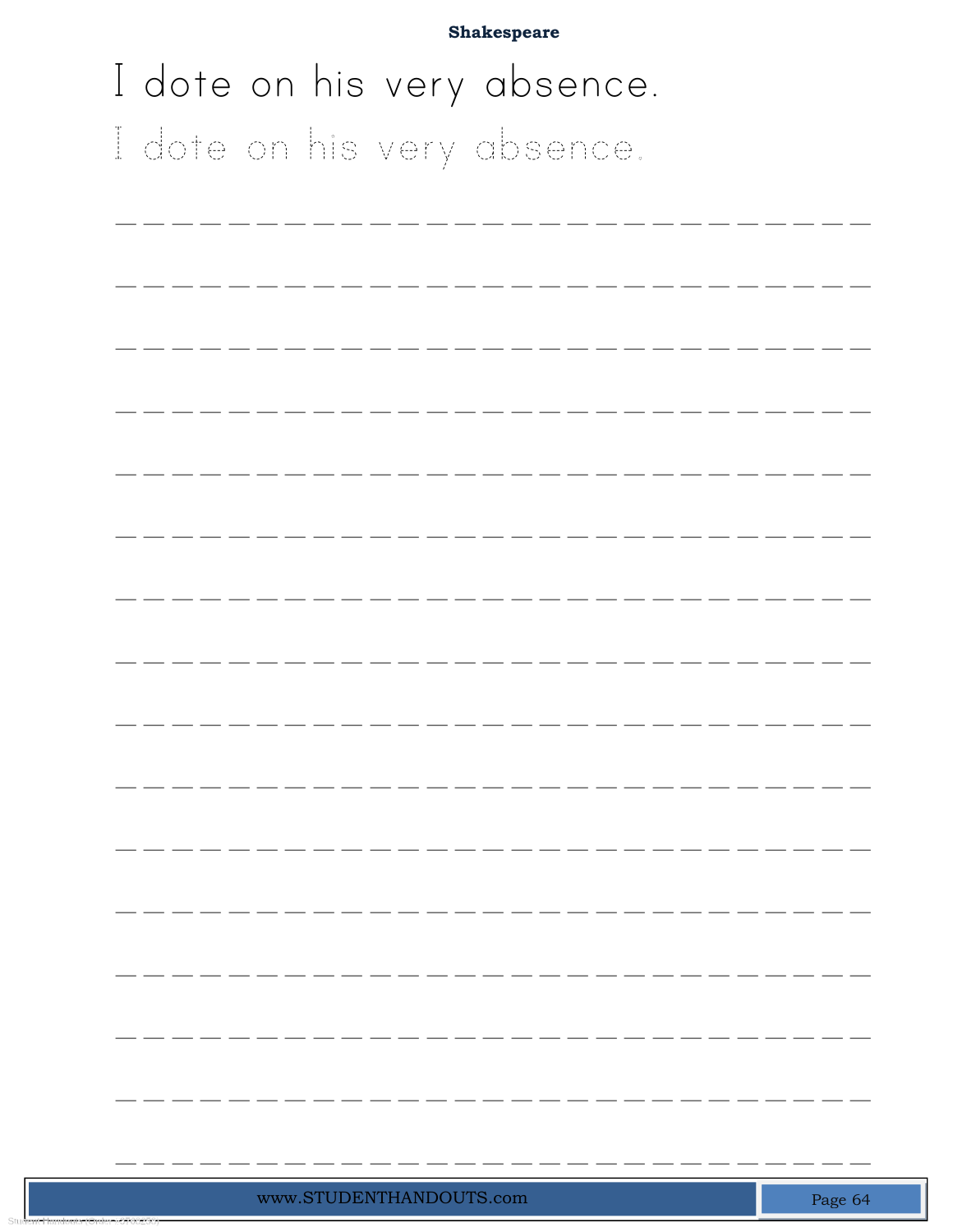**Shakespeare**

I dote on his very absence.

I dote on his very absence.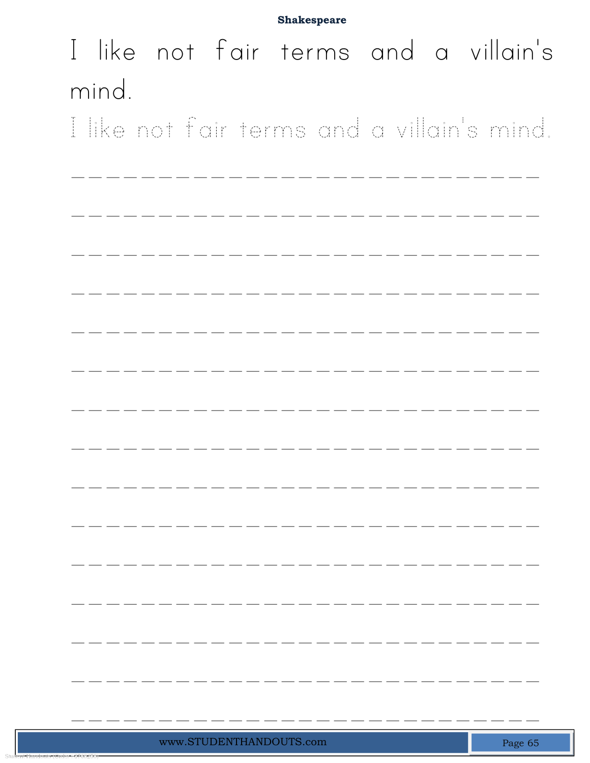I like not fair terms and a villain's mind.

I like not fair terms and a villain's mind.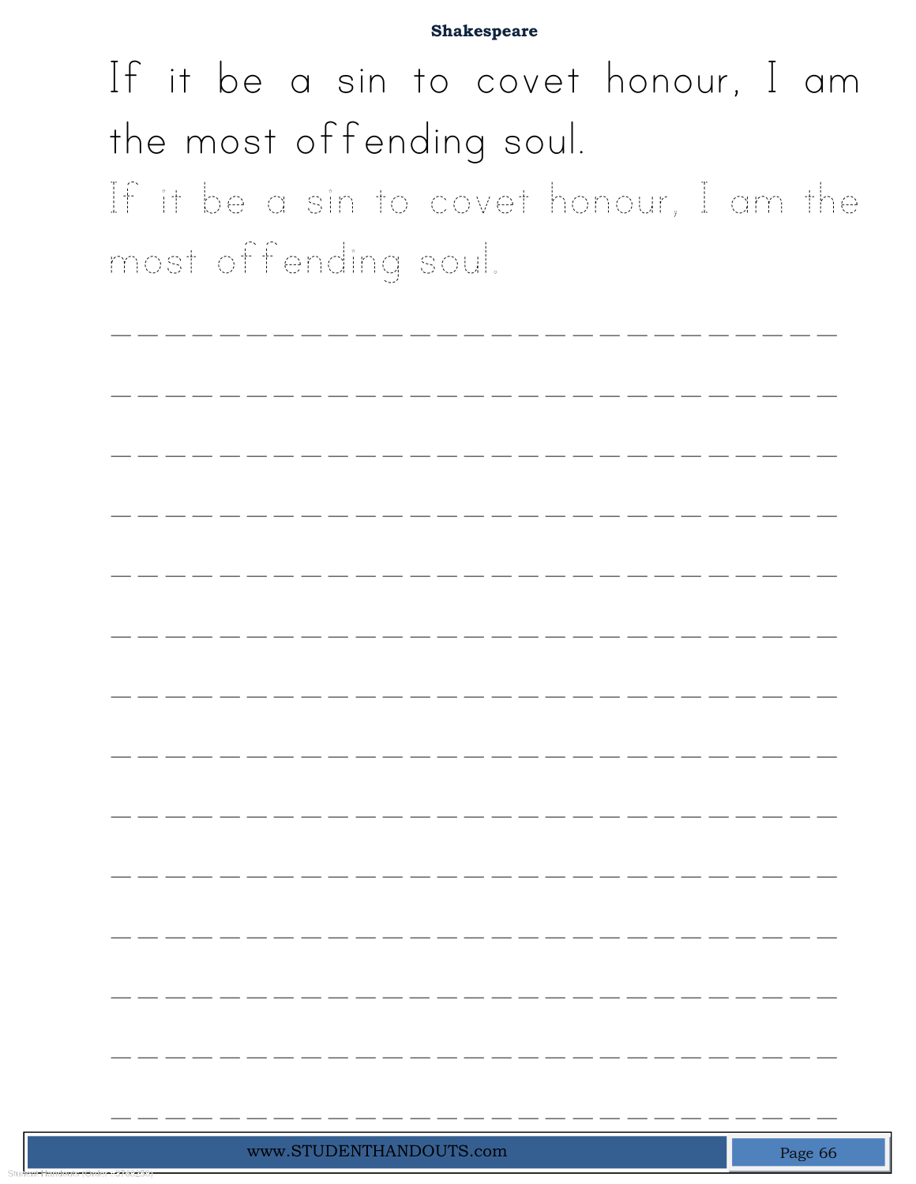**Shakespeare**

If it be a sin to covet honour, I am the most offending soul.

If it be a sin to covet honour, I am the most offending soul.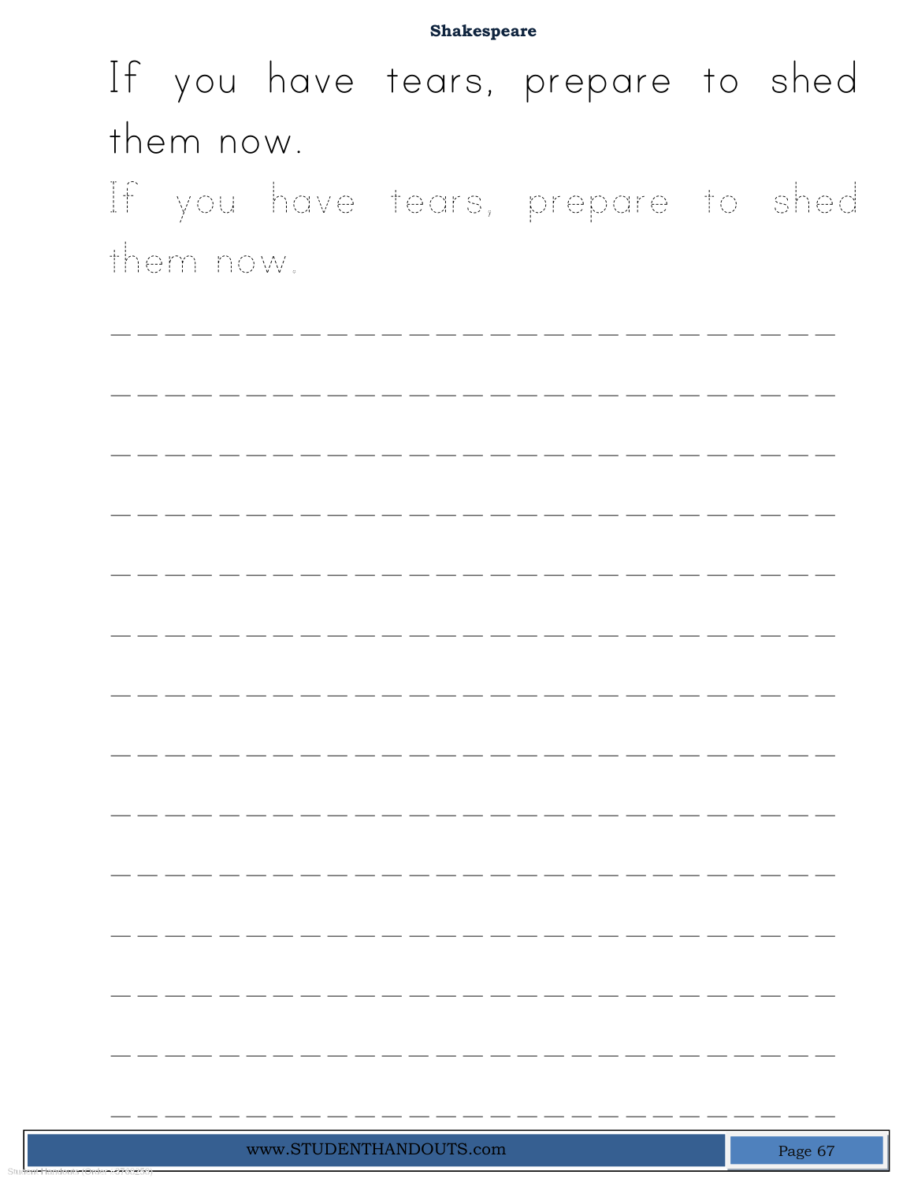If you have tears, prepare to shed them now.

If you have tears, prepare to shed them now.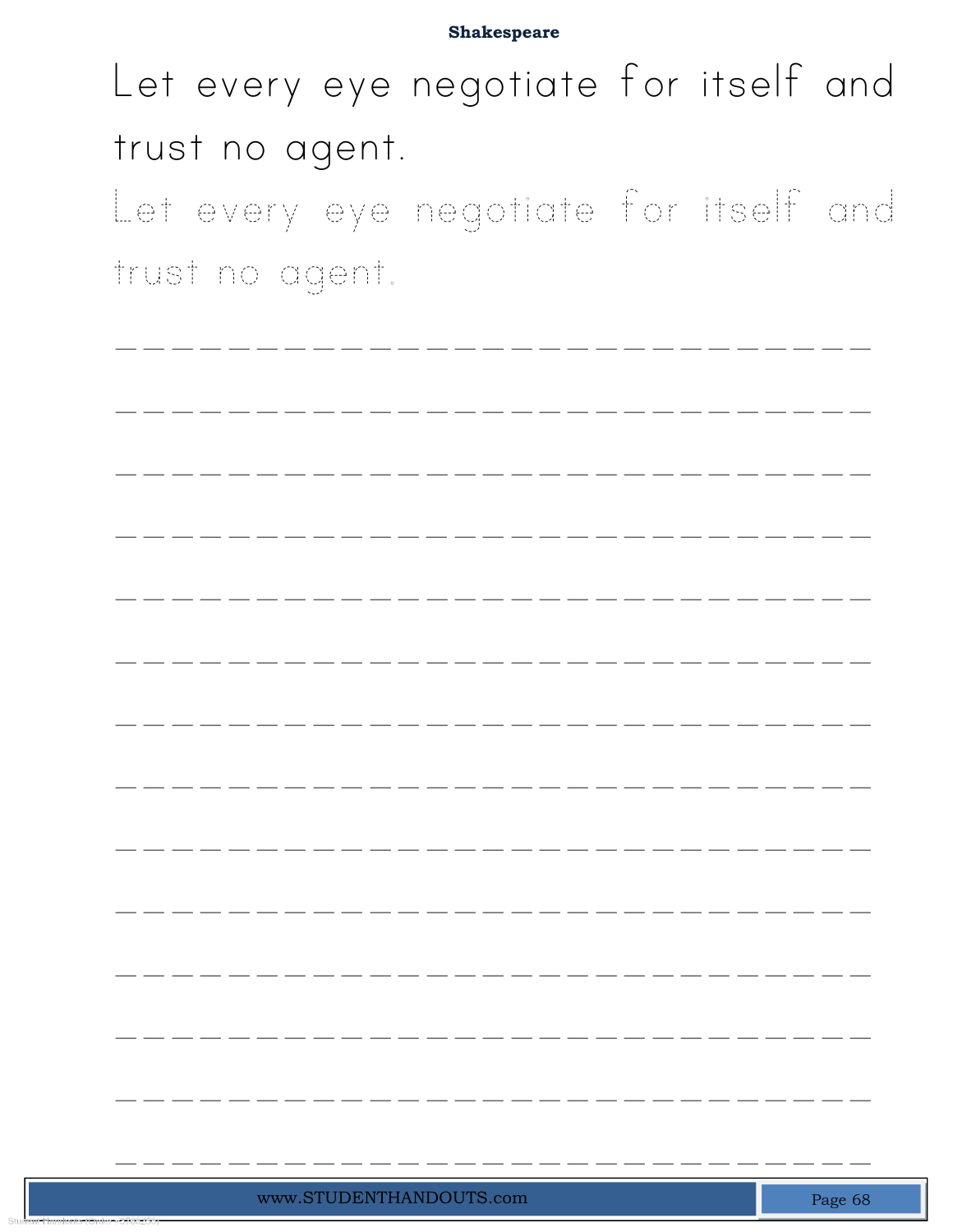**Shakespeare**

Let every eye negotiate for itself and trust no agent.

Let every eye negotiate for itself and trust no agent.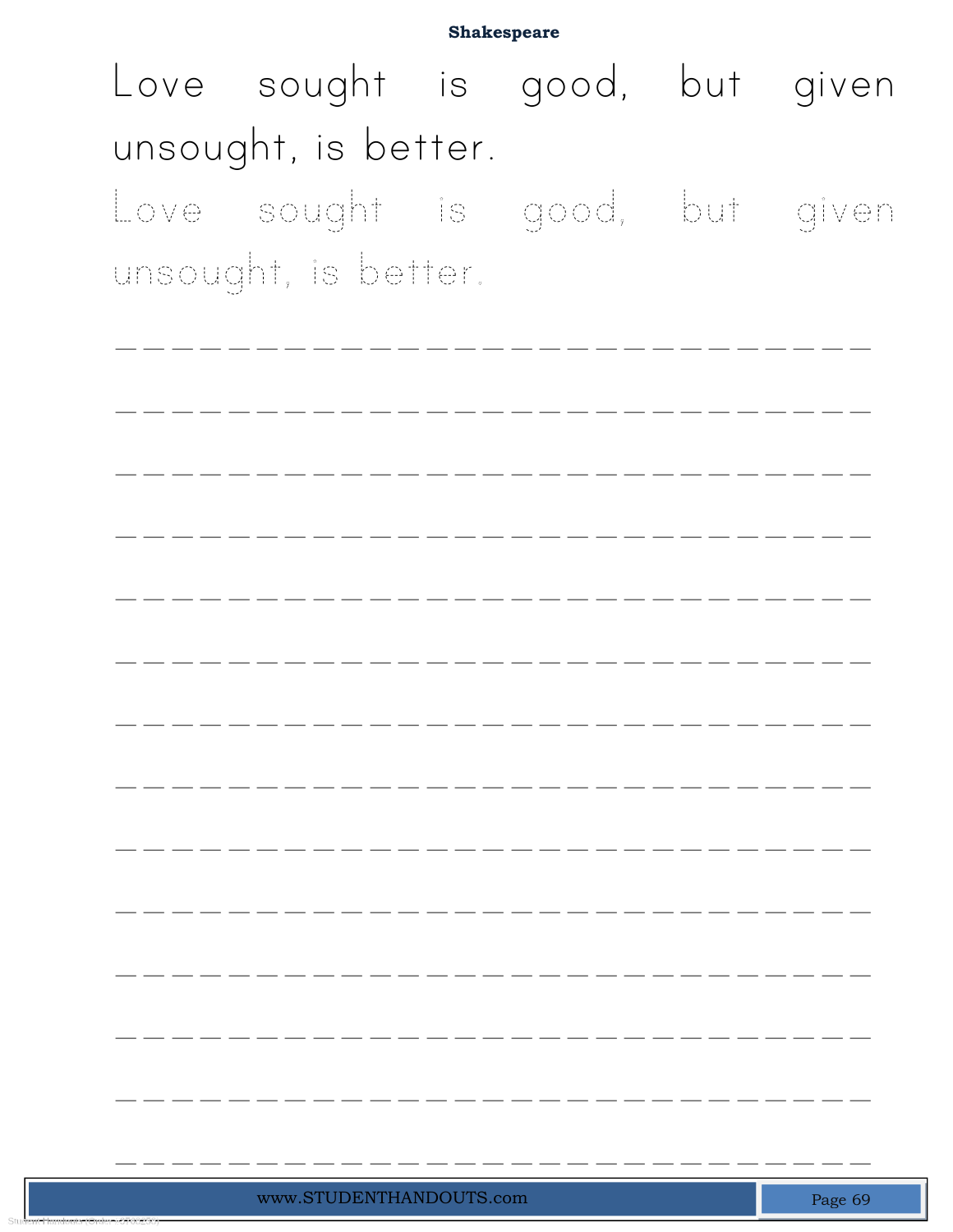# Shakespeare

Love sought is good, but given unsought, is better.

Love sought is good, but given unsought, is better.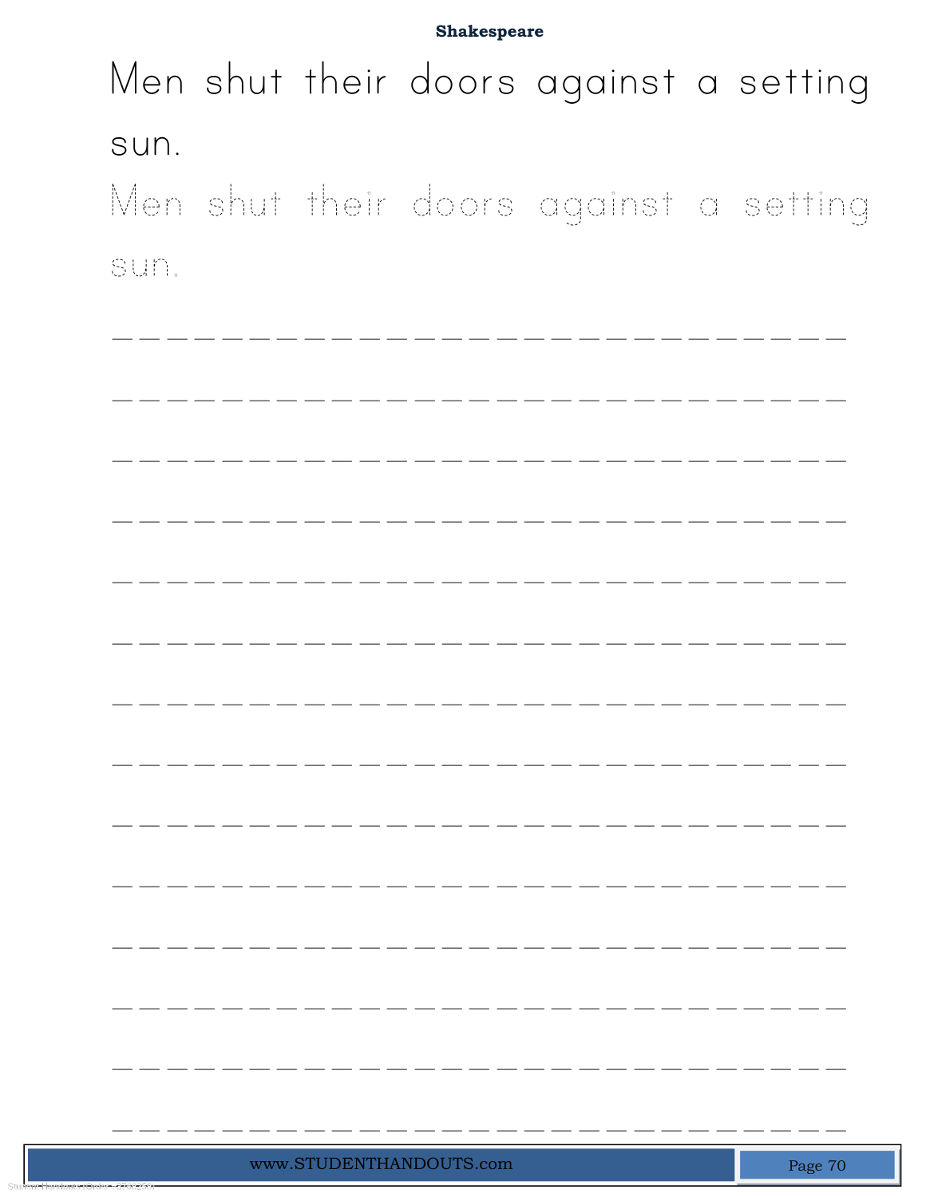Men shut their doors against a setting sun.

Men shut their doors against a setting sun.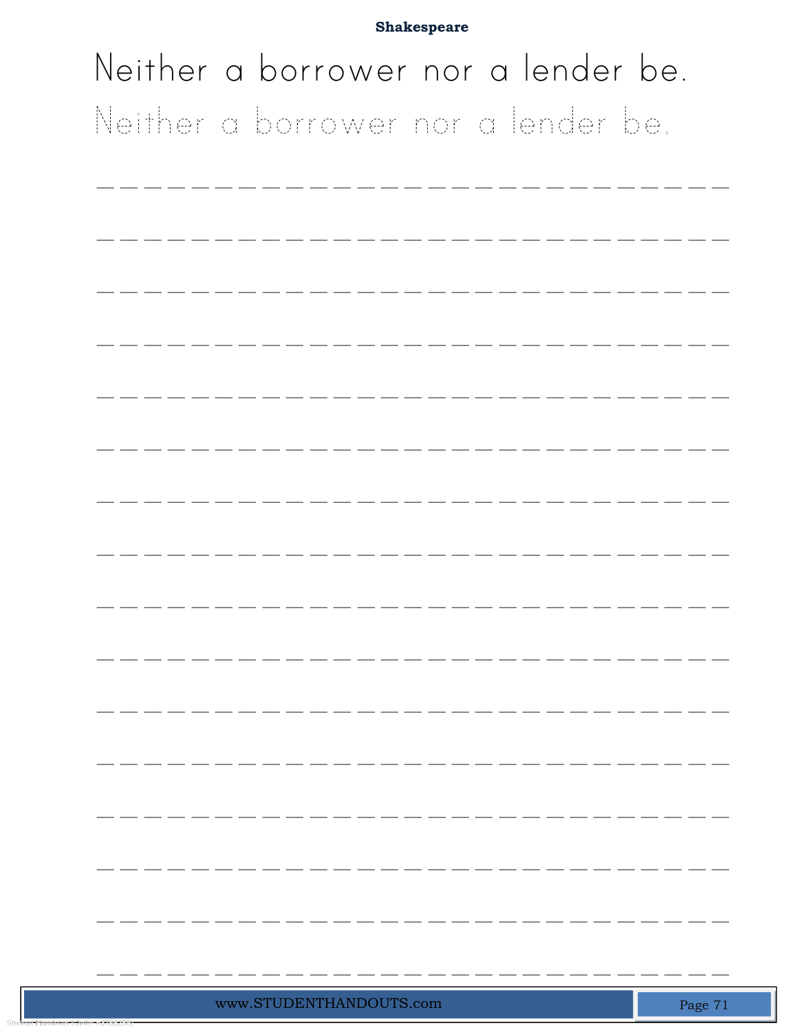**Shakespeare**

Neither a borrower nor a lender be.

Neither a borrower nor a lender be.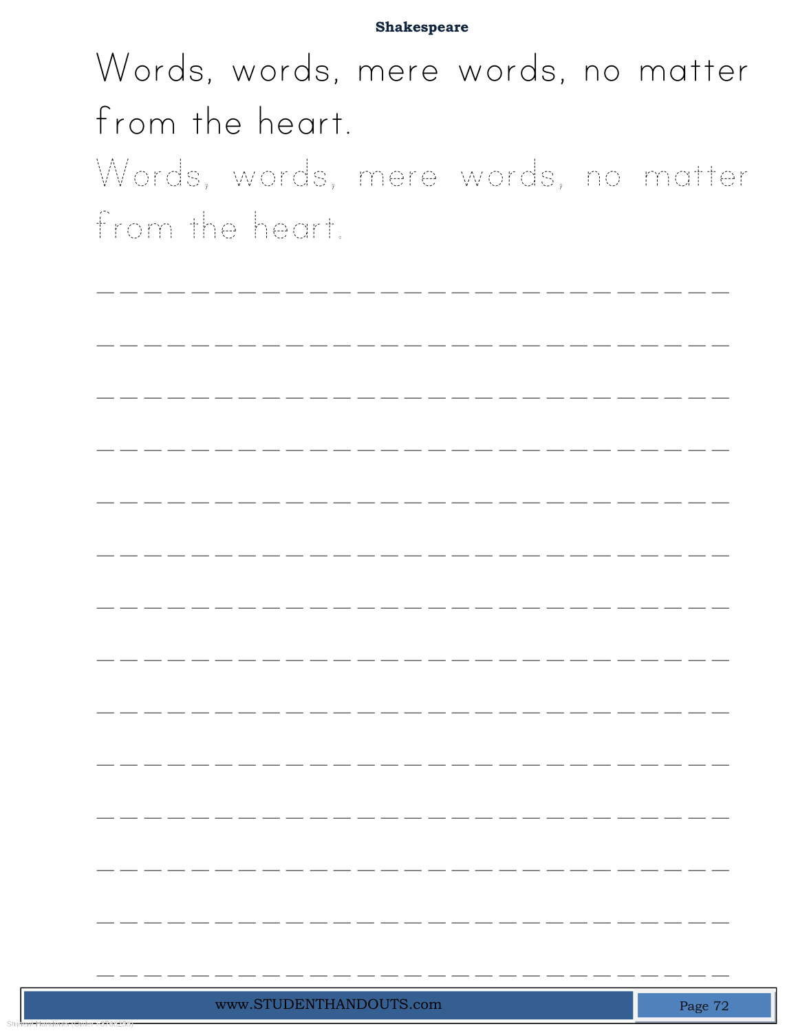Words, words, mere words, no matter from the heart.

Words, words, mere words, no matter from the heart.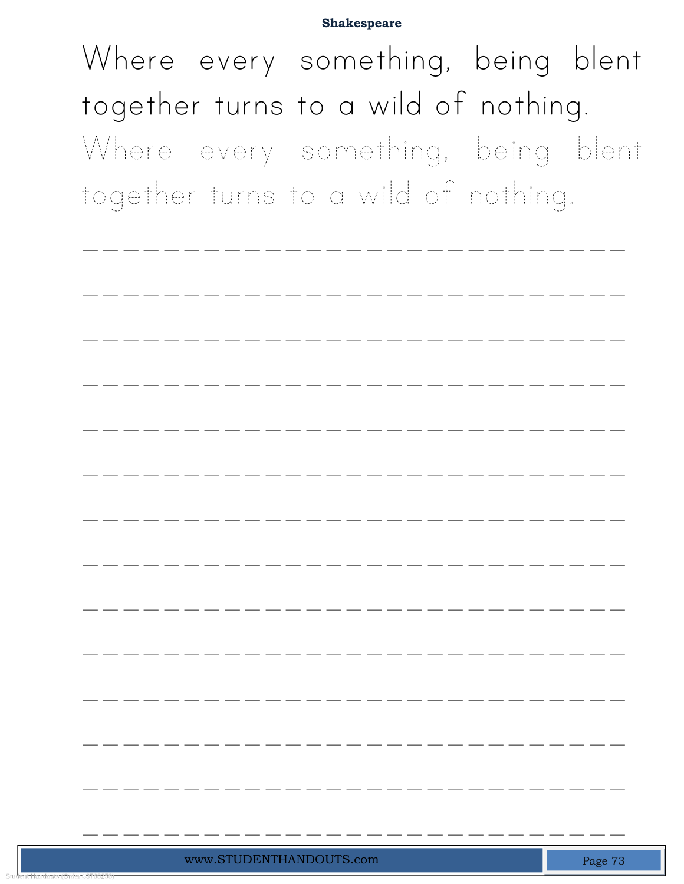**Shakespeare**

Where every something, being blent together turns to a wild of nothing.

Where every something, being blent together turns to a wild of nothing.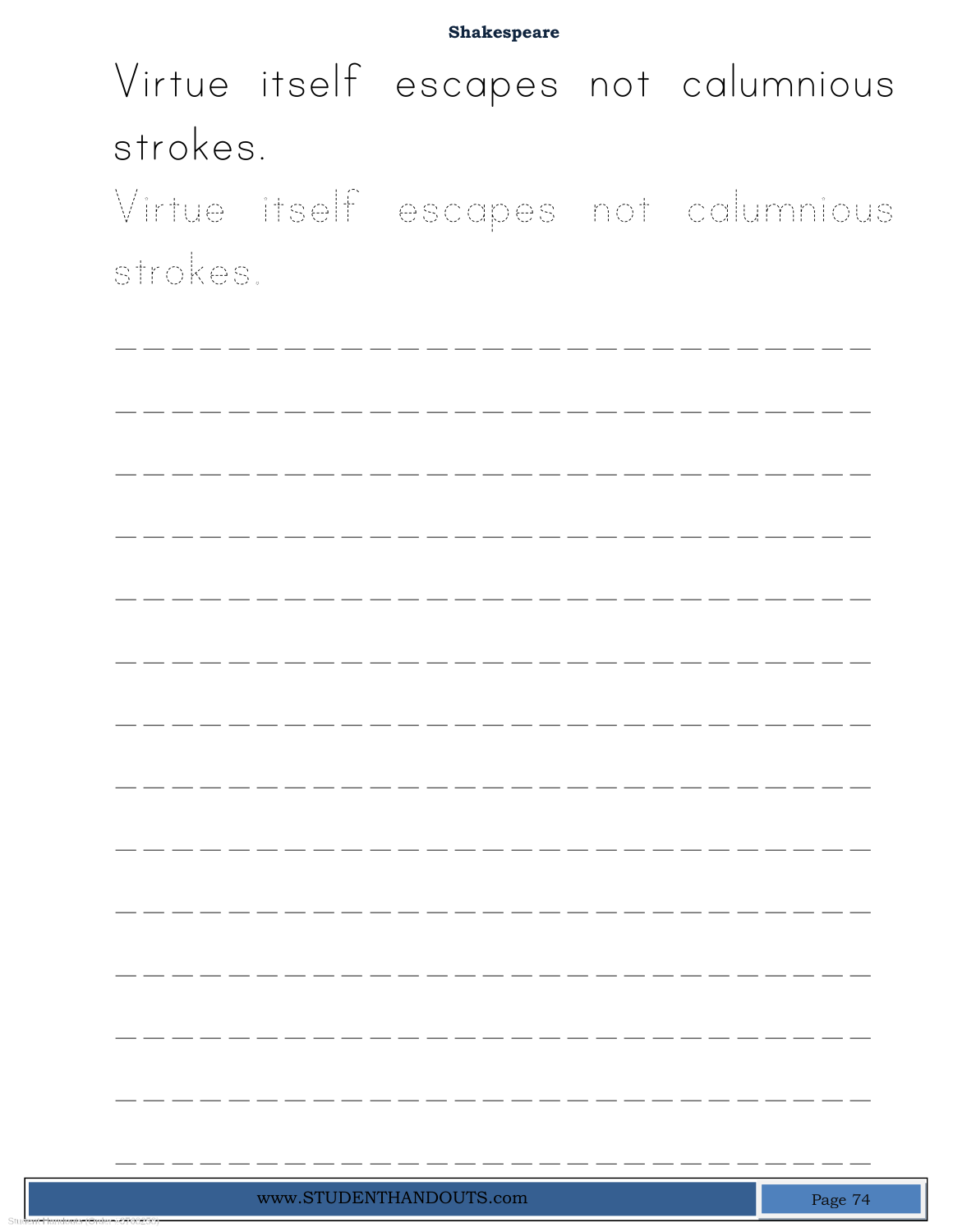**Shakespeare**

Virtue itself escapes not calumnious strokes.

Virtue itself escapes not calumnious strokes.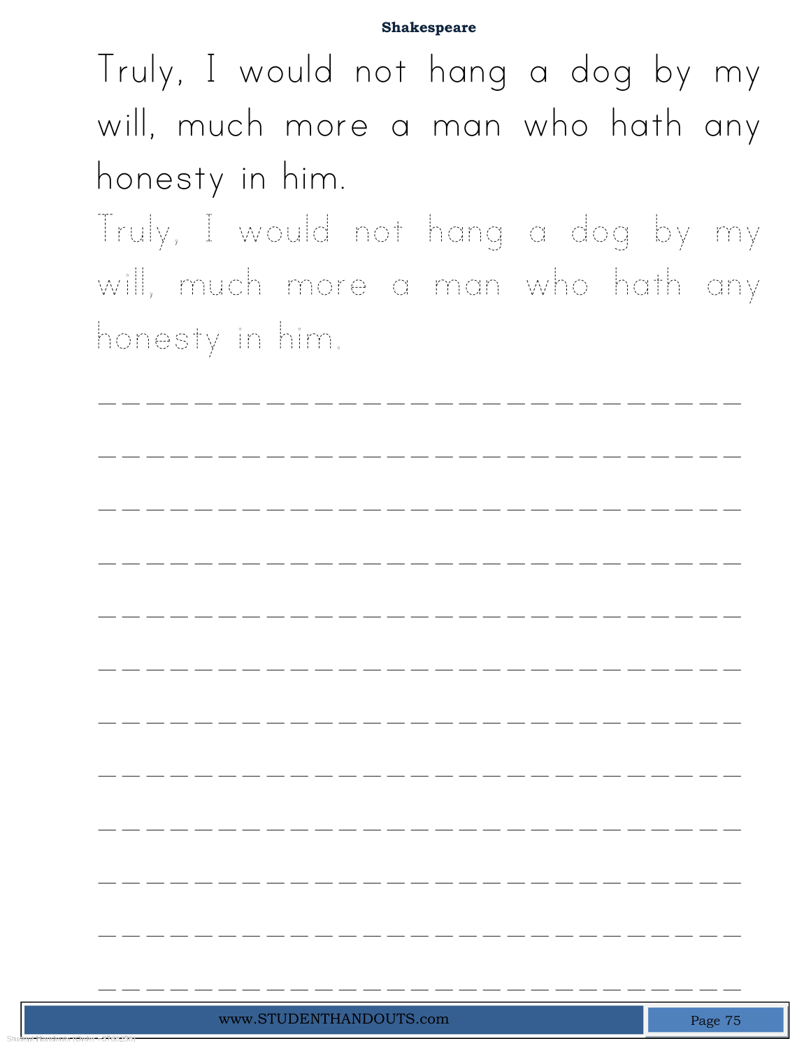Truly, I would not hang a dog by my will, much more a man who hath any honesty in him.

Truly, I would not hang a dog by my will, much more a man who hath any honesty in him.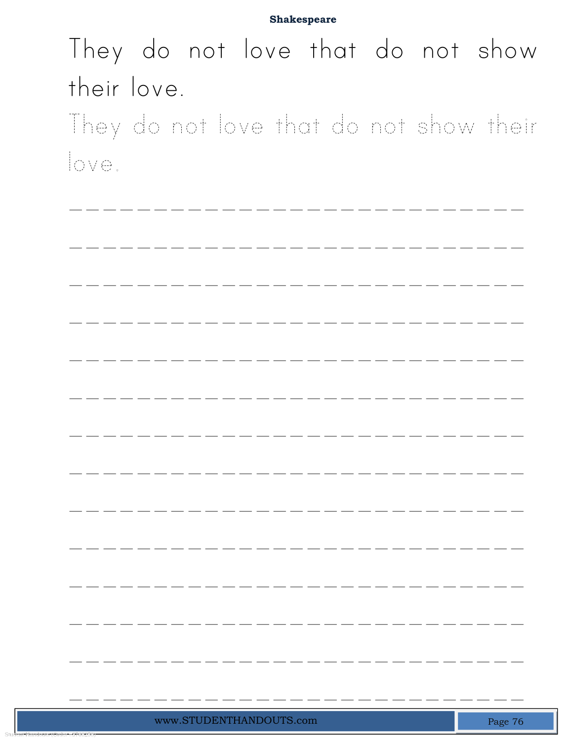**Shakespeare**

They do not love that do not show their love.

They do not love that do not show their love.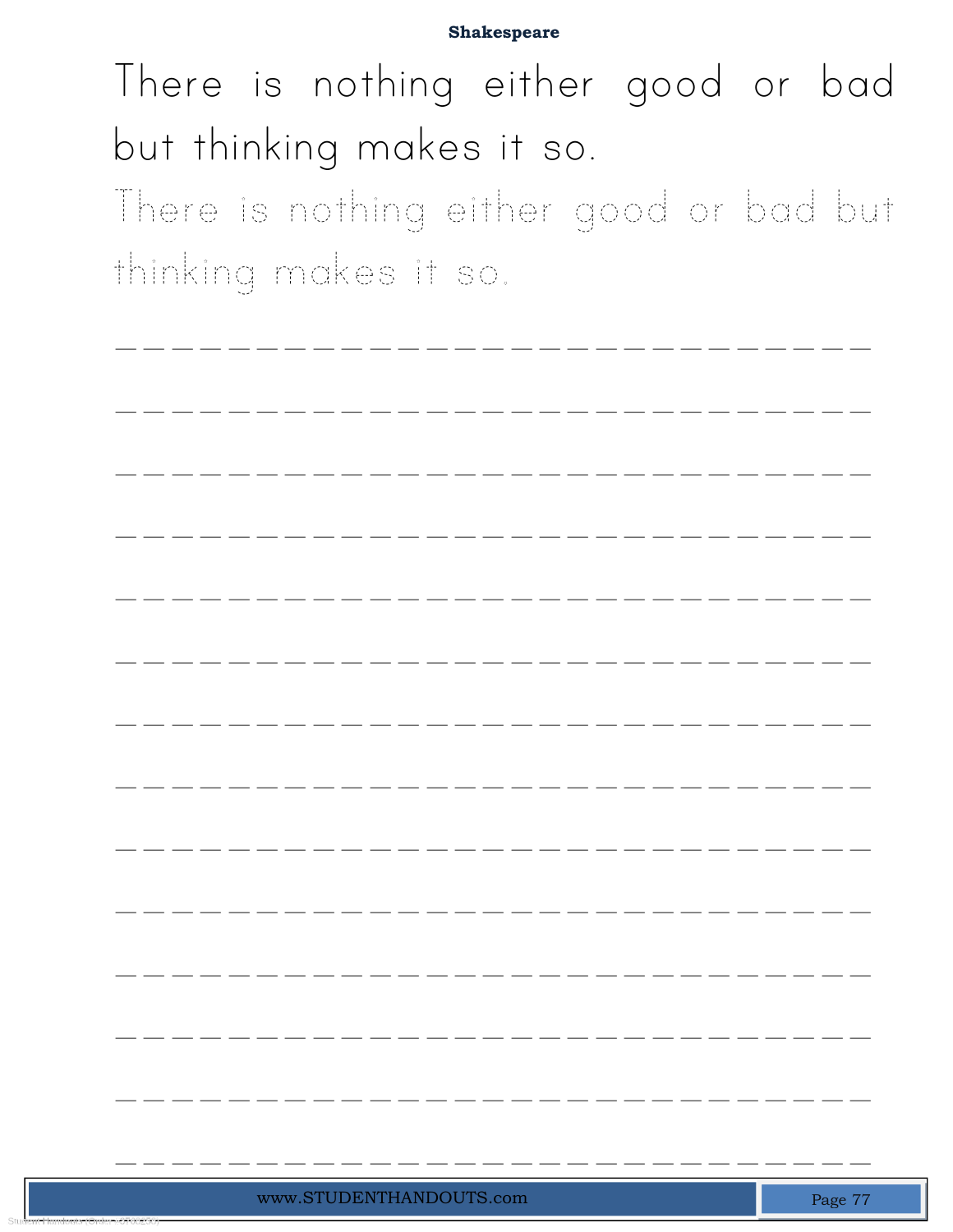**Shakespeare**

There is nothing either good or bad but thinking makes it so.

There is nothing either good or bad but thinking makes it so.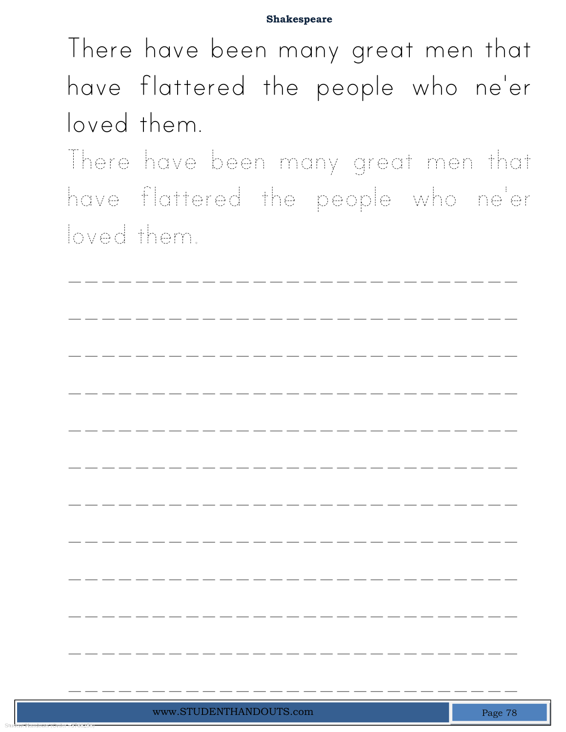## Shakespeare

There have been many great men that have flattered the people who ne'er loved them.

There have been many great men that have flattered the people who ne'er loved them.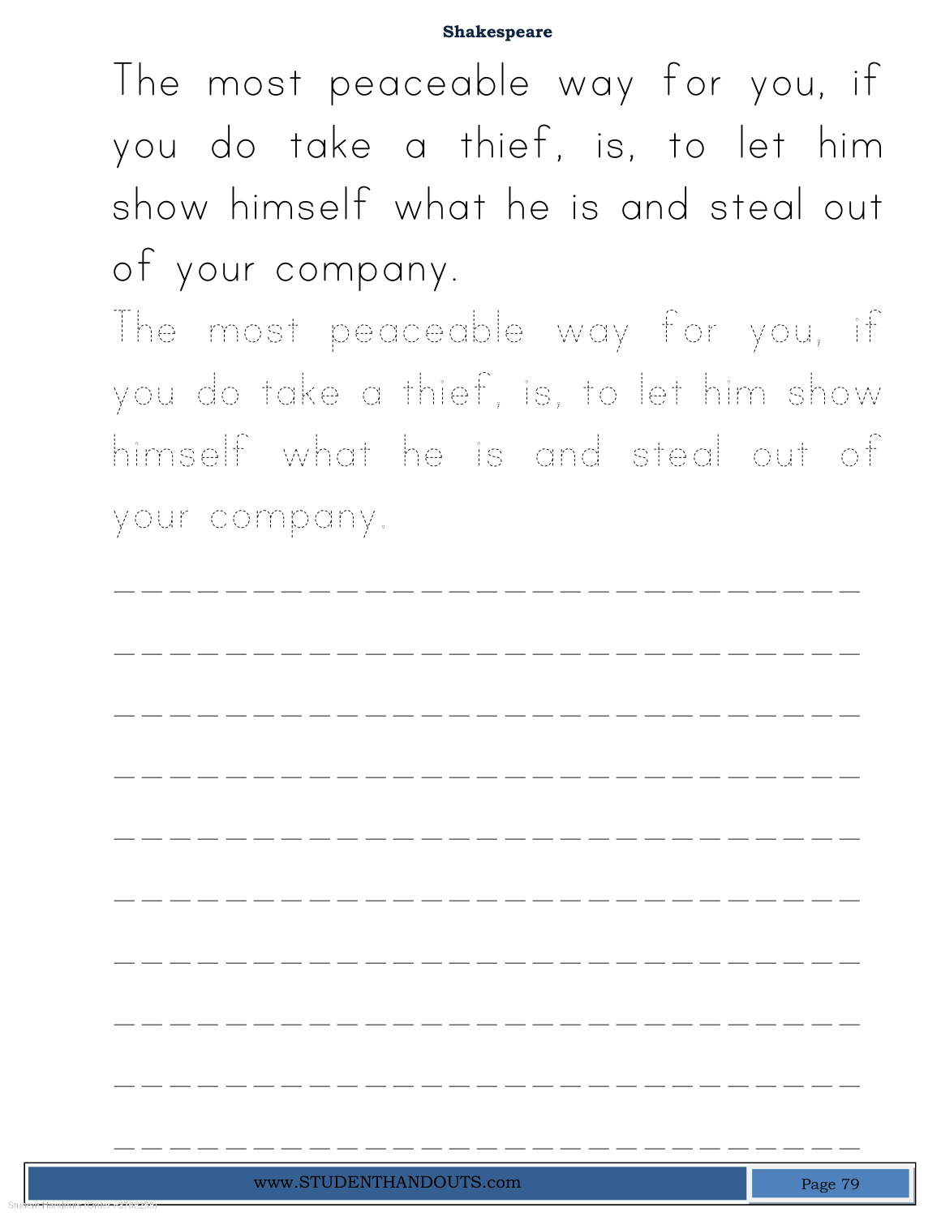The most peaceable way for you, if you do take a thief, is, to let him show himself what he is and steal out of your company.

The most peaceable way for you, if you do take a thief, is, to let him show himself what he is and steal out of your company.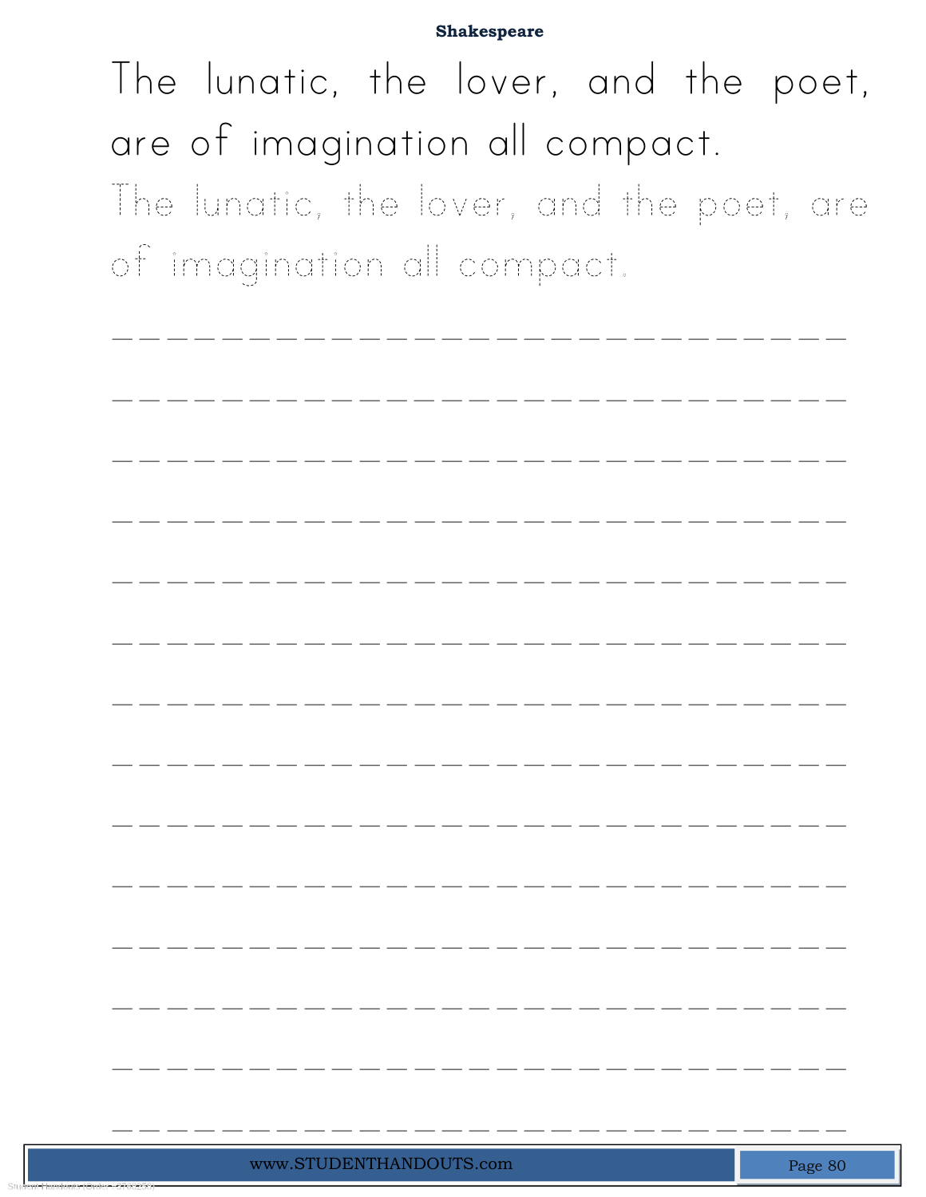# Shakespeare

The lunatic, the lover, and the poet, are of imagination all compact.

The lunatic, the lover, and the poet, are of imagination all compact.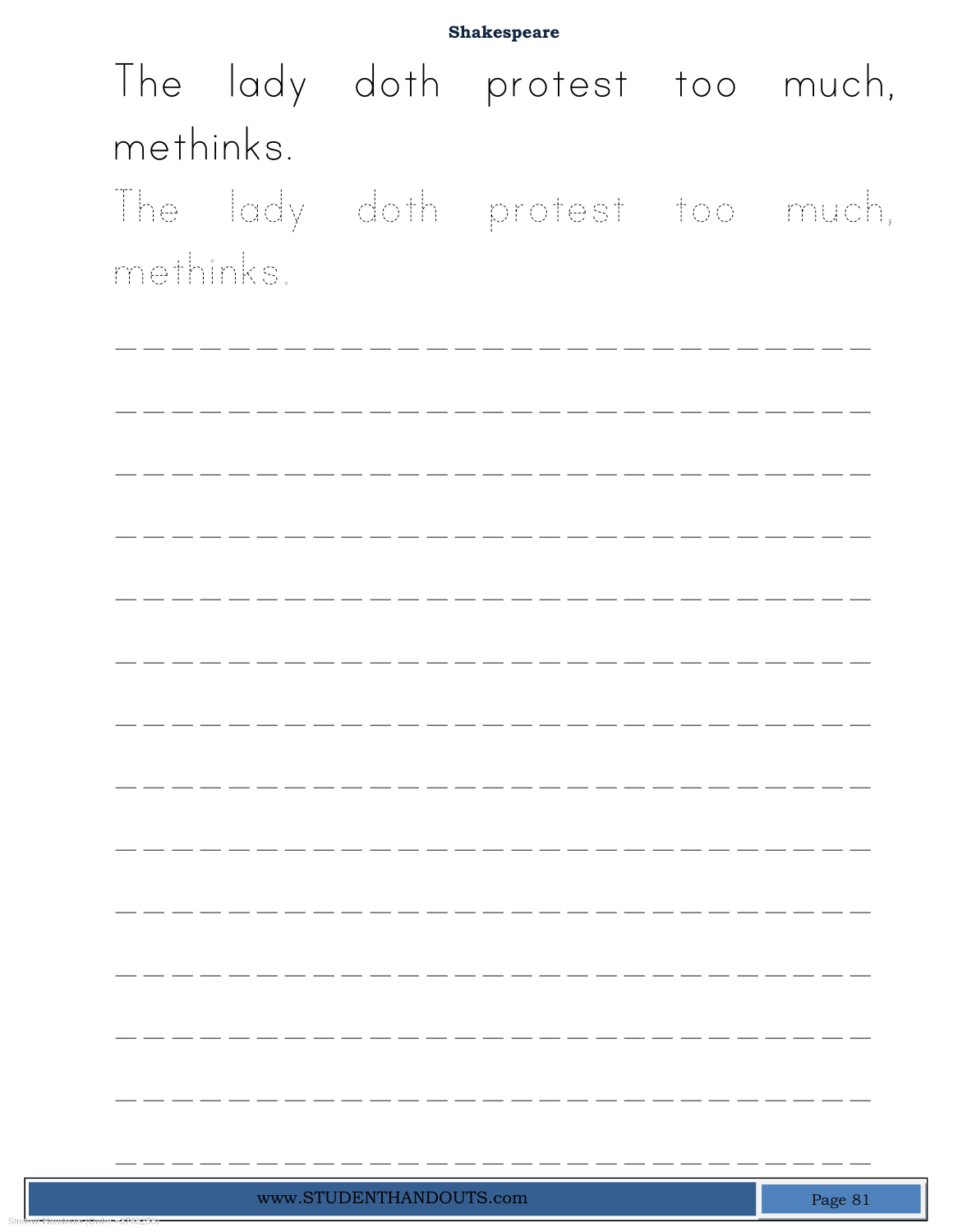The lady doth protest too much, methinks.

The lady doth protest too much, methinks.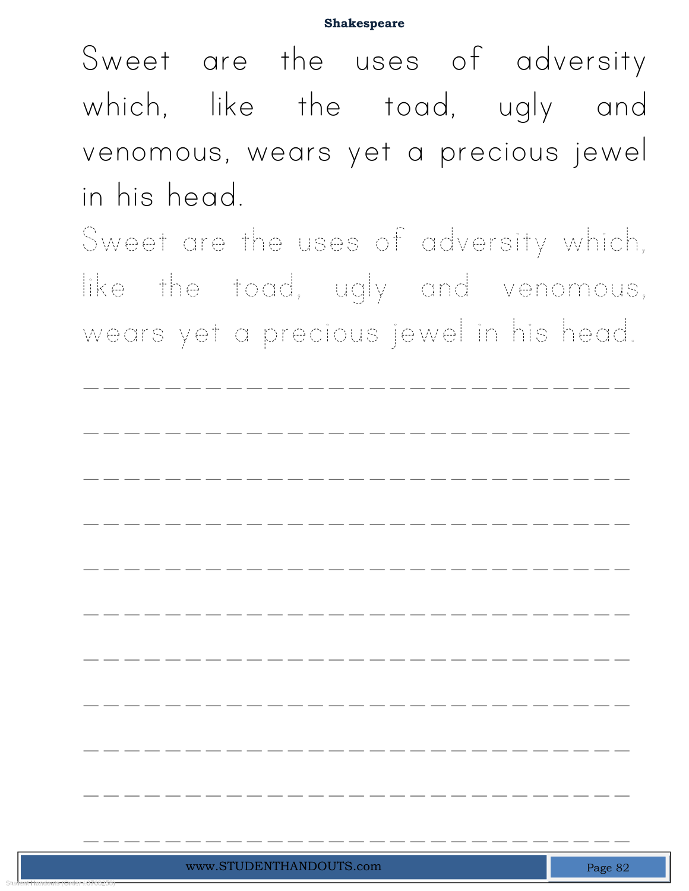Sweet are the uses of adversity which, like the toad, ugly and venomous, wears yet a precious jewel in his head.

Sweet are the uses of adversity which, like the toad, ugly and venomous, wears yet a precious jewel in his head.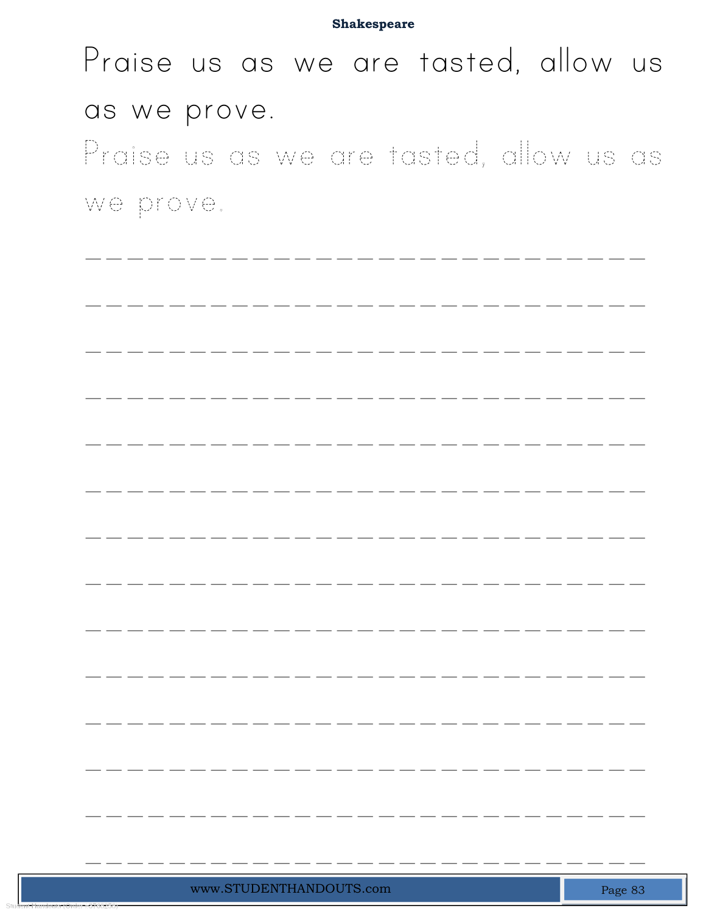Praise us as we are tasted, allow us as we prove.

Praise us as we are tasted, allow us as we prove.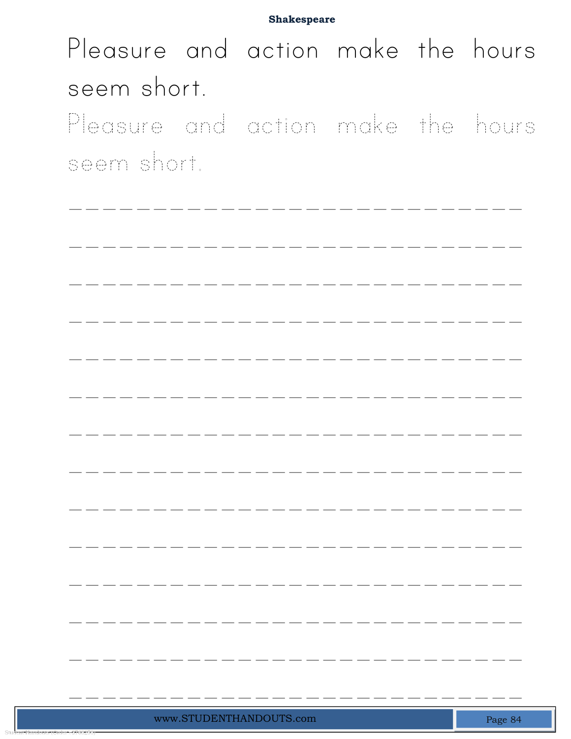**Shakespeare**

Pleasure and action make the hours seem short.

Pleasure and action make the hours seem short.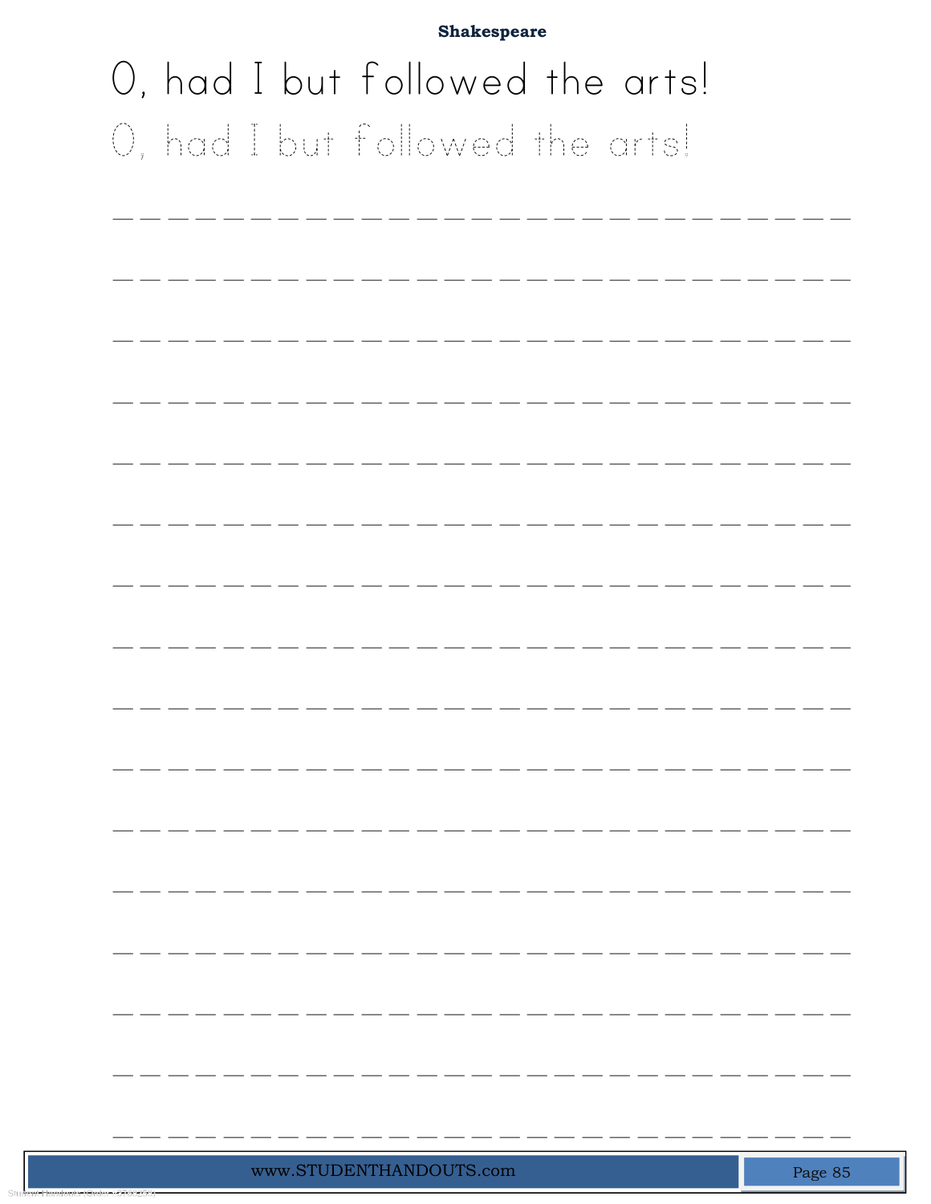**Shakespeare**

O, had I but followed the arts!

O, had I but followed the arts!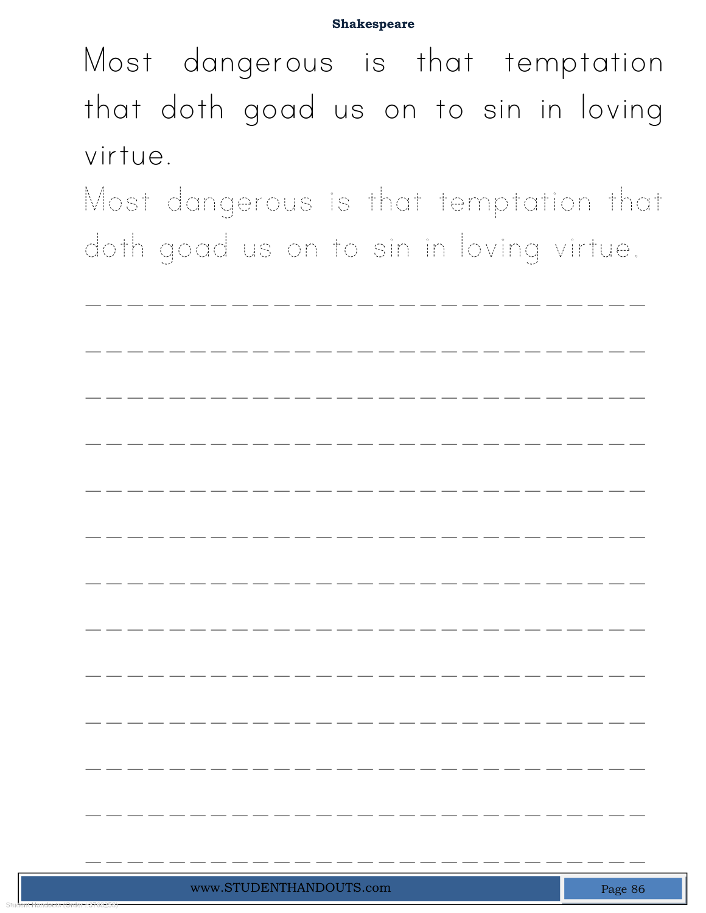Most dangerous is that temptation that doth goad us on to sin in loving virtue.

Most dangerous is that temptation that doth goad us on to sin in loving virtue.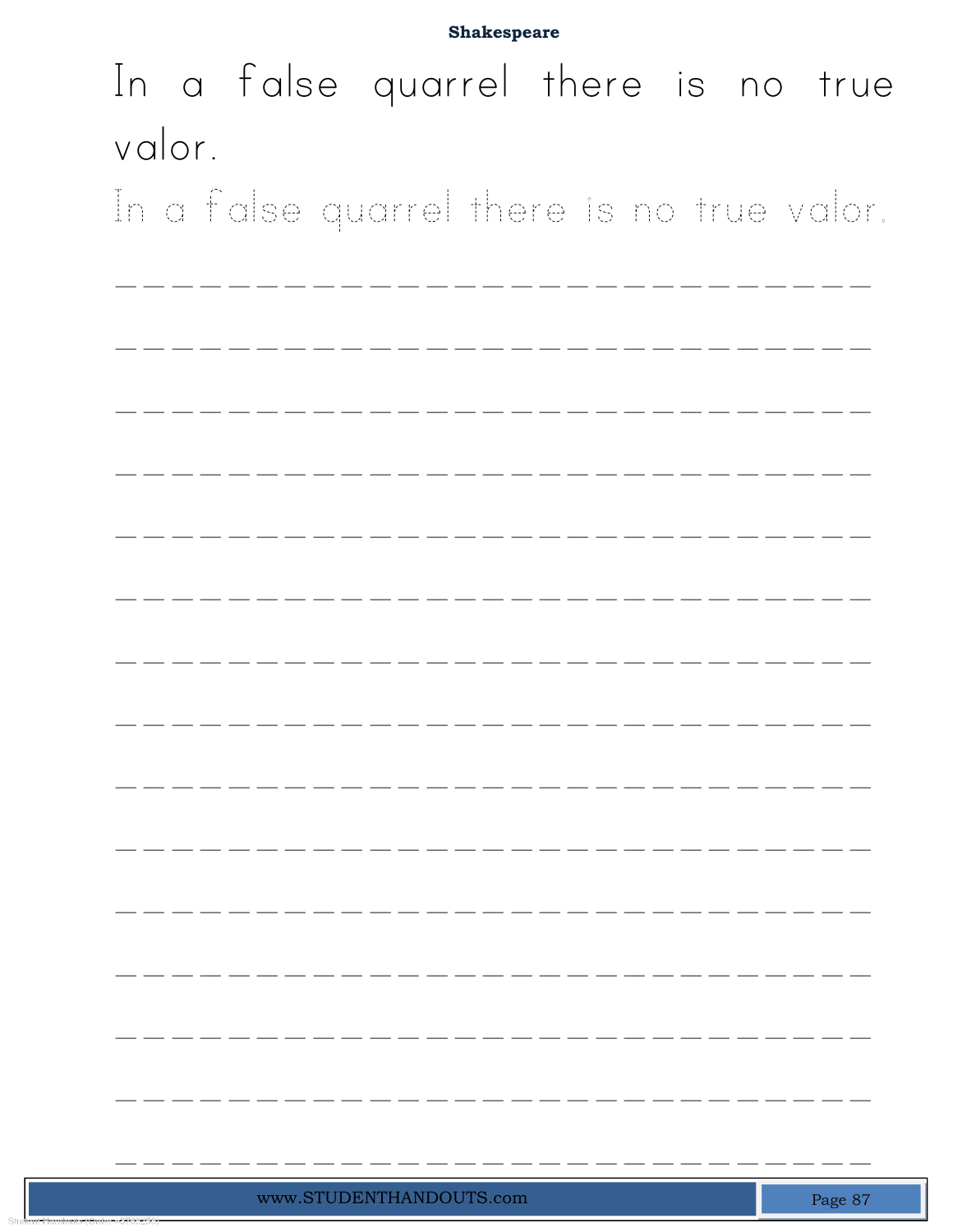**Shakespeare**

In a false quarrel there is no true valor.

In a false quarrel there is no true valor.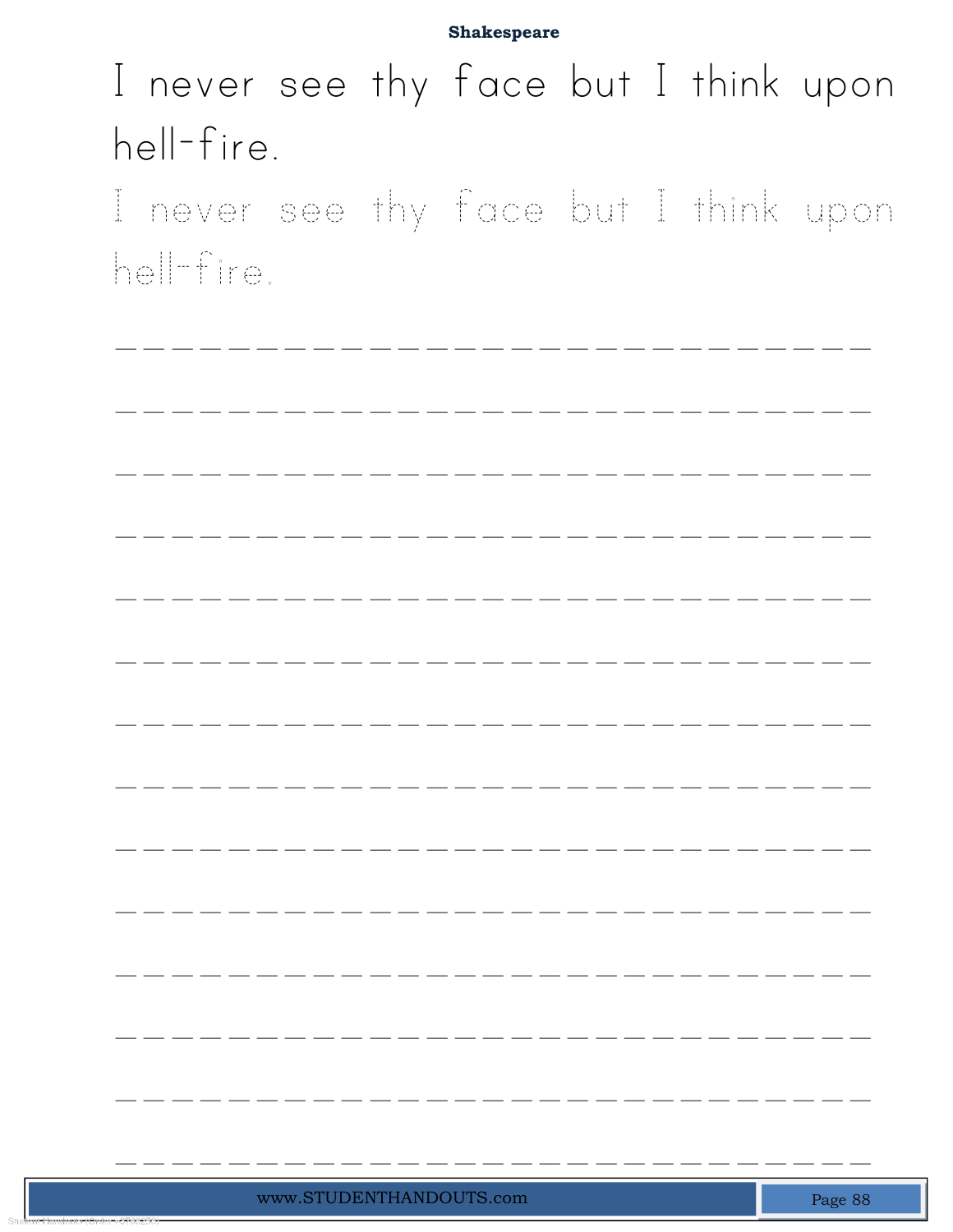**Shakespeare**

I never see thy face but I think upon hell-fire.

I never see thy face but I think upon hell-fire.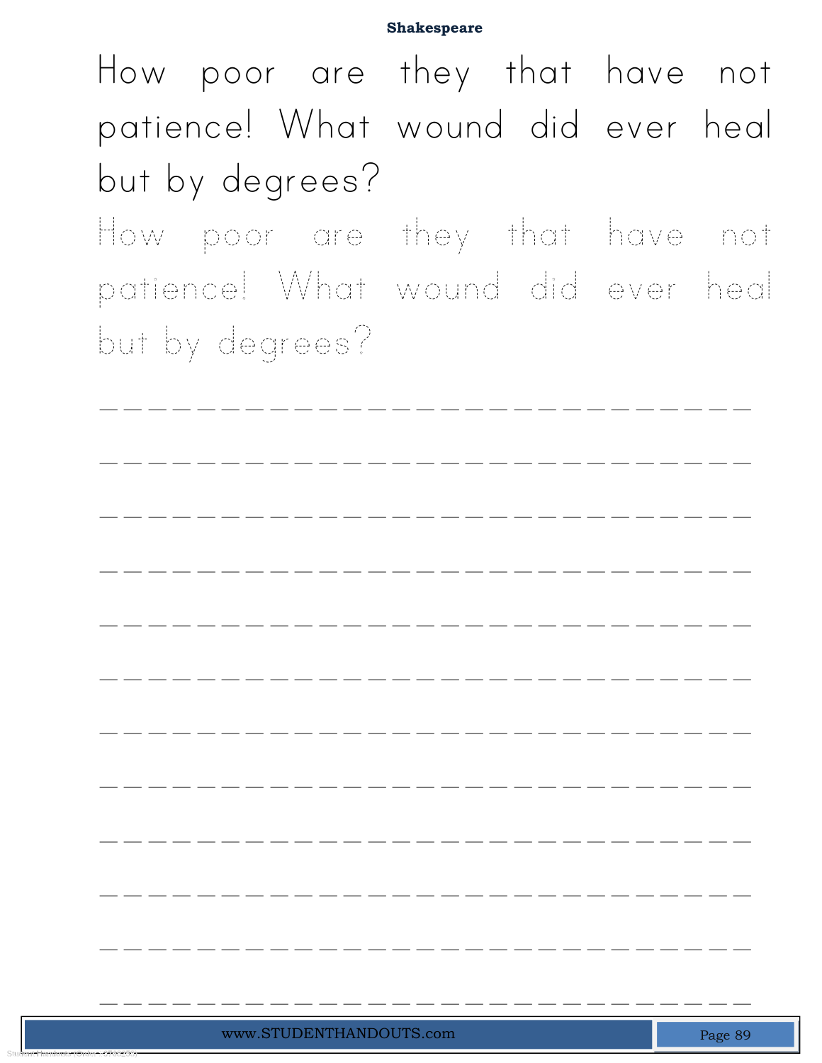# Shakespeare

How poor are they that have not patience! What wound did ever heal but by degrees?

How poor are they that have not patience! What wound did ever heal but by degrees?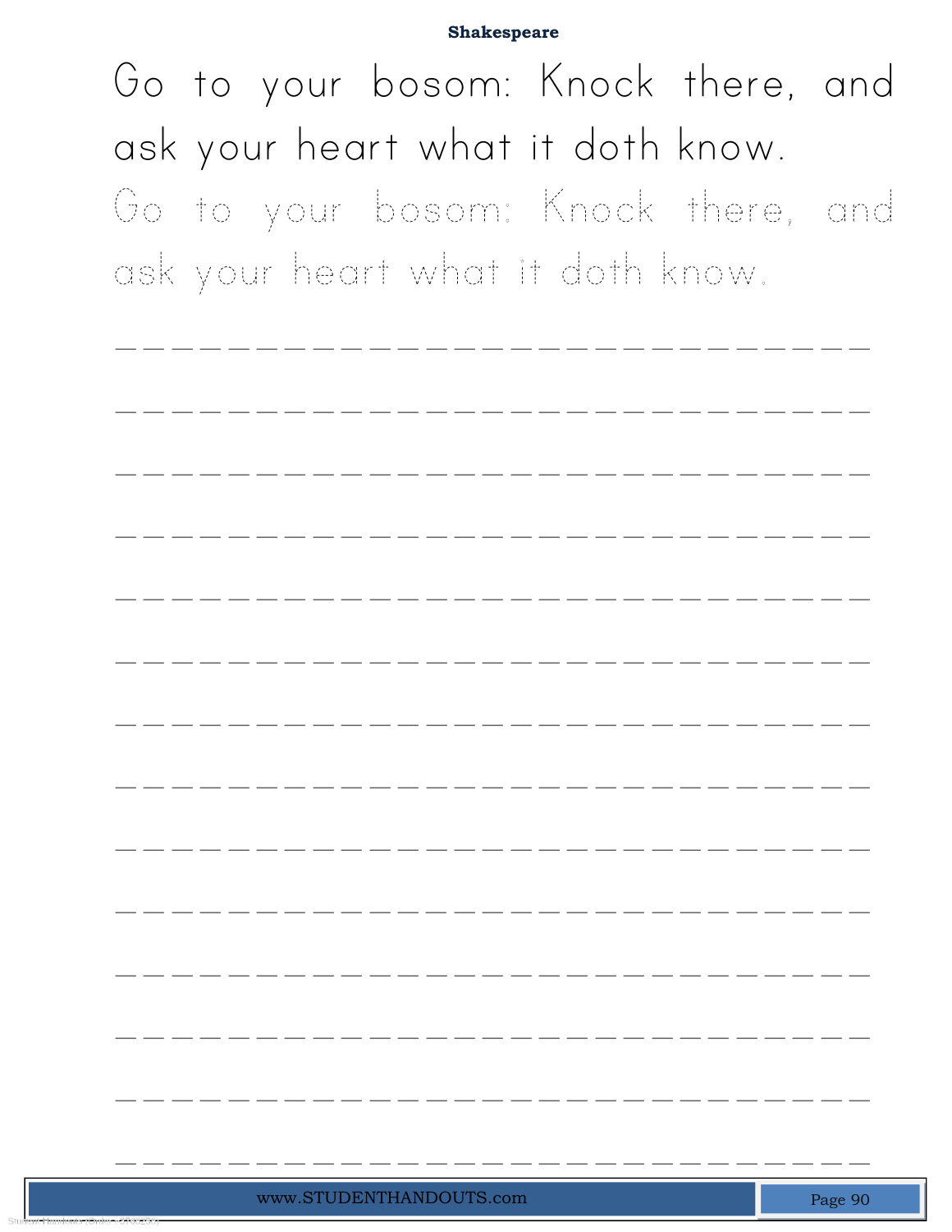**Shakespeare**

Go to your bosom: Knock there, and ask your heart what it doth know.

Go to your bosom: Knock there, and ask your heart what it doth know.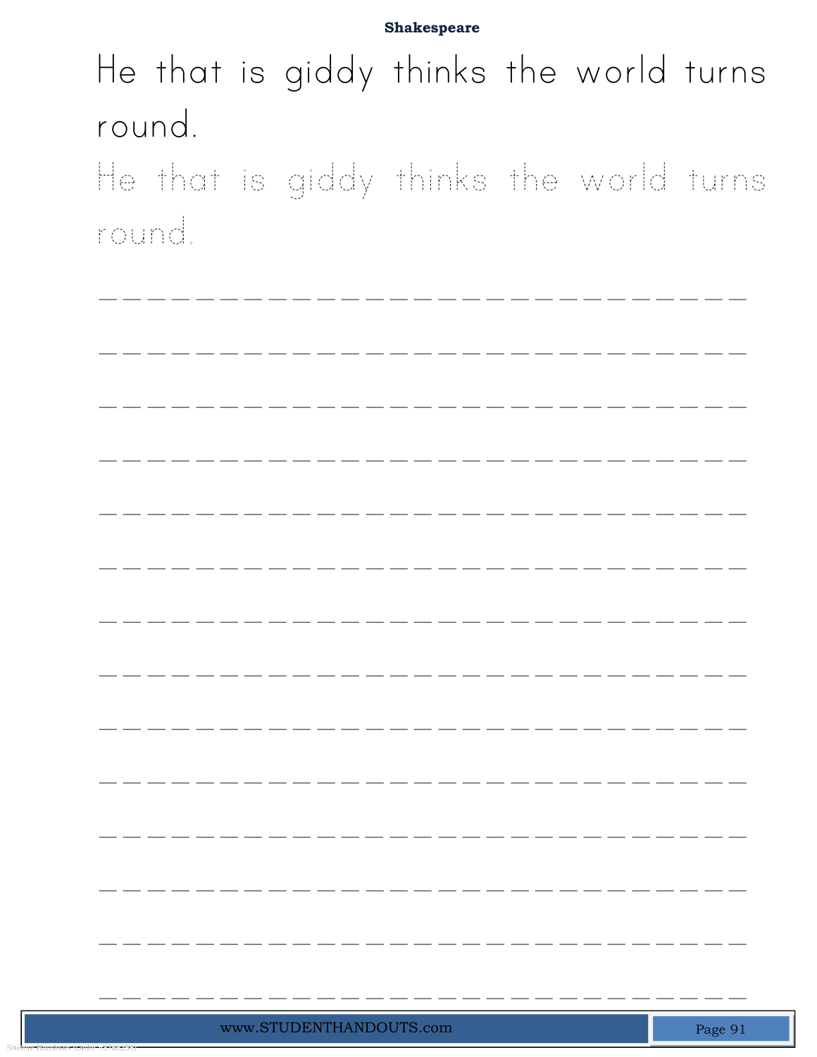**Shakespeare**

He that is giddy thinks the world turns round.

He that is giddy thinks the world turns round.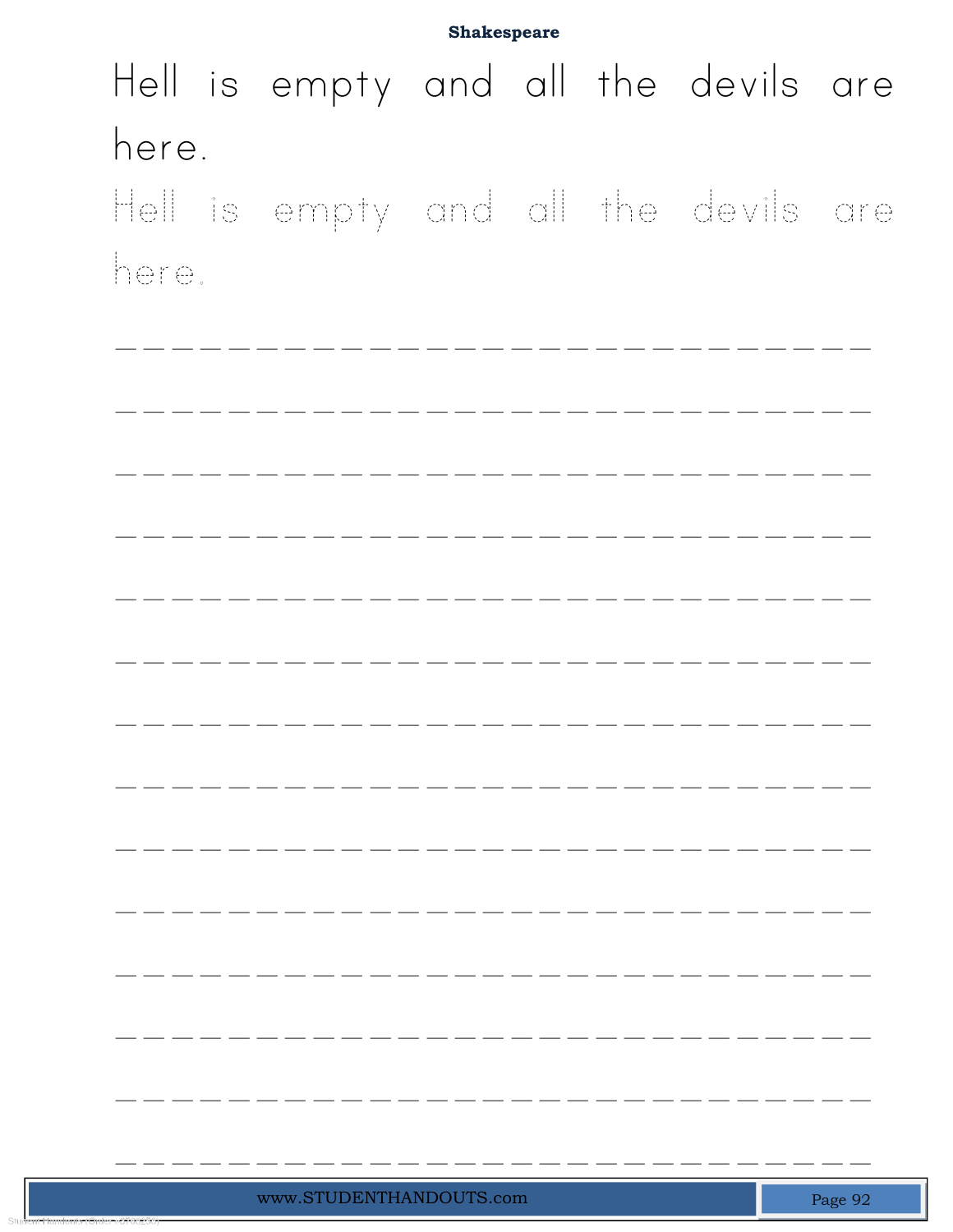**Shakespeare**

Hell is empty and all the devils are here.

Hell is empty and all the devils are here.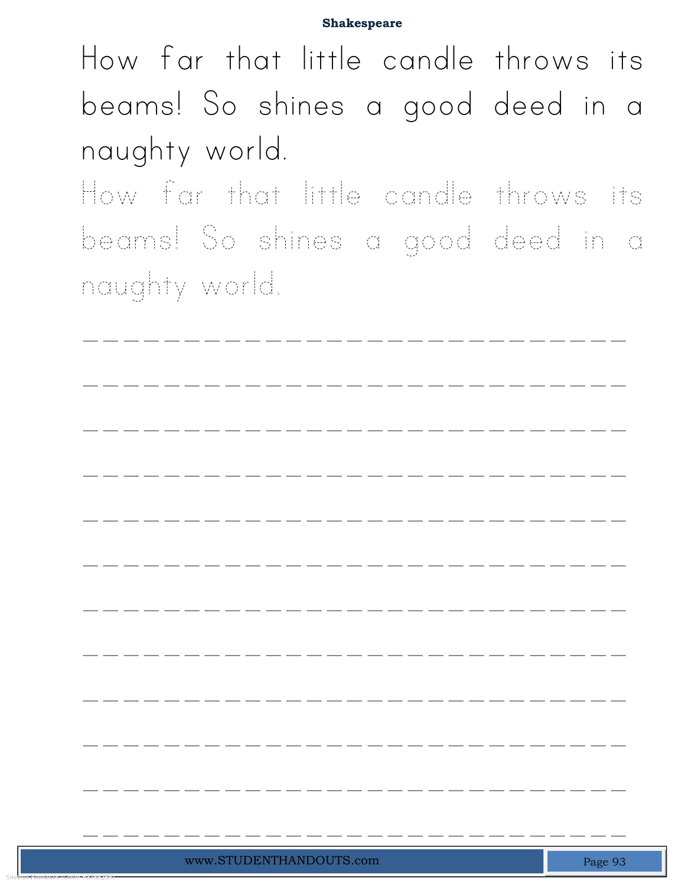How far that little candle throws its beams! So shines a good deed in a naughty world.

How far that little candle throws its beams! So shines a good deed in a naughty world.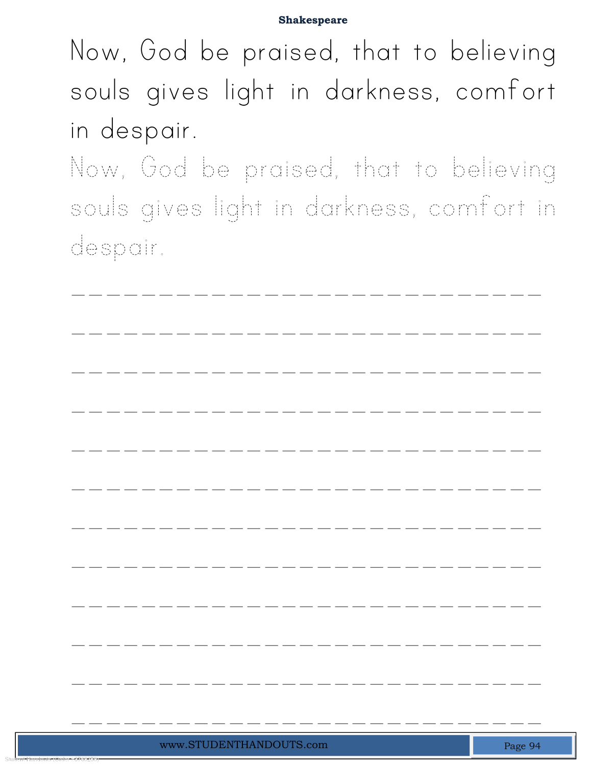Now, God be praised, that to believing souls gives light in darkness, comfort in despair.

Now, God be praised, that to believing souls gives light in darkness, comfort in despair.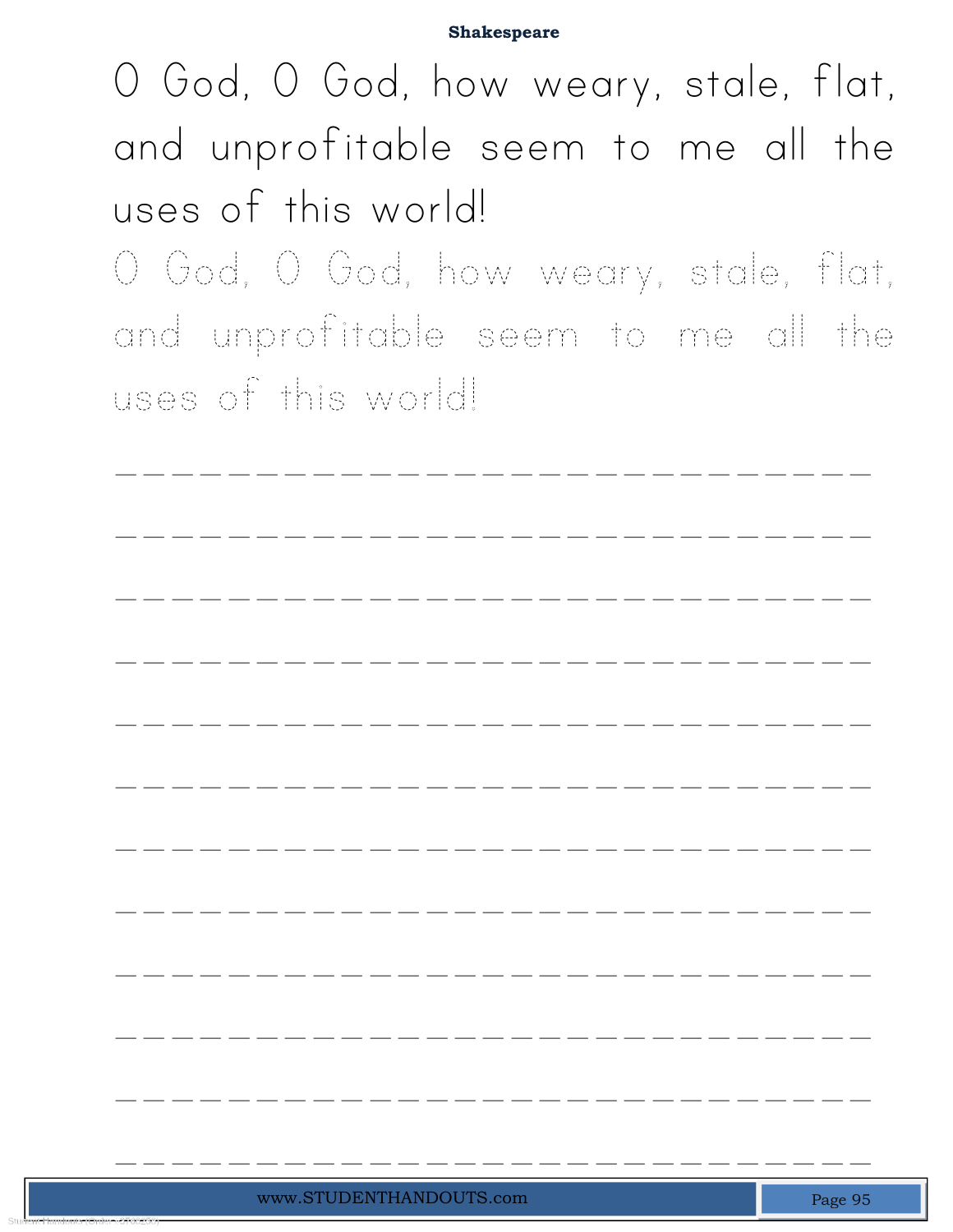**Shakespeare**

O God, O God, how weary, stale, flat, and unprofitable seem to me all the uses of this world!

O God, O God, how weary, stale, flat, and unprofitable seem to me all the uses of this world!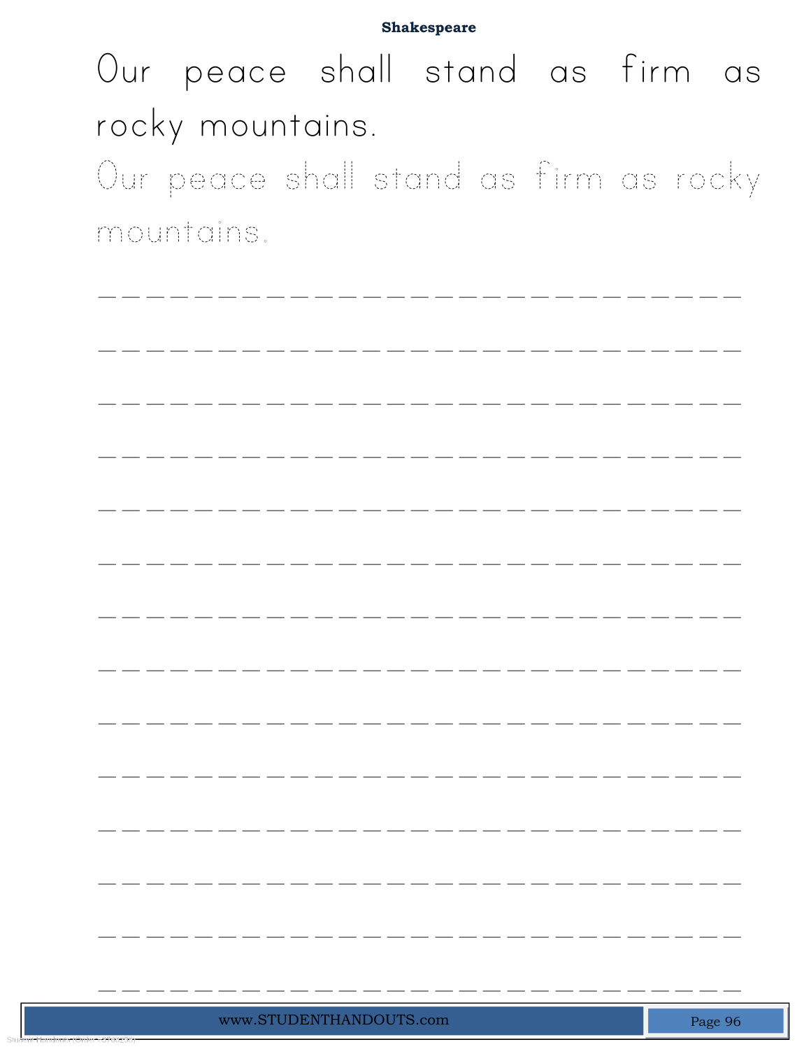Our peace shall stand as firm as rocky mountains.

Our peace shall stand as firm as rocky mountains.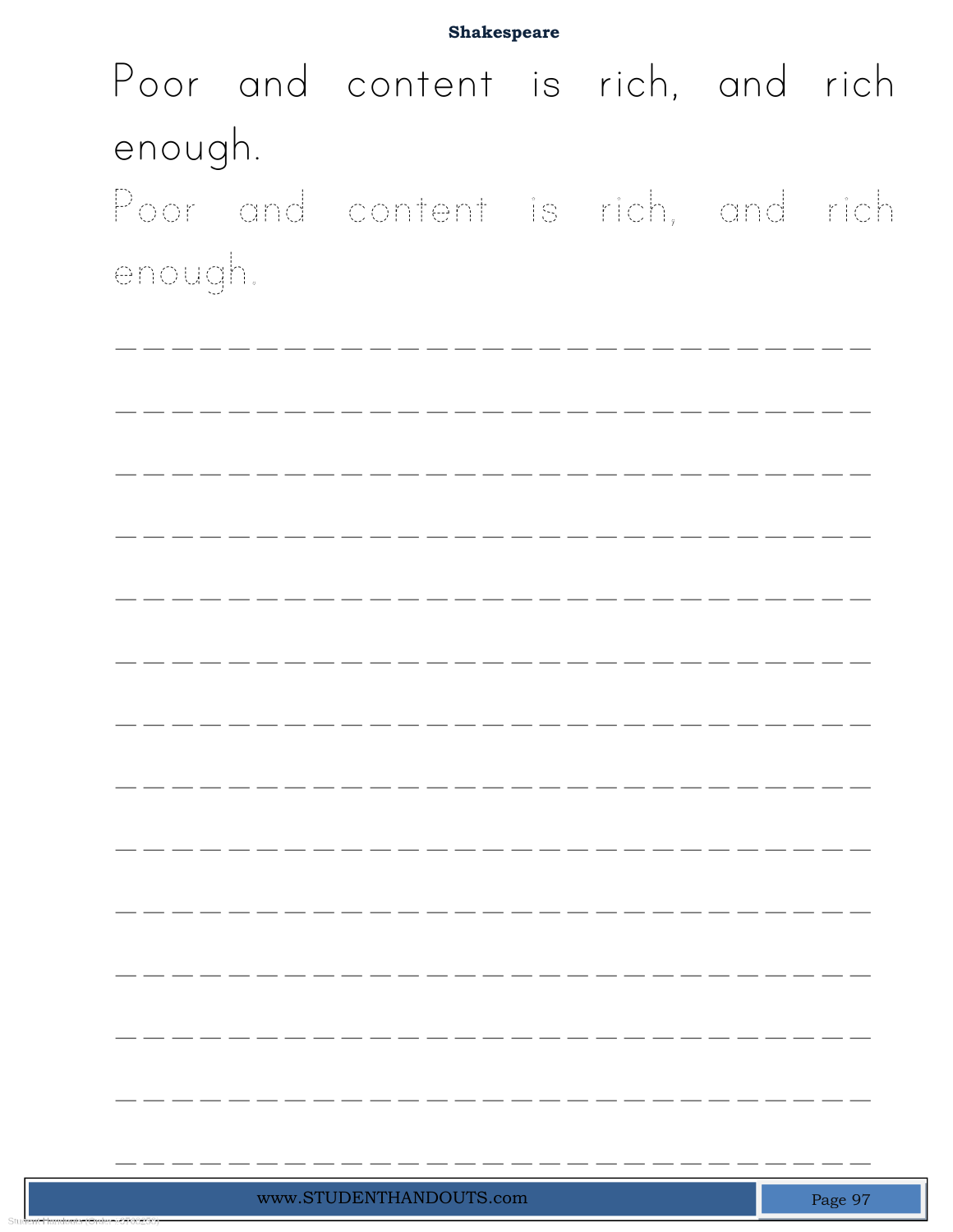# Shakespeare

Poor and content is rich, and rich enough.

Poor and content is rich, and rich enough.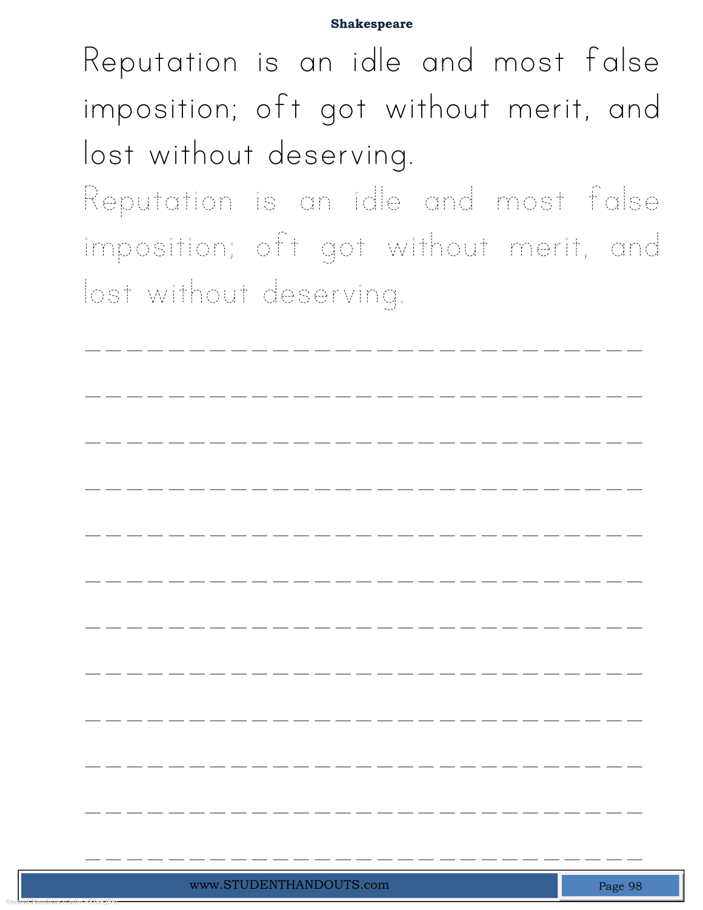**Shakespeare**

Reputation is an idle and most false imposition; oft got without merit, and lost without deserving.

Reputation is an idle and most false imposition; oft got without merit, and lost without deserving.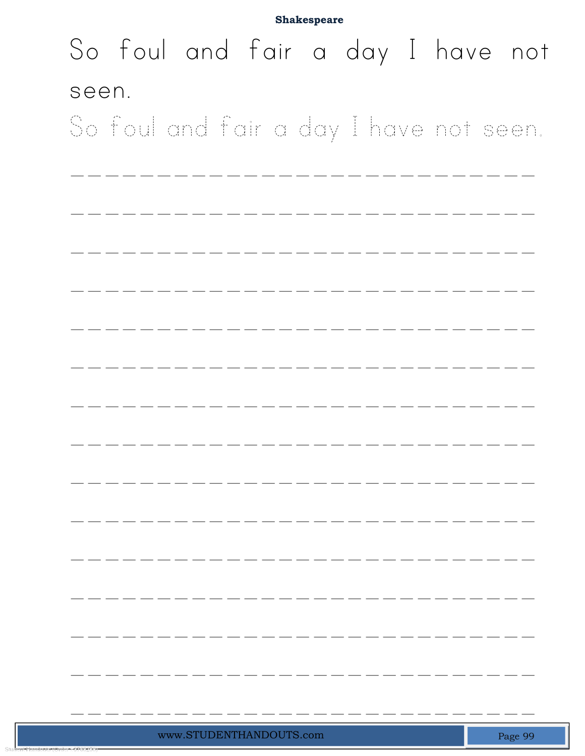## Shakespeare

So foul and fair a day I have not seen.

So foul and fair a day I have not seen.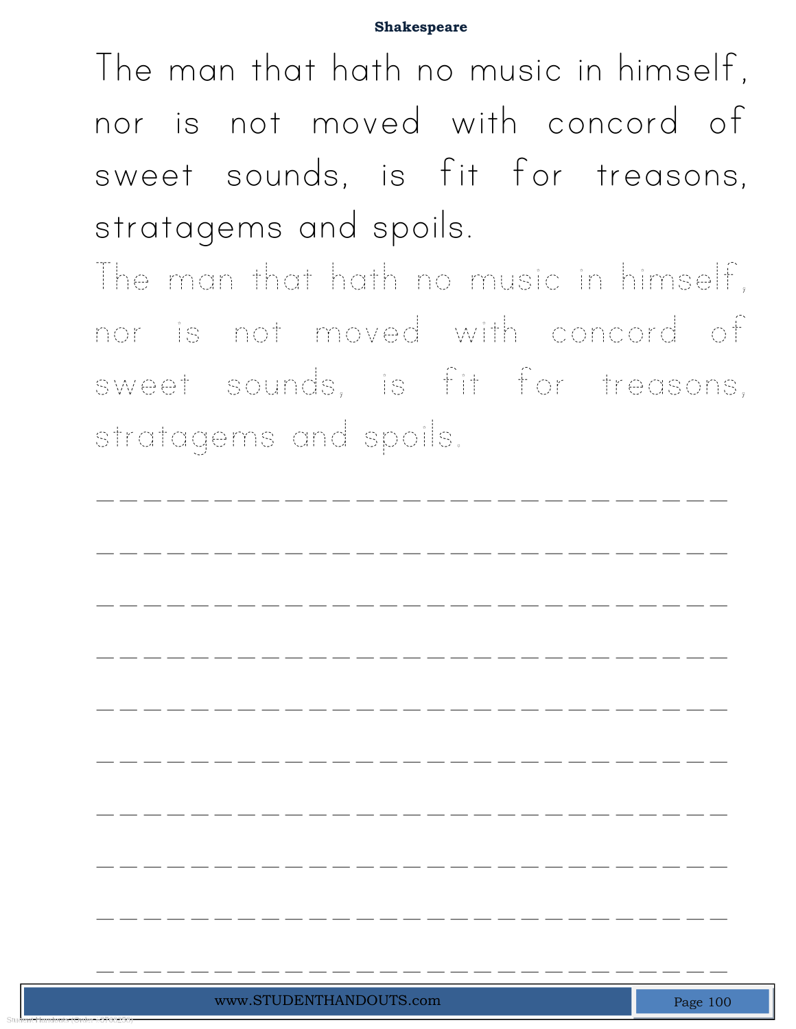**Shakespeare**

The man that hath no music in himself, nor is not moved with concord of sweet sounds, is fit for treasons, stratagems and spoils.

The man that hath no music in himself, nor is not moved with concord of sweet sounds, is fit for treasons, stratagems and spoils.

_____________________________

_____________________________

_____________________________

_____________________________

_____________________________

_____________________________

_____________________________

_____________________________

_____________________________

_____________________________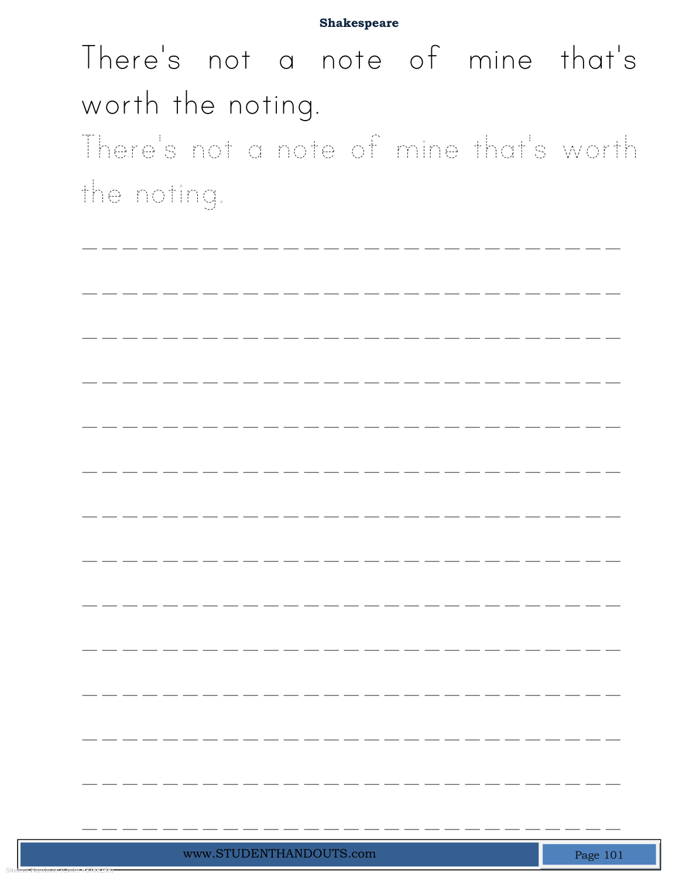**Shakespeare**

There's not a note of mine that's worth the noting.

There's not a note of mine that's worth the noting.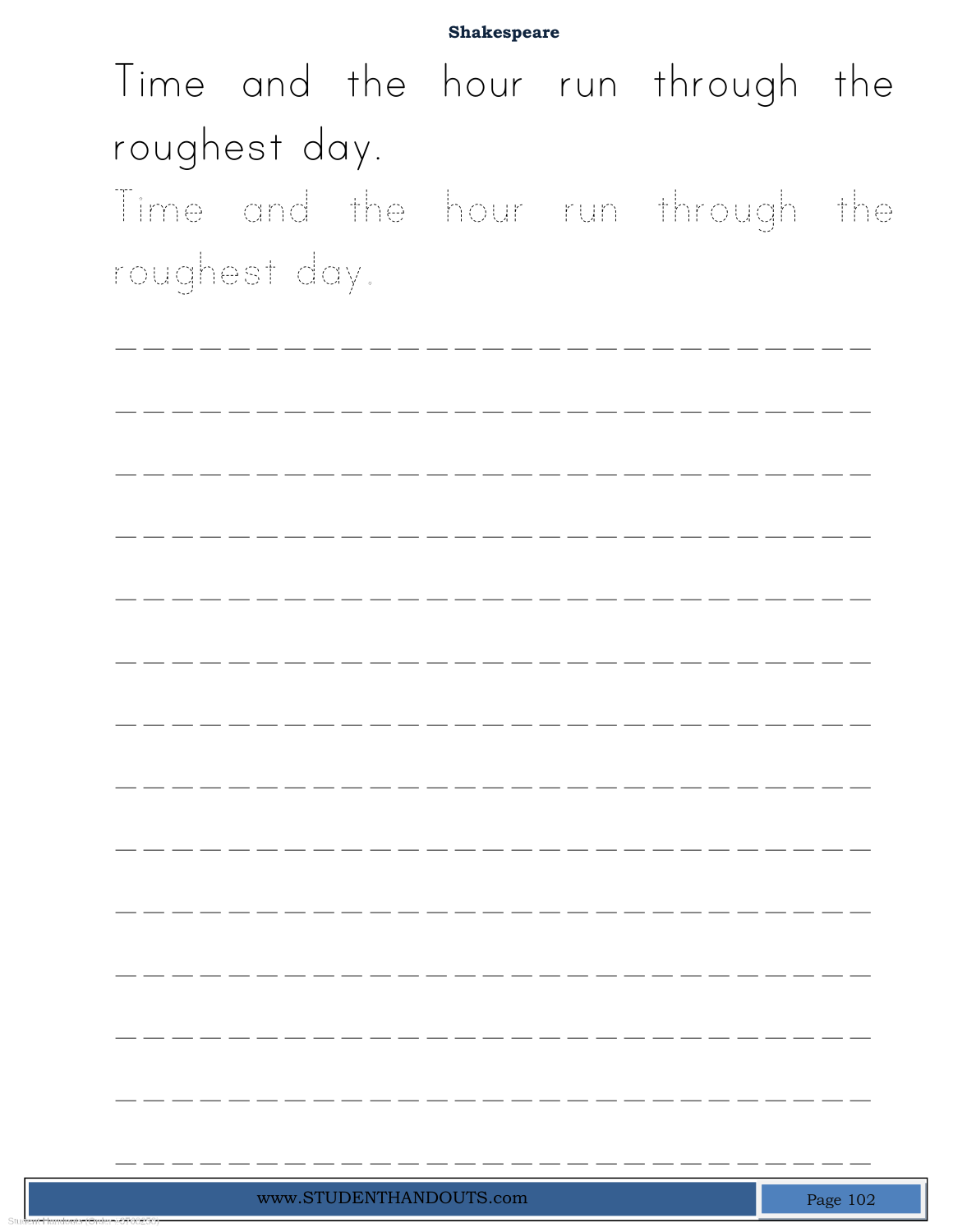**Shakespeare**

Time and the hour run through the roughest day.

Time and the hour run through the roughest day.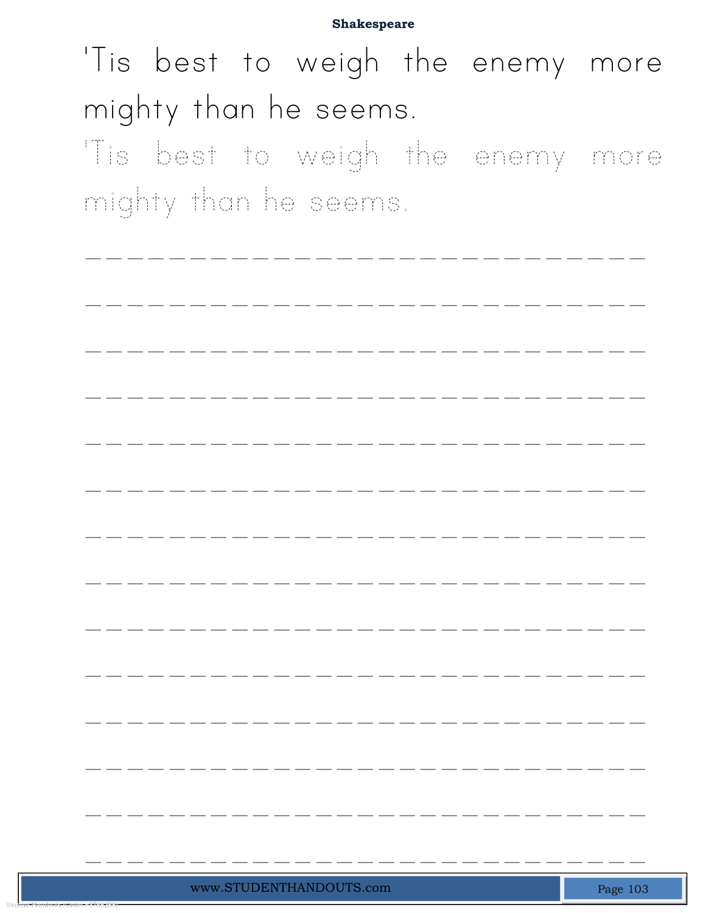**Shakespeare**

'Tis best to weigh the enemy more mighty than he seems.

'Tis best to weigh the enemy more mighty than he seems.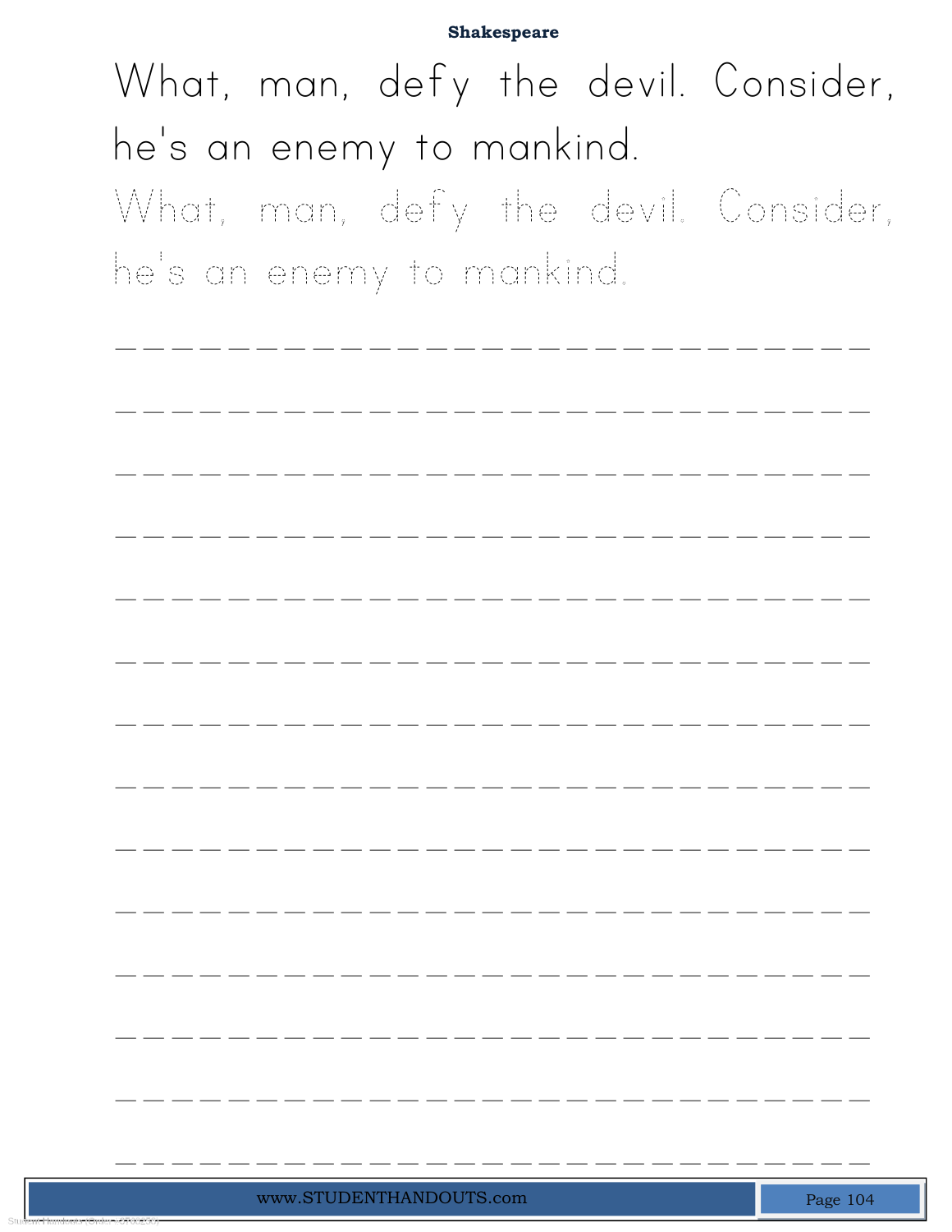Shakespeare

What, man, defy the devil. Consider, he's an enemy to mankind.

What, man, defy the devil. Consider, he's an enemy to mankind.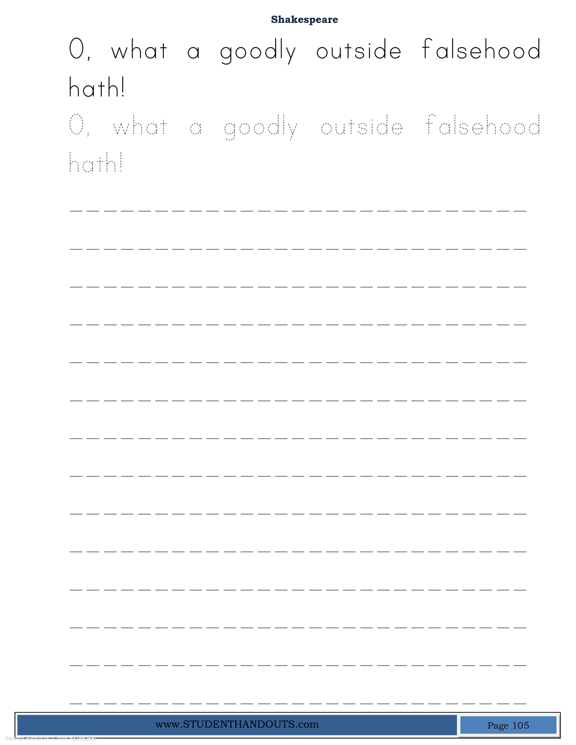O, what a goodly outside falsehood hath!

O, what a goodly outside falsehood hath!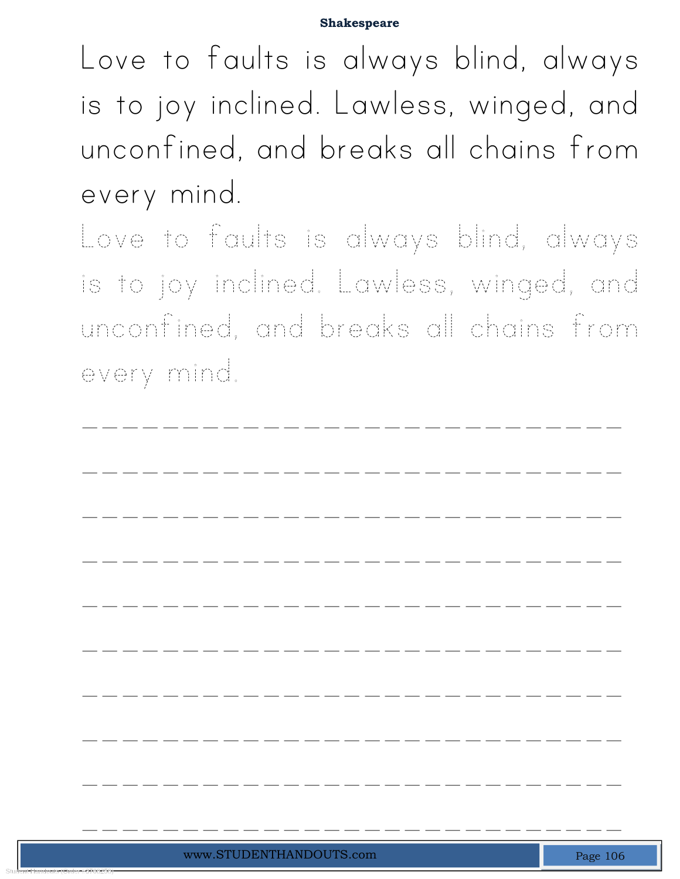Love to faults is always blind, always is to joy inclined. Lawless, winged, and unconfined, and breaks all chains from every mind.

Love to faults is always blind, always is to joy inclined. Lawless, winged, and unconfined, and breaks all chains from every mind.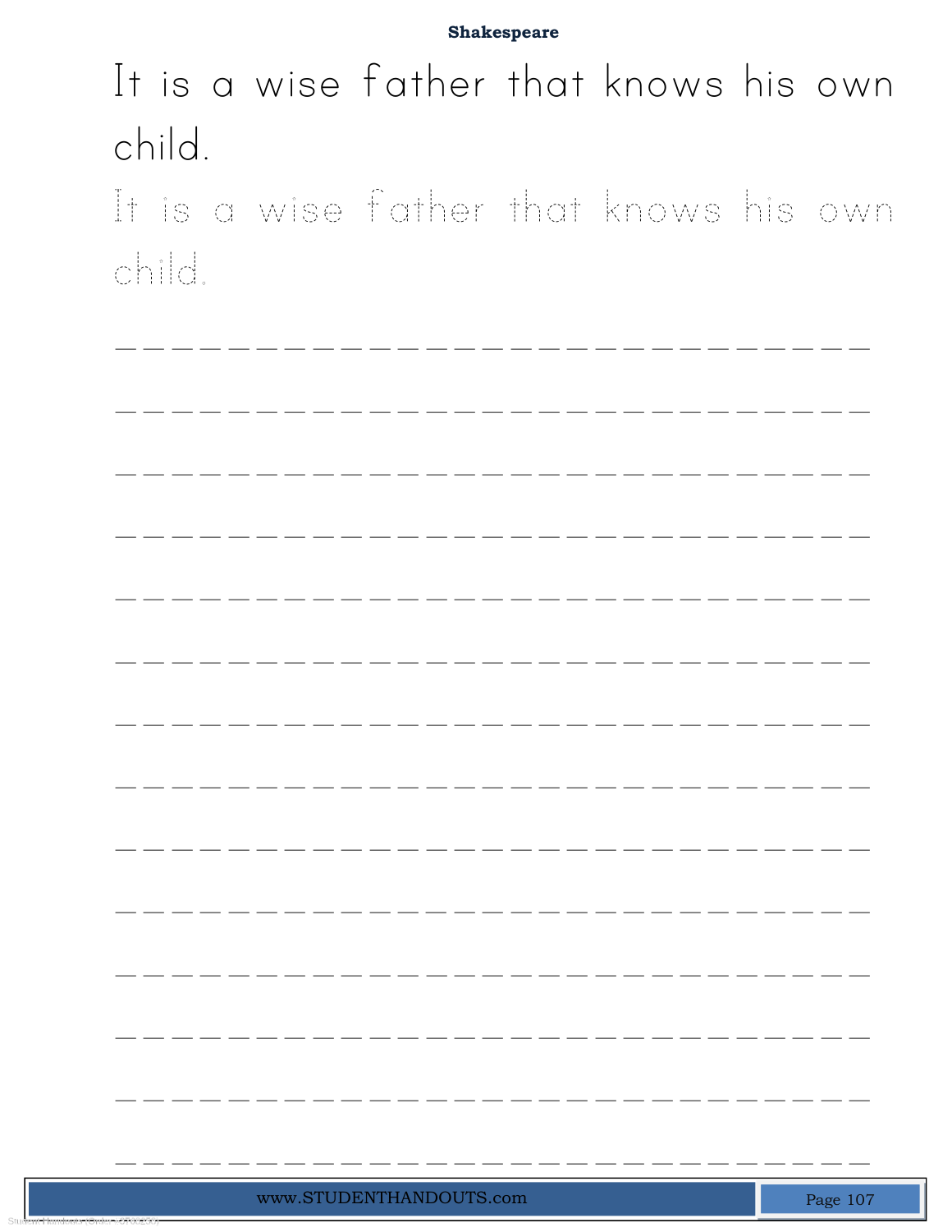**Shakespeare**

It is a wise father that knows his own child.

It is a wise father that knows his own child.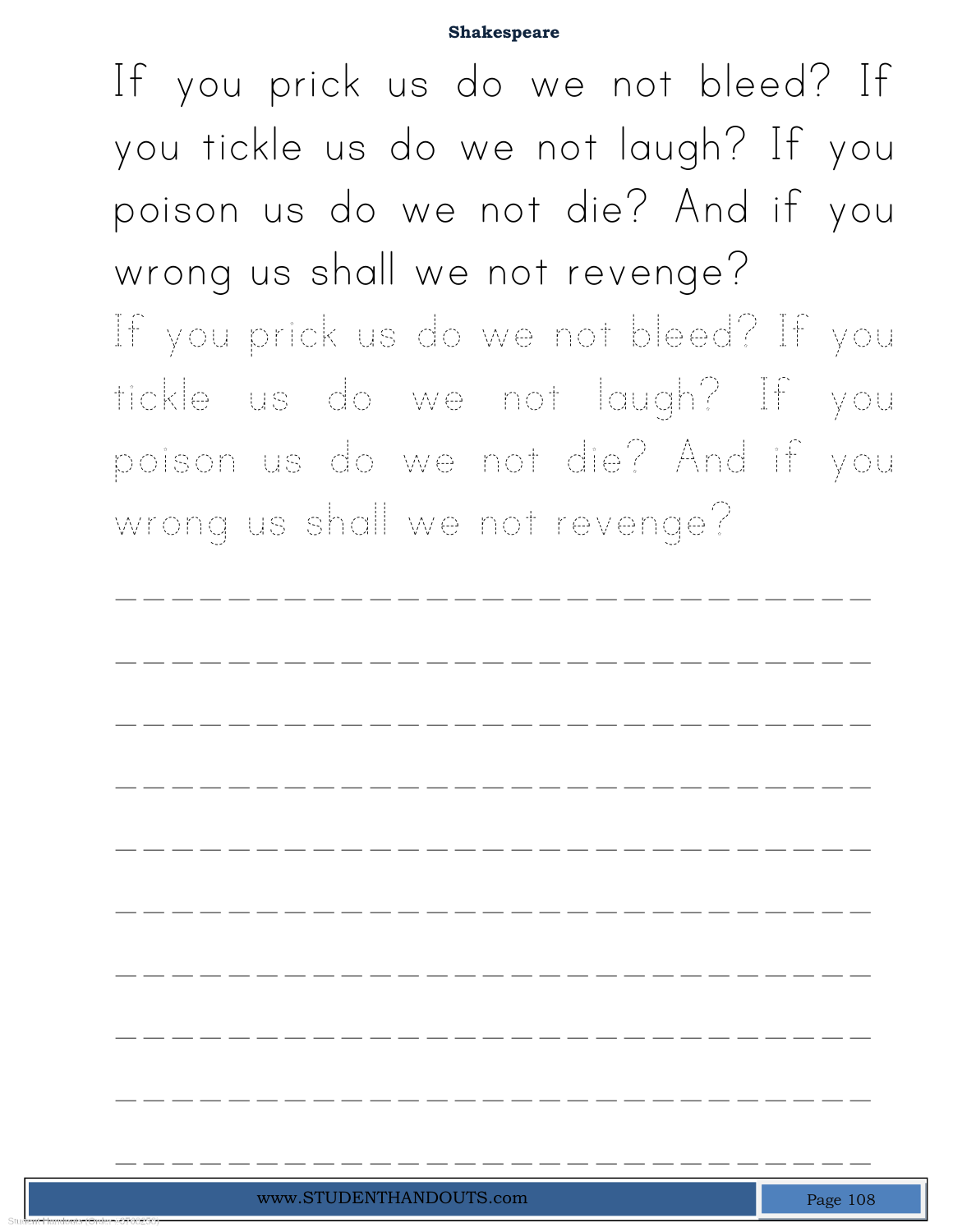If you prick us do we not bleed? If you tickle us do we not laugh? If you poison us do we not die? And if you wrong us shall we not revenge?

If you prick us do we not bleed? If you tickle us do we not laugh? If you poison us do we not die? And if you wrong us shall we not revenge?

___________________________

___________________________

___________________________

___________________________

___________________________

___________________________

___________________________

___________________________

___________________________

___________________________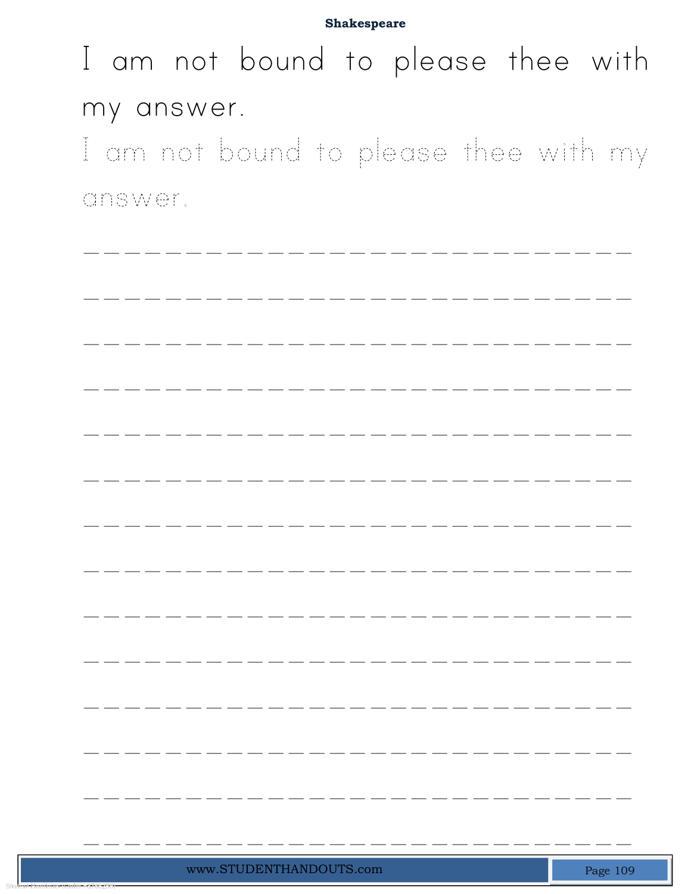I am not bound to please thee with my answer.

I am not bound to please thee with my answer.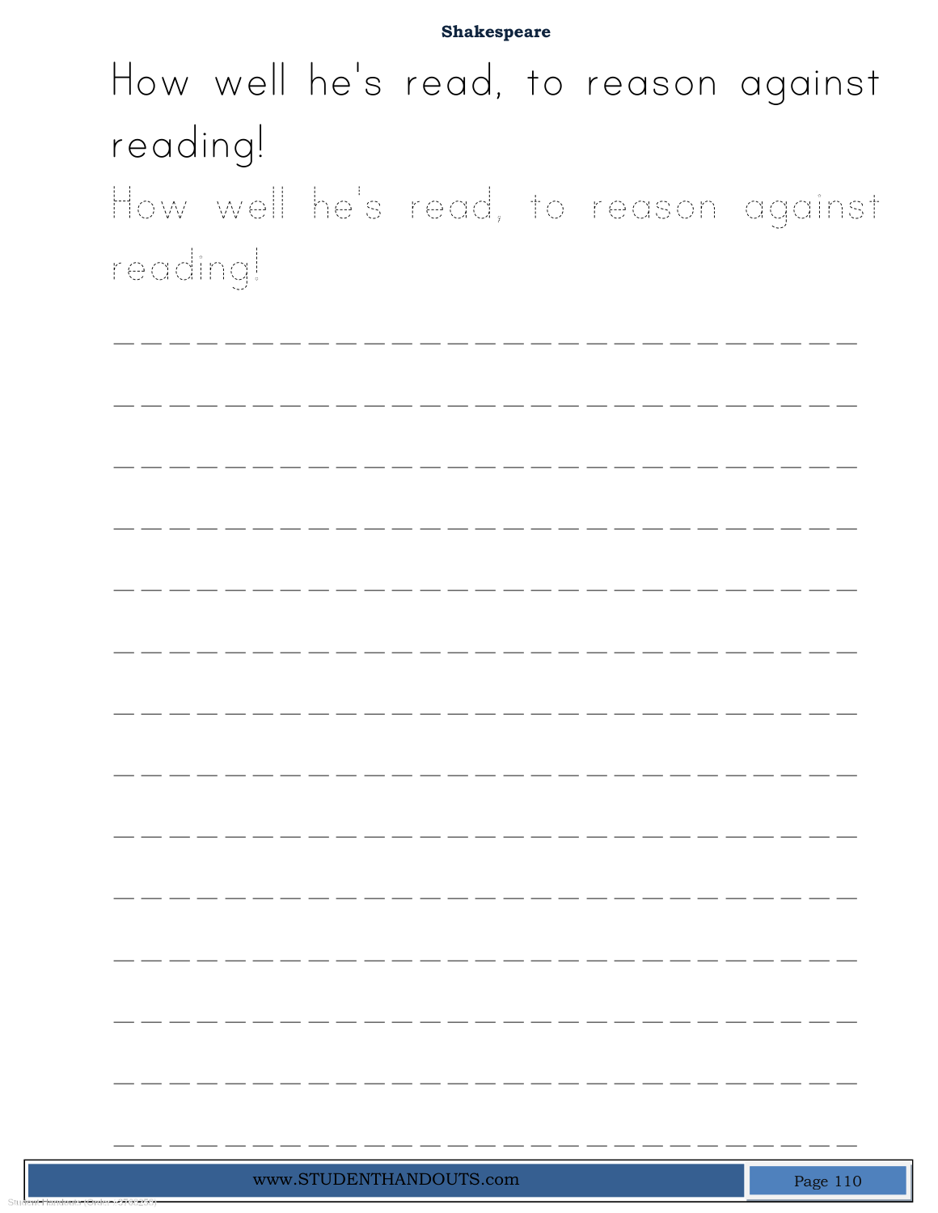How well he's read, to reason against reading!

How well he's read, to reason against reading!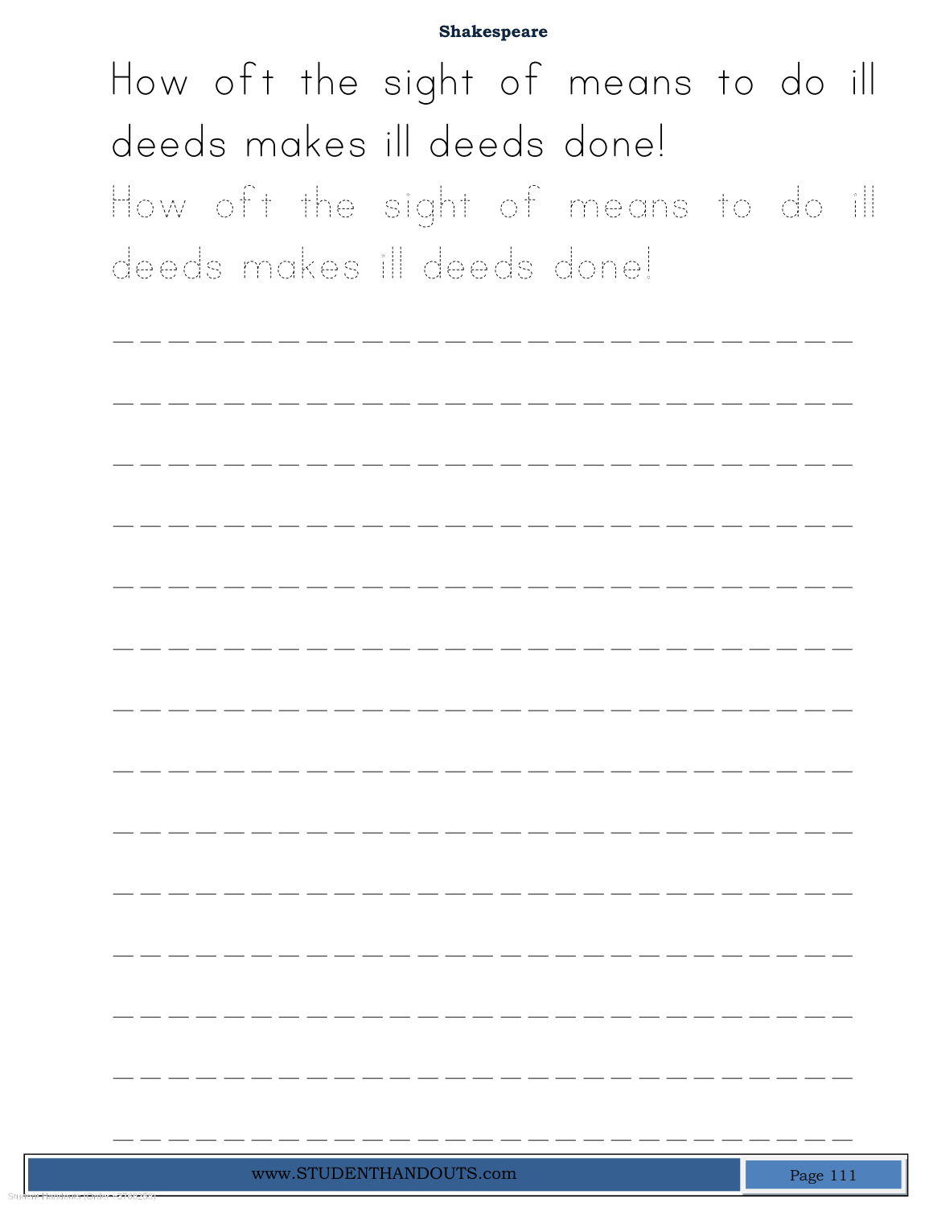**Shakespeare**

How oft the sight of means to do ill deeds makes ill deeds done!

How oft the sight of means to do ill deeds makes ill deeds done!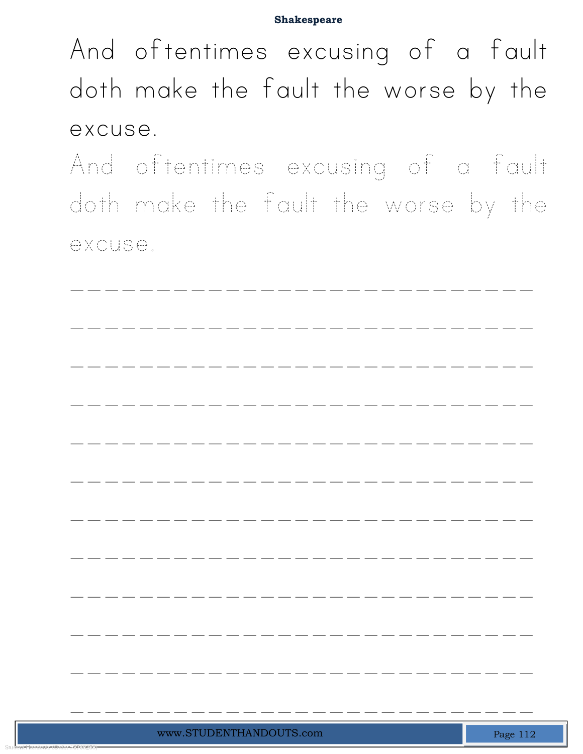And oftentimes excusing of a fault doth make the fault the worse by the excuse.

And oftentimes excusing of a fault doth make the fault the worse by the excuse.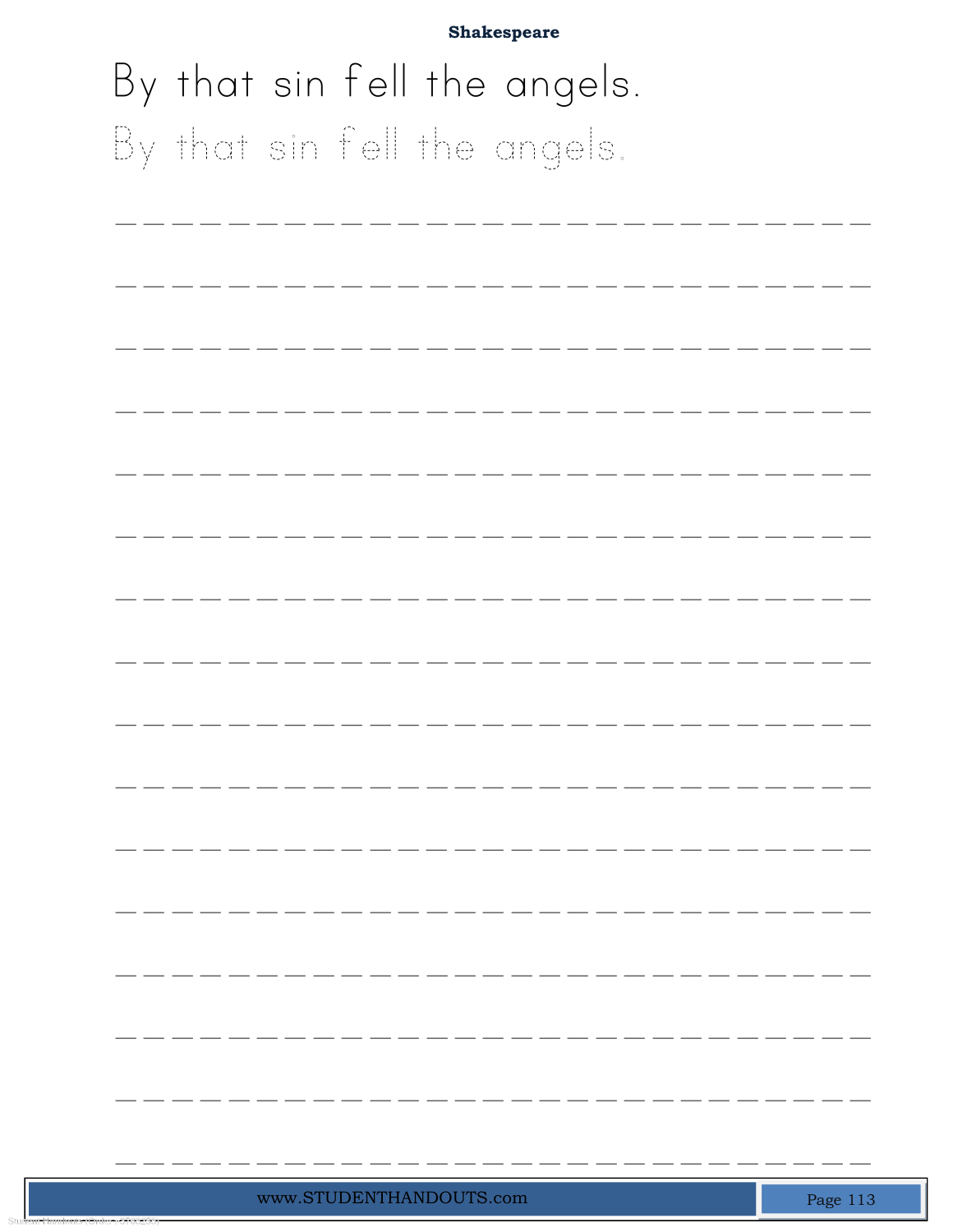**Shakespeare**

By that sin fell the angels.

By that sin fell the angels.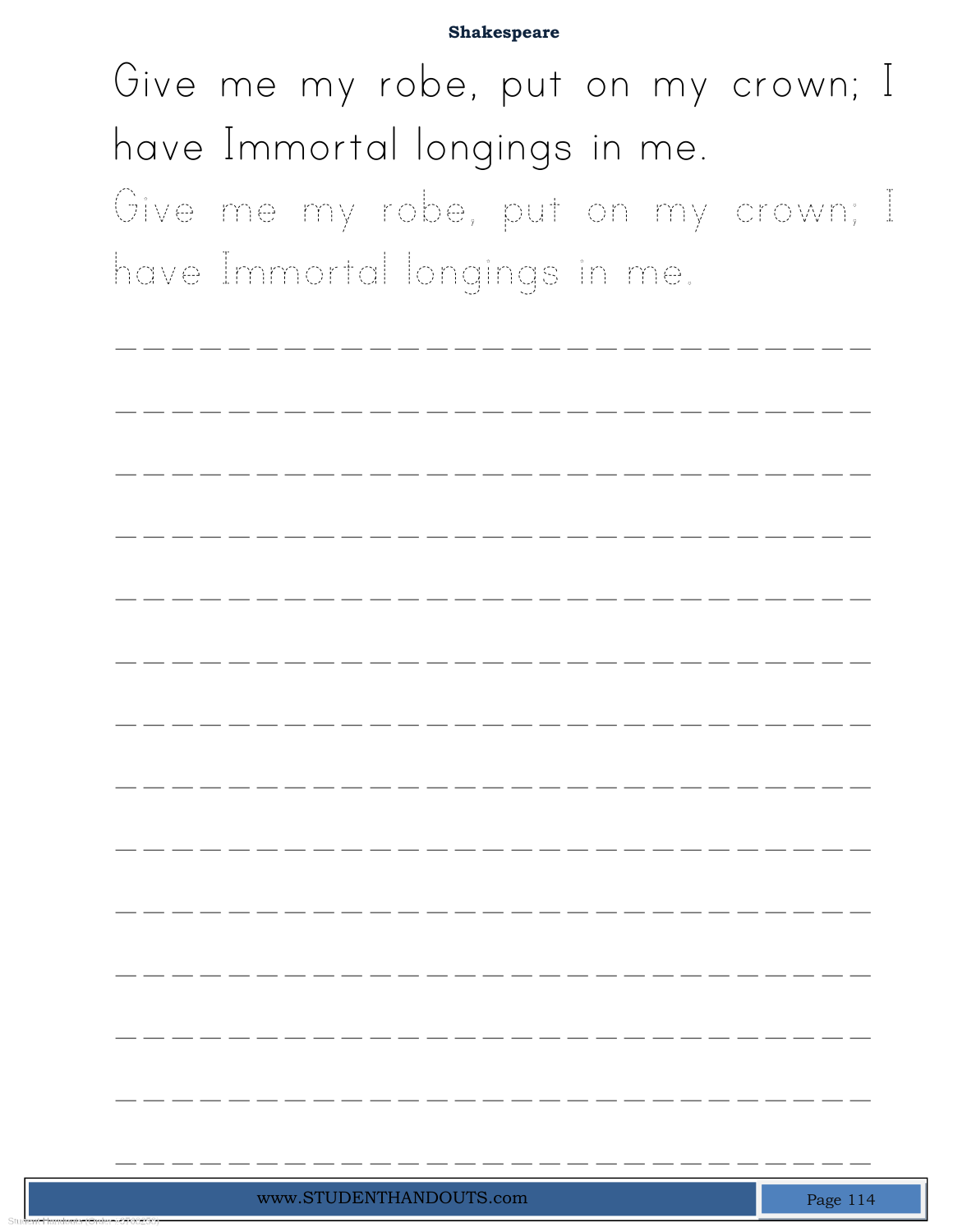Give me my robe, put on my crown; I have Immortal longings in me.

Give me my robe, put on my crown; I have Immortal longings in me.

_________________________

_________________________

_________________________

_________________________

_________________________

_________________________

_________________________

_________________________

_________________________

_________________________

_________________________

_________________________

_________________________

_________________________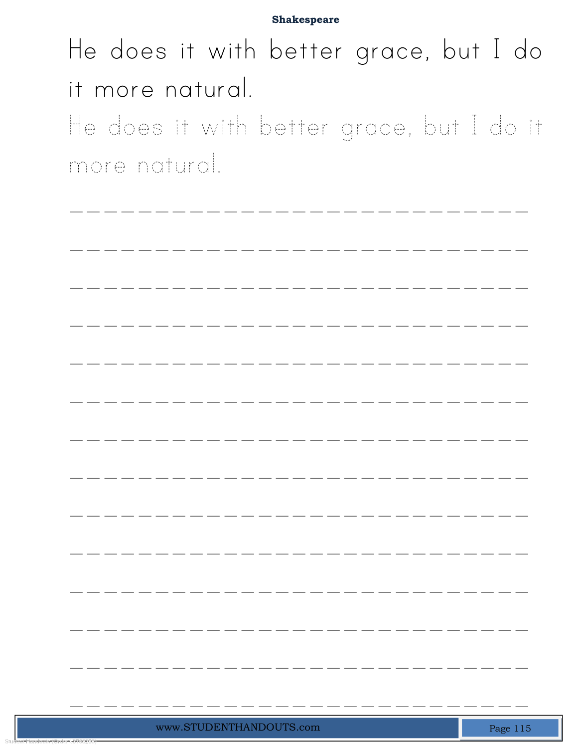Shakespeare

He does it with better grace, but I do it more natural.

He does it with better grace, but I do it more natural.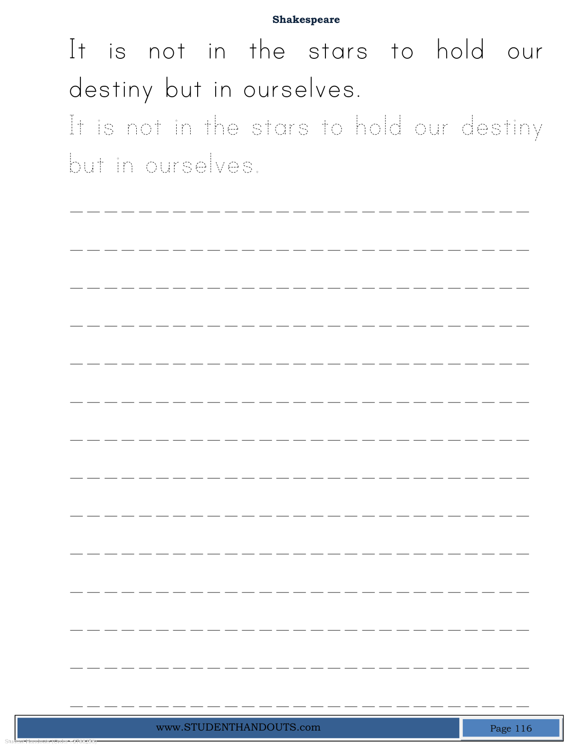**Shakespeare**

It is not in the stars to hold our destiny but in ourselves.

It is not in the stars to hold our destiny but in ourselves.

_____________________________

_____________________________

_____________________________

_____________________________

_____________________________

_____________________________

_____________________________

_____________________________

_____________________________

_____________________________

_____________________________

_____________________________

_____________________________

_____________________________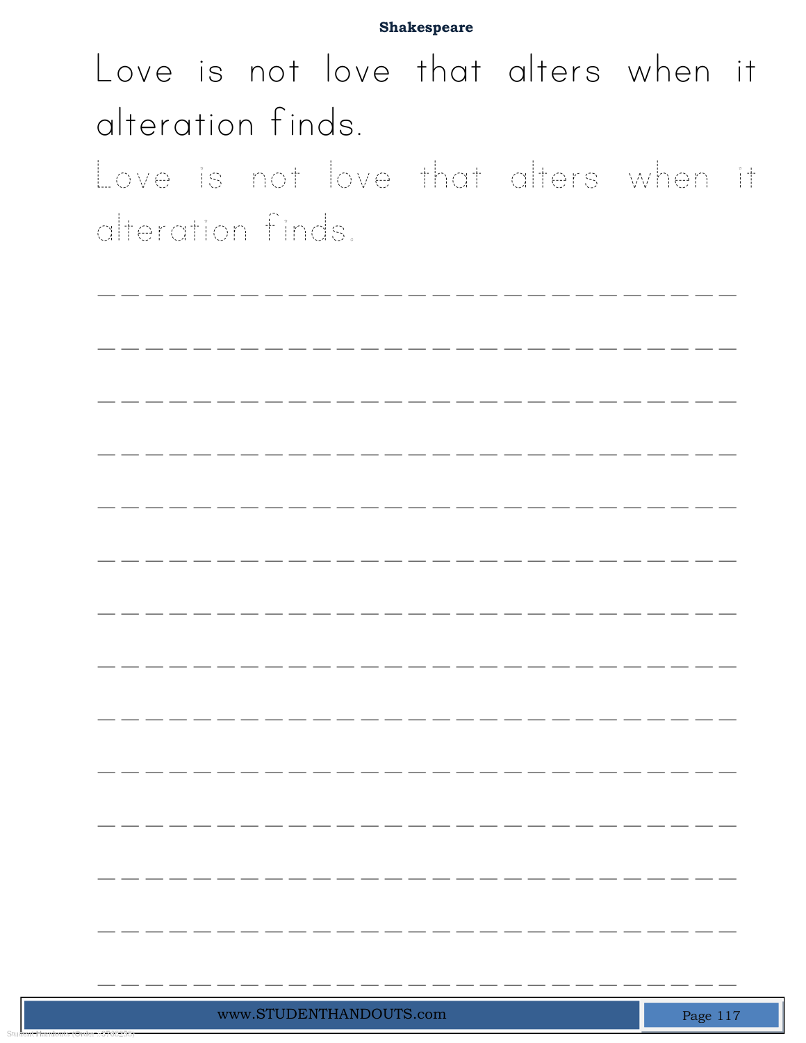Love is not love that alters when it alteration finds.

Love is not love that alters when it alteration finds.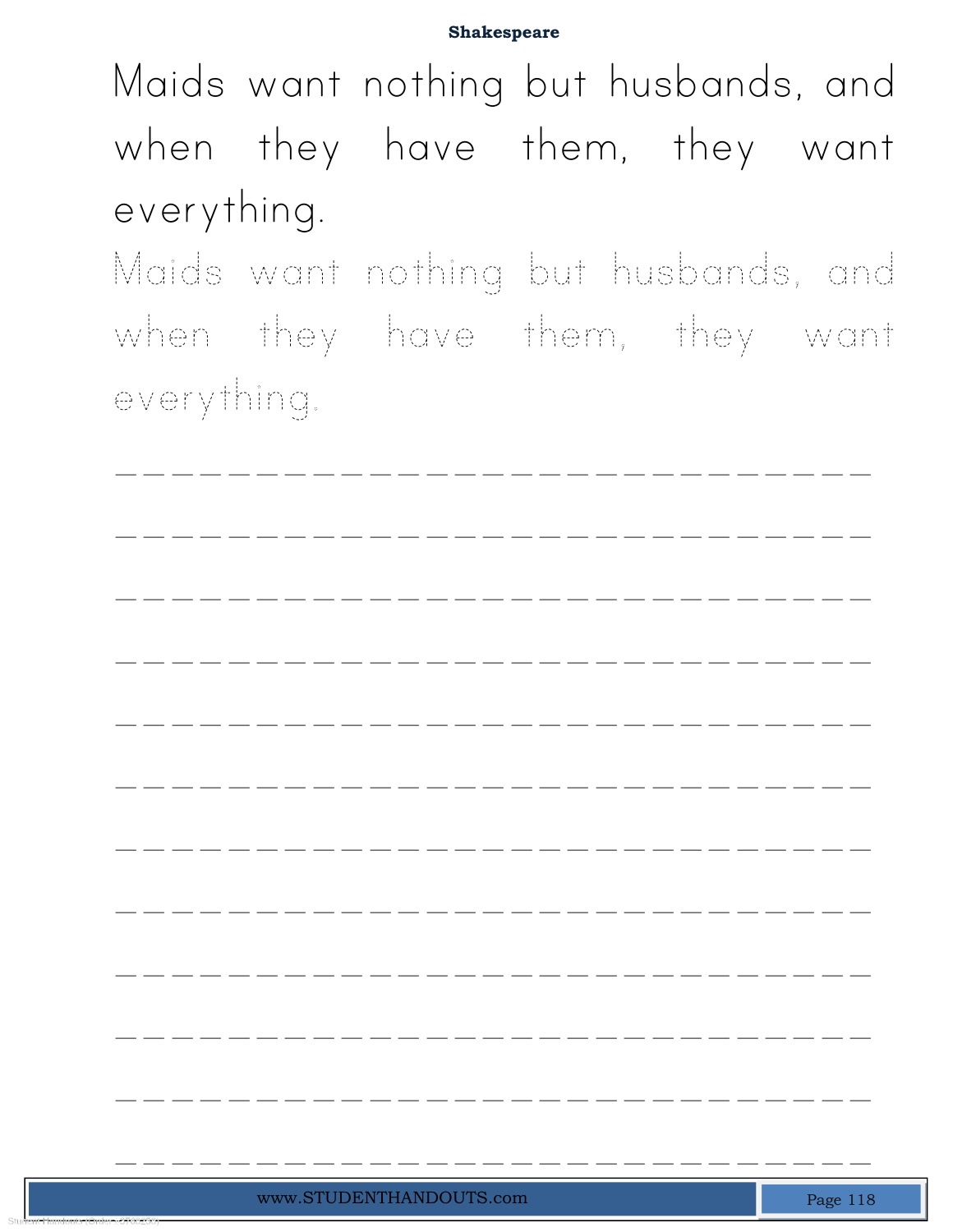Maids want nothing but husbands, and when they have them, they want everything.

Maids want nothing but husbands, and when they have them, they want everything.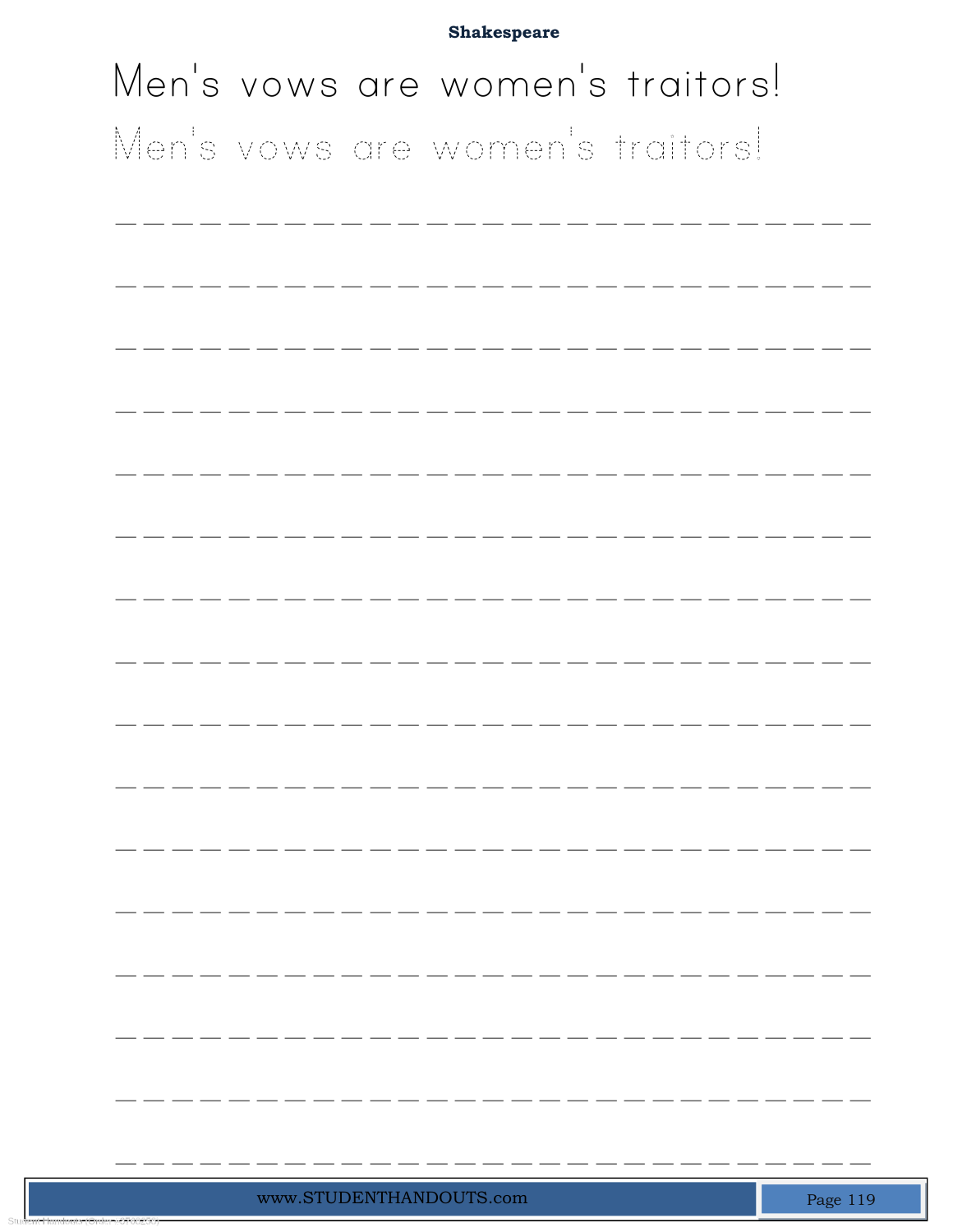**Shakespeare**

# Men's vows are women's traitors!

Men's vows are women's traitors!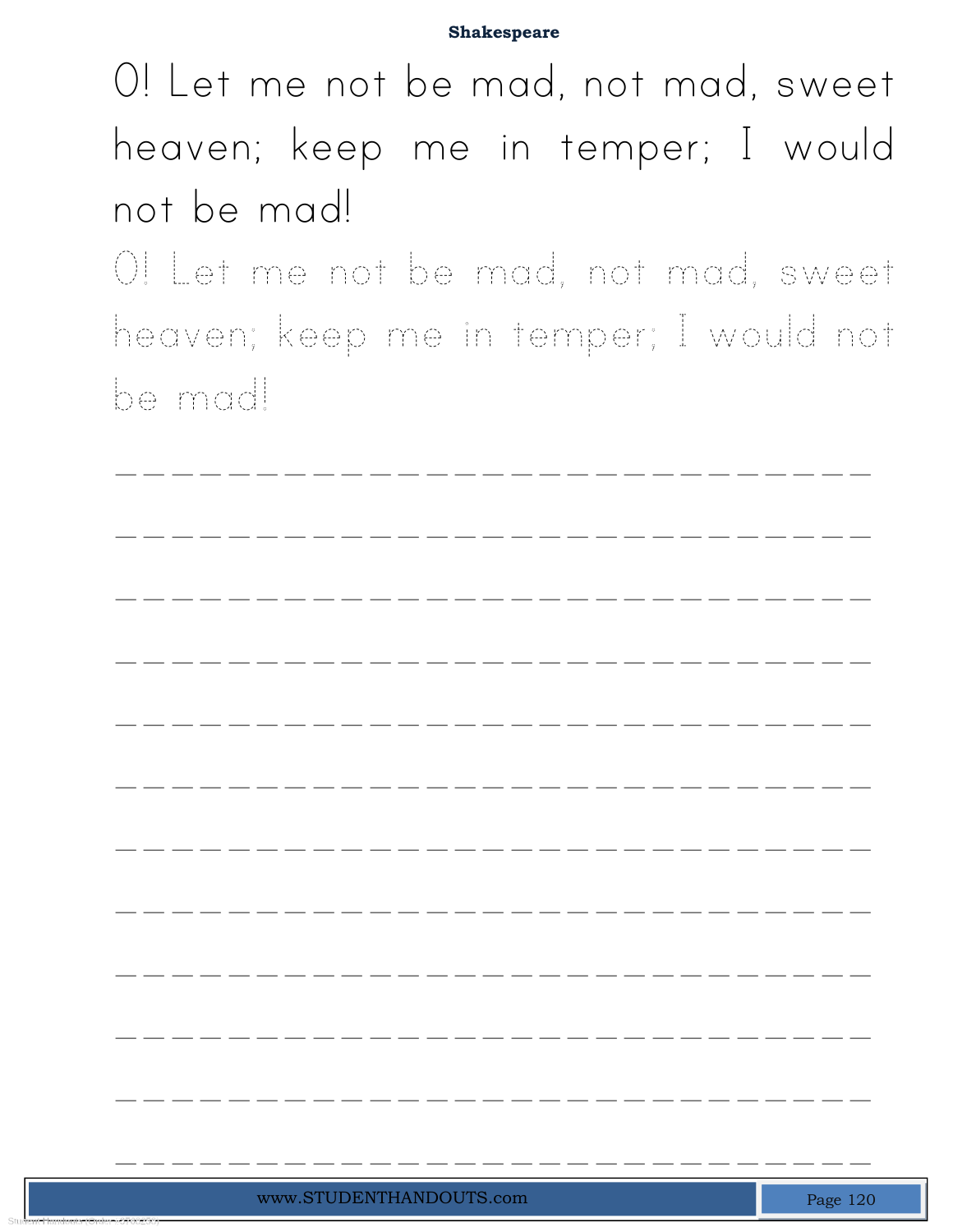O! Let me not be mad, not mad, sweet heaven; keep me in temper; I would not be mad!

O! Let me not be mad, not mad, sweet heaven; keep me in temper; I would not be mad!

\_\_\_\_\_\_\_\_\_\_\_\_\_\_\_\_\_\_\_\_\_\_\_\_\_\_\_\_\_\_

\_\_\_\_\_\_\_\_\_\_\_\_\_\_\_\_\_\_\_\_\_\_\_\_\_\_\_\_\_\_

\_\_\_\_\_\_\_\_\_\_\_\_\_\_\_\_\_\_\_\_\_\_\_\_\_\_\_\_\_\_

\_\_\_\_\_\_\_\_\_\_\_\_\_\_\_\_\_\_\_\_\_\_\_\_\_\_\_\_\_\_

\_\_\_\_\_\_\_\_\_\_\_\_\_\_\_\_\_\_\_\_\_\_\_\_\_\_\_\_\_\_

\_\_\_\_\_\_\_\_\_\_\_\_\_\_\_\_\_\_\_\_\_\_\_\_\_\_\_\_\_\_

\_\_\_\_\_\_\_\_\_\_\_\_\_\_\_\_\_\_\_\_\_\_\_\_\_\_\_\_\_\_

\_\_\_\_\_\_\_\_\_\_\_\_\_\_\_\_\_\_\_\_\_\_\_\_\_\_\_\_\_\_

\_\_\_\_\_\_\_\_\_\_\_\_\_\_\_\_\_\_\_\_\_\_\_\_\_\_\_\_\_\_

\_\_\_\_\_\_\_\_\_\_\_\_\_\_\_\_\_\_\_\_\_\_\_\_\_\_\_\_\_\_

\_\_\_\_\_\_\_\_\_\_\_\_\_\_\_\_\_\_\_\_\_\_\_\_\_\_\_\_\_\_

\_\_\_\_\_\_\_\_\_\_\_\_\_\_\_\_\_\_\_\_\_\_\_\_\_\_\_\_\_\_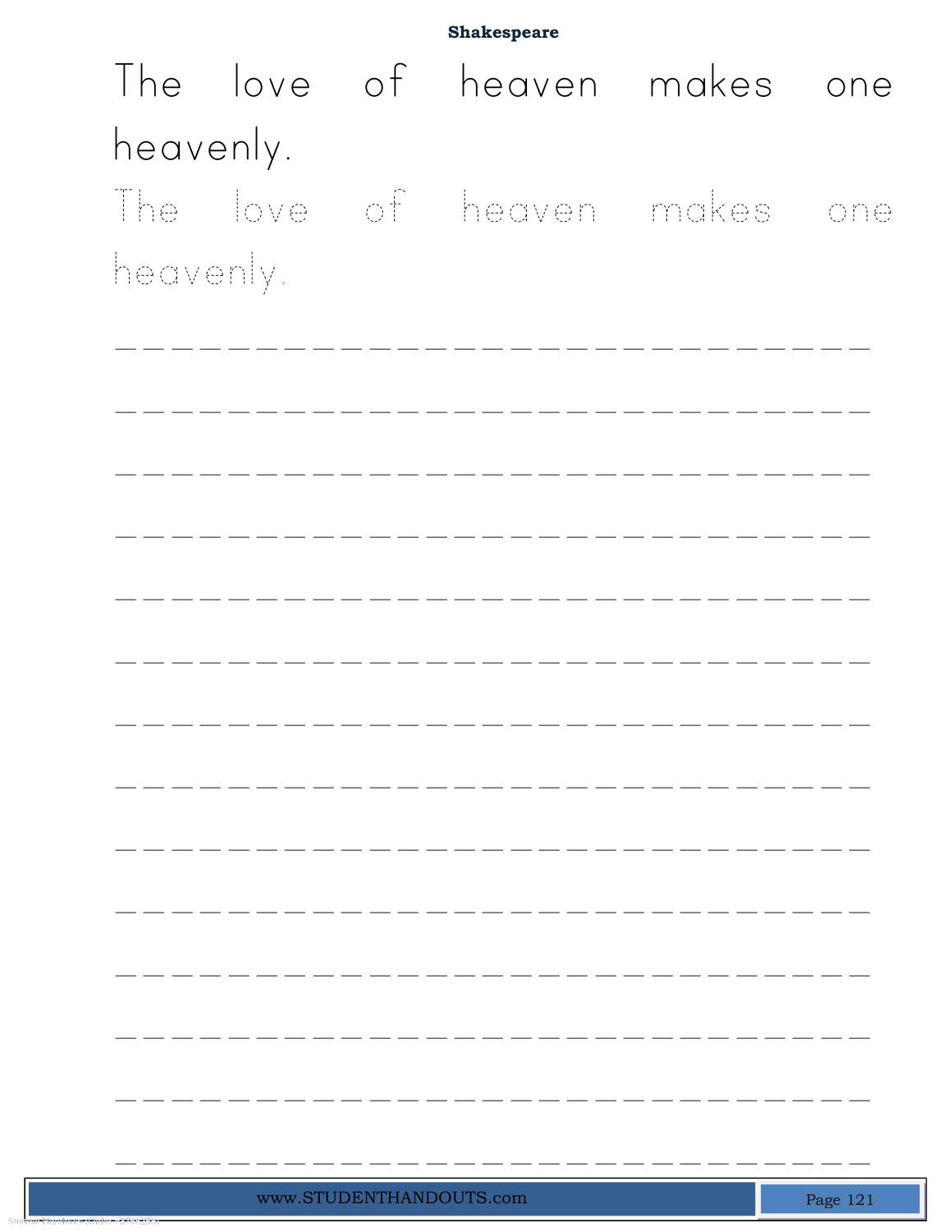Shakespeare

The love of heaven makes one heavenly.

The love of heaven makes one heavenly.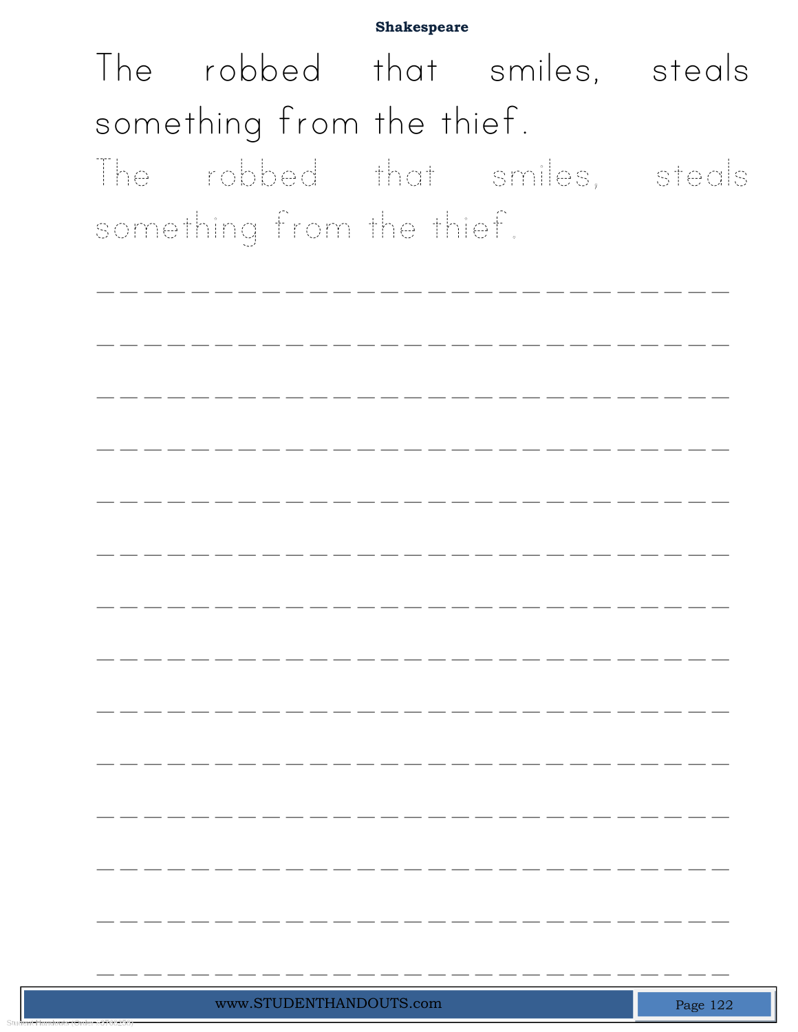**Shakespeare**

The robbed that smiles, steals something from the thief.

The robbed that smiles, steals something from the thief.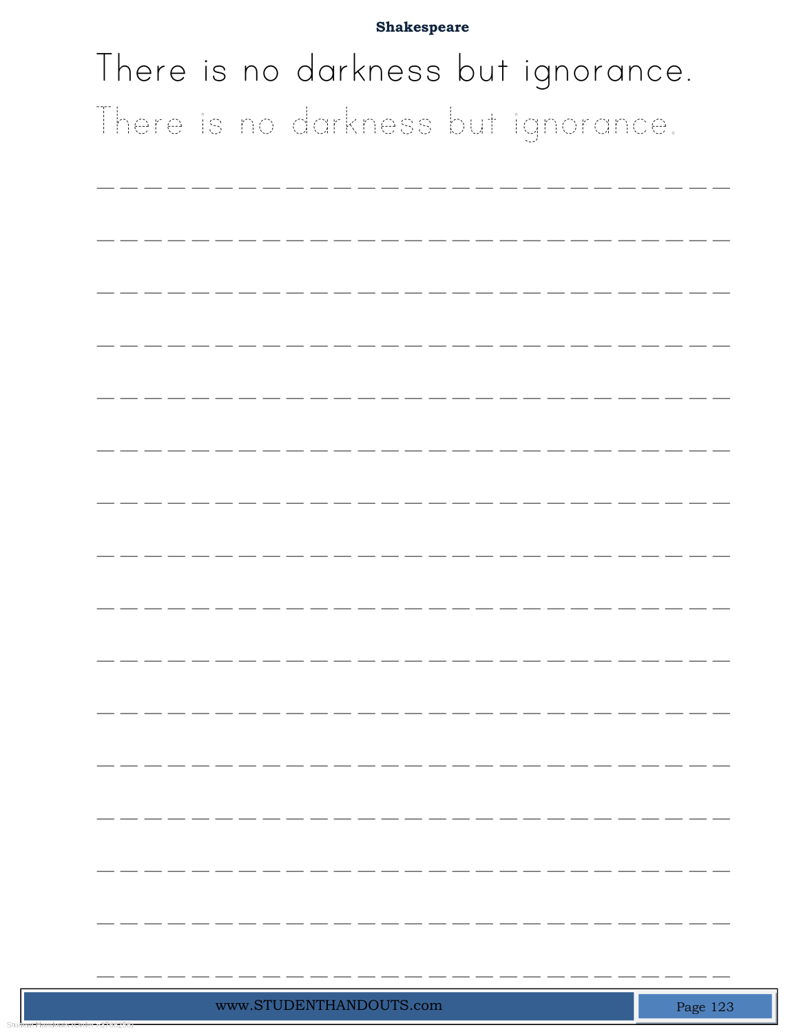**Shakespeare**

There is no darkness but ignorance.

There is no darkness but ignorance.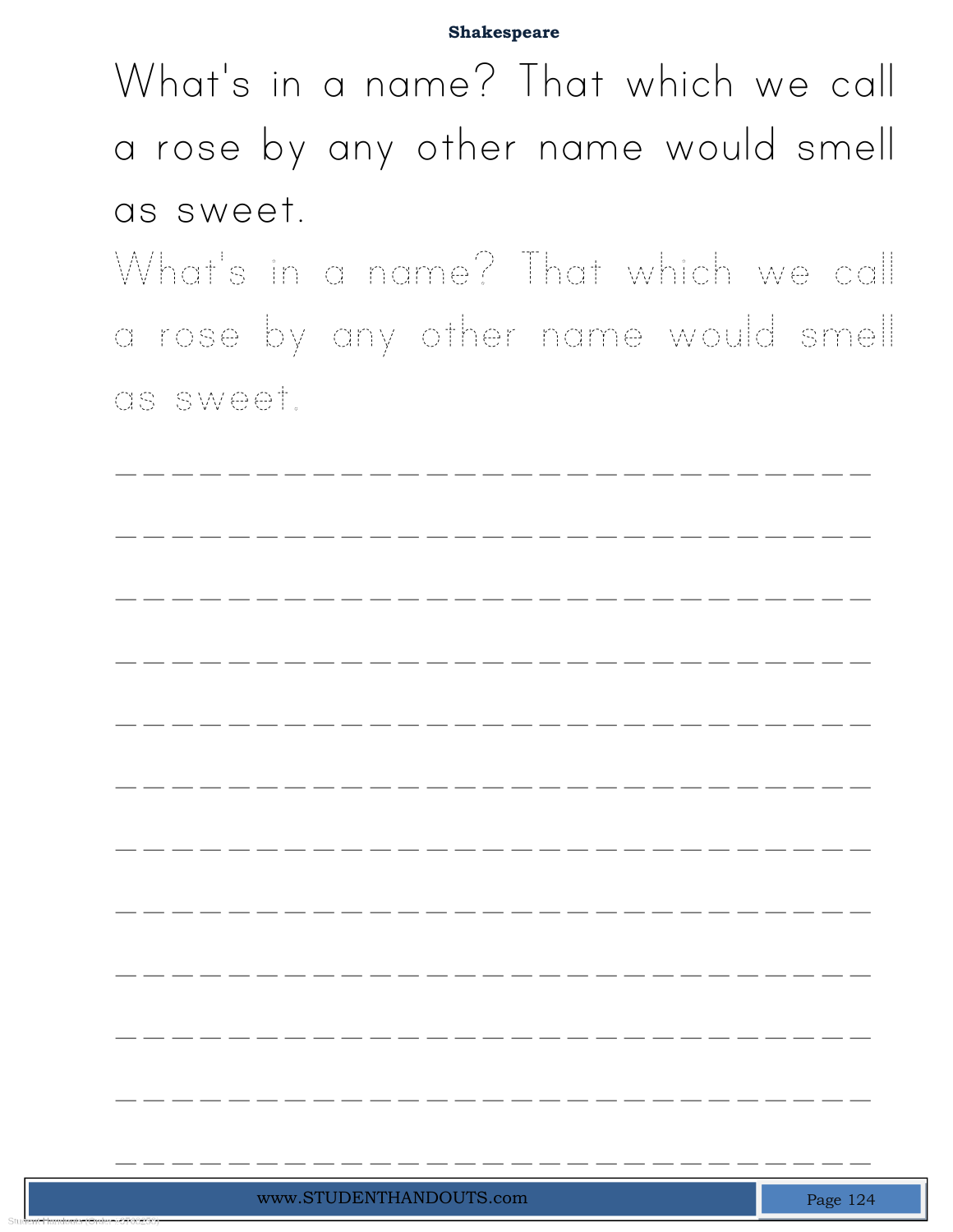**Shakespeare**

What's in a name? That which we call a rose by any other name would smell as sweet.

What's in a name? That which we call a rose by any other name would smell as sweet.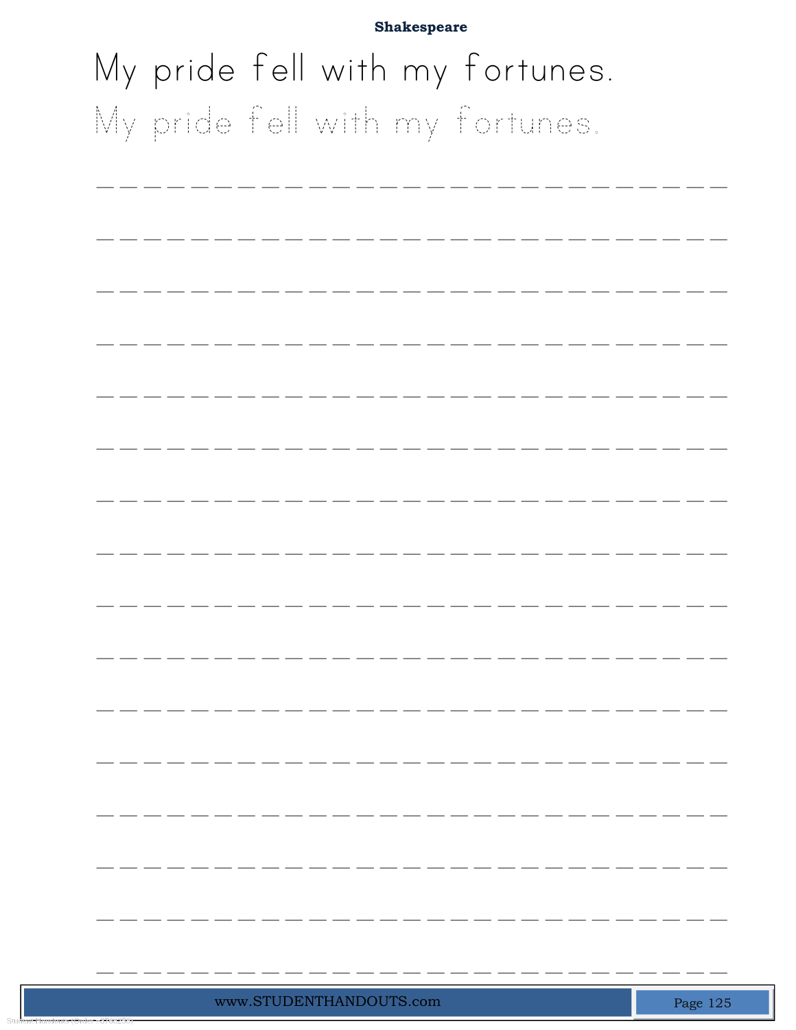**Shakespeare**

My pride fell with my fortunes.

My pride fell with my fortunes.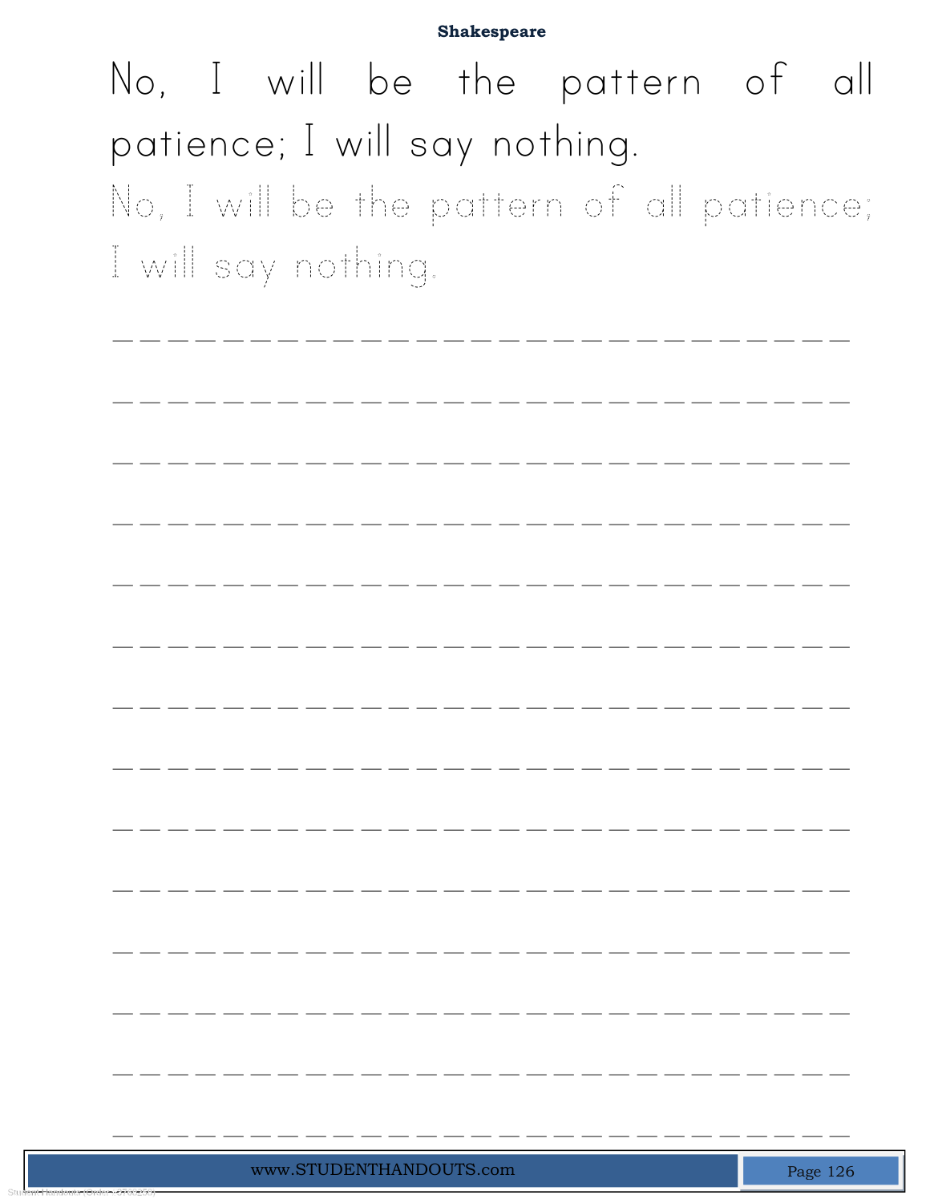No, I will be the pattern of all patience; I will say nothing.

No, I will be the pattern of all patience; I will say nothing.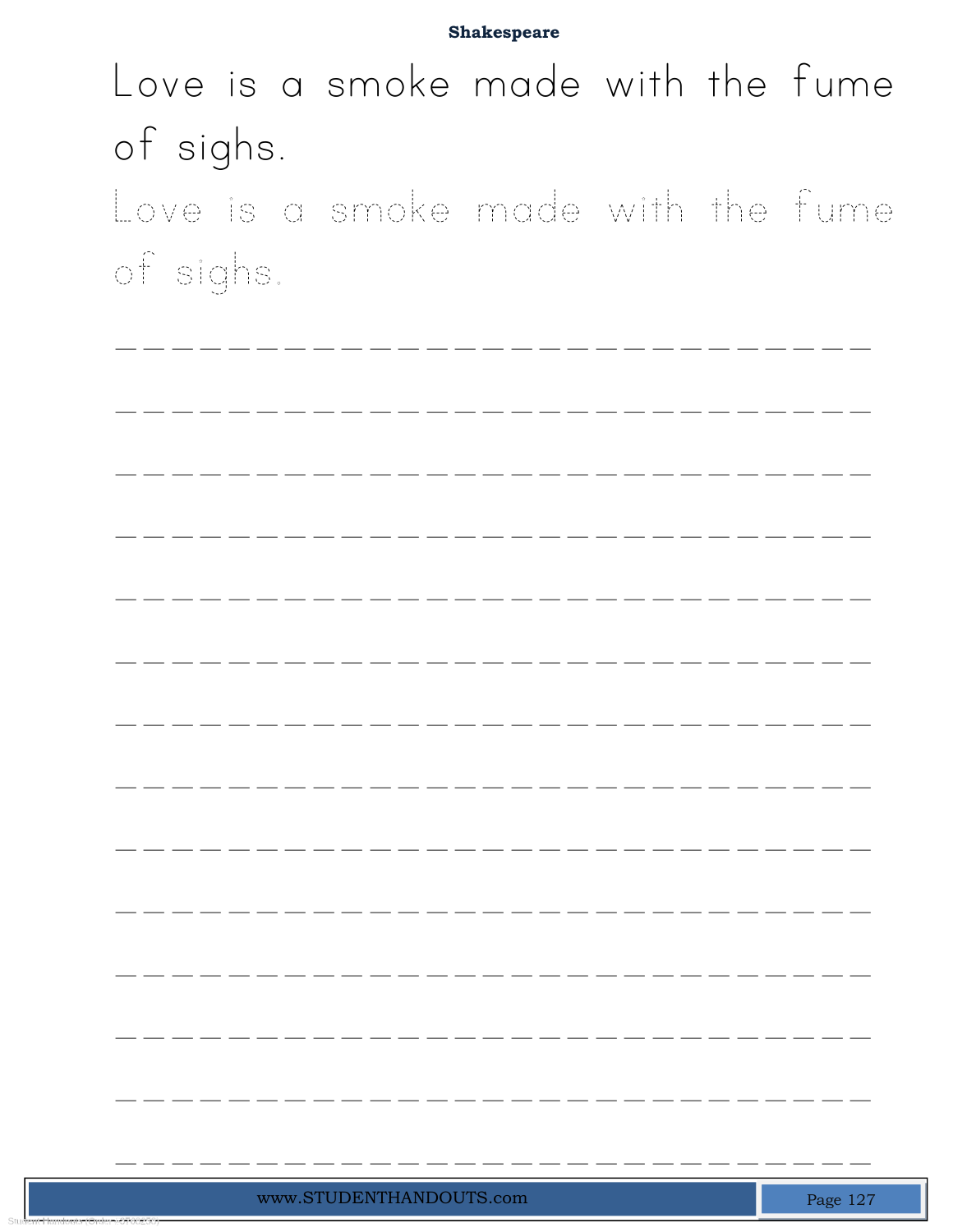**Shakespeare**

Love is a smoke made with the fume of sighs.

Love is a smoke made with the fume of sighs.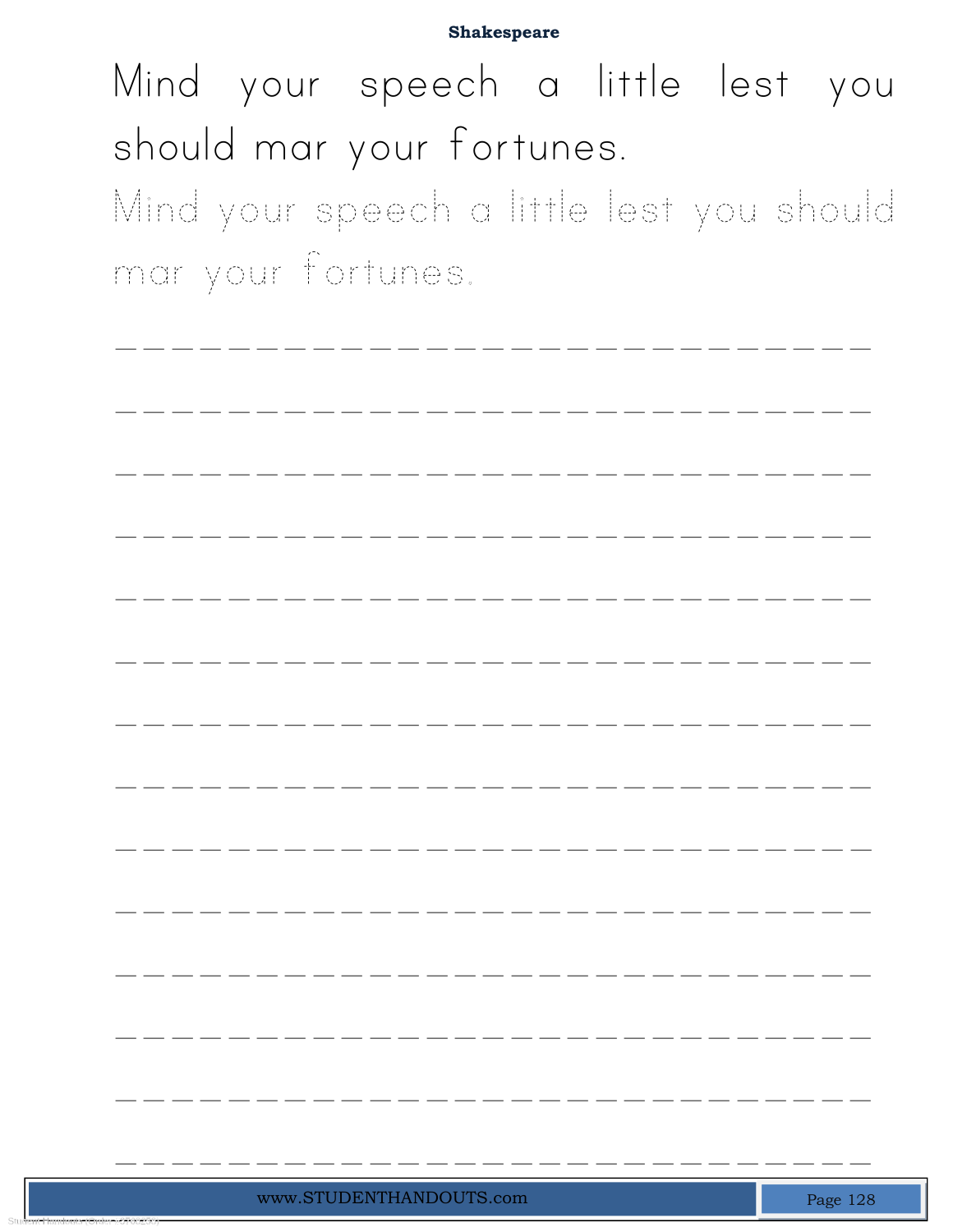**Shakespeare**

Mind your speech a little lest you should mar your fortunes.

Mind your speech a little lest you should mar your fortunes.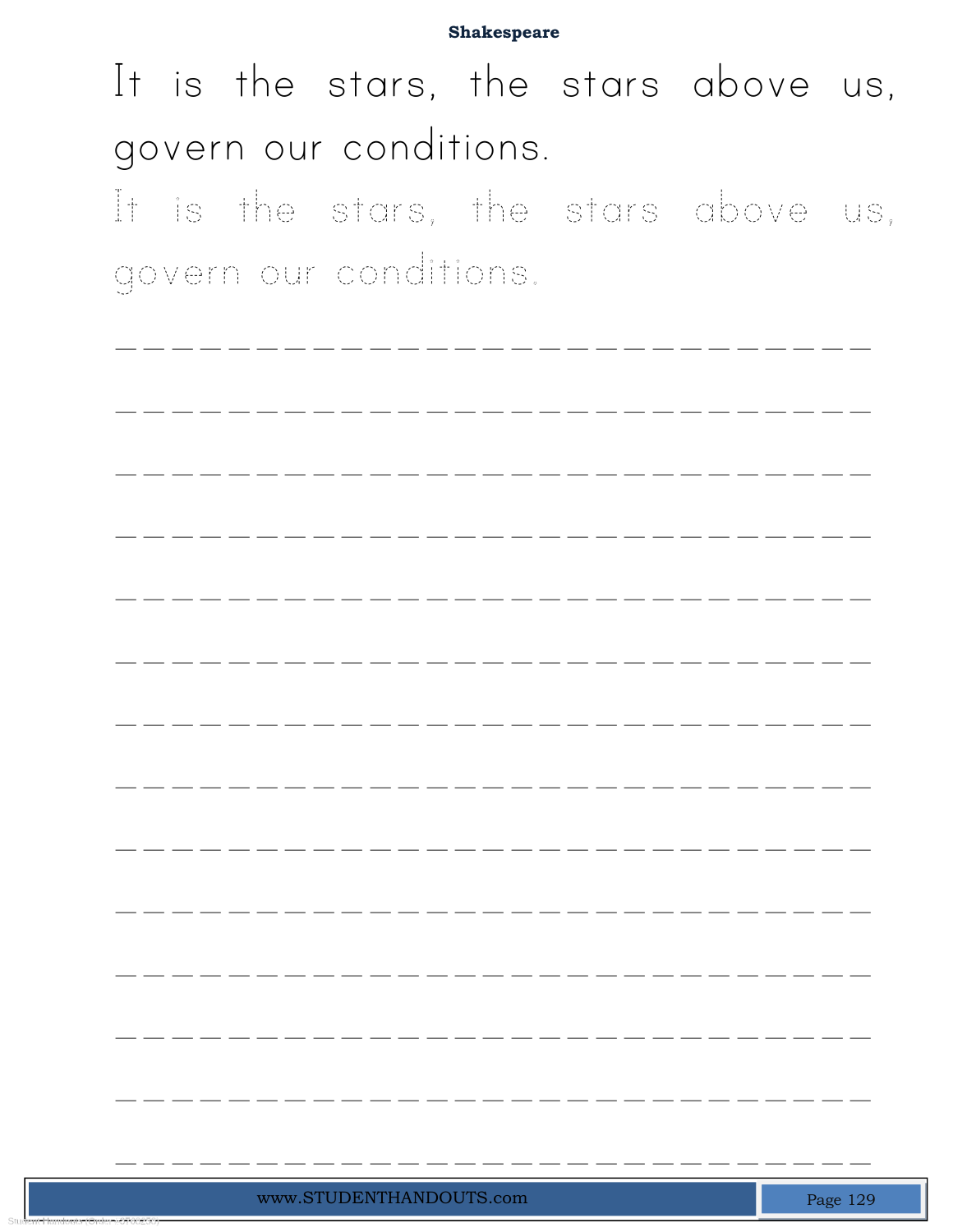It is the stars, the stars above us, govern our conditions.

It is the stars, the stars above us, govern our conditions.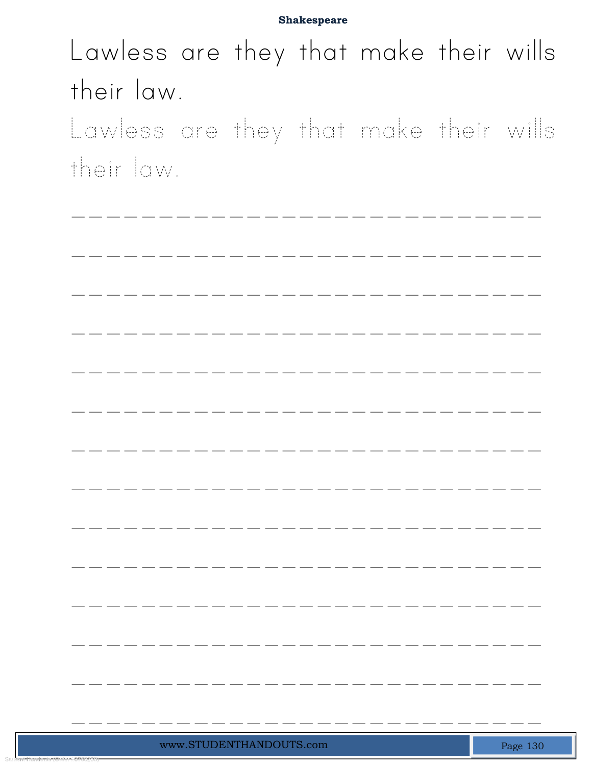Shakespeare

Lawless are they that make their wills their law.

Lawless are they that make their wills their law.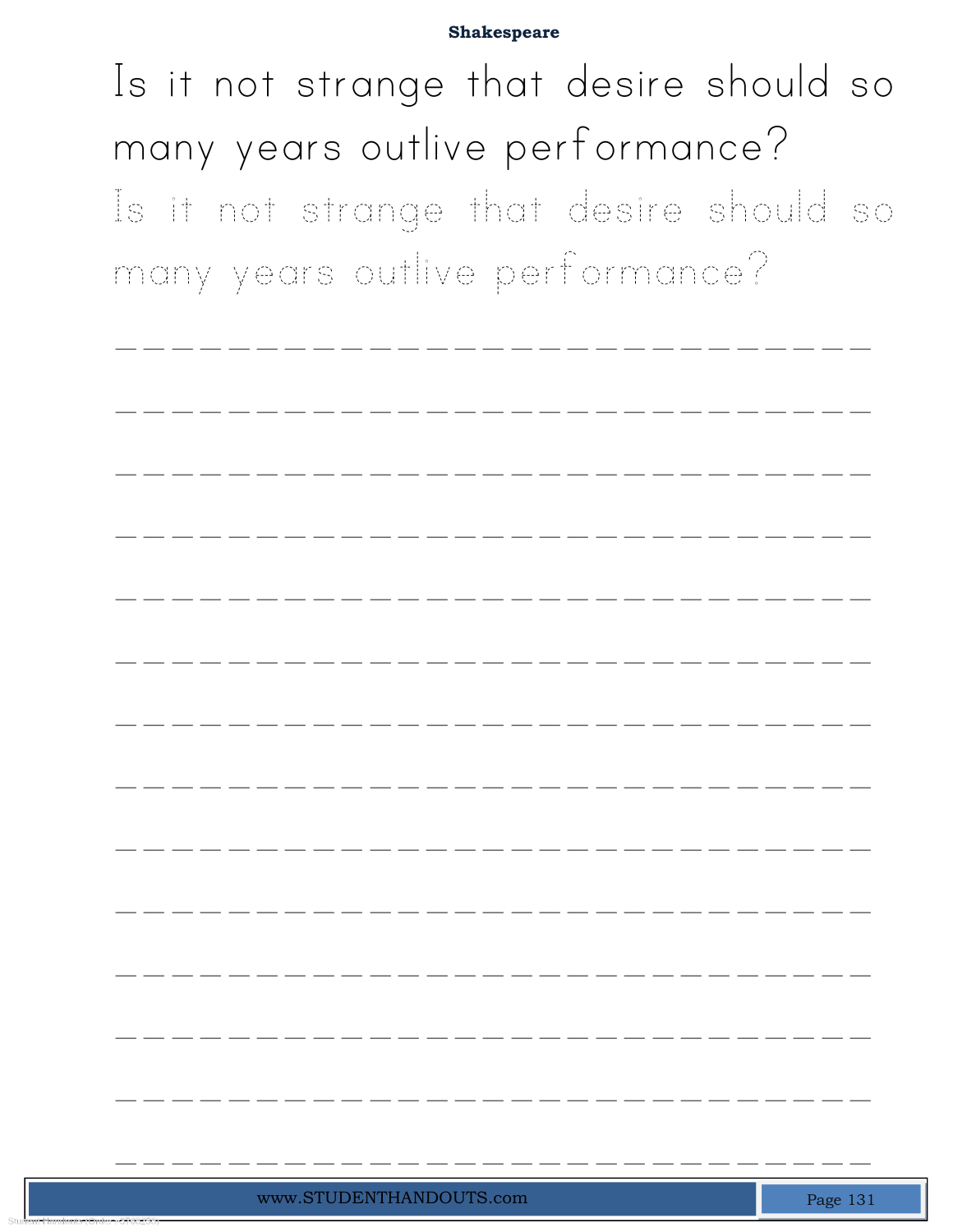Shakespeare

Is it not strange that desire should so many years outlive performance?

Is it not strange that desire should so many years outlive performance?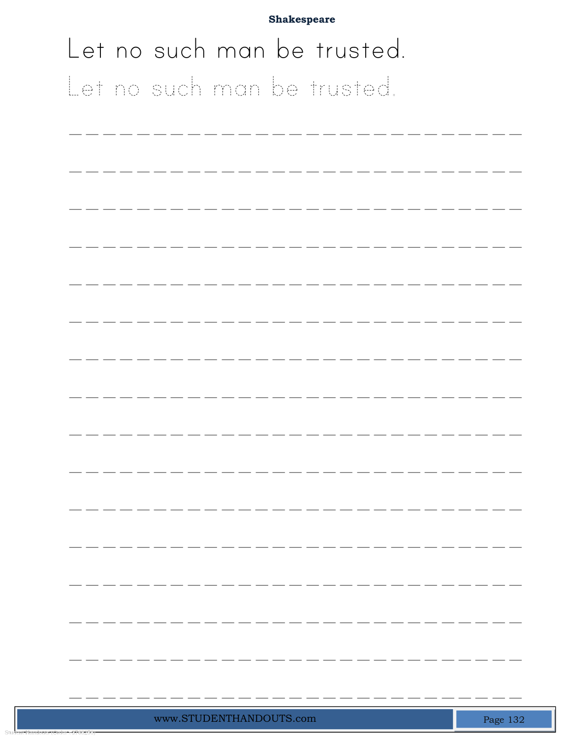**Shakespeare**

# Let no such man be trusted.

Let no such man be trusted.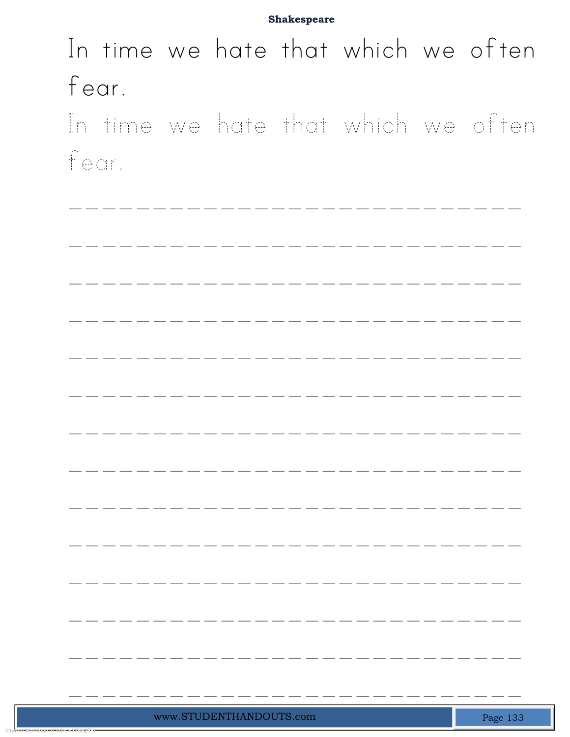In time we hate that which we often fear.

In time we hate that which we often fear.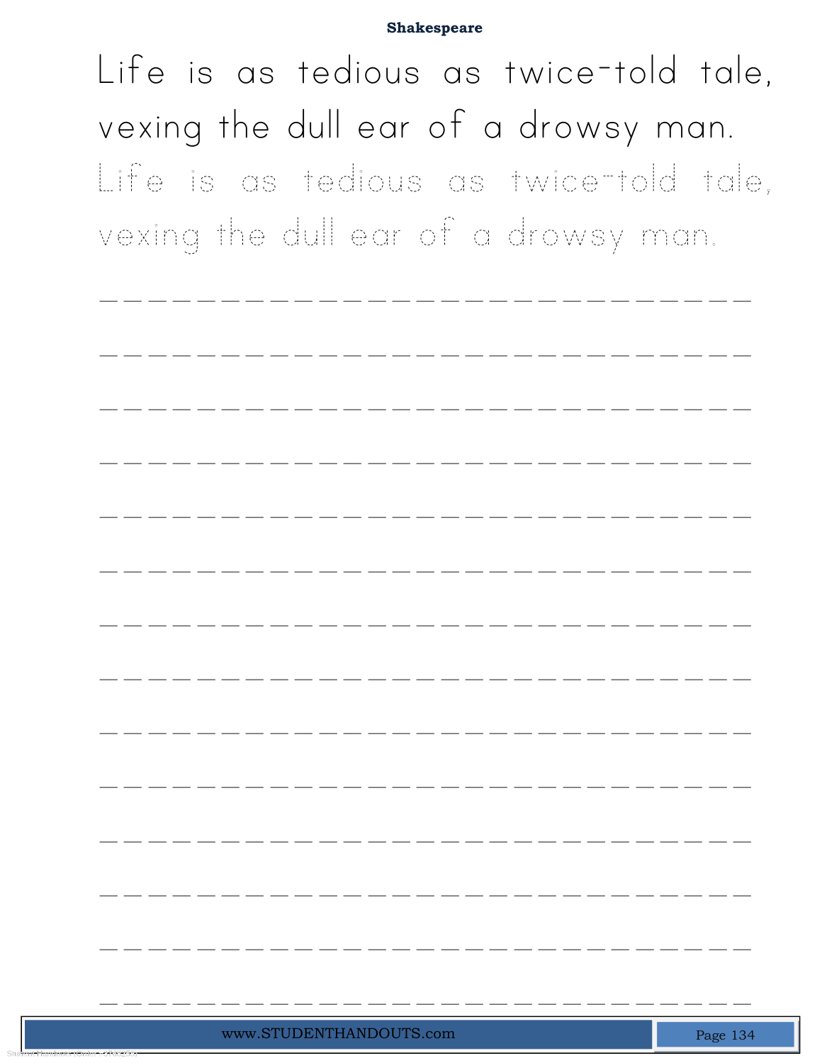**Shakespeare**

Life is as tedious as twice-told tale, vexing the dull ear of a drowsy man.

Life is as tedious as twice-told tale, vexing the dull ear of a drowsy man.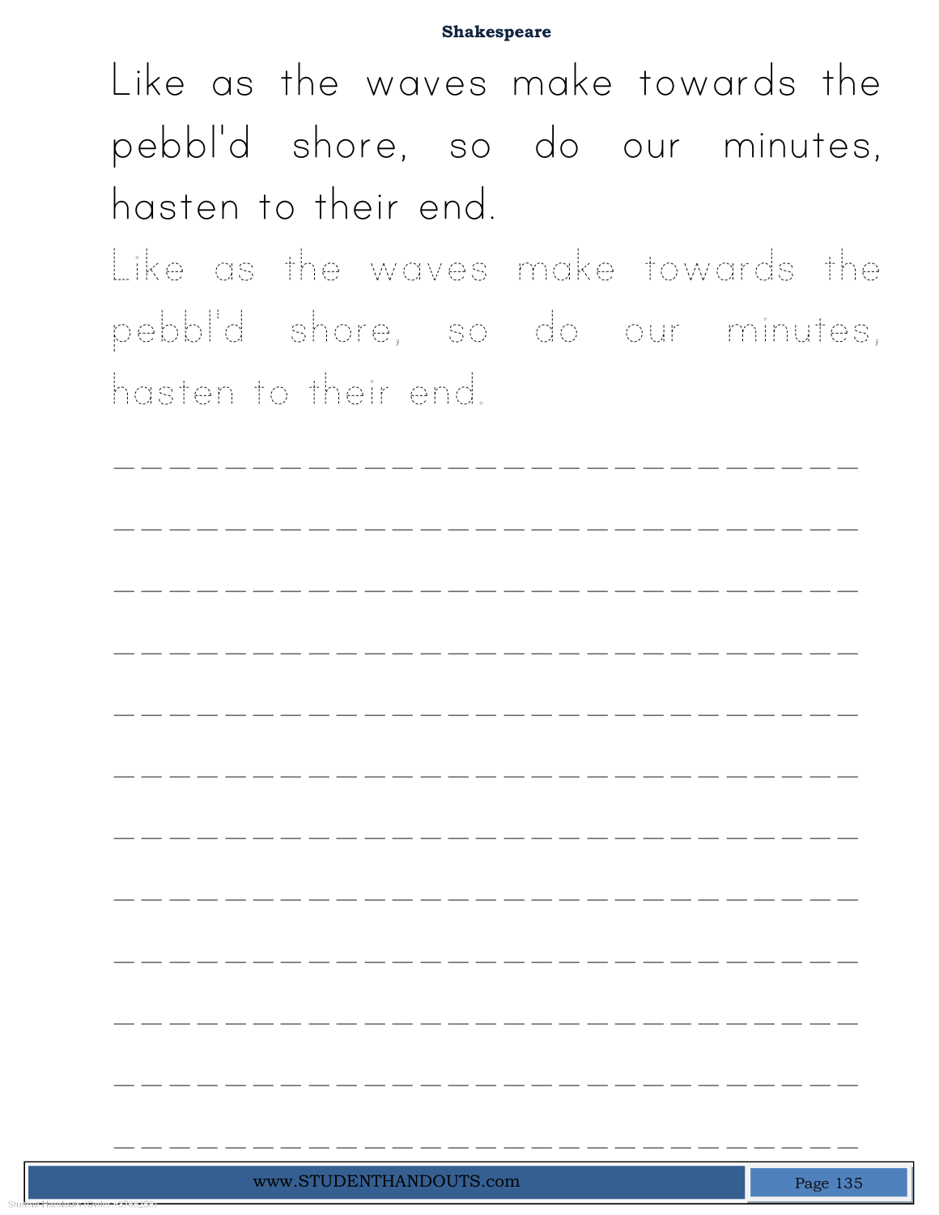Like as the waves make towards the pebbl'd shore, so do our minutes, hasten to their end.

Like as the waves make towards the pebbl'd shore, so do our minutes, hasten to their end.

_____________________________

_____________________________

_____________________________

_____________________________

_____________________________

_____________________________

_____________________________

_____________________________

_____________________________

_____________________________

_____________________________

_____________________________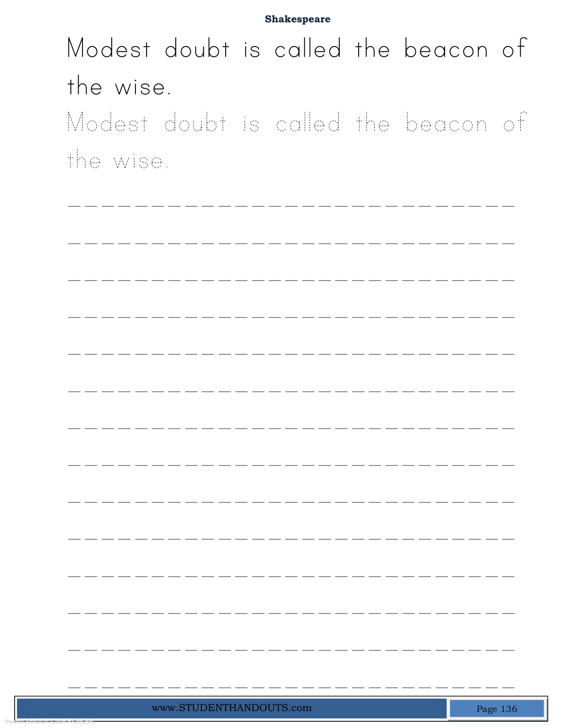**Shakespeare**

Modest doubt is called the beacon of the wise.

Modest doubt is called the beacon of the wise.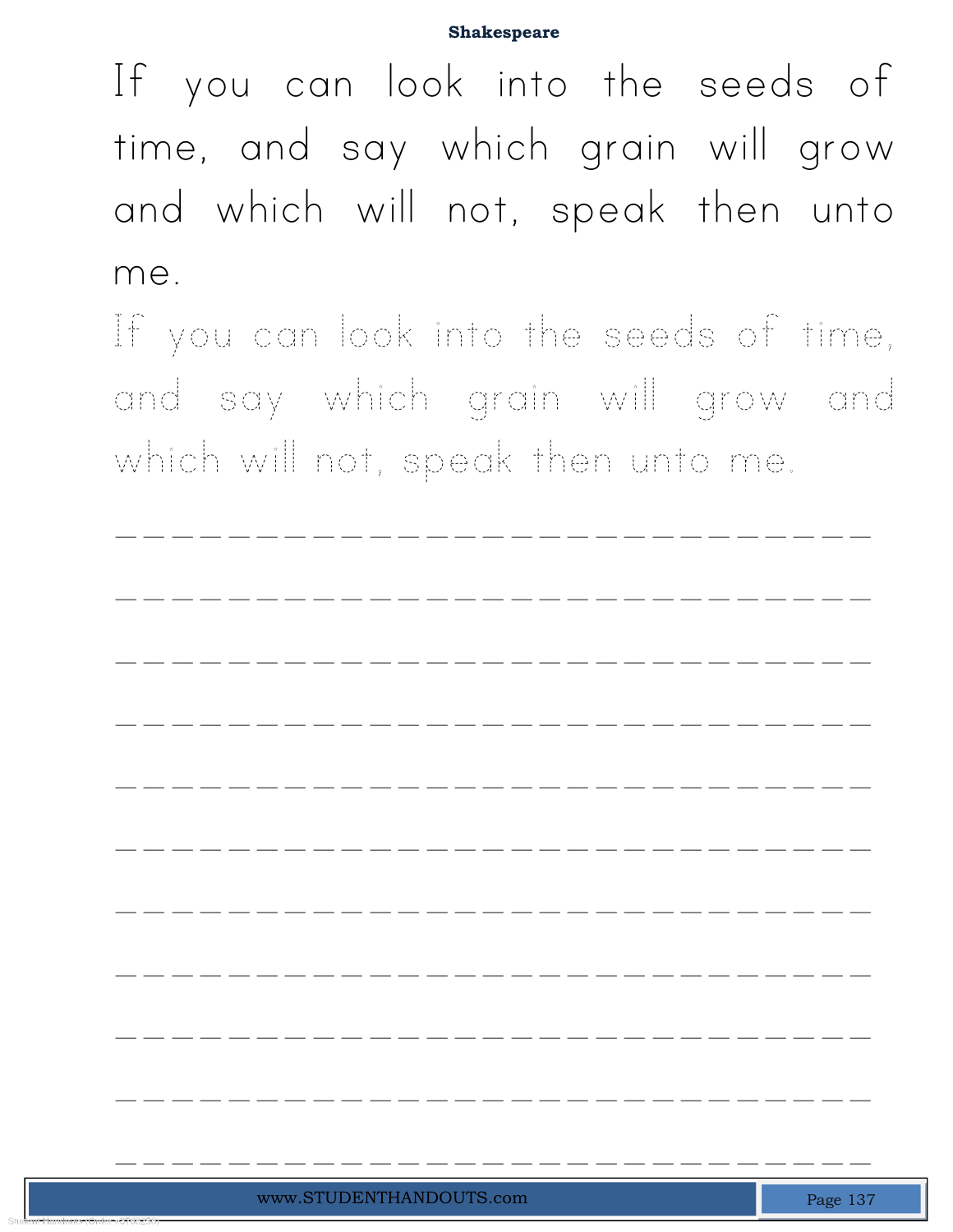If you can look into the seeds of time, and say which grain will grow and which will not, speak then unto me.

If you can look into the seeds of time, and say which grain will grow and which will not, speak then unto me.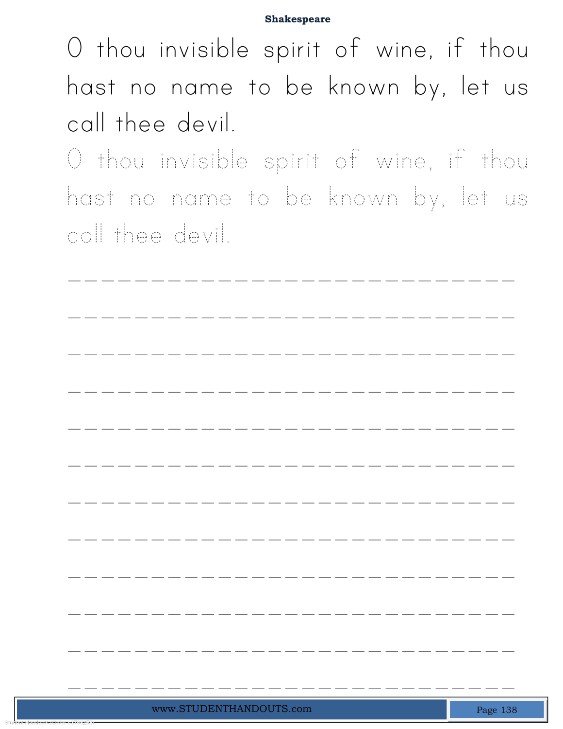O thou invisible spirit of wine, if thou hast no name to be known by, let us call thee devil.

O thou invisible spirit of wine, if thou hast no name to be known by, let us call thee devil.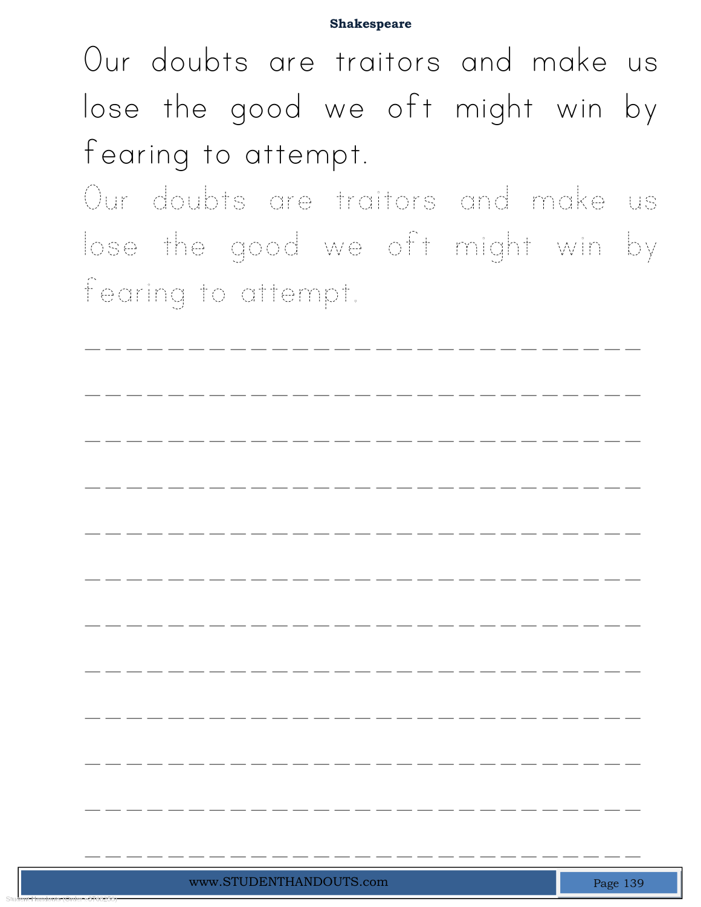Our doubts are traitors and make us lose the good we oft might win by fearing to attempt.

Our doubts are traitors and make us lose the good we oft might win by fearing to attempt.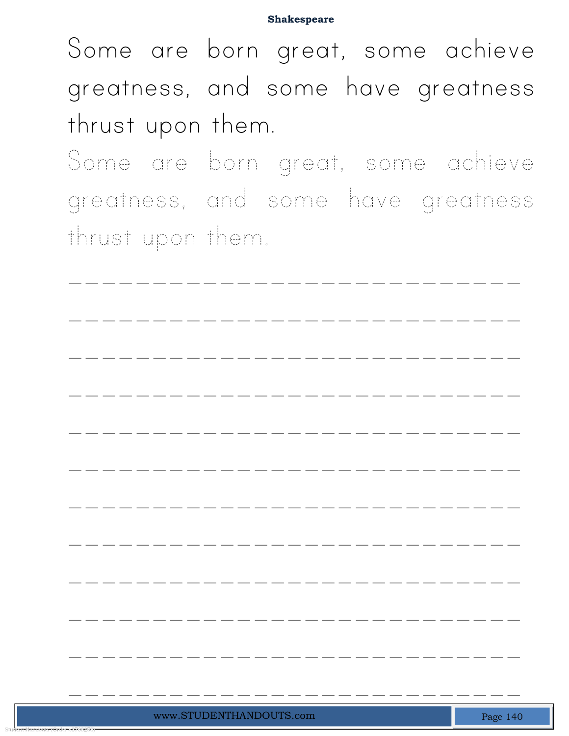Some are born great, some achieve greatness, and some have greatness thrust upon them.

Some are born great, some achieve greatness, and some have greatness thrust upon them.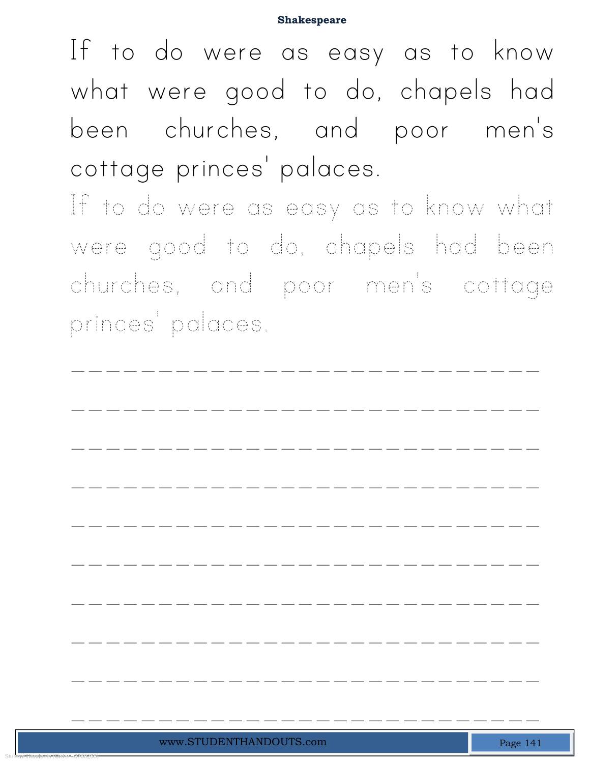If to do were as easy as to know what were good to do, chapels had been churches, and poor men's cottage princes' palaces.

If to do were as easy as to know what were good to do, chapels had been churches, and poor men's cottage princes' palaces.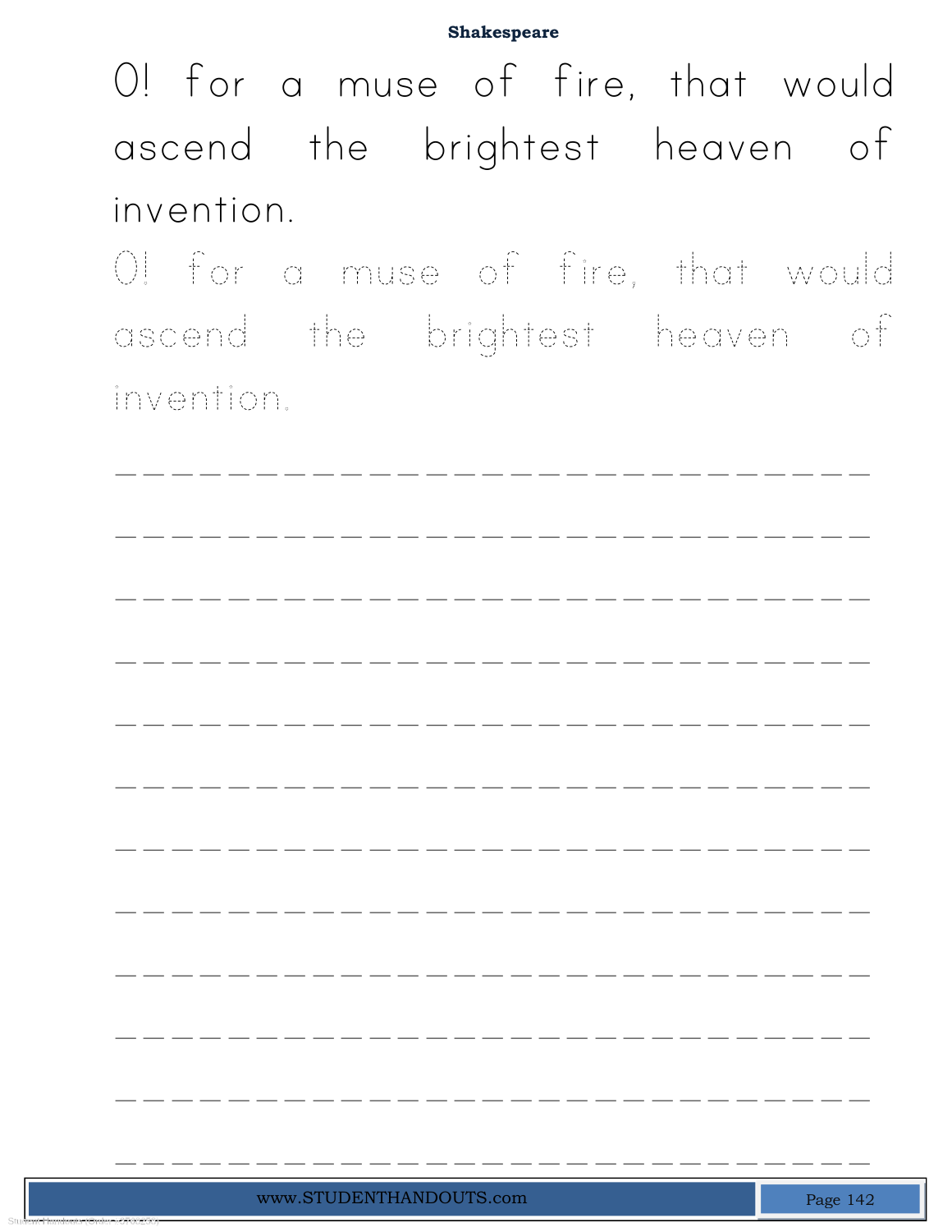O! for a muse of fire, that would ascend the brightest heaven of invention.

O! for a muse of fire, that would ascend the brightest heaven of invention.

______________________________

______________________________

______________________________

______________________________

______________________________

______________________________

______________________________

______________________________

______________________________

______________________________

______________________________

______________________________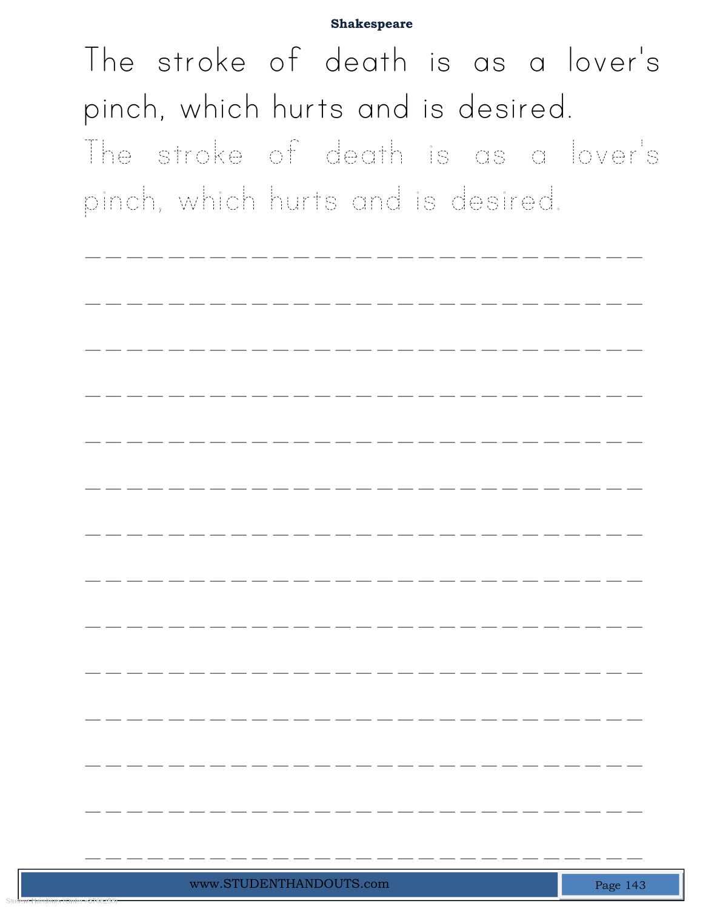**Shakespeare**

The stroke of death is as a lover's pinch, which hurts and is desired.

The stroke of death is as a lover's pinch, which hurts and is desired.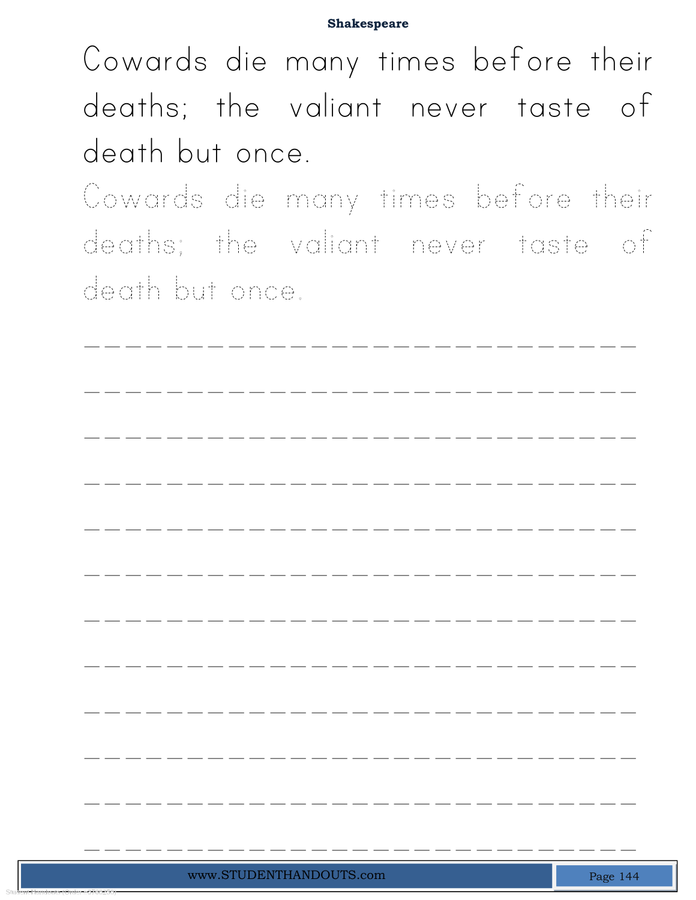Cowards die many times before their deaths; the valiant never taste of death but once.

Cowards die many times before their deaths; the valiant never taste of death but once.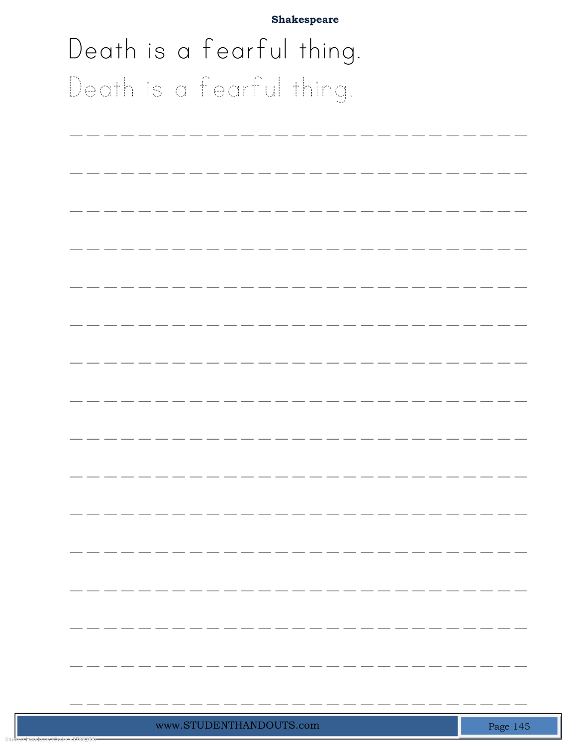**Shakespeare**

Death is a fearful thing.

Death is a fearful thing.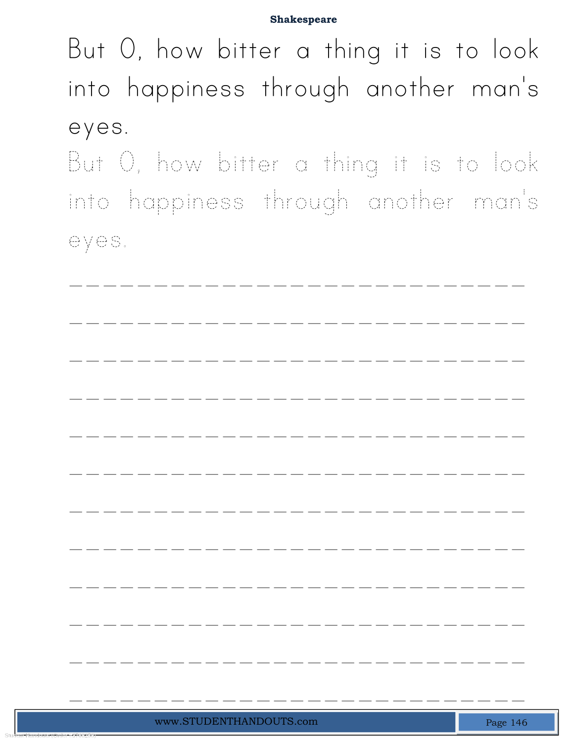But O, how bitter a thing it is to look into happiness through another man's eyes.

But O, how bitter a thing it is to look into happiness through another man's eyes.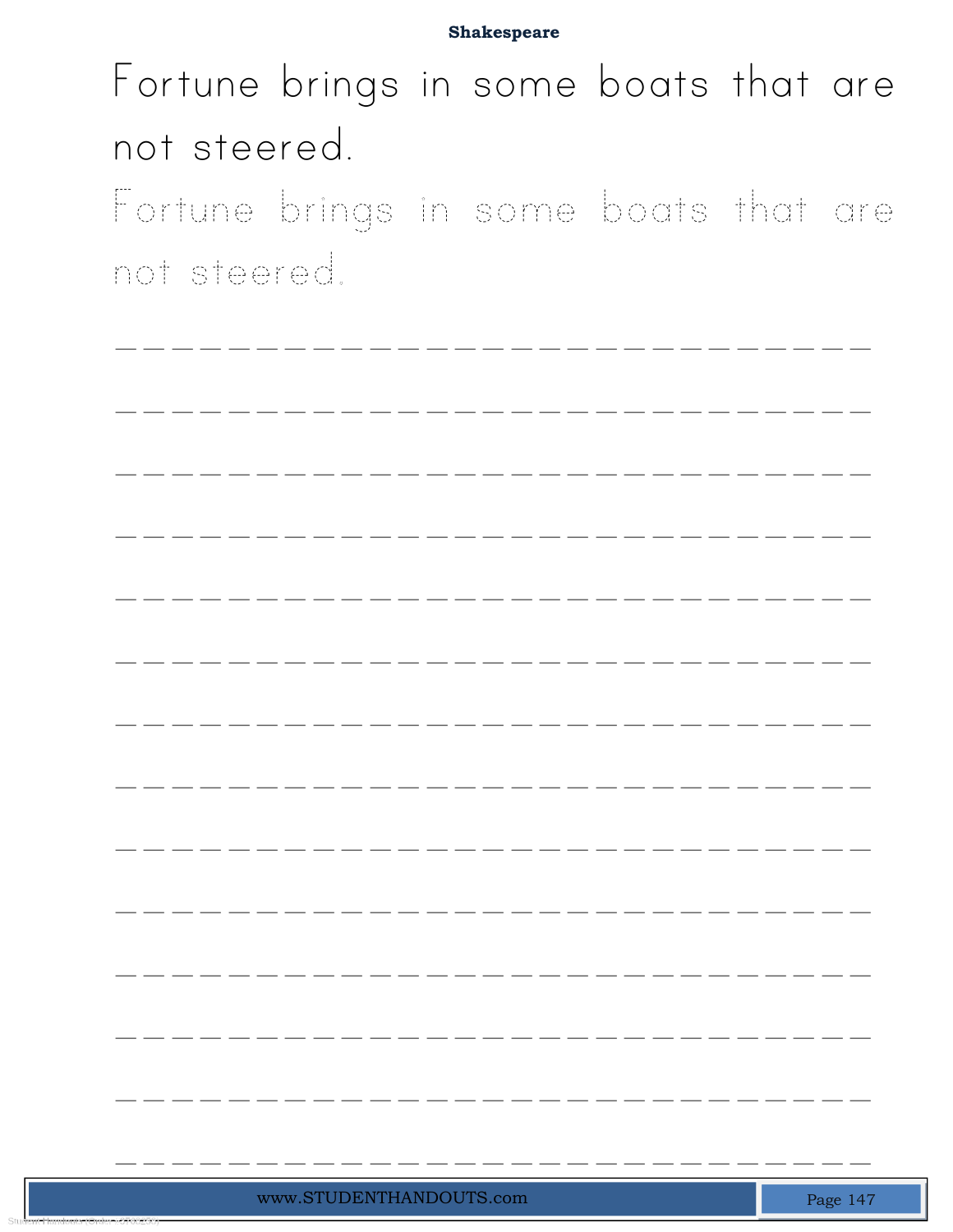Fortune brings in some boats that are not steered.

Fortune brings in some boats that are not steered.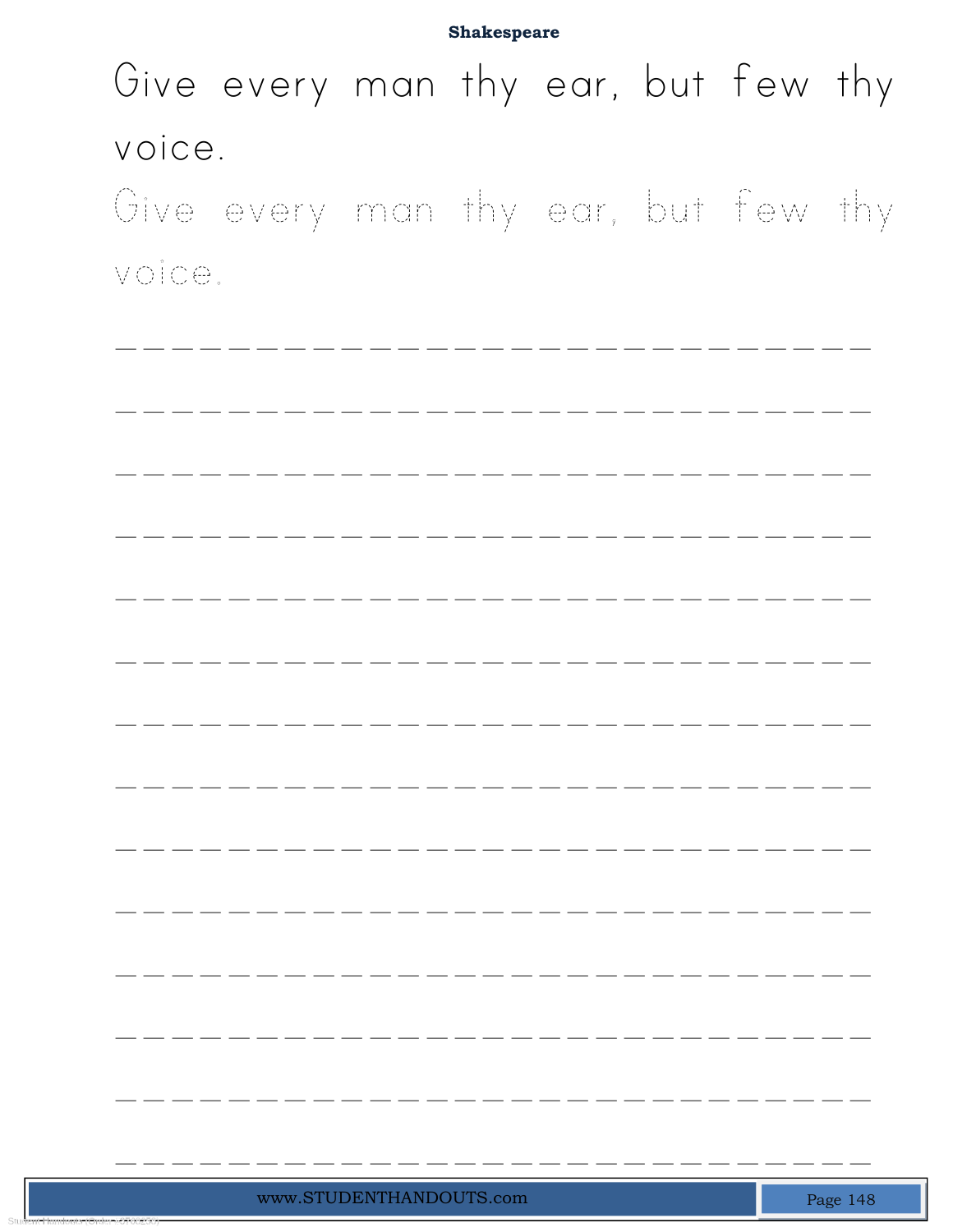**Shakespeare**

Give every man thy ear, but few thy voice.

Give every man thy ear, but few thy voice.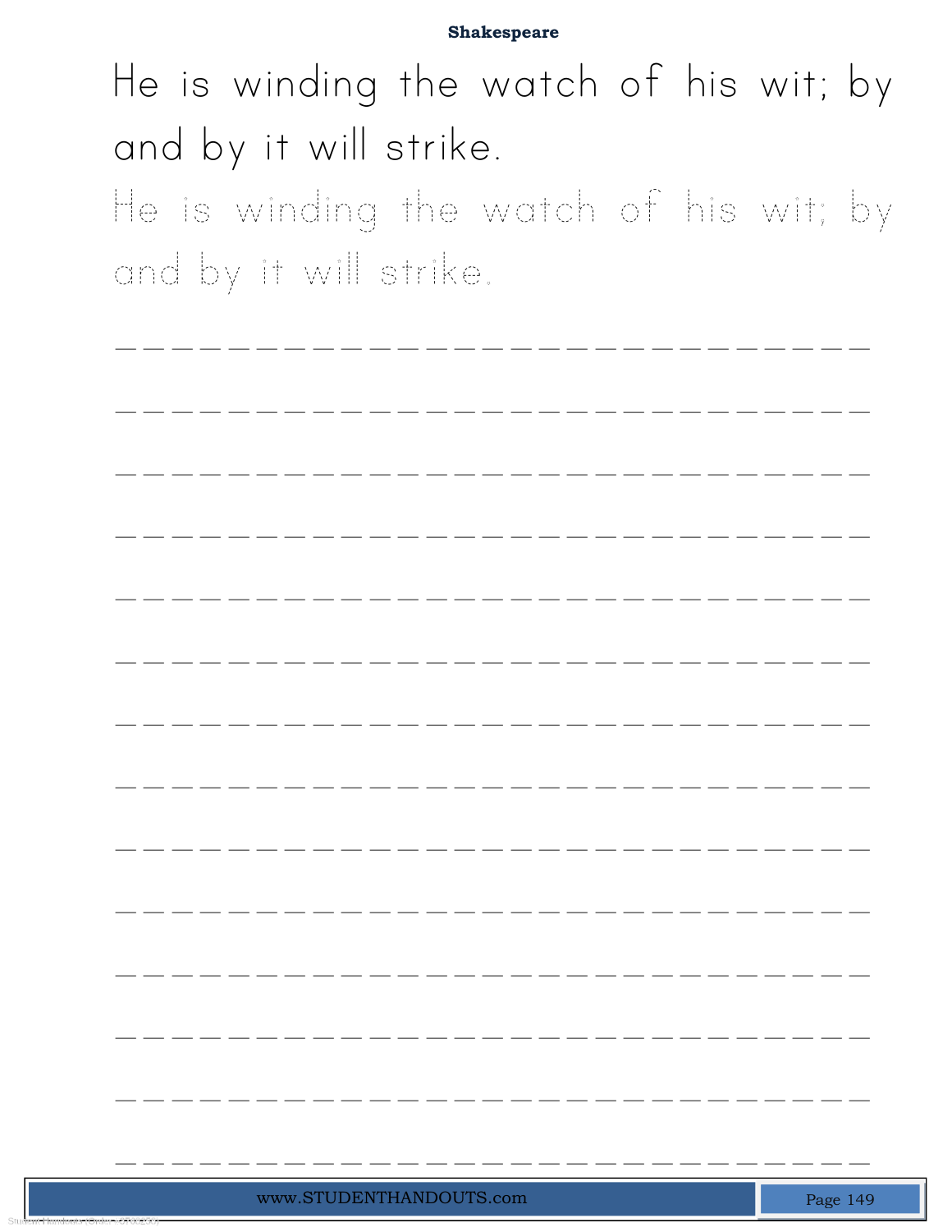Shakespeare

He is winding the watch of his wit; by and by it will strike.

He is winding the watch of his wit; by and by it will strike.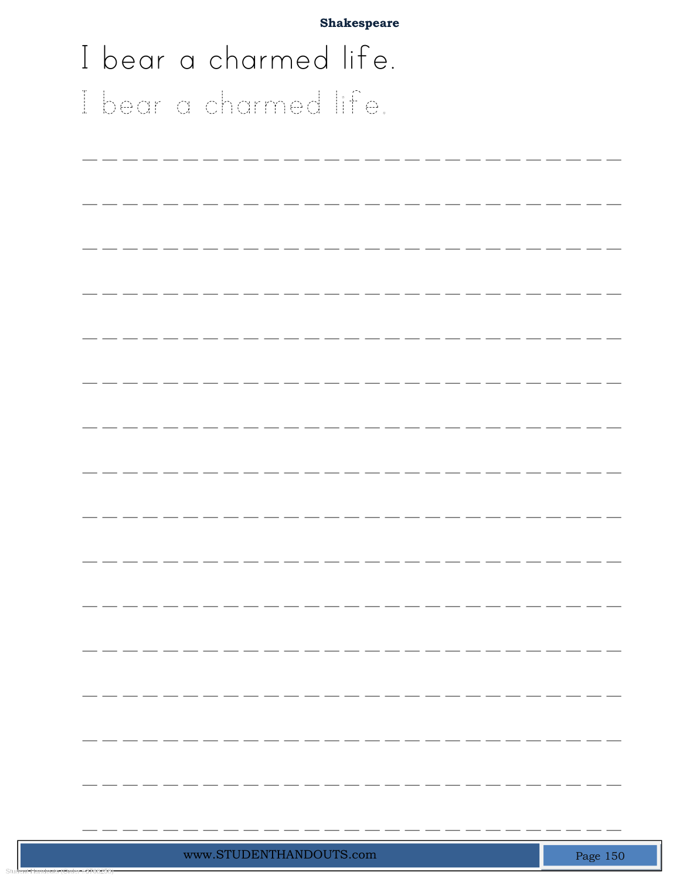**Shakespeare**

I bear a charmed life.

I bear a charmed life.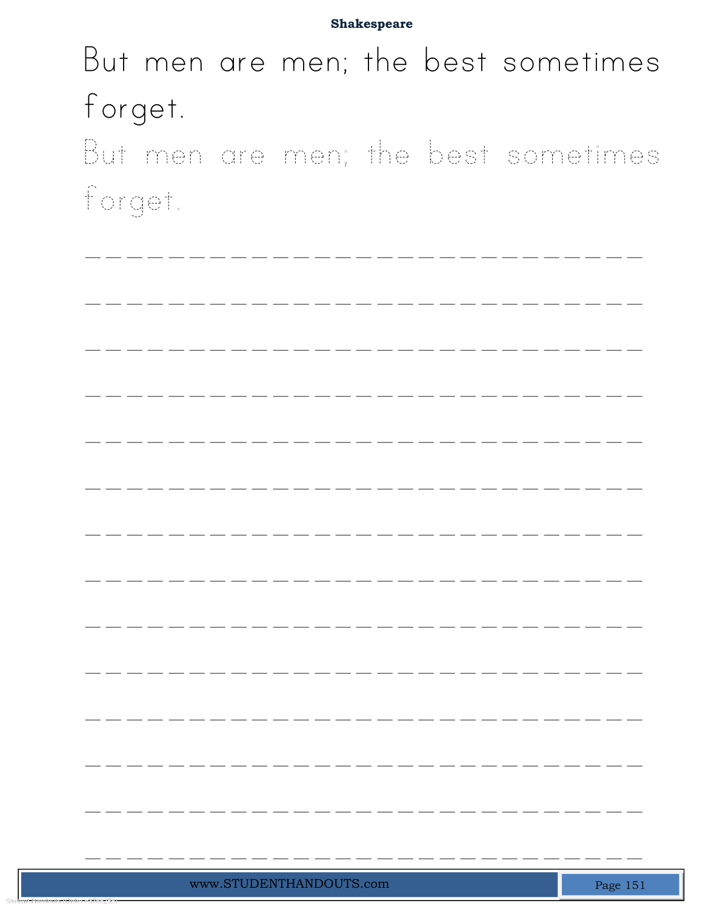Shakespeare

But men are men; the best sometimes forget.

But men are men; the best sometimes forget.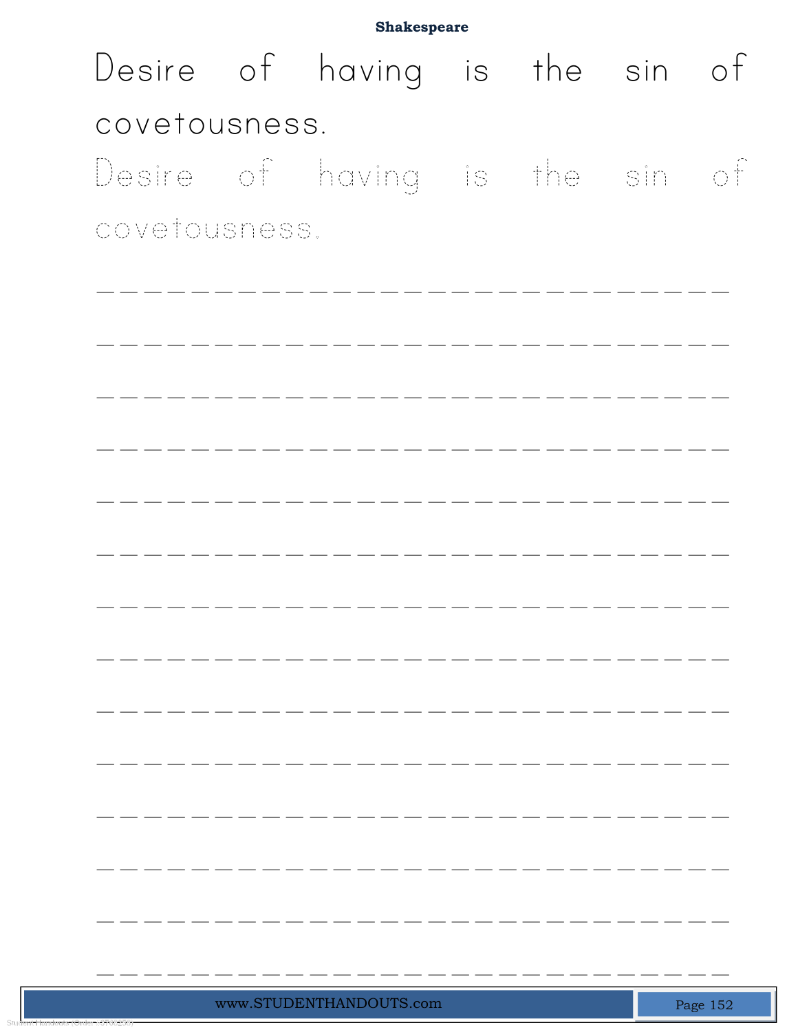Desire of having is the sin of covetousness.

Desire of having is the sin of covetousness.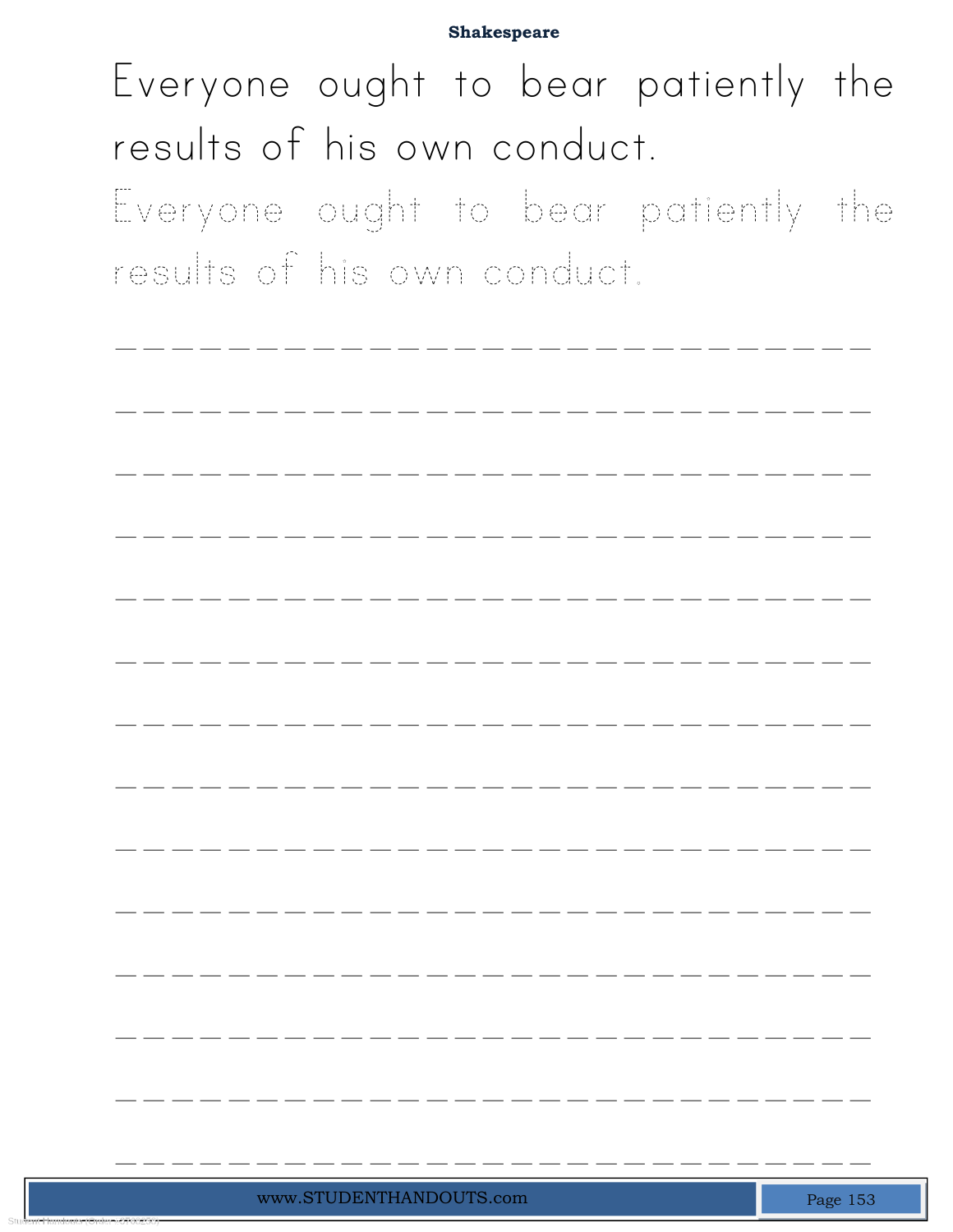Everyone ought to bear patiently the results of his own conduct.

Everyone ought to bear patiently the results of his own conduct.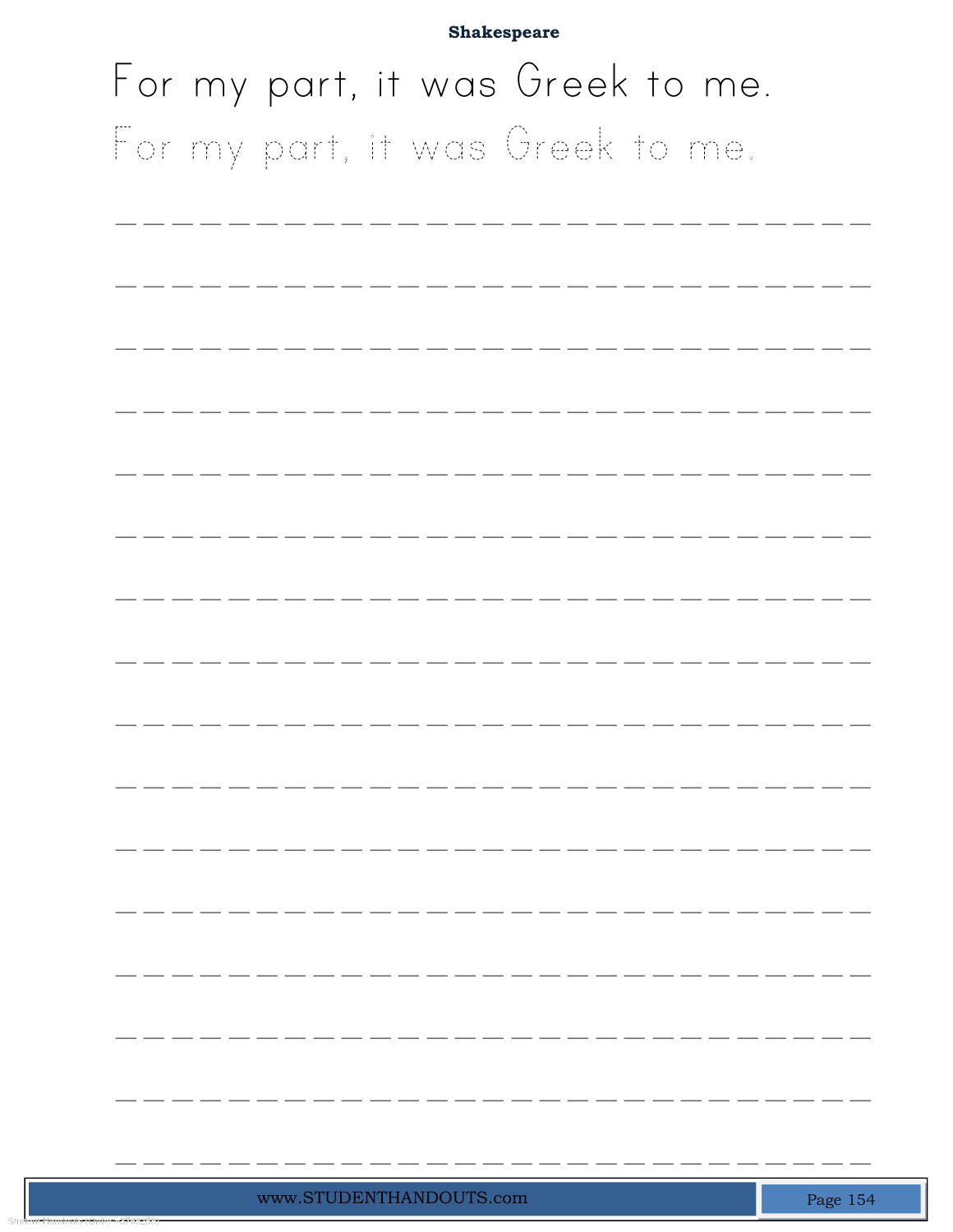**Shakespeare**

For my part, it was Greek to me.

For my part, it was Greek to me.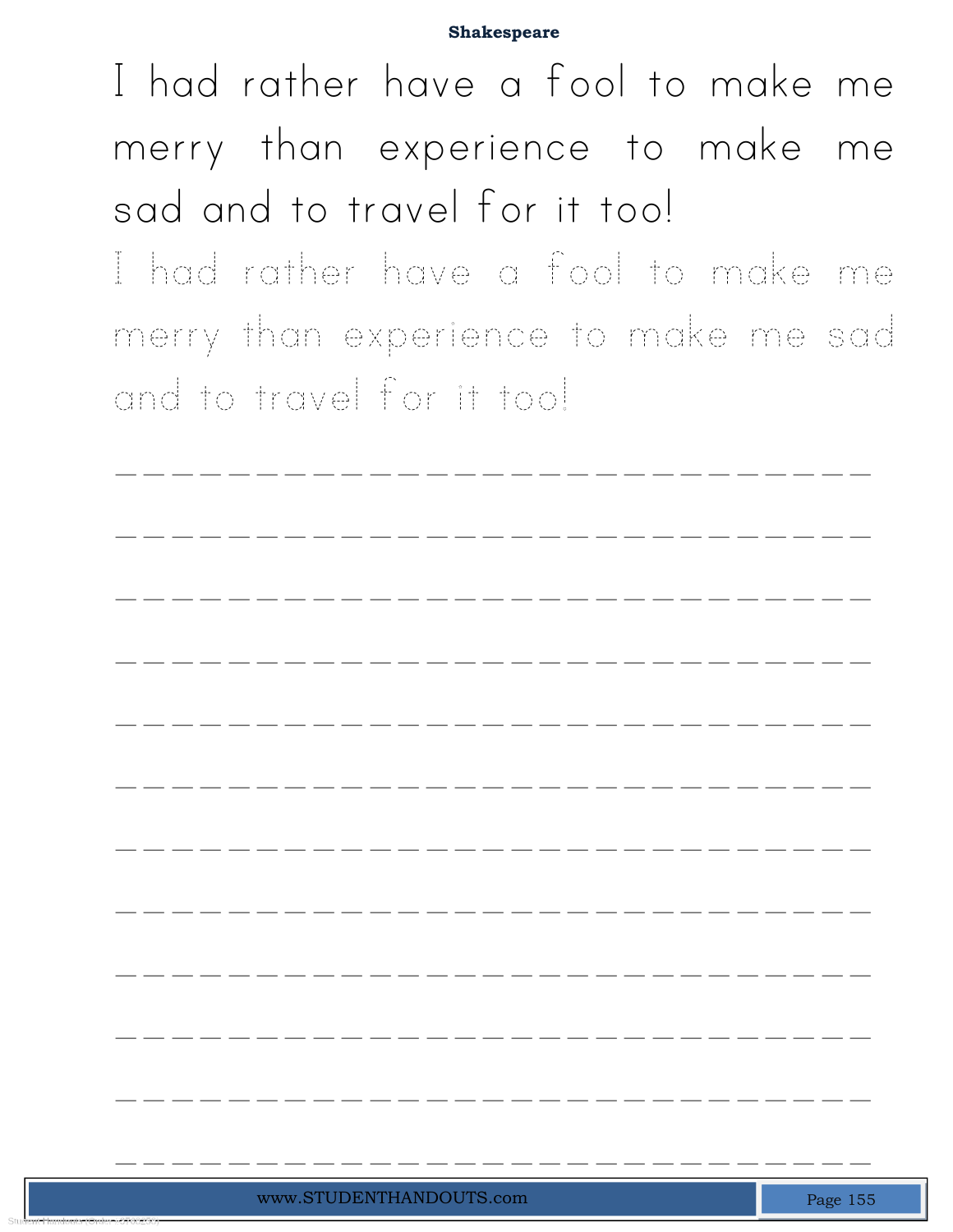**Shakespeare**

I had rather have a fool to make me merry than experience to make me sad and to travel for it too!

I had rather have a fool to make me merry than experience to make me sad and to travel for it too!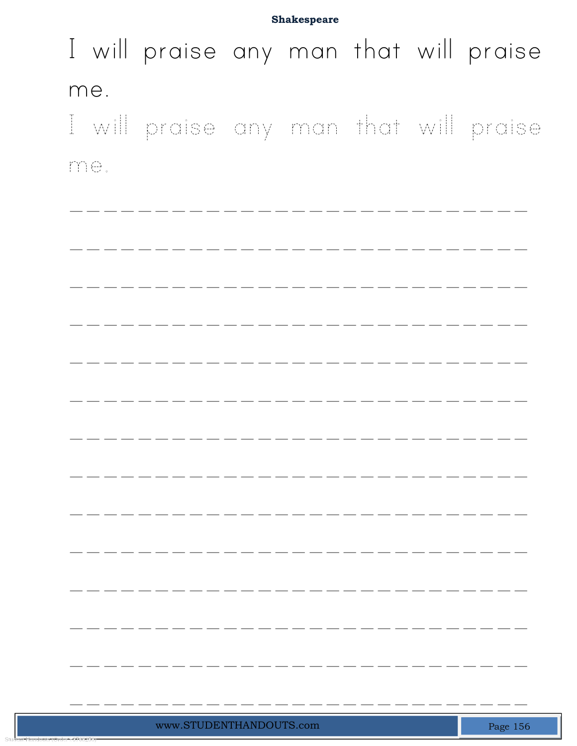I will praise any man that will praise me.

I will praise any man that will praise me.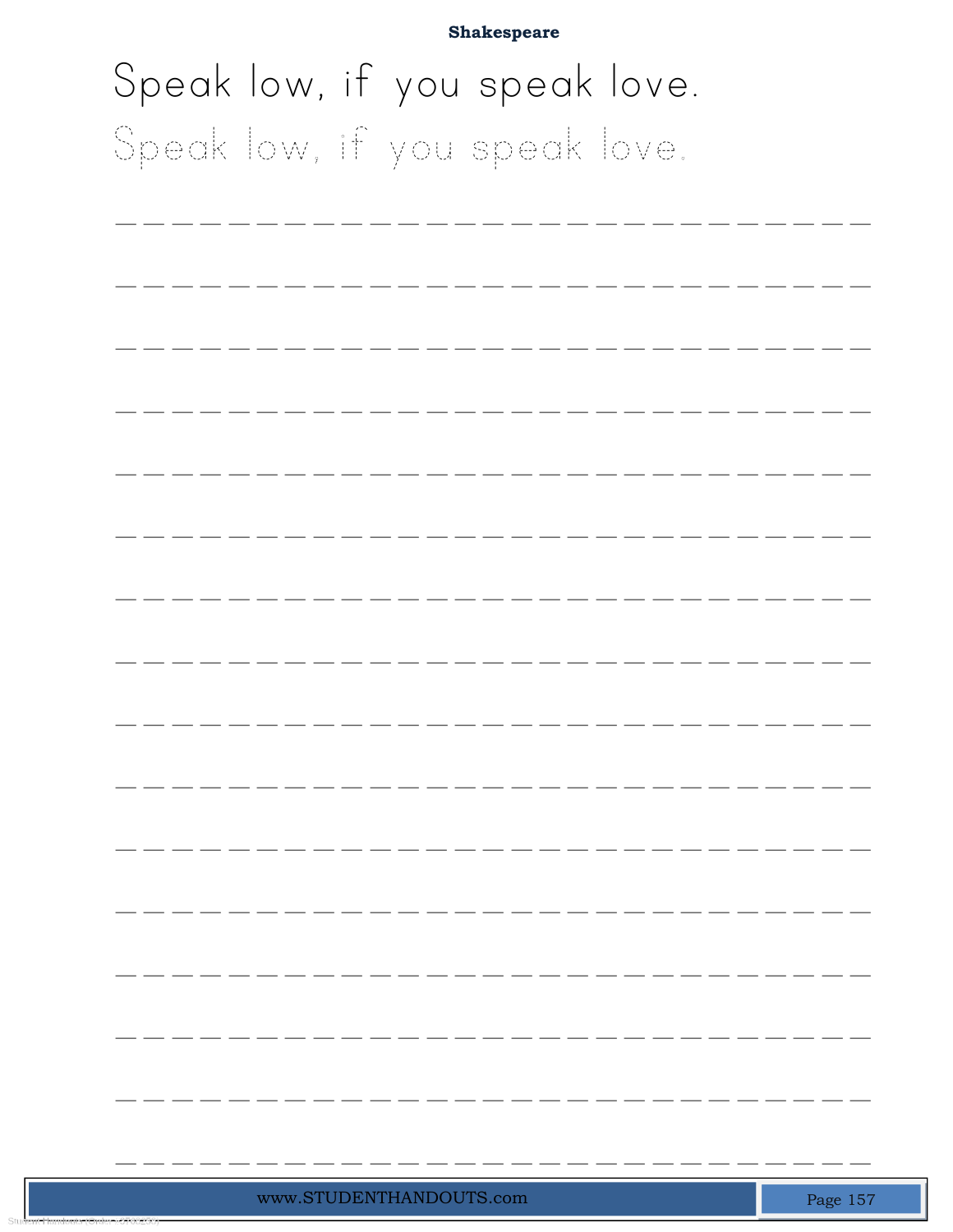**Shakespeare**

Speak low, if you speak love.

Speak low, if you speak love.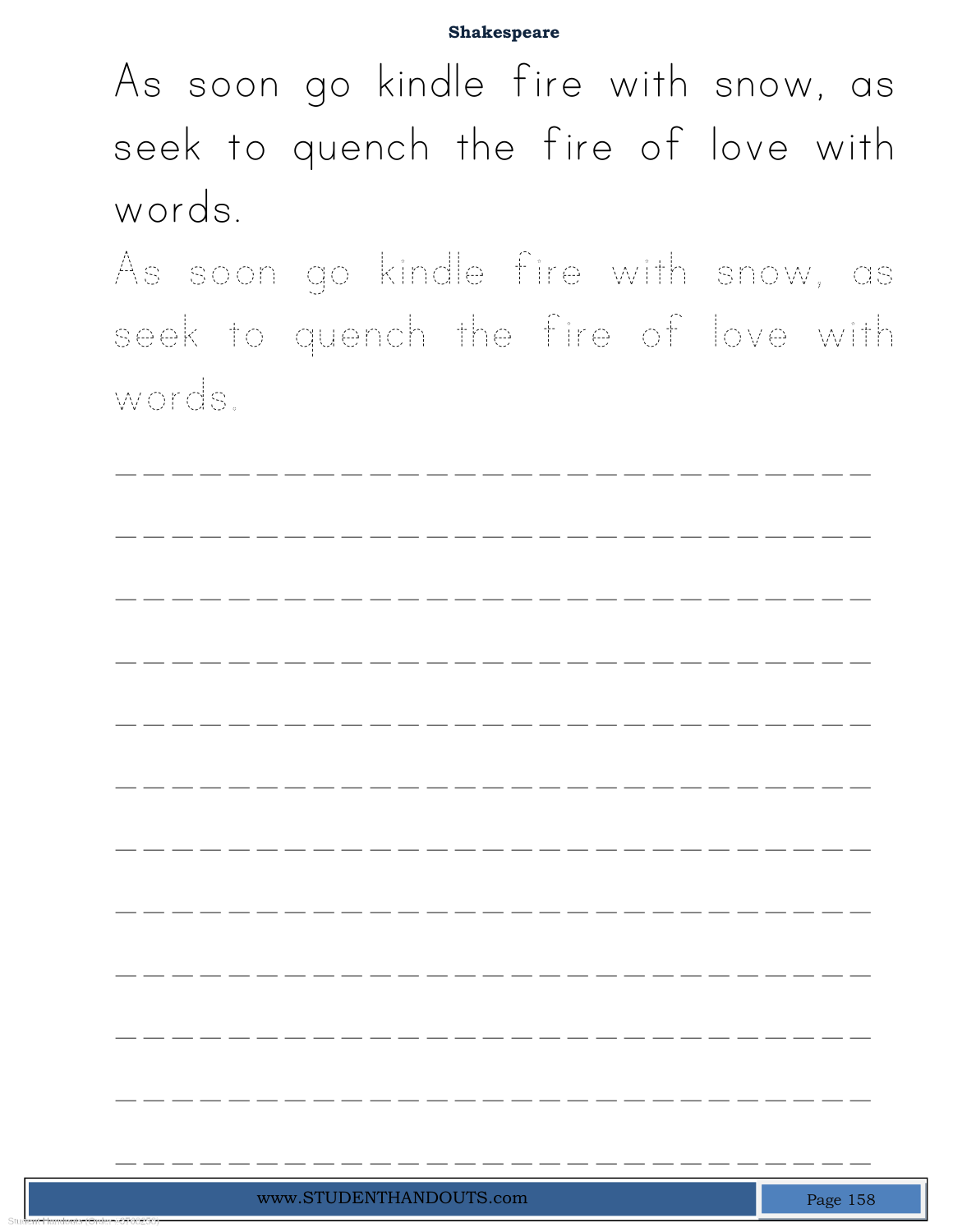As soon go kindle fire with snow, as seek to quench the fire of love with words.

As soon go kindle fire with snow, as seek to quench the fire of love with words.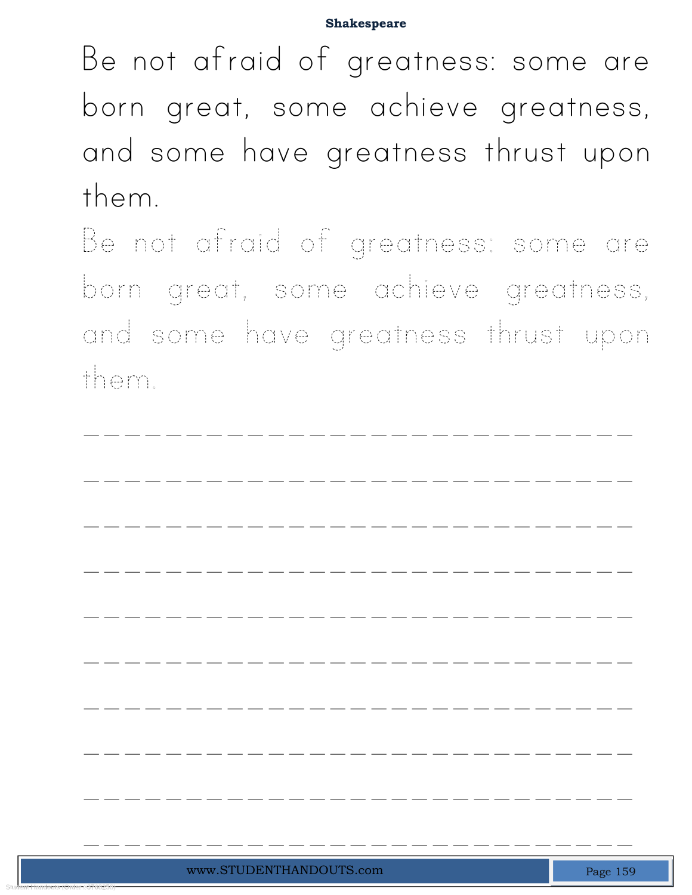**Shakespeare**

Be not afraid of greatness: some are born great, some achieve greatness, and some have greatness thrust upon them.

Be not afraid of greatness: some are born great, some achieve greatness, and some have greatness thrust upon them.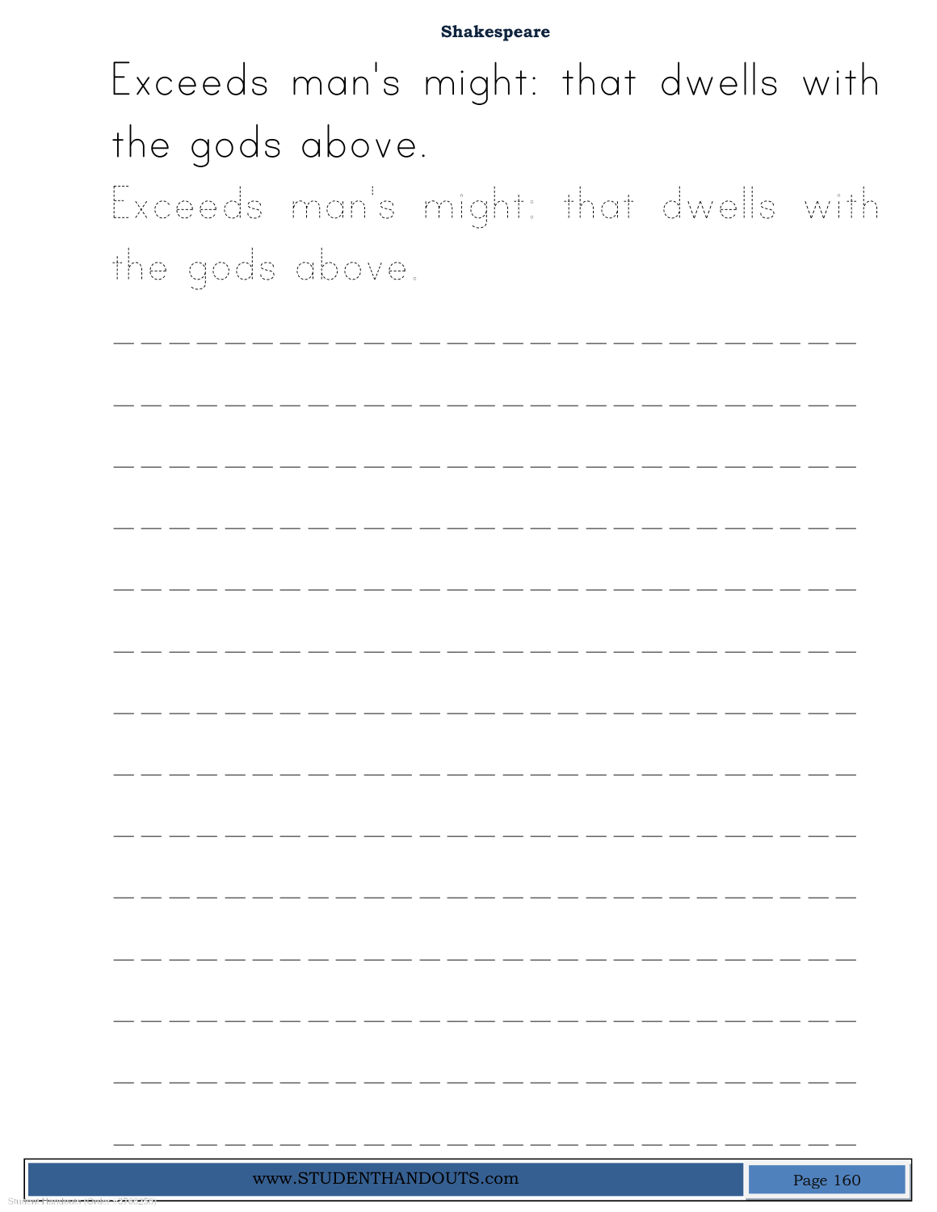Exceeds man's might: that dwells with the gods above.

Exceeds man's might: that dwells with the gods above.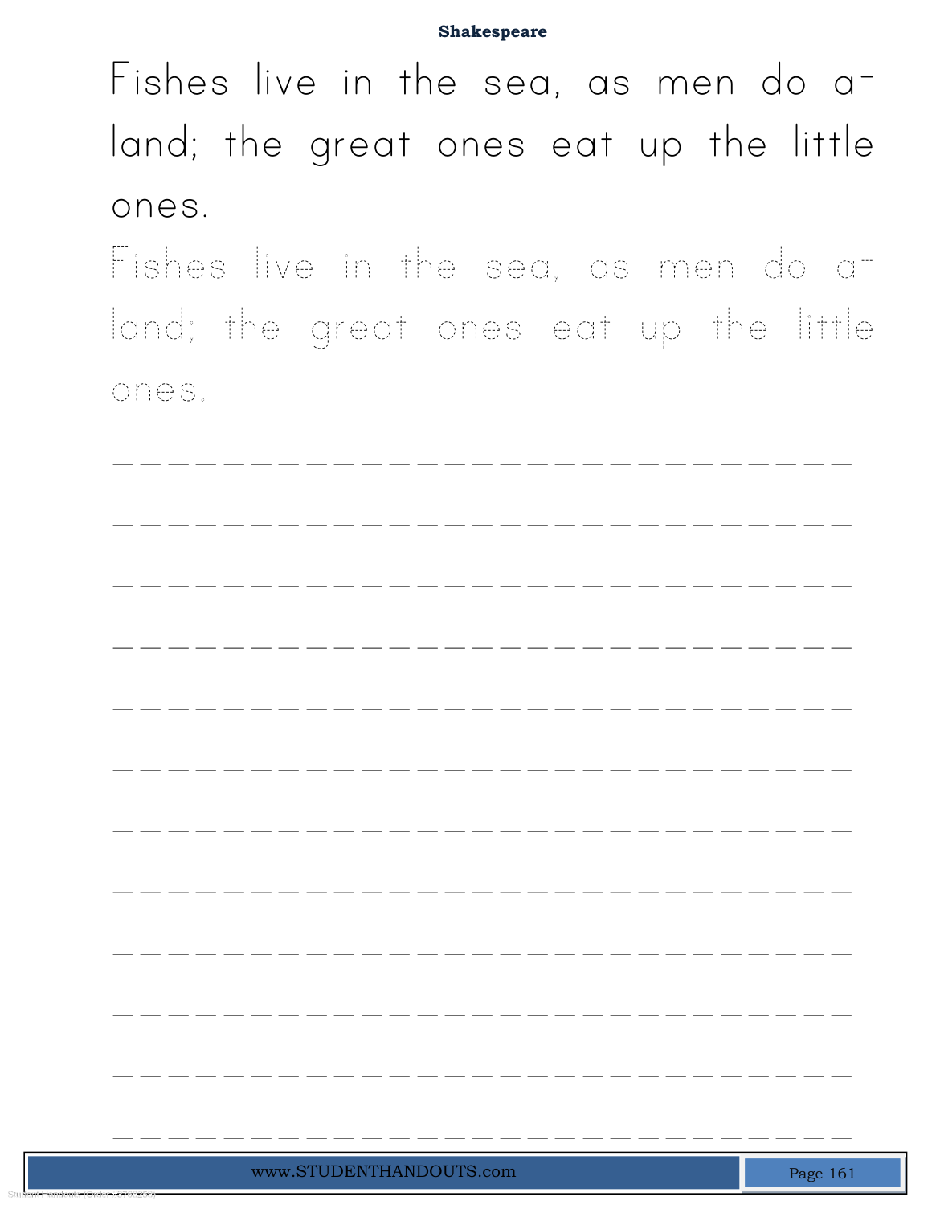# Shakespeare

Fishes live in the sea, as men do a-land; the great ones eat up the little ones.

Fishes live in the sea, as men do a-land; the great ones eat up the little ones.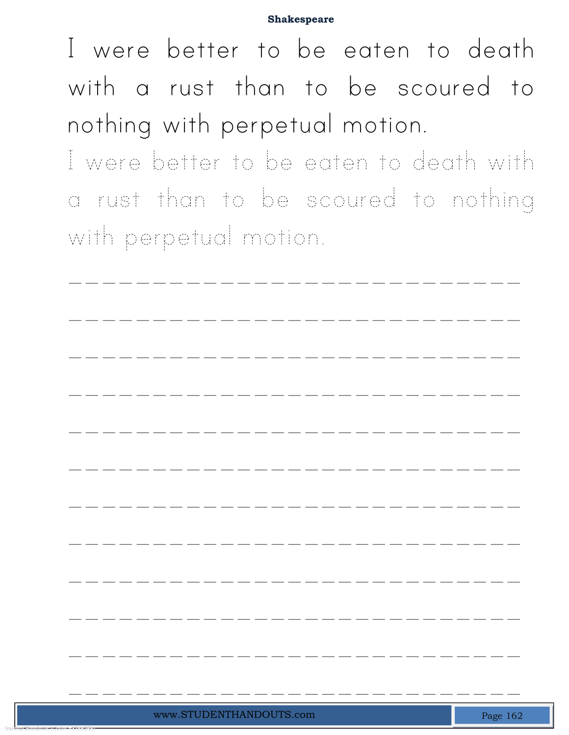**Shakespeare**

I were better to be eaten to death with a rust than to be scoured to nothing with perpetual motion.

I were better to be eaten to death with a rust than to be scoured to nothing with perpetual motion.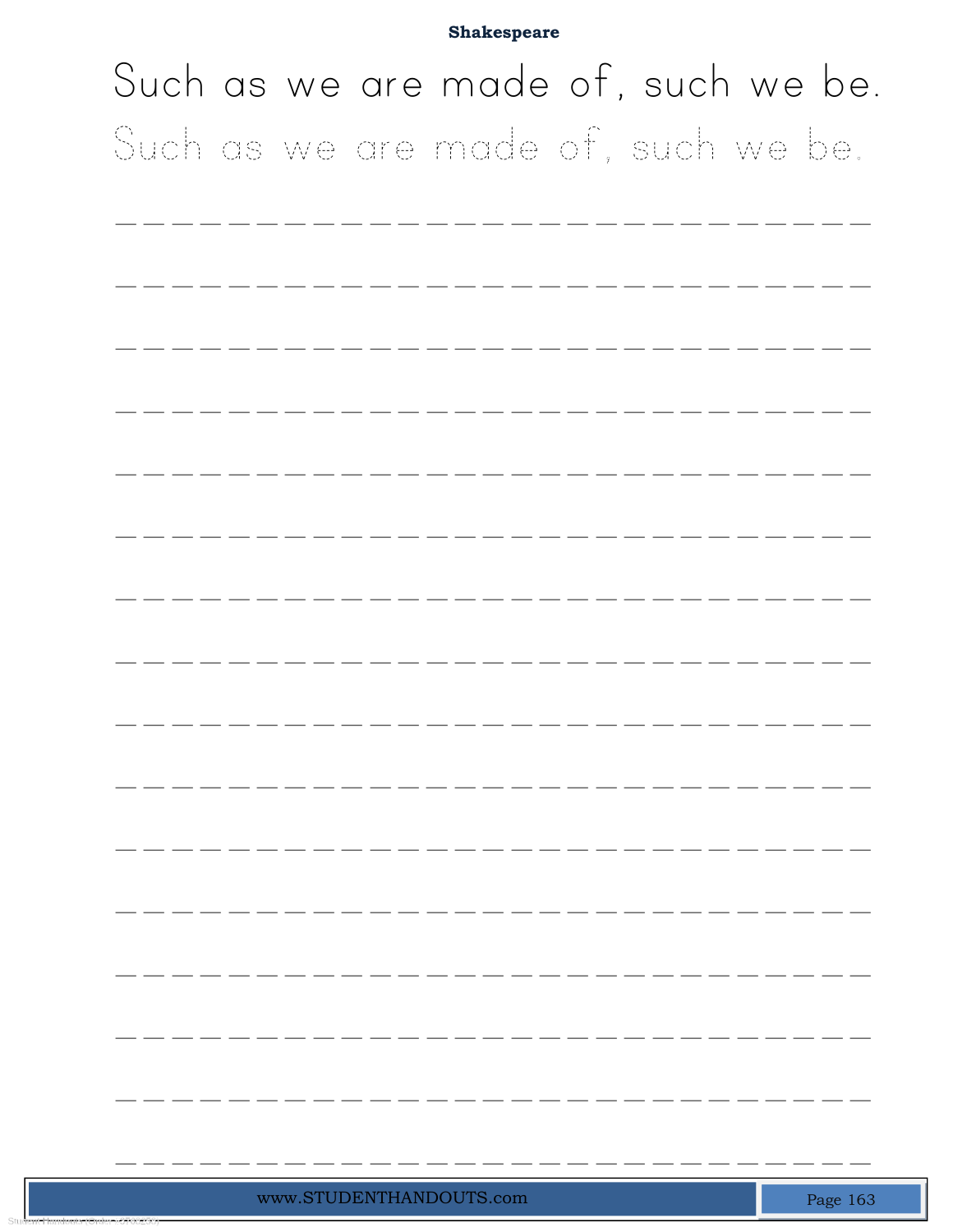**Shakespeare**

Such as we are made of, such we be.

Such as we are made of, such we be.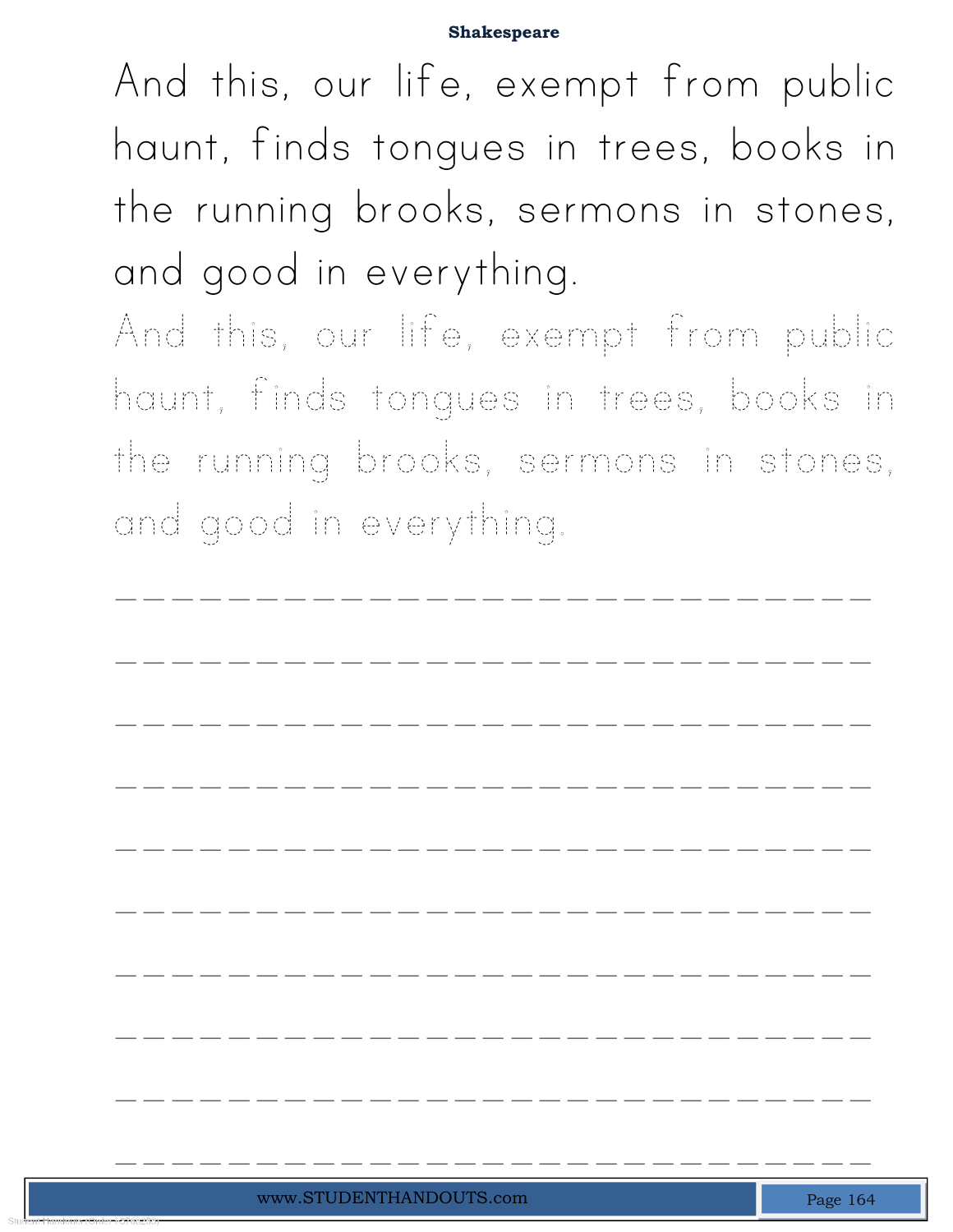And this, our life, exempt from public haunt, finds tongues in trees, books in the running brooks, sermons in stones, and good in everything.

And this, our life, exempt from public haunt, finds tongues in trees, books in the running brooks, sermons in stones, and good in everything.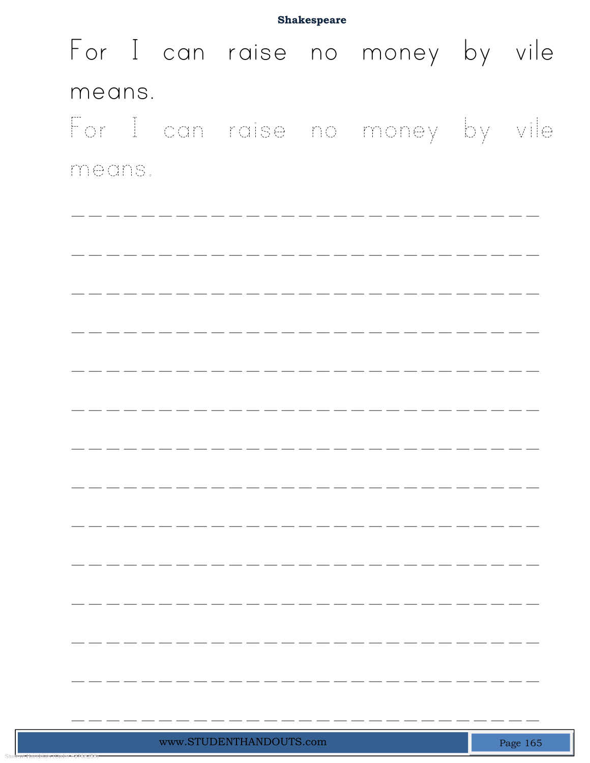For I can raise no money by vile means.

For I can raise no money by vile means.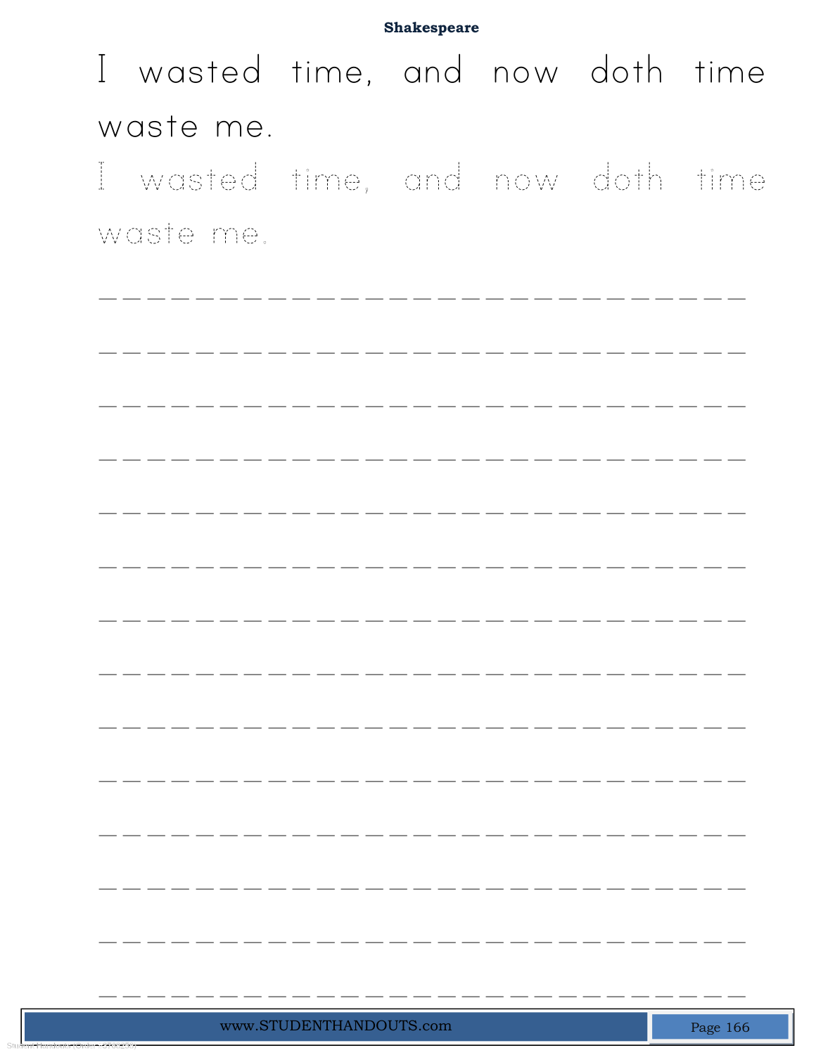I wasted time, and now doth time waste me.

I wasted time, and now doth time waste me.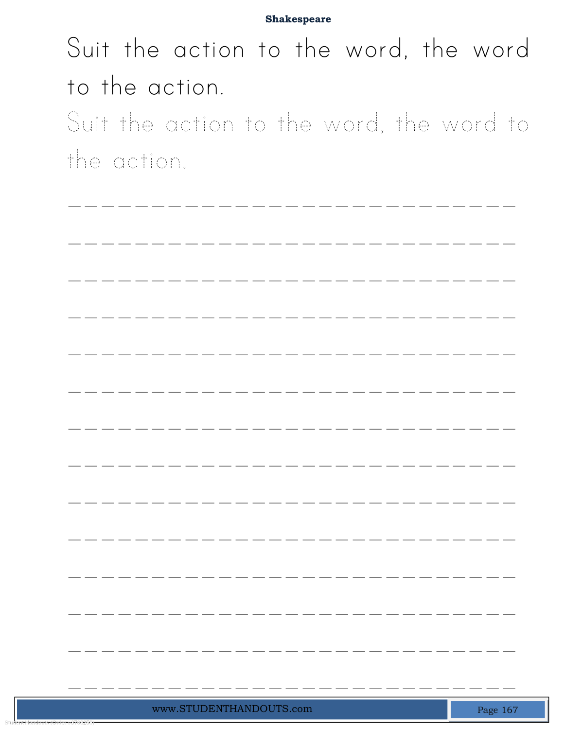**Shakespeare**

Suit the action to the word, the word to the action.

Suit the action to the word, the word to the action.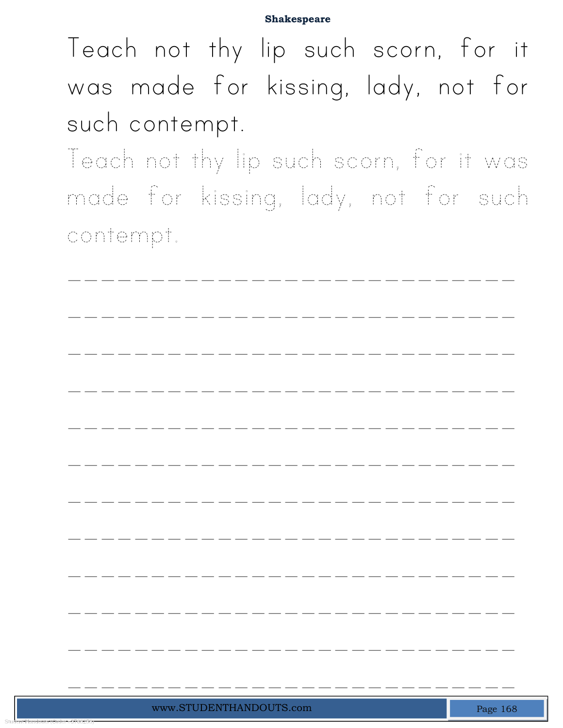Teach not thy lip such scorn, for it was made for kissing, lady, not for such contempt.

Teach not thy lip such scorn, for it was made for kissing, lady, not for such contempt.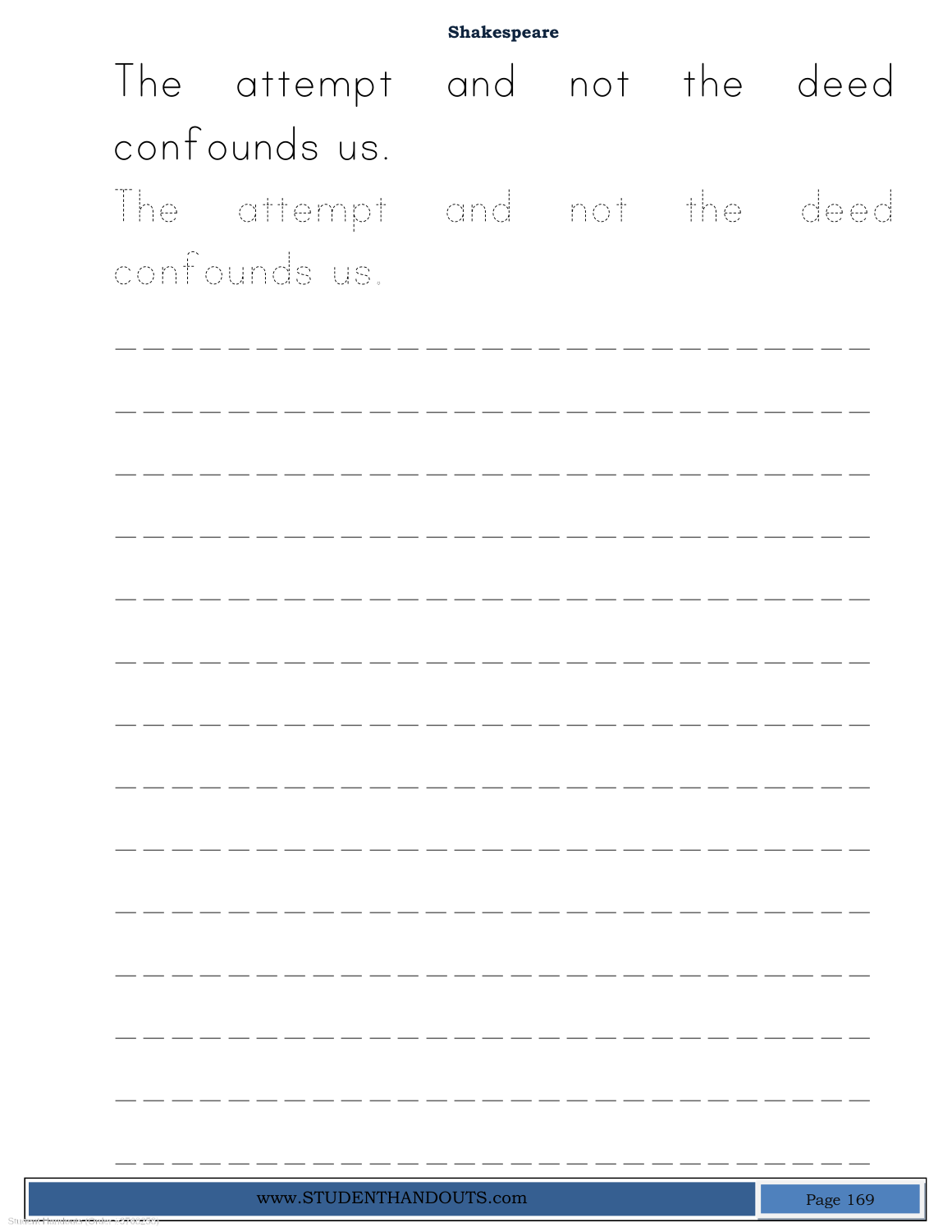**Shakespeare**

The attempt and not the deed confounds us.

The attempt and not the deed confounds us.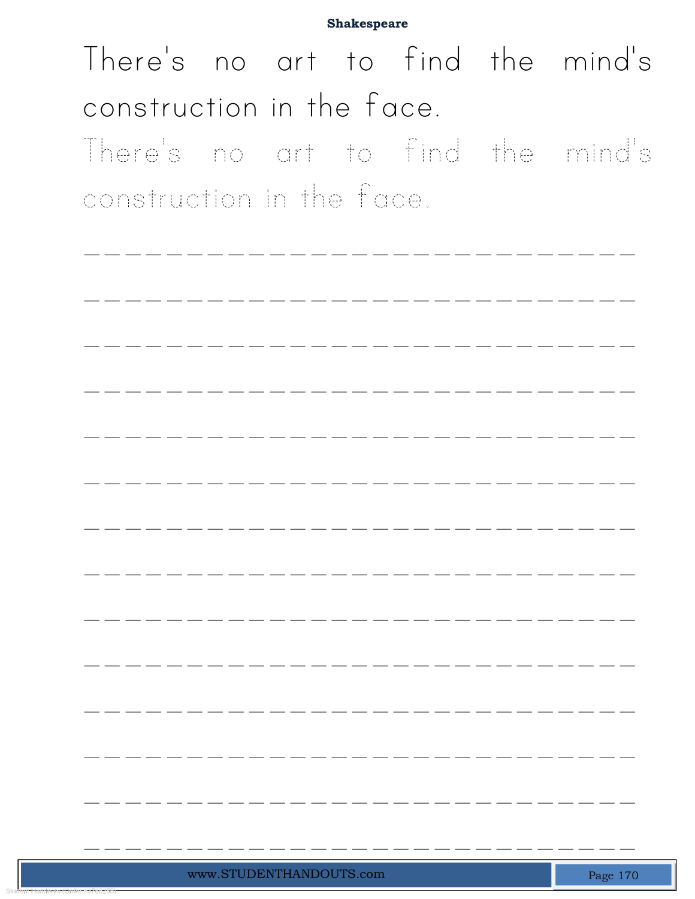**Shakespeare**

There's no art to find the mind's construction in the face.

There's no art to find the mind's construction in the face.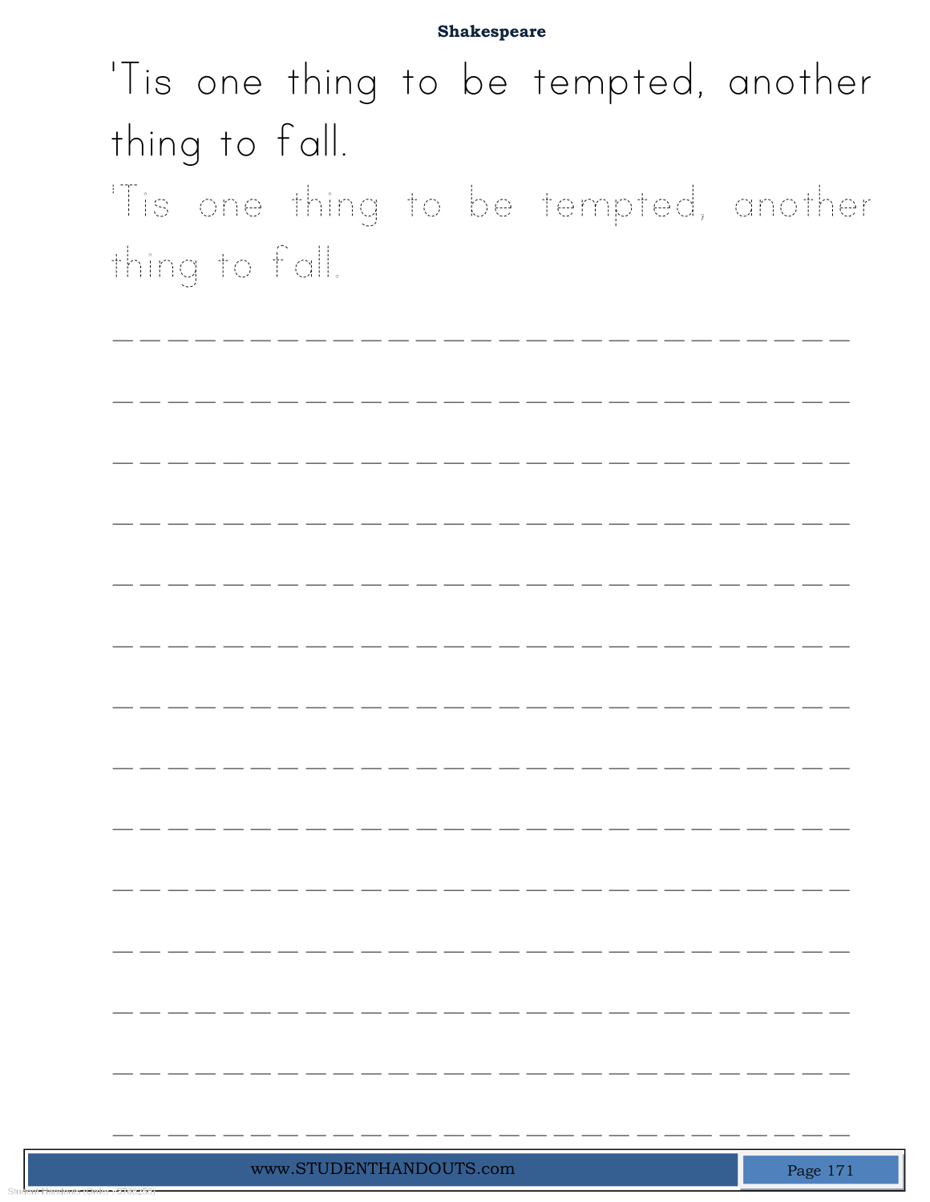'Tis one thing to be tempted, another thing to fall.

'Tis one thing to be tempted, another thing to fall.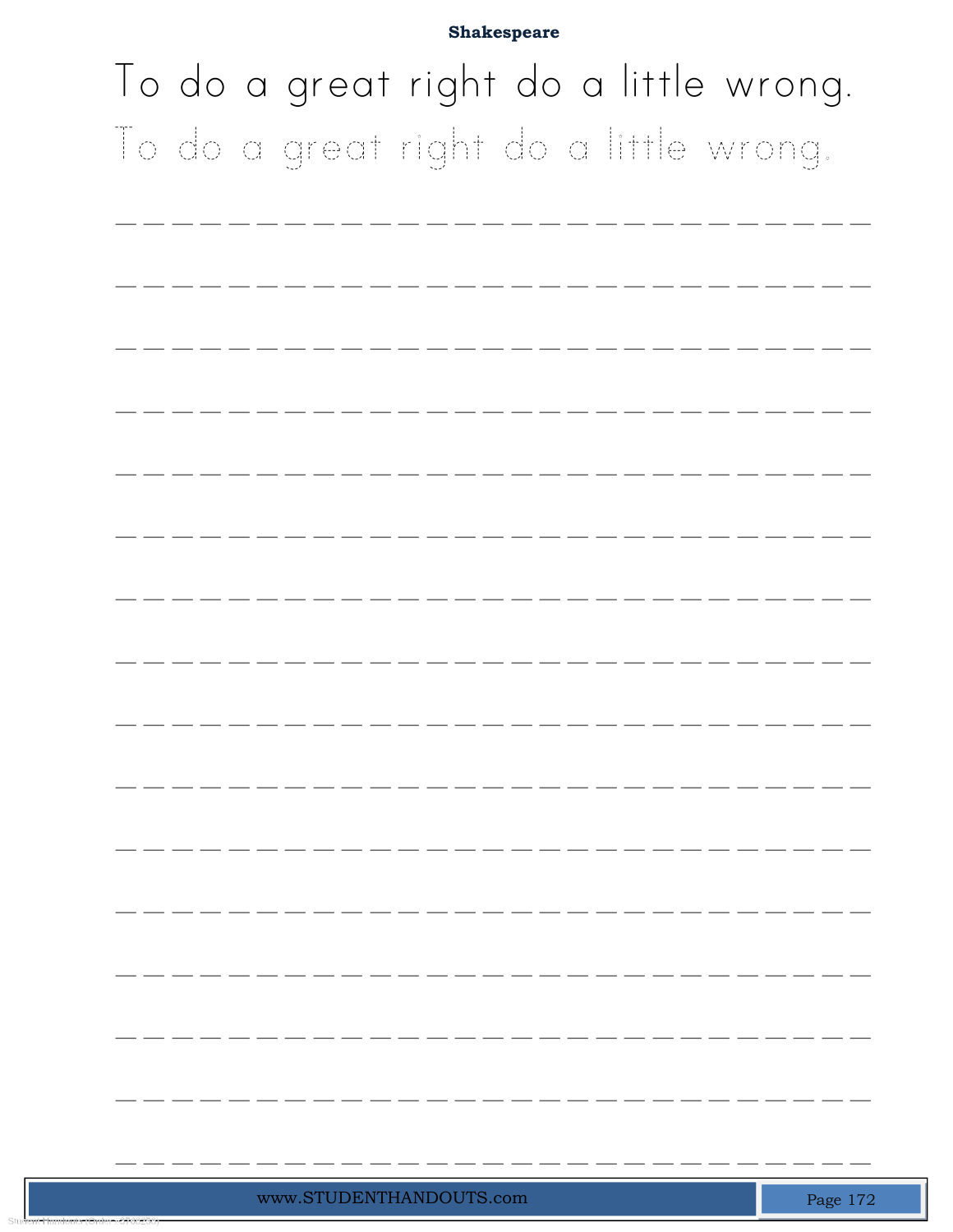**Shakespeare**

To do a great right do a little wrong.

To do a great right do a little wrong.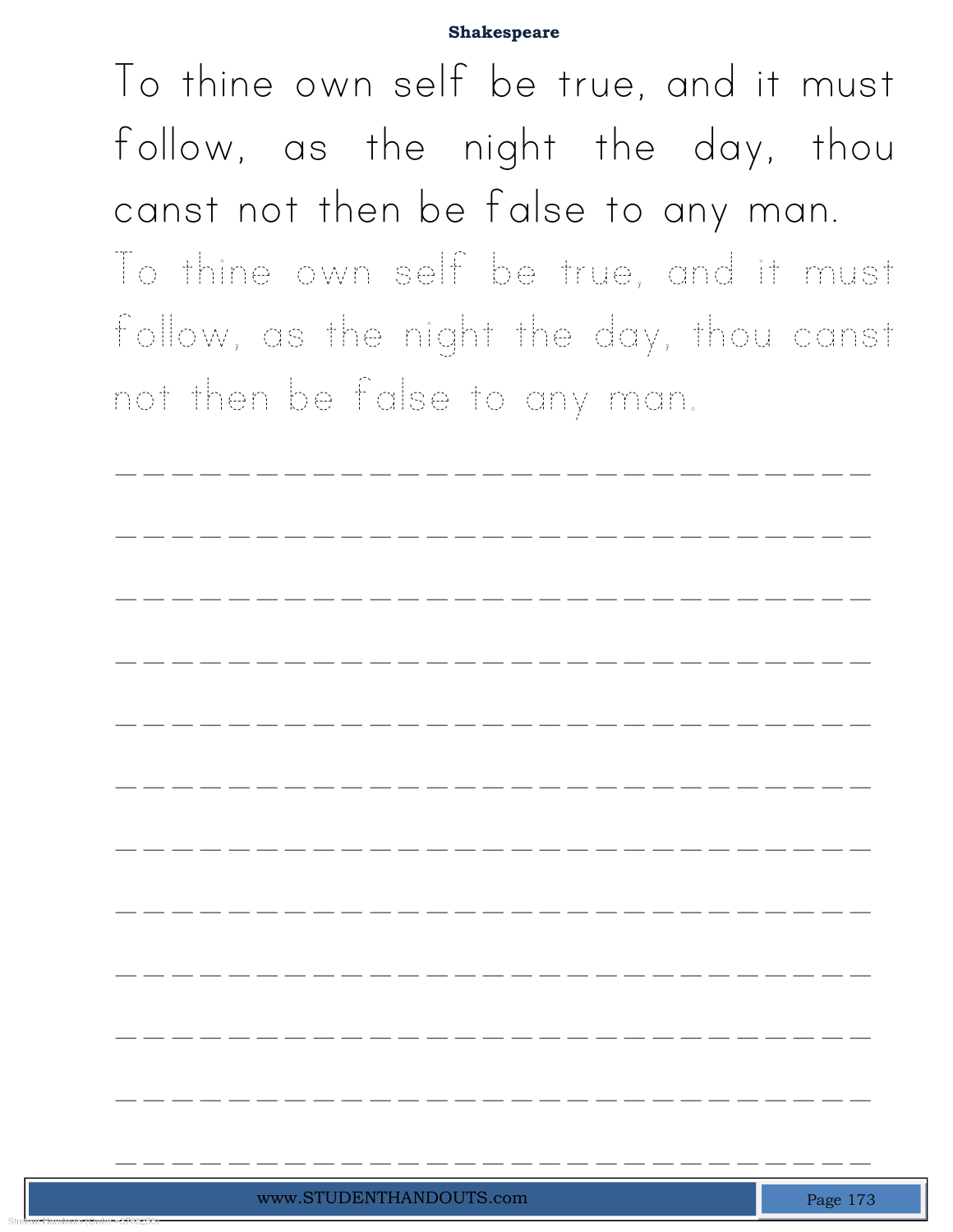Shakespeare

To thine own self be true, and it must follow, as the night the day, thou canst not then be false to any man.

To thine own self be true, and it must follow, as the night the day, thou canst not then be false to any man.

\_\_\_\_\_\_\_\_\_\_\_\_\_\_\_\_\_\_\_\_\_\_\_\_\_\_\_\_

\_\_\_\_\_\_\_\_\_\_\_\_\_\_\_\_\_\_\_\_\_\_\_\_\_\_\_\_

\_\_\_\_\_\_\_\_\_\_\_\_\_\_\_\_\_\_\_\_\_\_\_\_\_\_\_\_

\_\_\_\_\_\_\_\_\_\_\_\_\_\_\_\_\_\_\_\_\_\_\_\_\_\_\_\_

\_\_\_\_\_\_\_\_\_\_\_\_\_\_\_\_\_\_\_\_\_\_\_\_\_\_\_\_

\_\_\_\_\_\_\_\_\_\_\_\_\_\_\_\_\_\_\_\_\_\_\_\_\_\_\_\_

\_\_\_\_\_\_\_\_\_\_\_\_\_\_\_\_\_\_\_\_\_\_\_\_\_\_\_\_

\_\_\_\_\_\_\_\_\_\_\_\_\_\_\_\_\_\_\_\_\_\_\_\_\_\_\_\_

\_\_\_\_\_\_\_\_\_\_\_\_\_\_\_\_\_\_\_\_\_\_\_\_\_\_\_\_

\_\_\_\_\_\_\_\_\_\_\_\_\_\_\_\_\_\_\_\_\_\_\_\_\_\_\_\_

\_\_\_\_\_\_\_\_\_\_\_\_\_\_\_\_\_\_\_\_\_\_\_\_\_\_\_\_

\_\_\_\_\_\_\_\_\_\_\_\_\_\_\_\_\_\_\_\_\_\_\_\_\_\_\_\_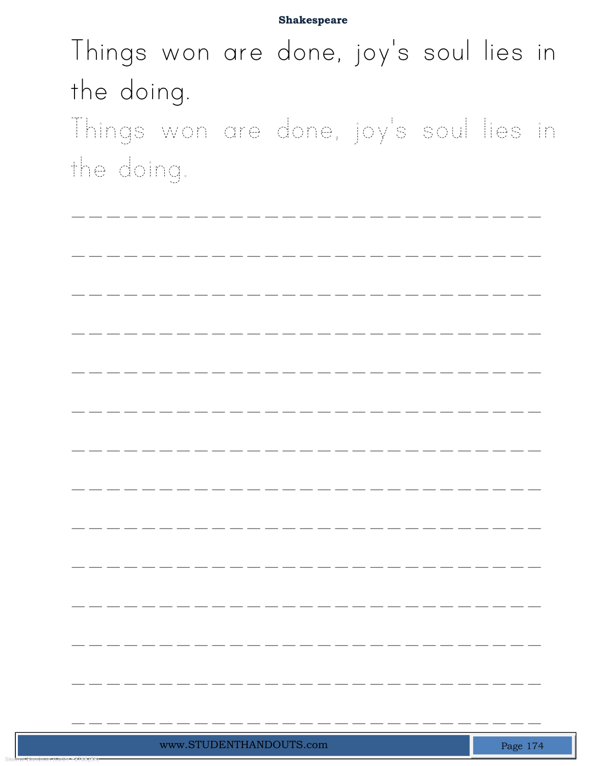# Shakespeare

Things won are done, joy's soul lies in the doing.

Things won are done, joy's soul lies in the doing.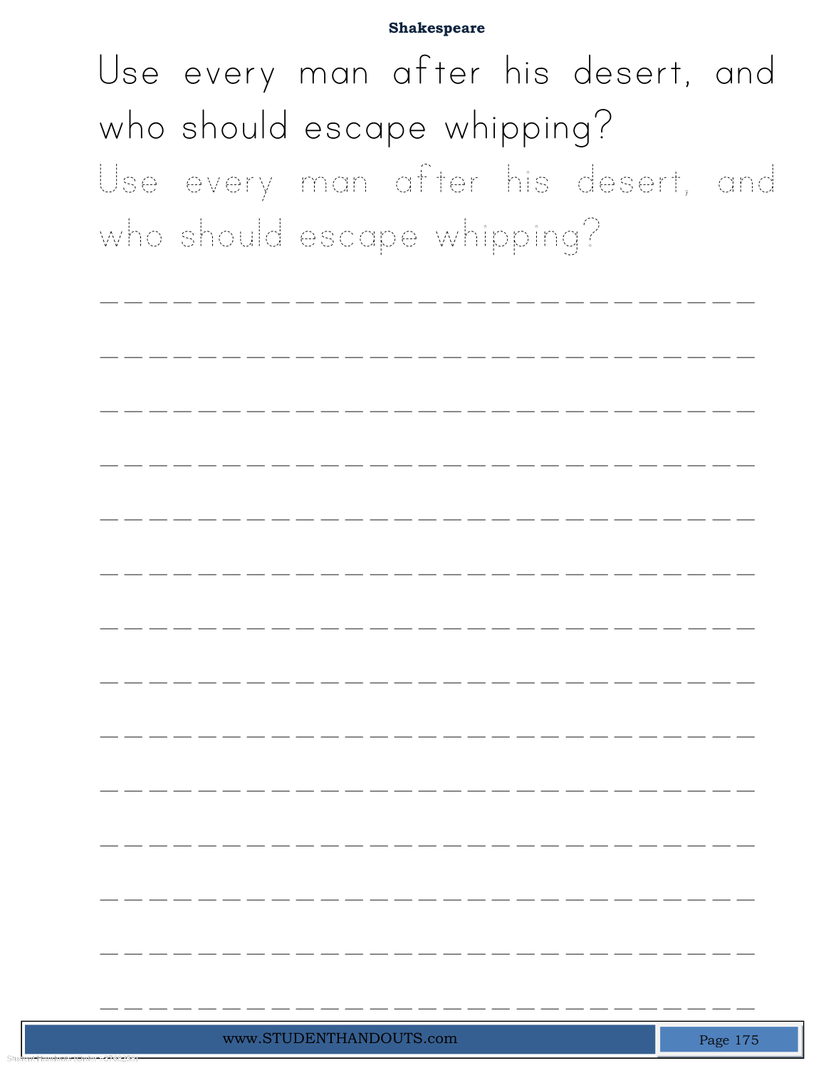**Shakespeare**

Use every man after his desert, and who should escape whipping?

Use every man after his desert, and who should escape whipping?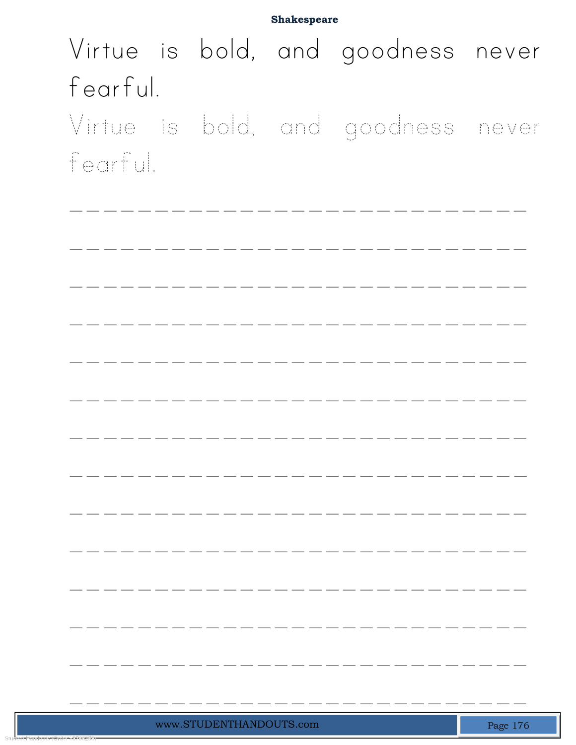**Shakespeare**

Virtue is bold, and goodness never fearful.

Virtue is bold, and goodness never fearful.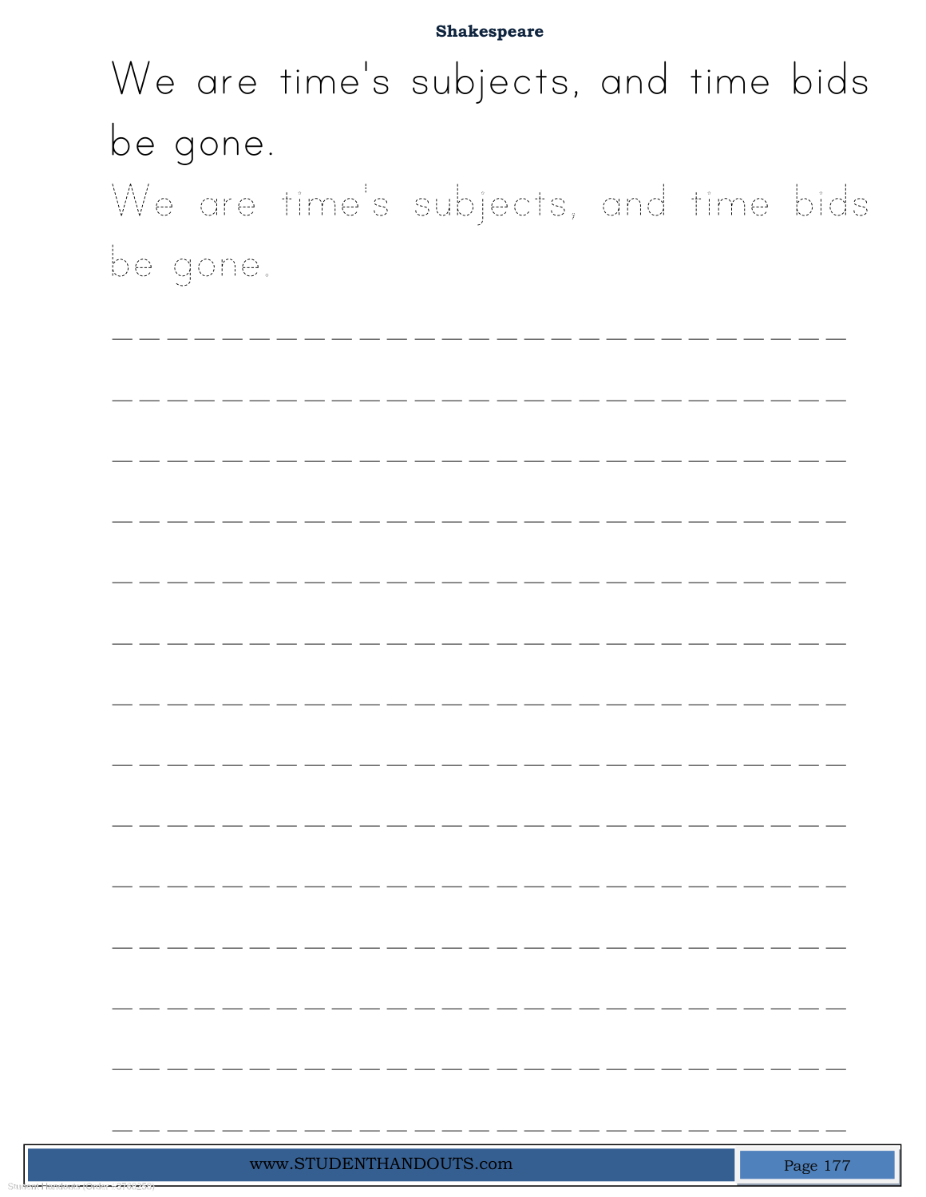We are time's subjects, and time bids be gone.

We are time's subjects, and time bids be gone.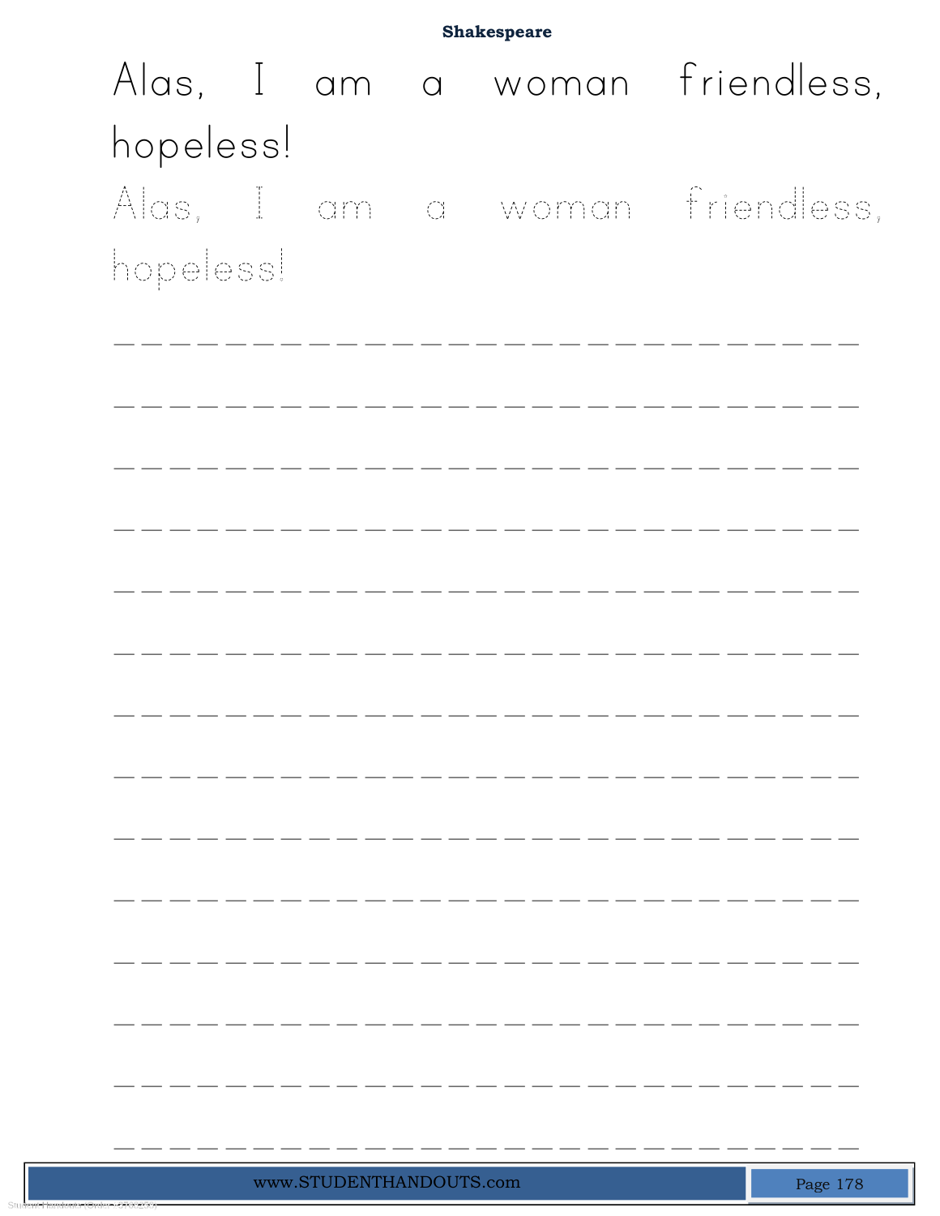Alas, I am a woman friendless, hopeless!

Alas, I am a woman friendless, hopeless!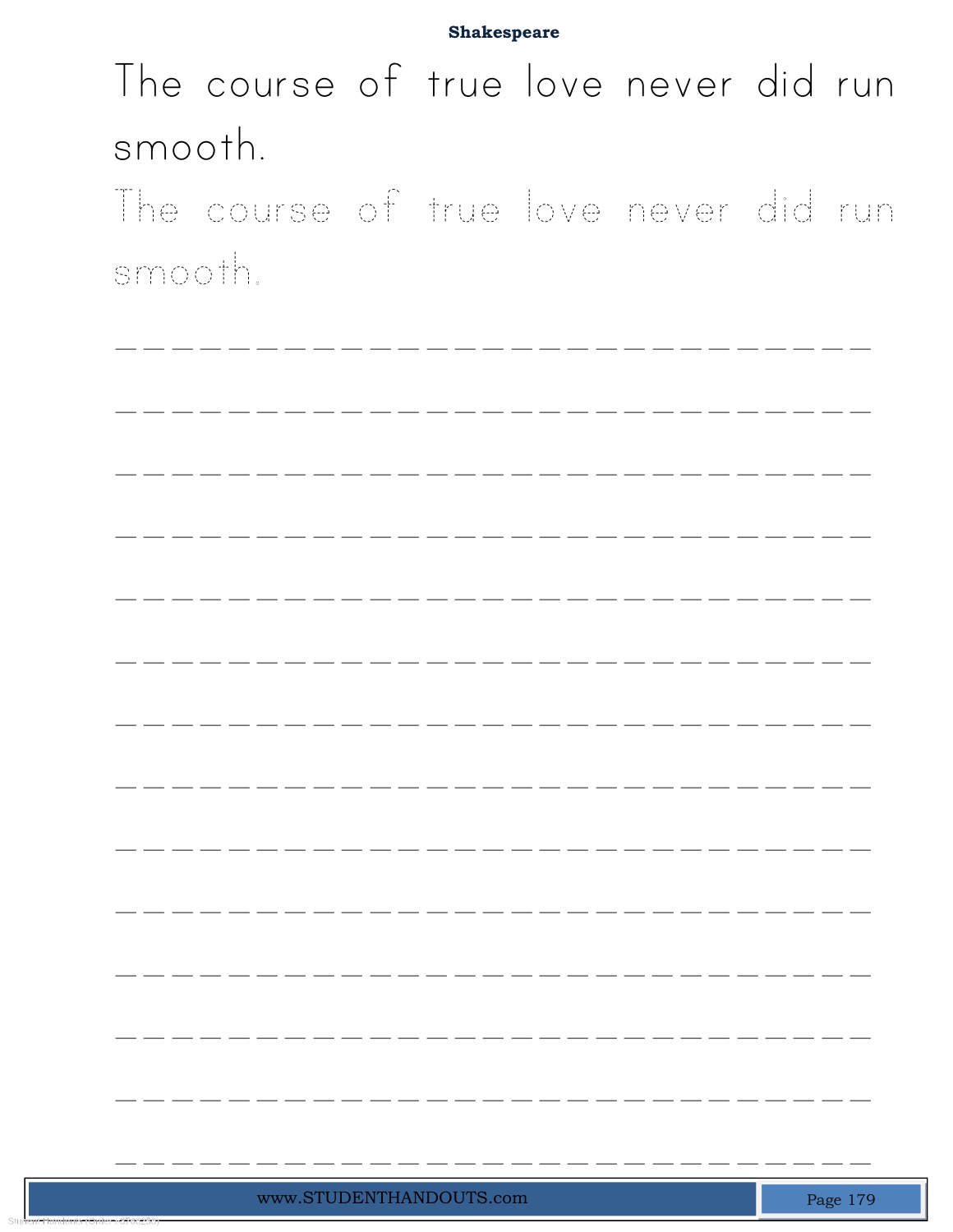**Shakespeare**

The course of true love never did run smooth.

The course of true love never did run smooth.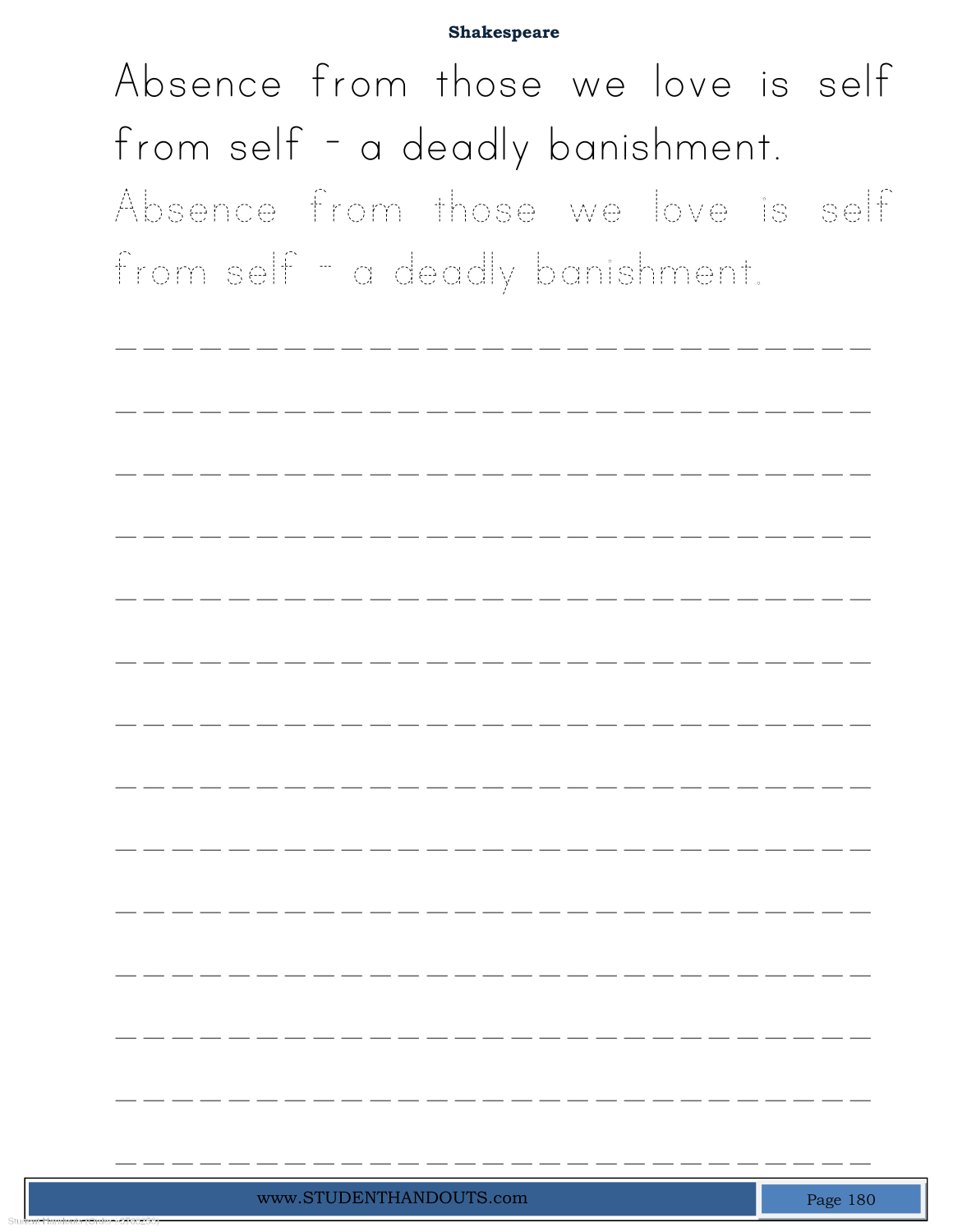Shakespeare

Absence from those we love is self from self - a deadly banishment.

Absence from those we love is self from self - a deadly banishment.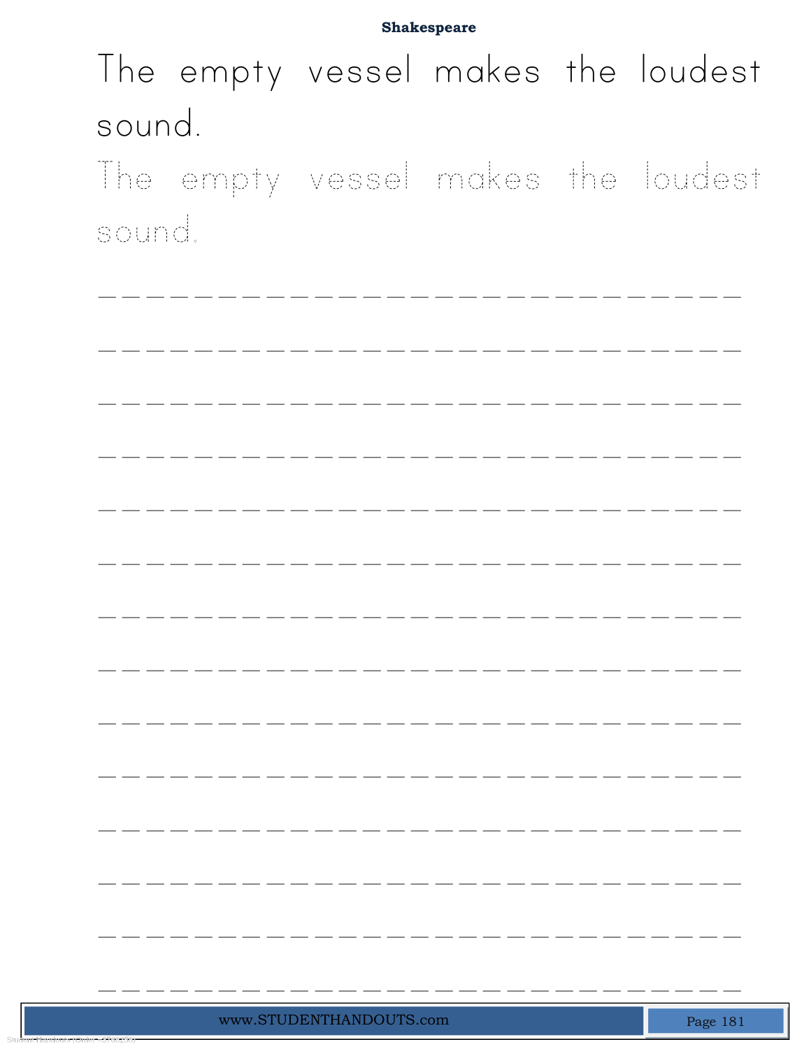**Shakespeare**

The empty vessel makes the loudest sound.

The empty vessel makes the loudest sound.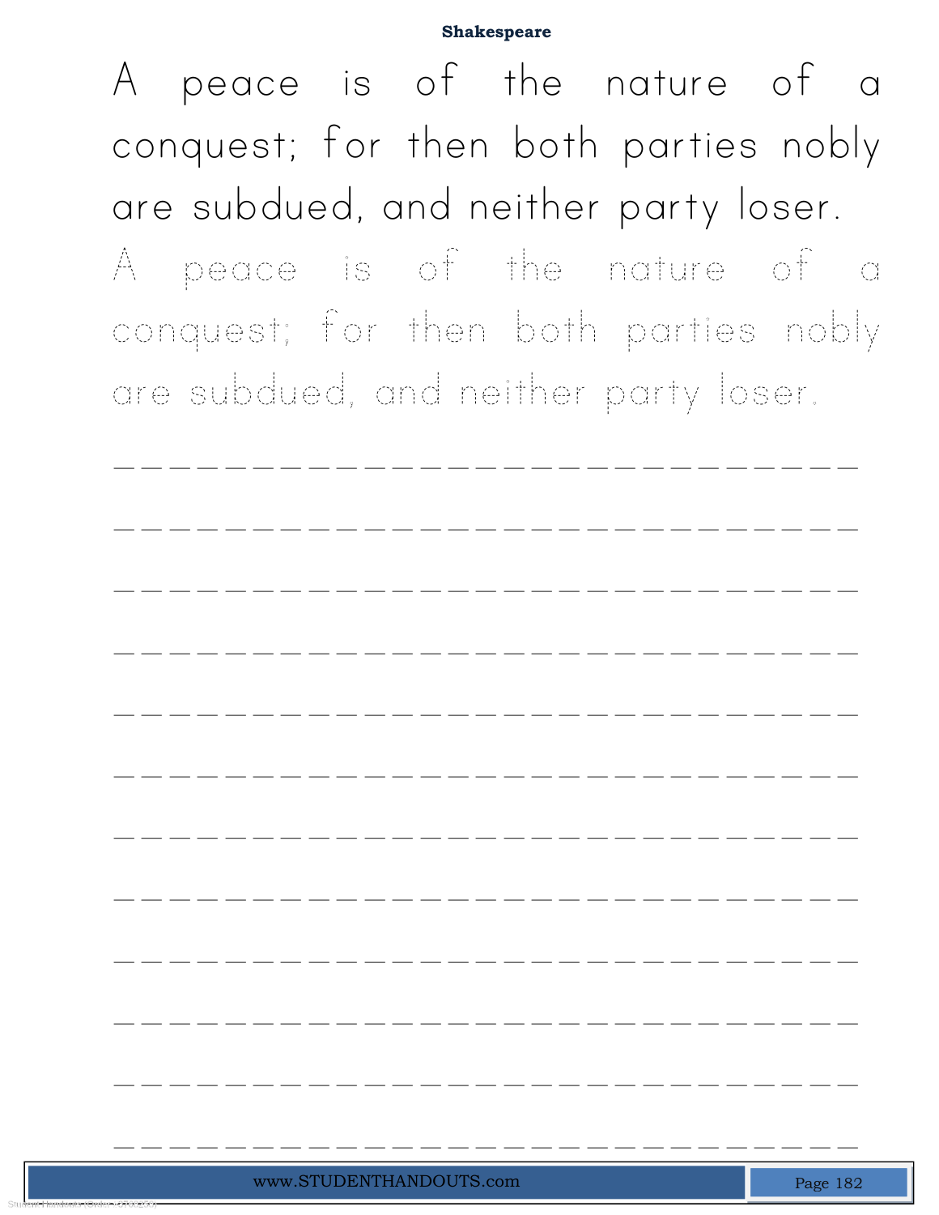A peace is of the nature of a conquest; for then both parties nobly are subdued, and neither party loser.

A peace is of the nature of a conquest; for then both parties nobly are subdued, and neither party loser.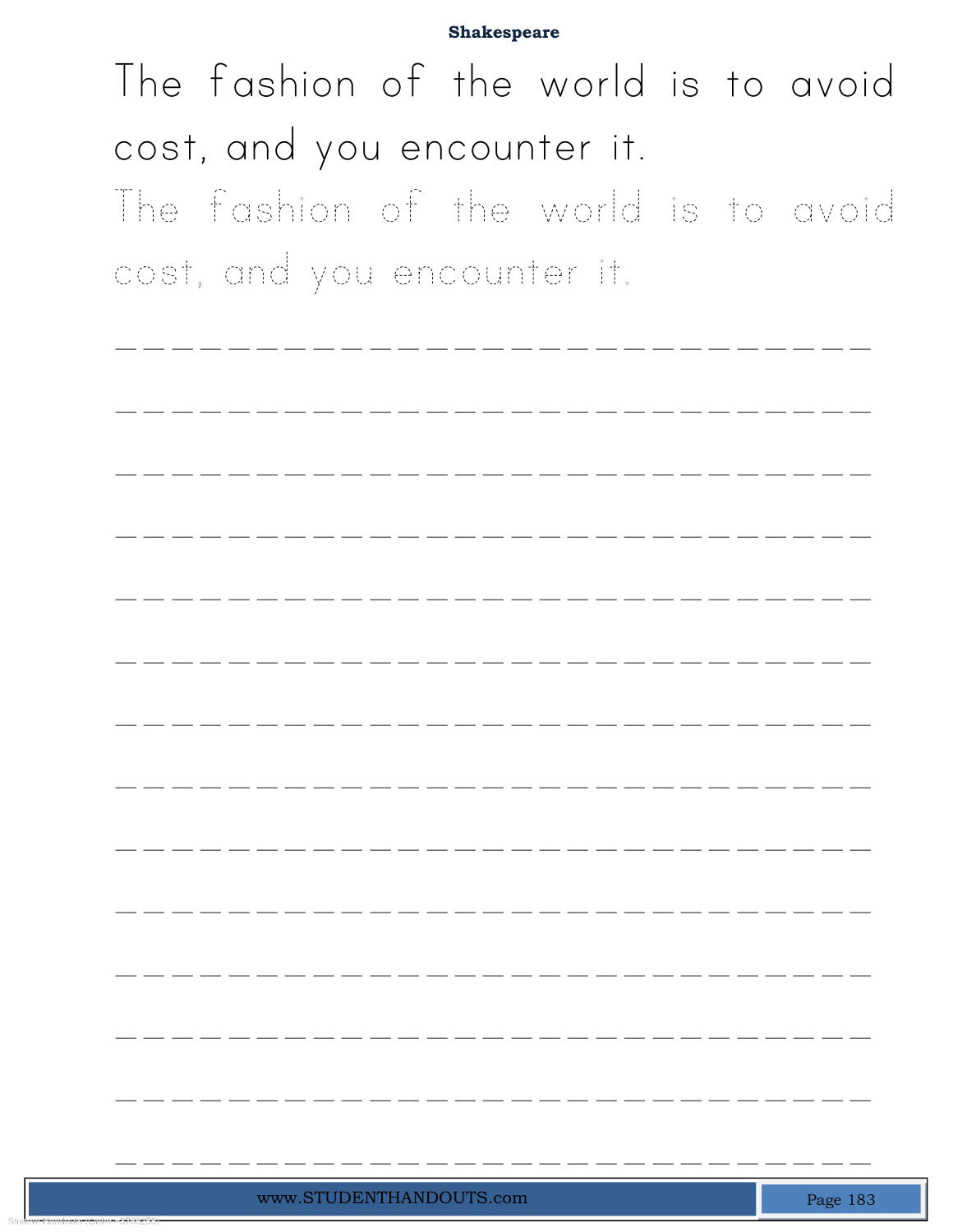The fashion of the world is to avoid cost, and you encounter it.

The fashion of the world is to avoid cost, and you encounter it.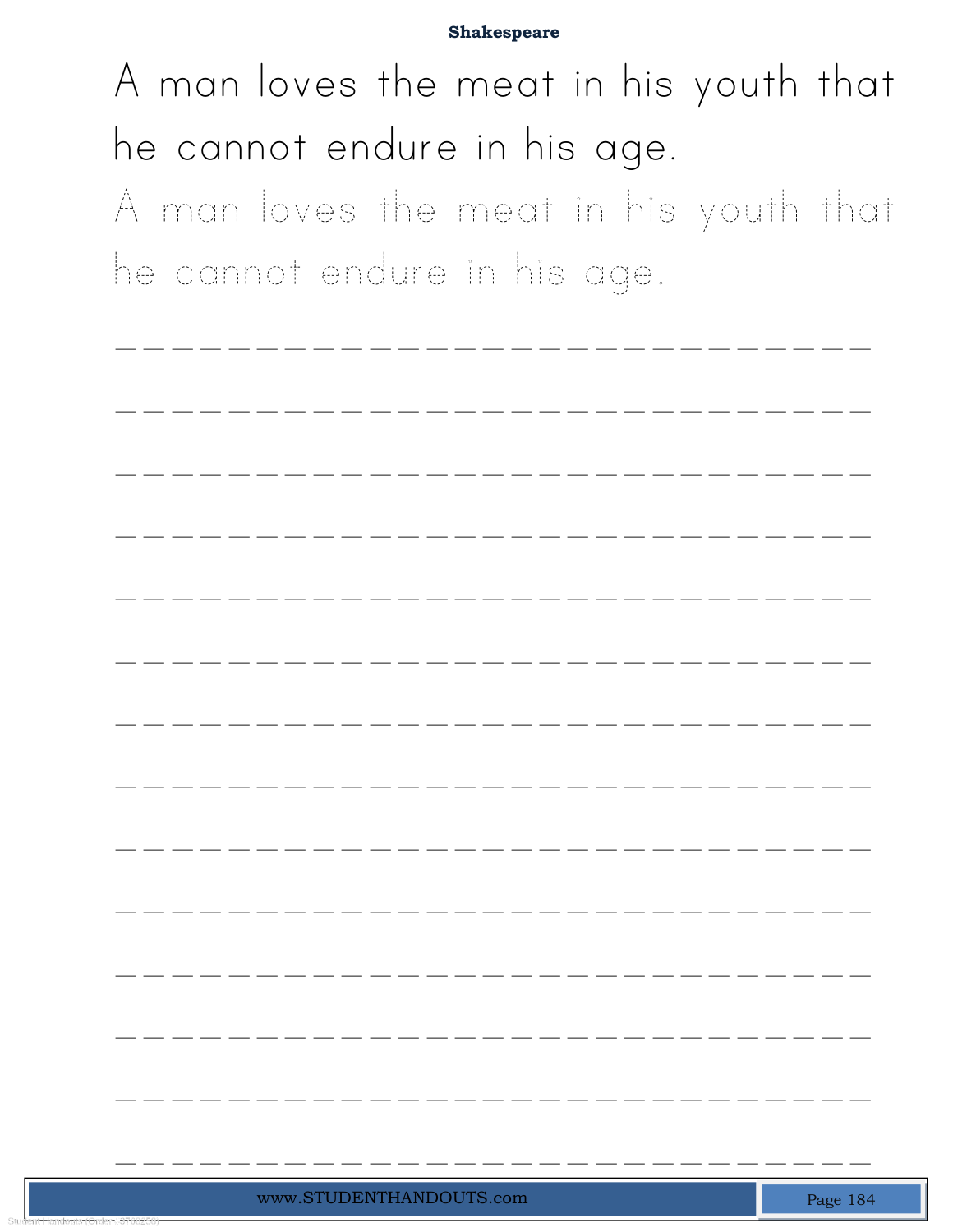**Shakespeare**

A man loves the meat in his youth that he cannot endure in his age.

A man loves the meat in his youth that he cannot endure in his age.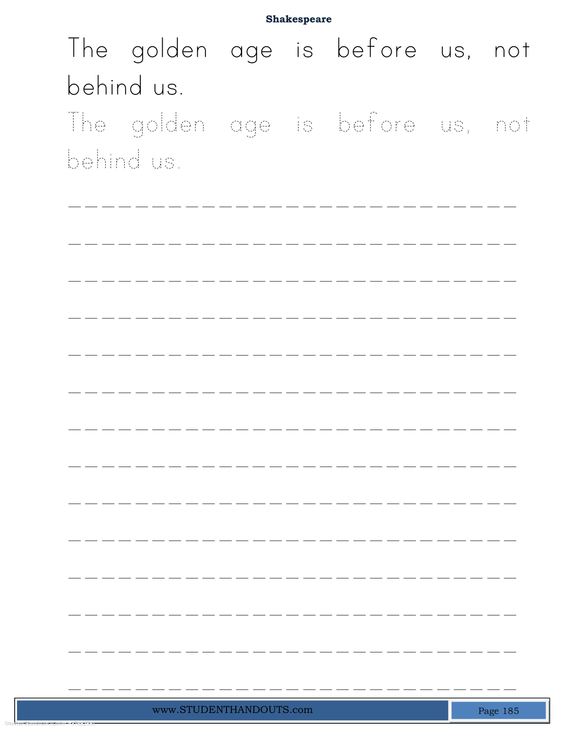**Shakespeare**

The golden age is before us, not behind us.

The golden age is before us, not behind us.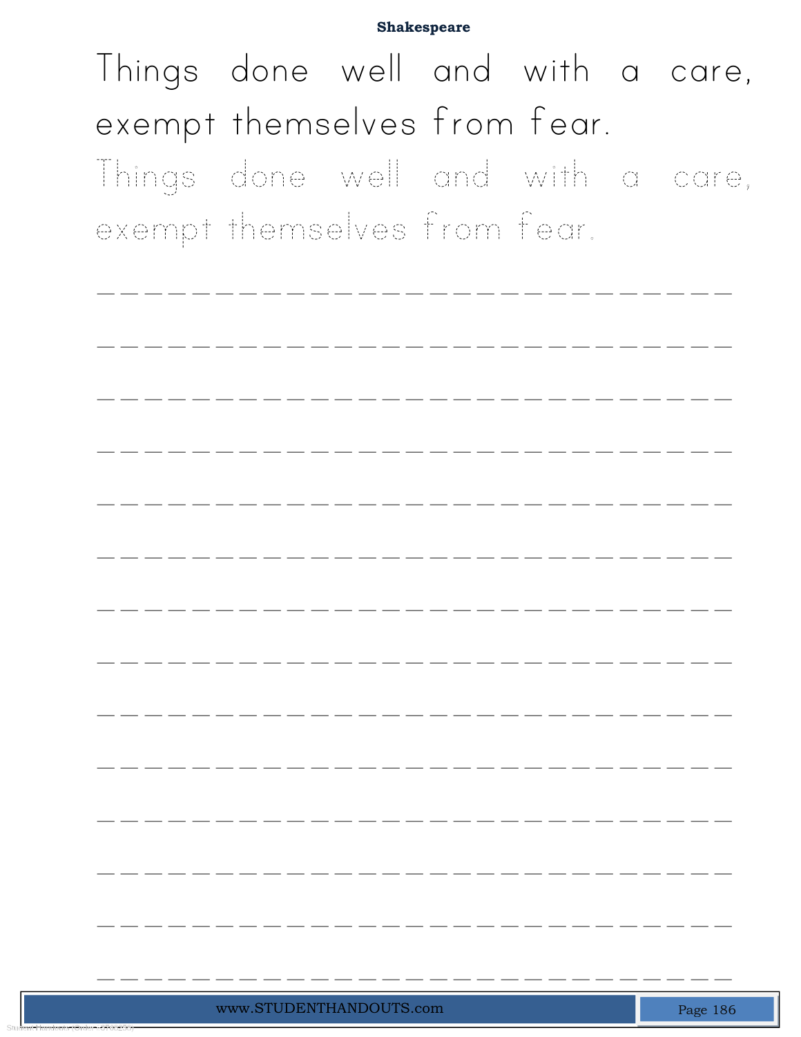Things done well and with a care, exempt themselves from fear.

Things done well and with a care, exempt themselves from fear.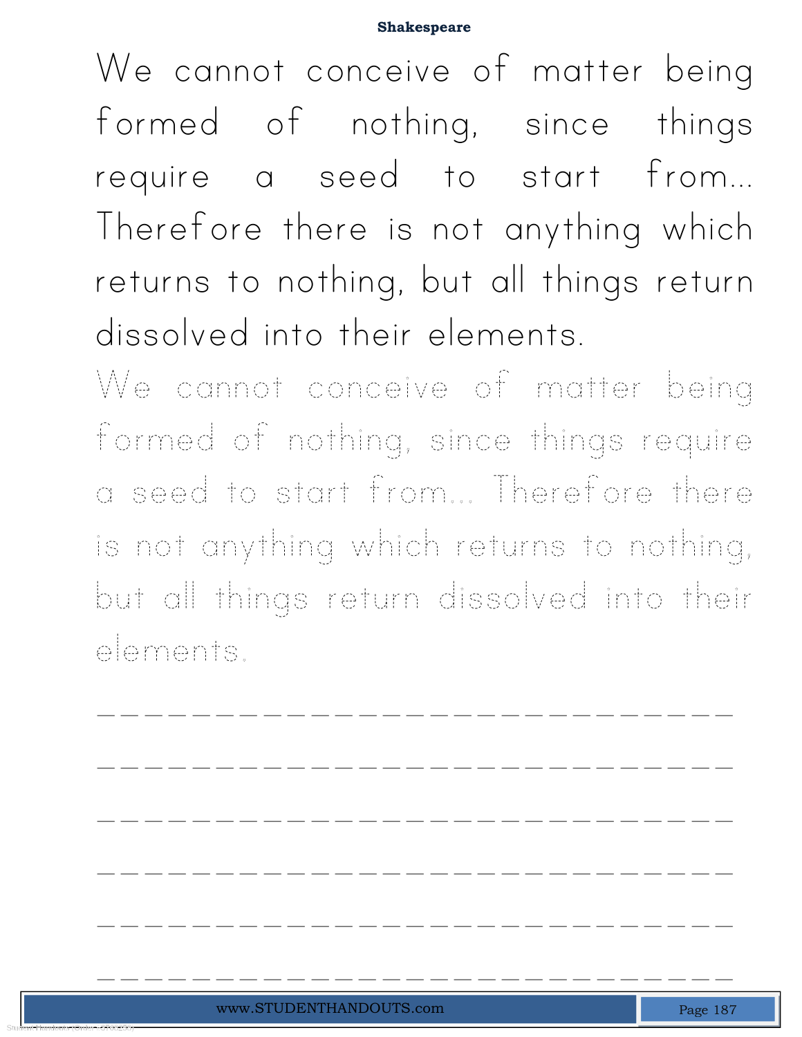We cannot conceive of matter being formed of nothing, since things require a seed to start from... Therefore there is not anything which returns to nothing, but all things return dissolved into their elements.

We cannot conceive of matter being formed of nothing, since things require a seed to start from... Therefore there is not anything which returns to nothing, but all things return dissolved into their elements.

\_\_\_\_\_\_\_\_\_\_\_\_\_\_\_\_\_\_\_\_\_\_\_\_\_\_\_\_\_\_

\_\_\_\_\_\_\_\_\_\_\_\_\_\_\_\_\_\_\_\_\_\_\_\_\_\_\_\_\_\_

\_\_\_\_\_\_\_\_\_\_\_\_\_\_\_\_\_\_\_\_\_\_\_\_\_\_\_\_\_\_

\_\_\_\_\_\_\_\_\_\_\_\_\_\_\_\_\_\_\_\_\_\_\_\_\_\_\_\_\_\_

\_\_\_\_\_\_\_\_\_\_\_\_\_\_\_\_\_\_\_\_\_\_\_\_\_\_\_\_\_\_

\_\_\_\_\_\_\_\_\_\_\_\_\_\_\_\_\_\_\_\_\_\_\_\_\_\_\_\_\_\_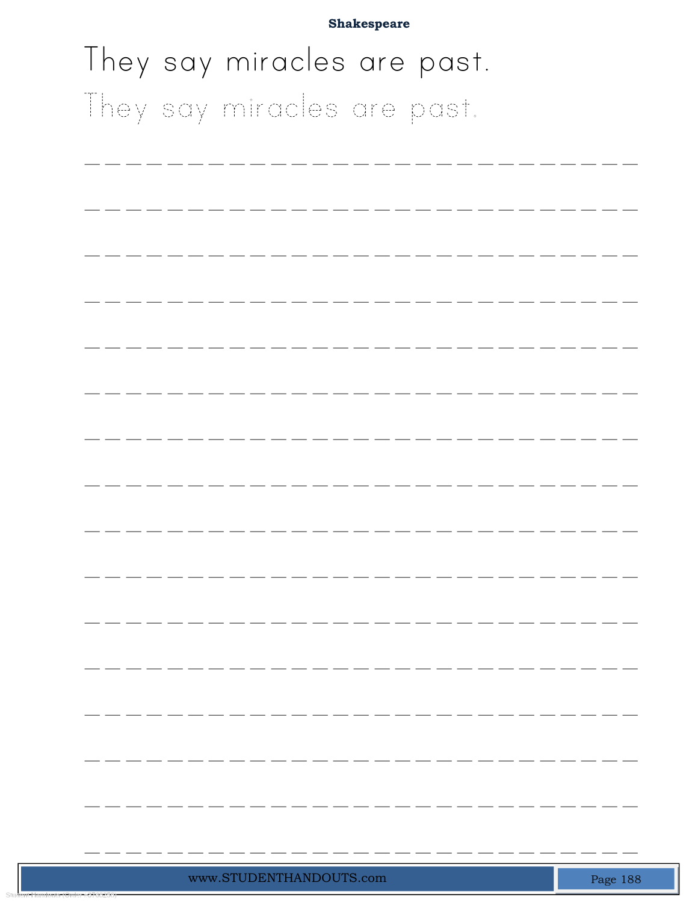They say miracles are past.

They say miracles are past.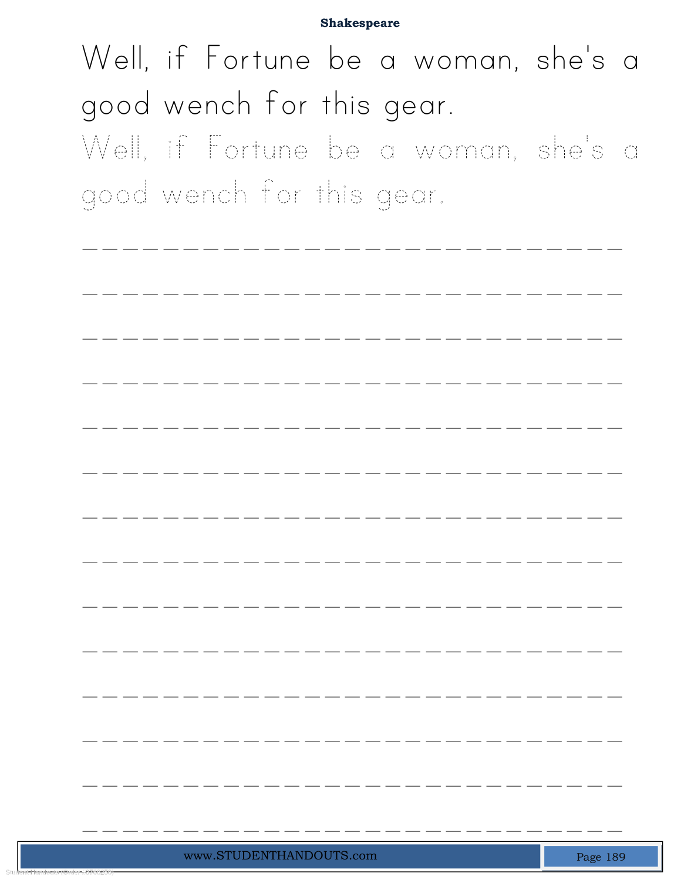Well, if Fortune be a woman, she's a good wench for this gear.

Well, if Fortune be a woman, she's a good wench for this gear.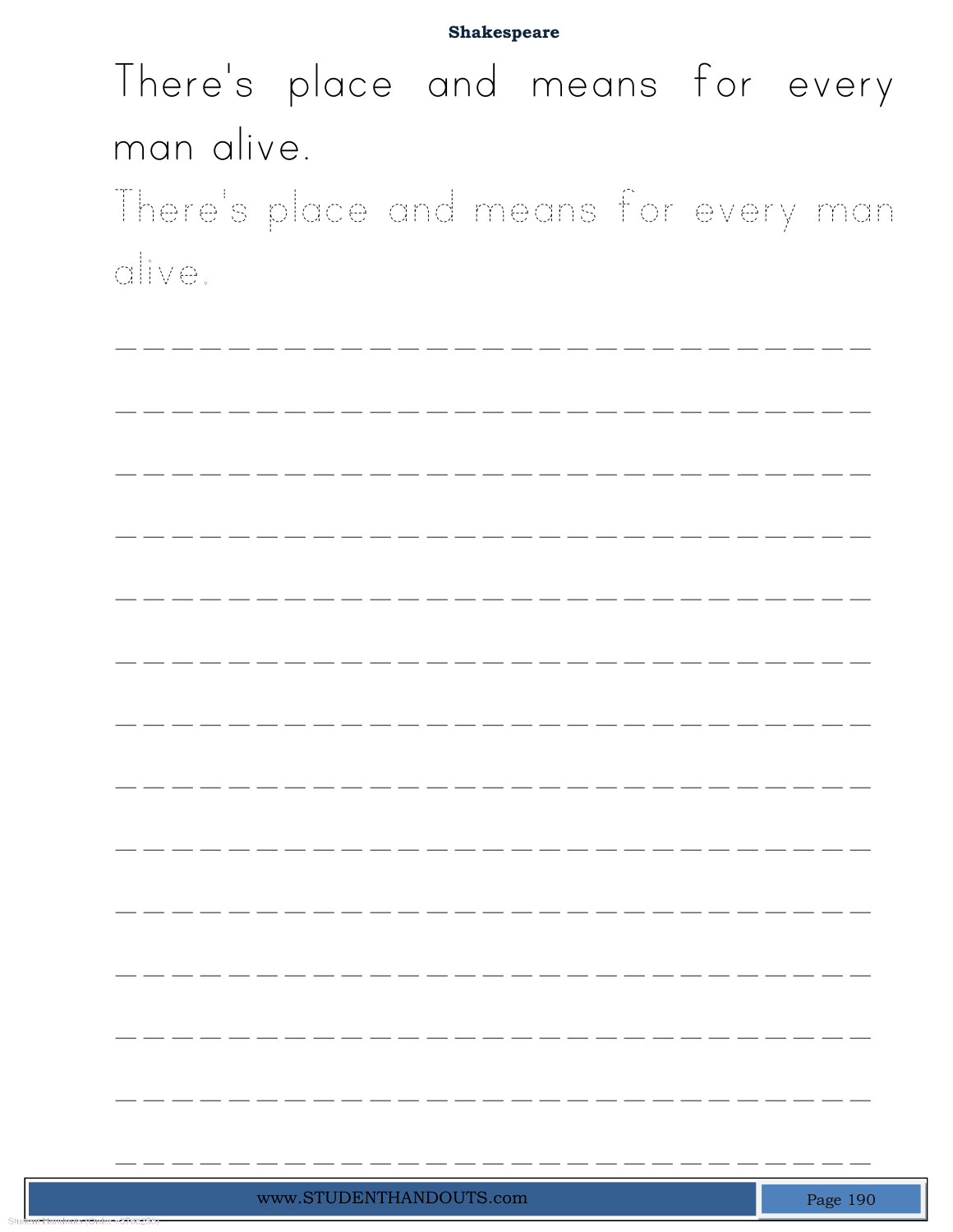**Shakespeare**

There's place and means for every man alive.

There's place and means for every man alive.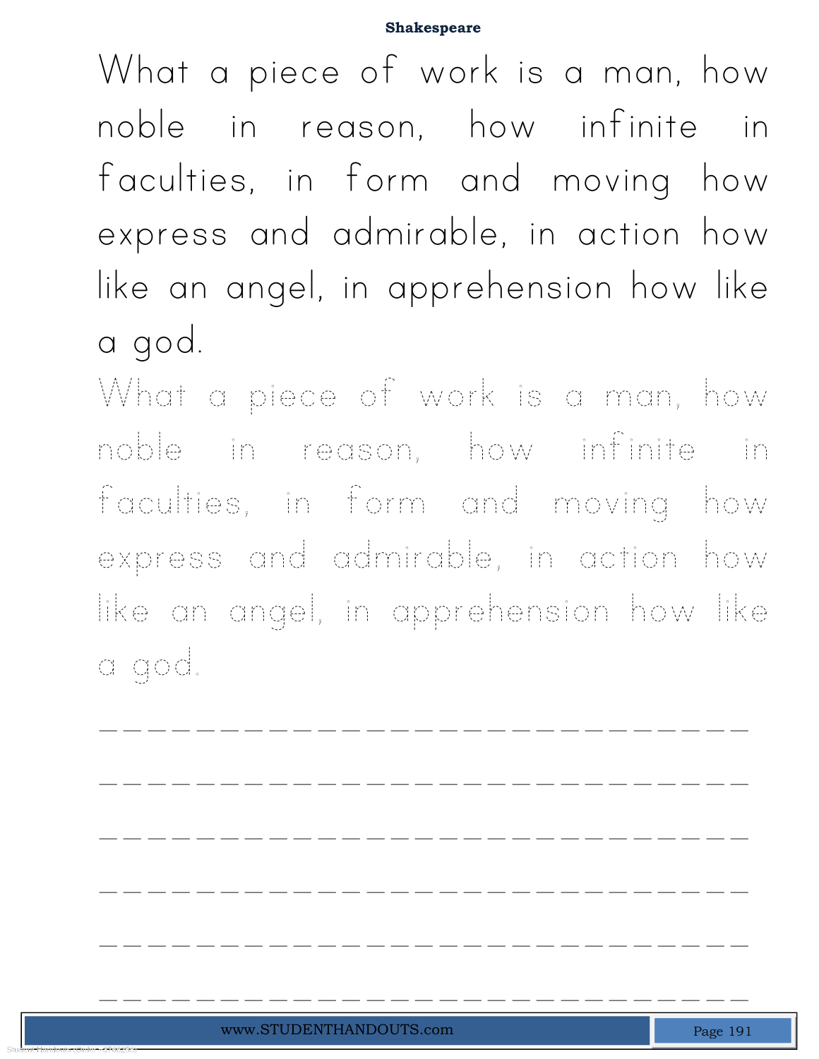What a piece of work is a man, how noble in reason, how infinite in faculties, in form and moving how express and admirable, in action how like an angel, in apprehension how like a god.

What a piece of work is a man, how noble in reason, how infinite in faculties, in form and moving how express and admirable, in action how like an angel, in apprehension how like a god.

\_\_\_\_\_\_\_\_\_\_\_\_\_\_\_\_\_\_\_\_\_\_\_\_\_\_\_\_\_\_

\_\_\_\_\_\_\_\_\_\_\_\_\_\_\_\_\_\_\_\_\_\_\_\_\_\_\_\_\_\_

\_\_\_\_\_\_\_\_\_\_\_\_\_\_\_\_\_\_\_\_\_\_\_\_\_\_\_\_\_\_

\_\_\_\_\_\_\_\_\_\_\_\_\_\_\_\_\_\_\_\_\_\_\_\_\_\_\_\_\_\_

\_\_\_\_\_\_\_\_\_\_\_\_\_\_\_\_\_\_\_\_\_\_\_\_\_\_\_\_\_\_

\_\_\_\_\_\_\_\_\_\_\_\_\_\_\_\_\_\_\_\_\_\_\_\_\_\_\_\_\_\_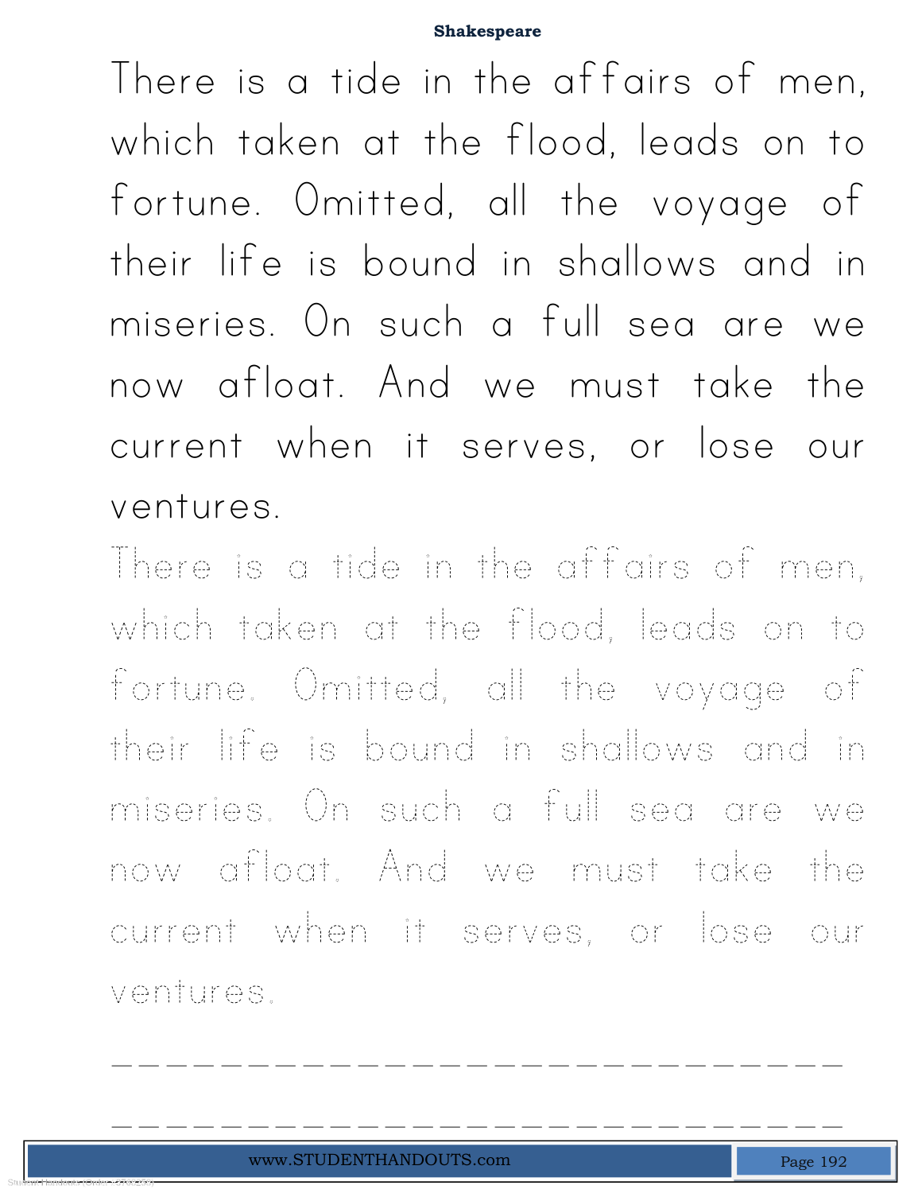# Shakespeare

There is a tide in the affairs of men, which taken at the flood, leads on to fortune. Omitted, all the voyage of their life is bound in shallows and in miseries. On such a full sea are we now afloat. And we must take the current when it serves, or lose our ventures.

There is a tide in the affairs of men, which taken at the flood, leads on to fortune. Omitted, all the voyage of their life is bound in shallows and in miseries. On such a full sea are we now afloat. And we must take the current when it serves, or lose our ventures.

______________________________

______________________________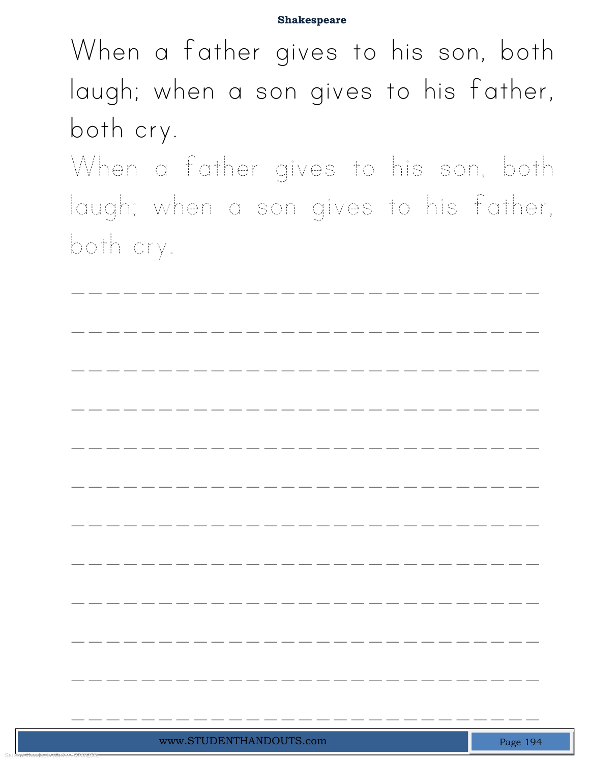When a father gives to his son, both laugh; when a son gives to his father, both cry.

When a father gives to his son, both laugh; when a son gives to his father, both cry.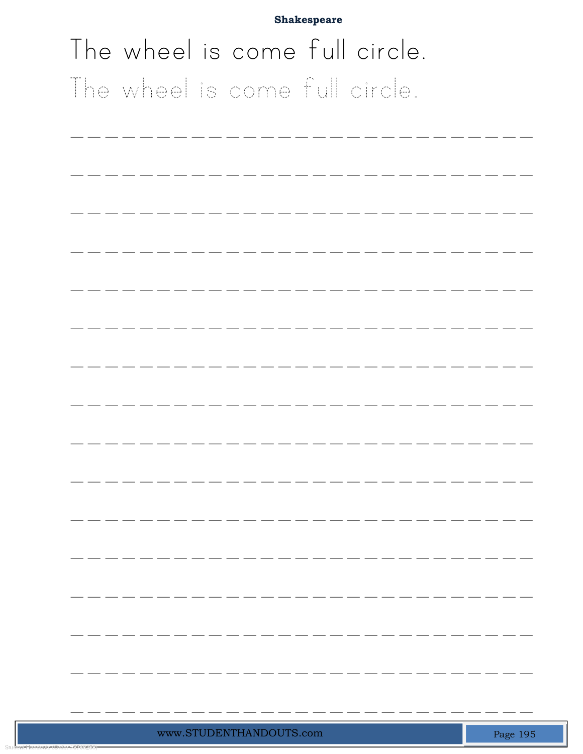**Shakespeare**

The wheel is come full circle.

The wheel is come full circle.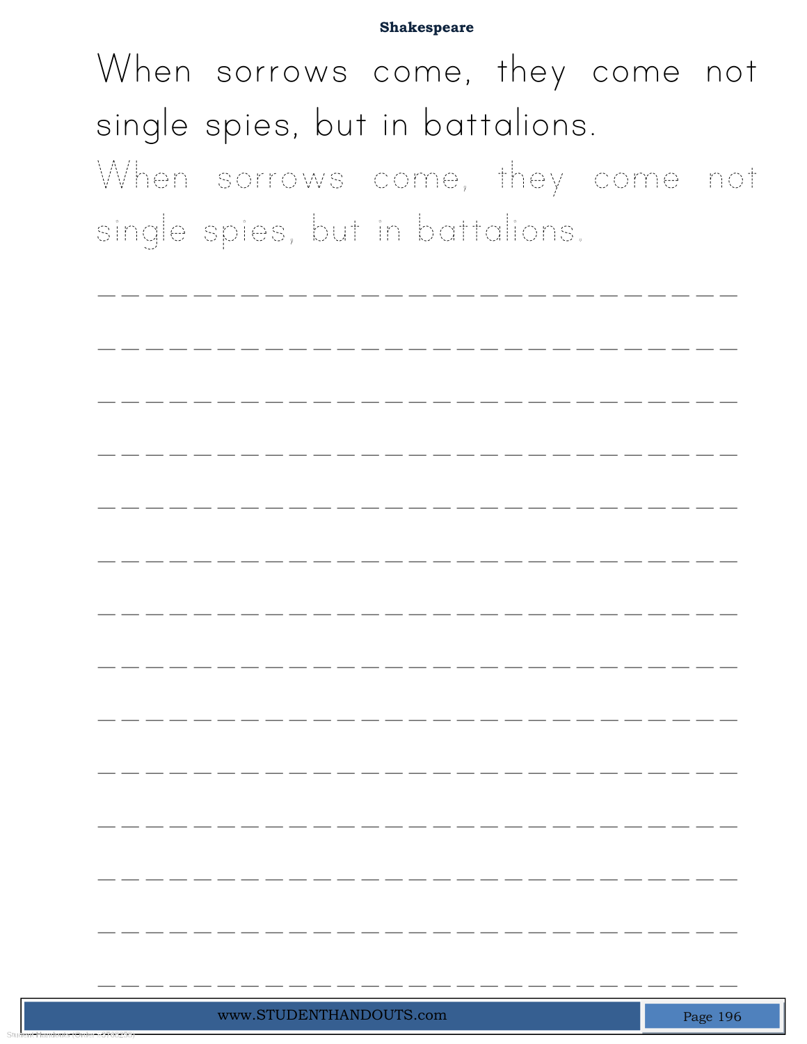When sorrows come, they come not single spies, but in battalions.

When sorrows come, they come not single spies, but in battalions.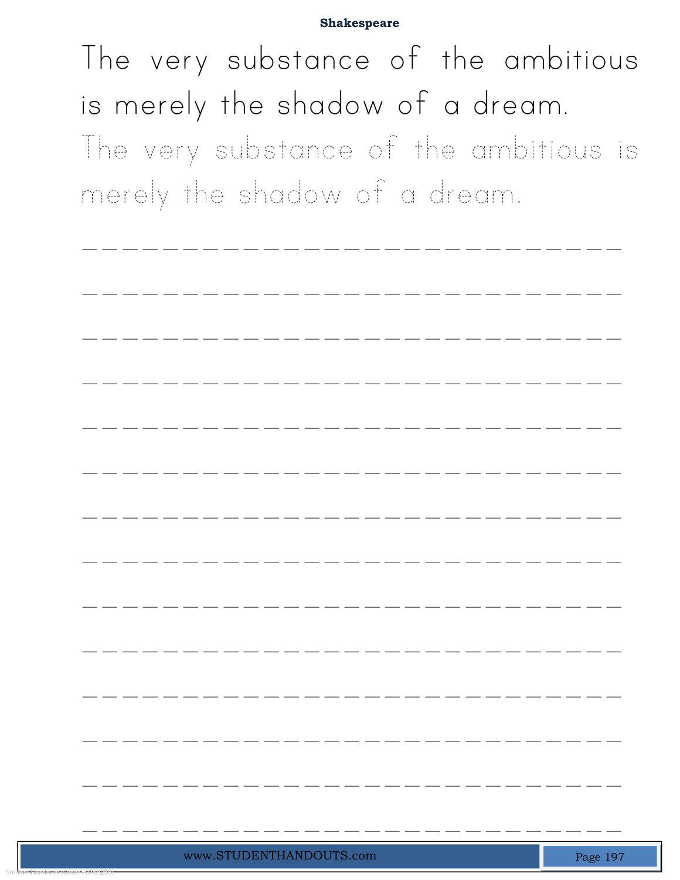The very substance of the ambitious is merely the shadow of a dream.

The very substance of the ambitious is merely the shadow of a dream.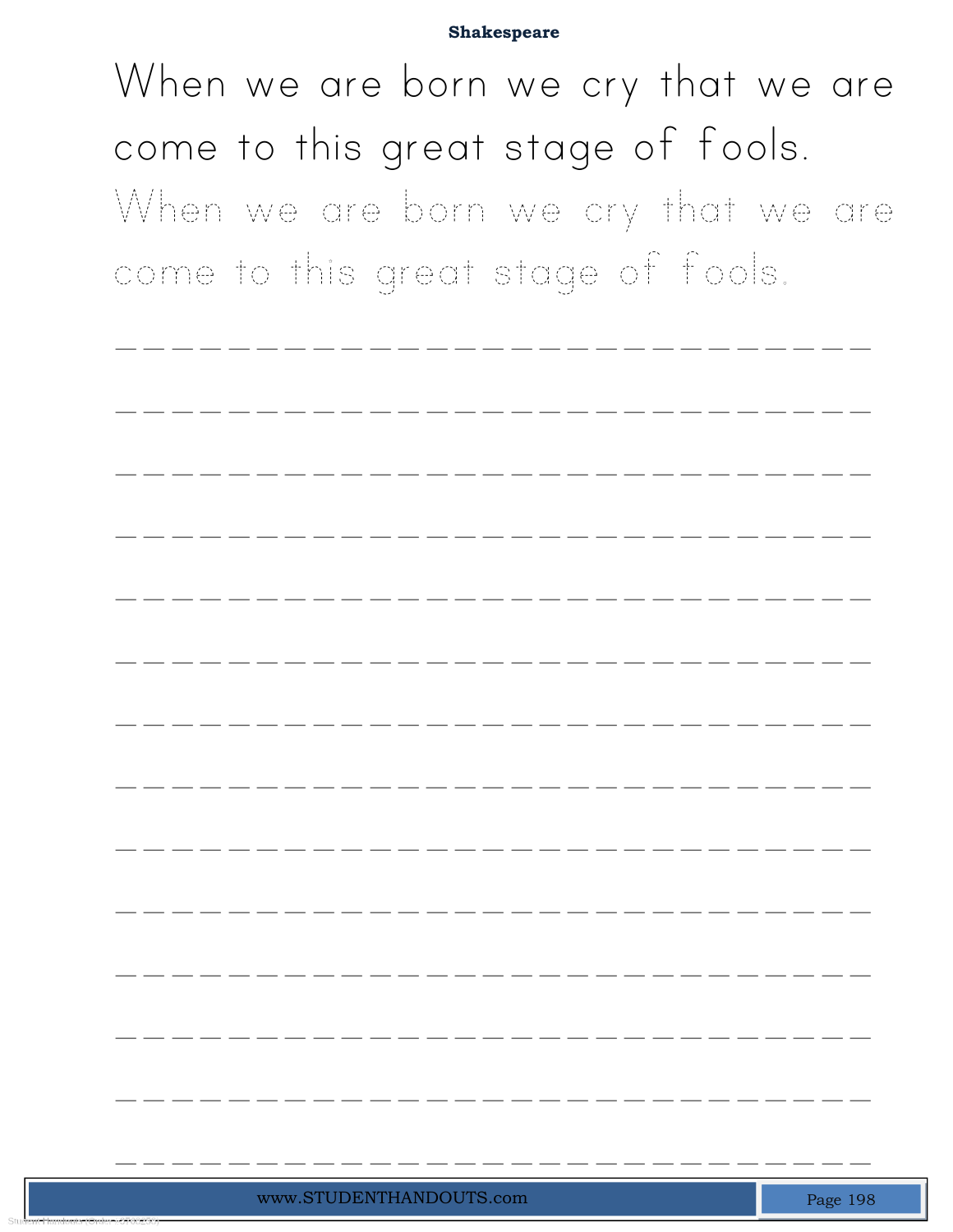**Shakespeare**

When we are born we cry that we are come to this great stage of fools.

When we are born we cry that we are come to this great stage of fools.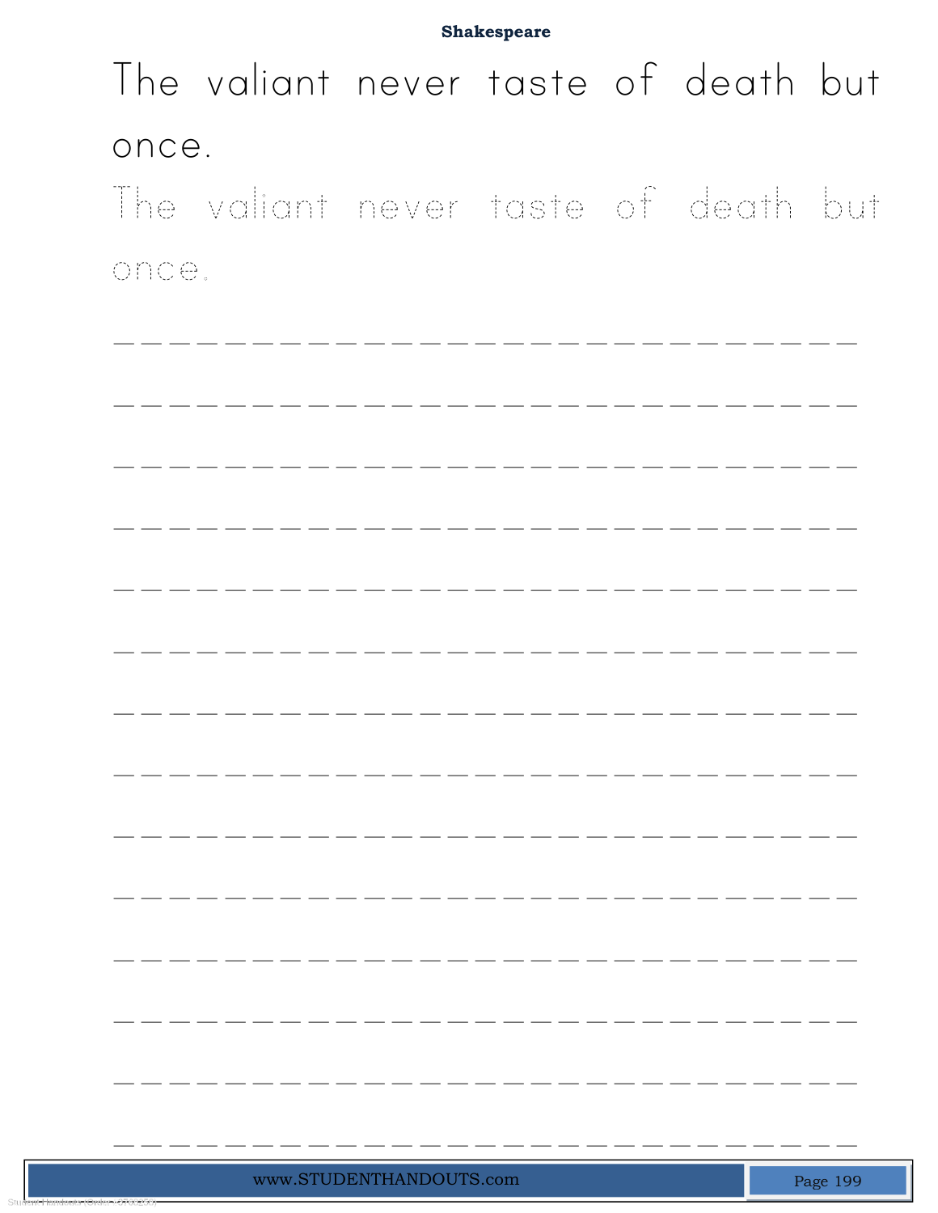Shakespeare

The valiant never taste of death but once.

The valiant never taste of death but once.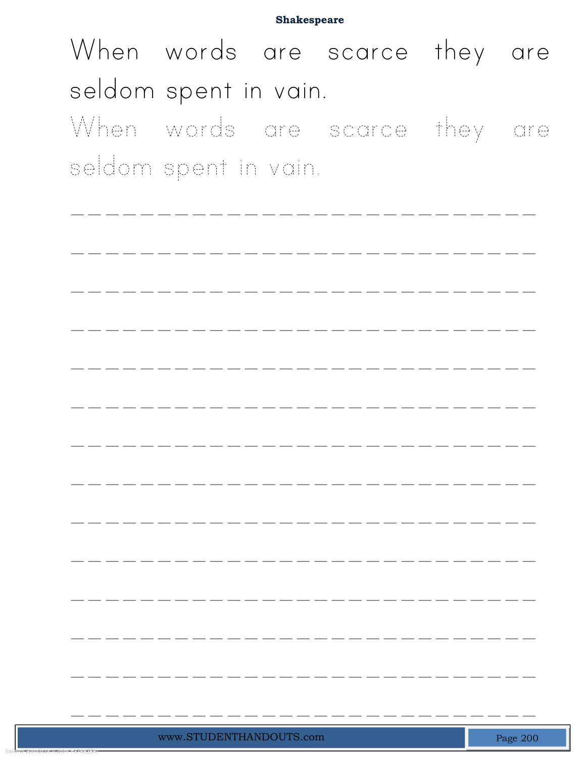**Shakespeare**

When words are scarce they are seldom spent in vain.

When words are scarce they are seldom spent in vain.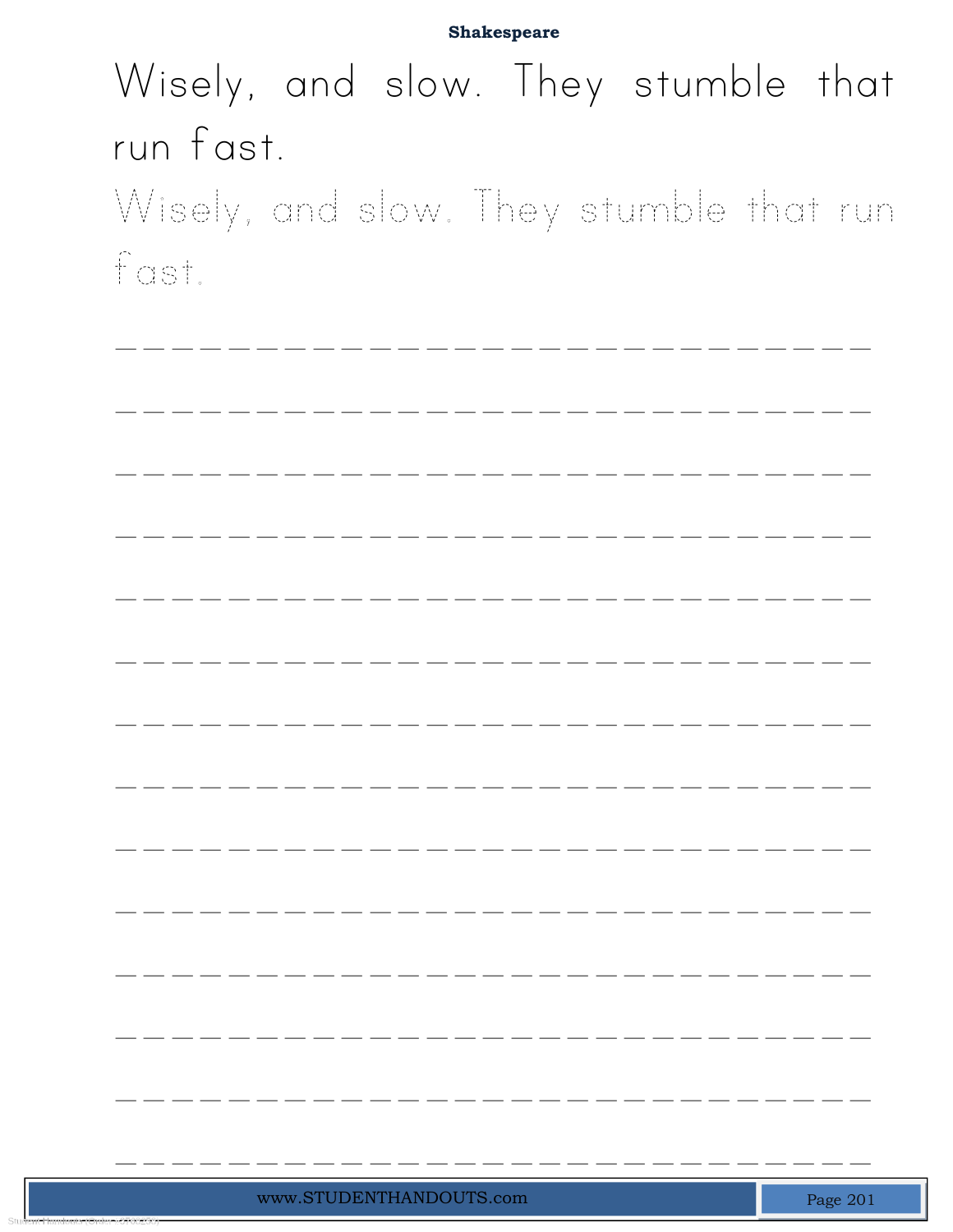**Shakespeare**

Wisely, and slow. They stumble that run fast.

Wisely, and slow. They stumble that run fast.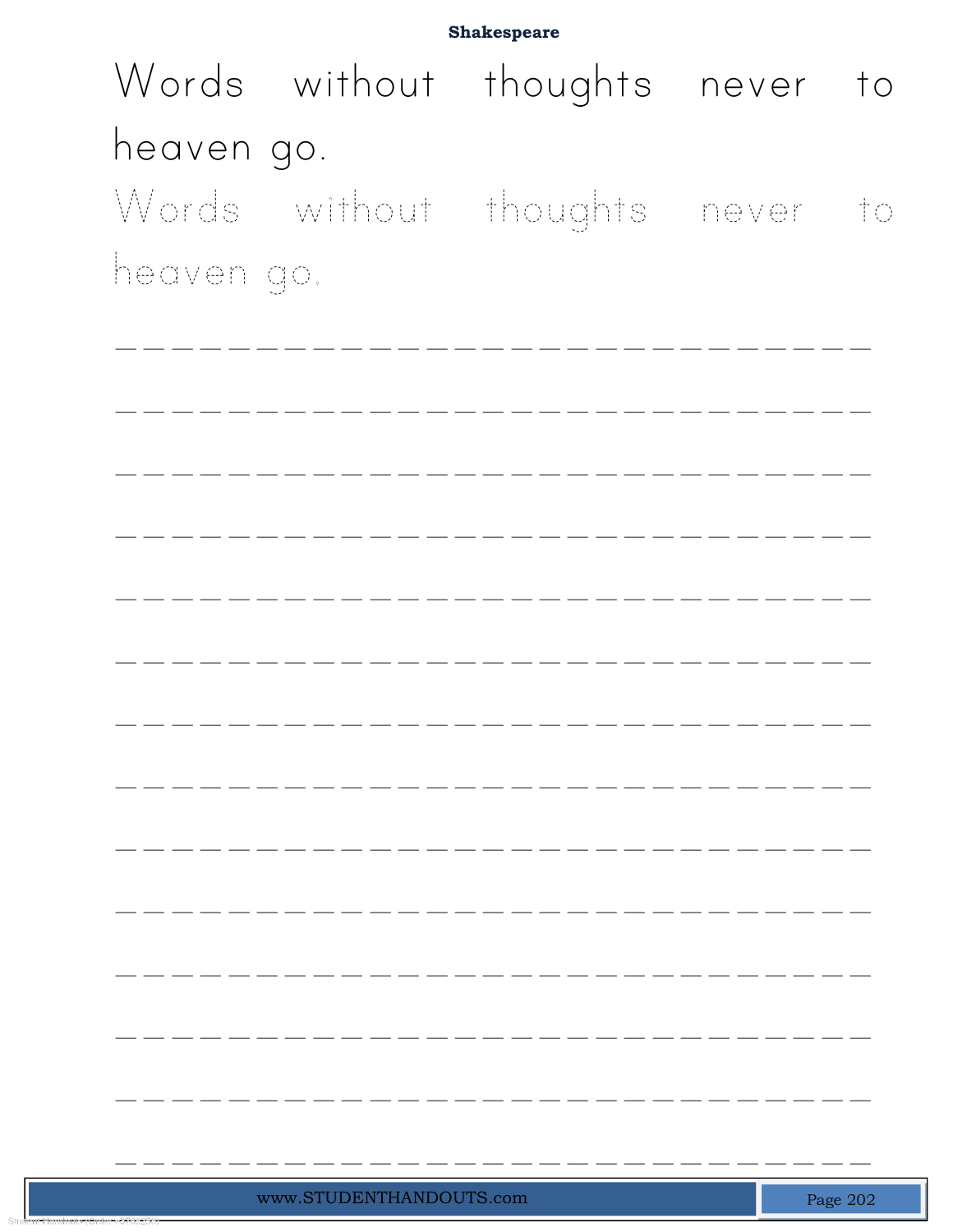## Shakespeare

Words without thoughts never to heaven go.

Words without thoughts never to heaven go.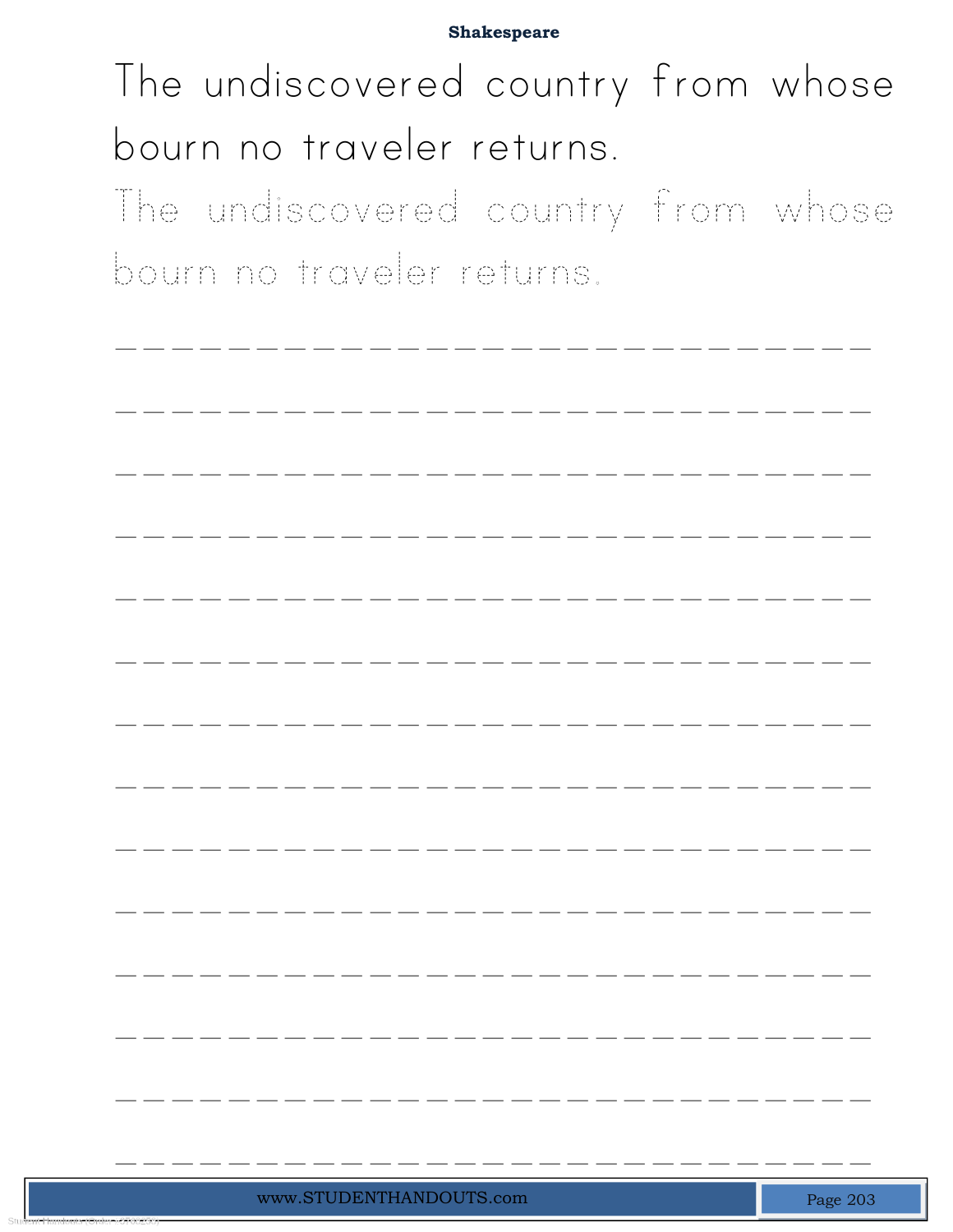Shakespeare

The undiscovered country from whose bourn no traveler returns.

The undiscovered country from whose bourn no traveler returns.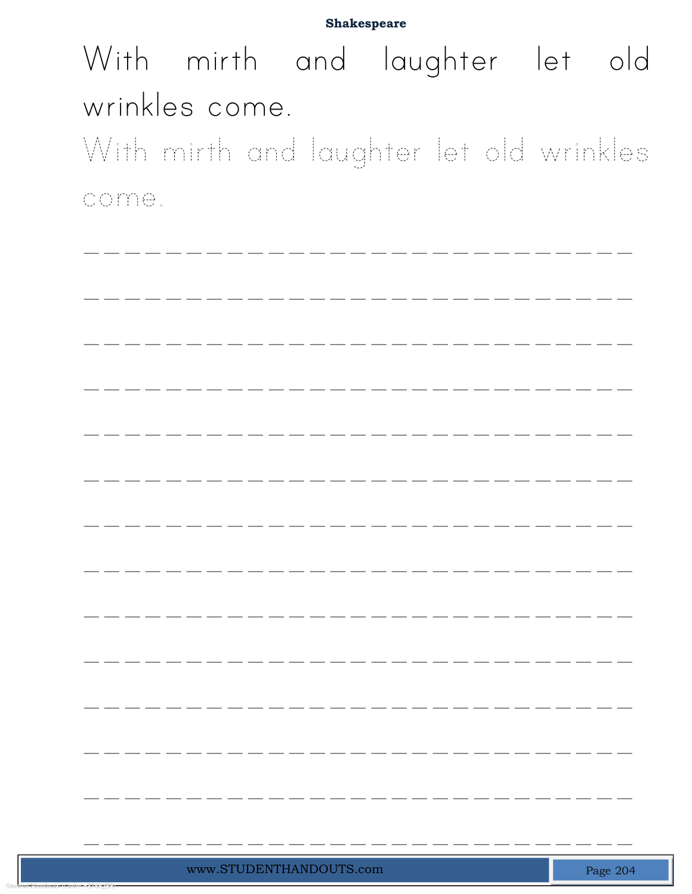With mirth and laughter let old wrinkles come.

With mirth and laughter let old wrinkles come.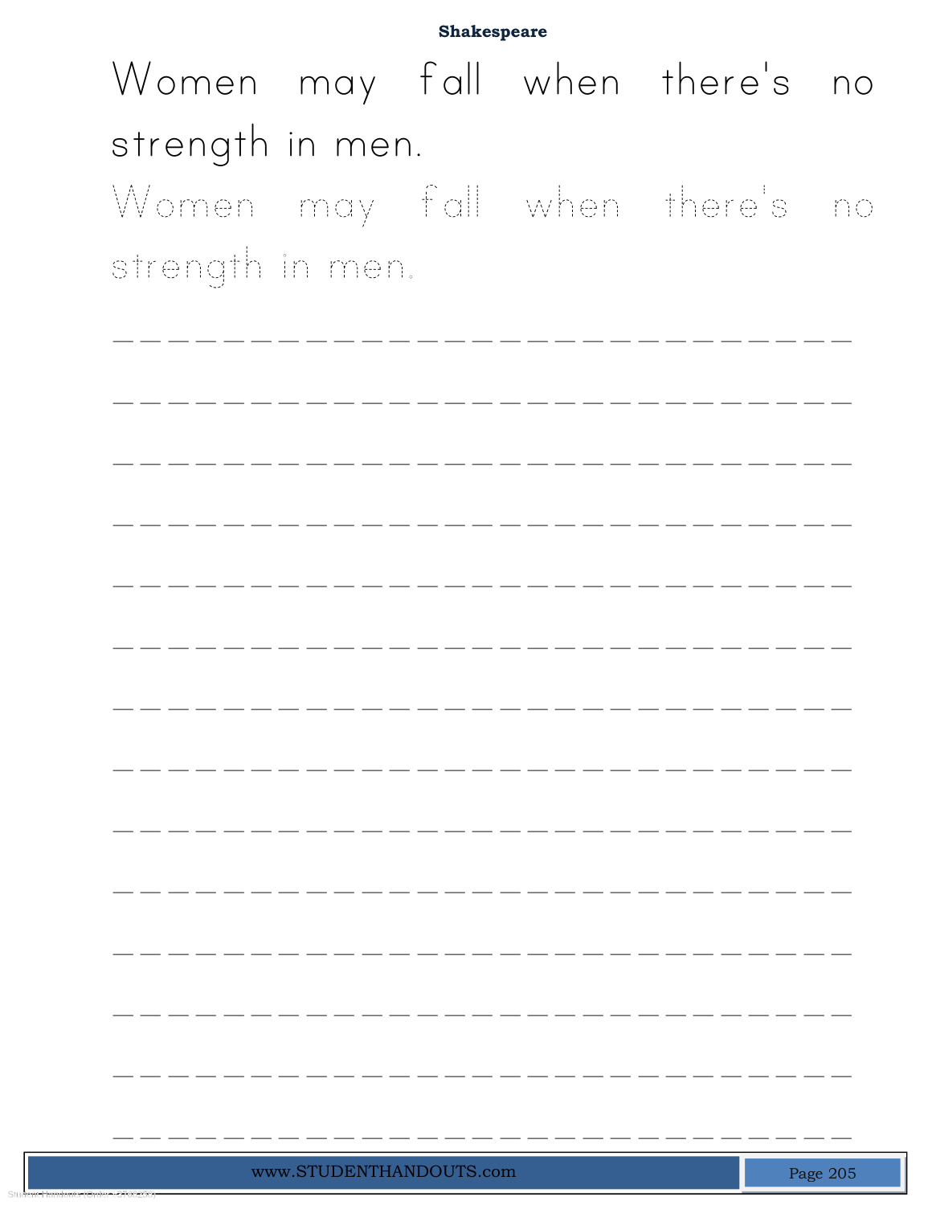**Shakespeare**

Women may fall when there's no strength in men.

Women may fall when there's no strength in men.